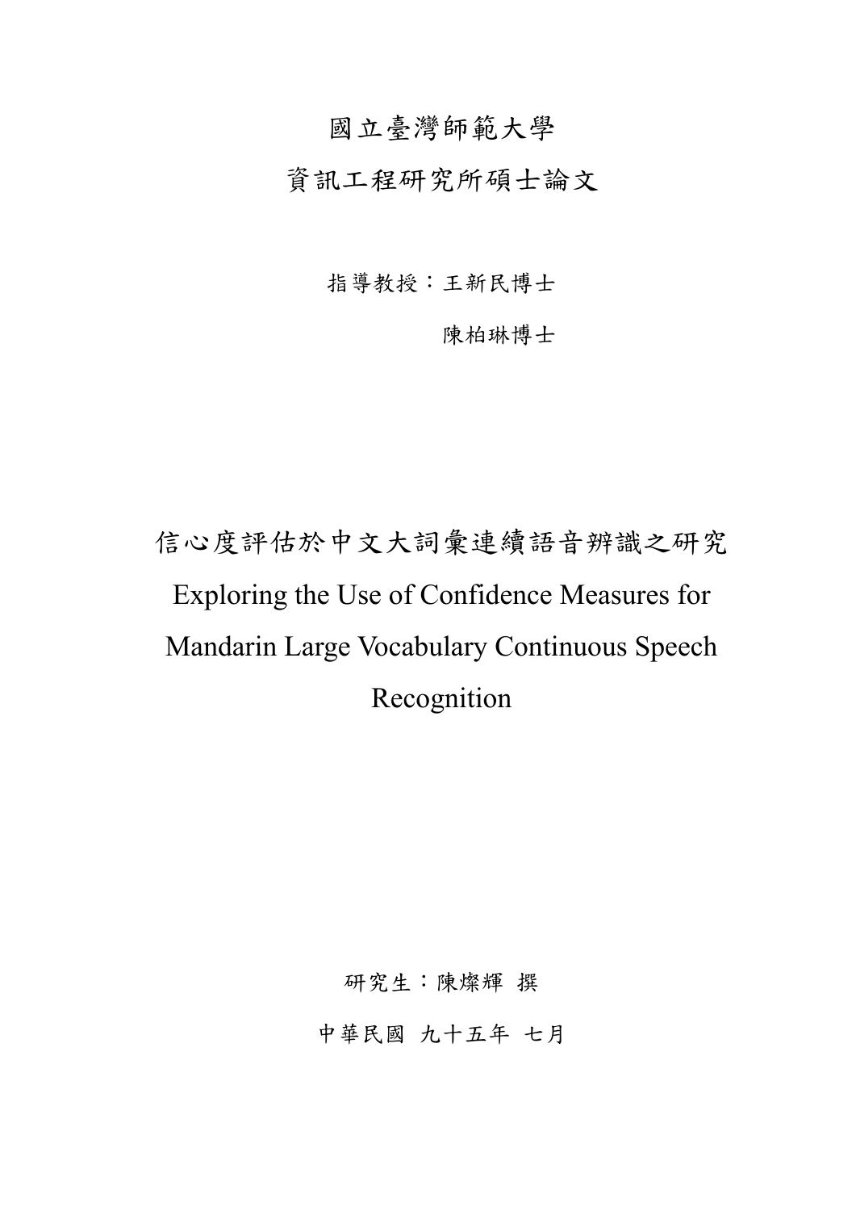國立臺灣師範大學

資訊工程研究所碩士論文

指導教授：王新民博士

陳柏琳博士

# 信心度評估於中文大詞彙連續語音辨識之研究

# Exploring the Use of Confidence Measures for Mandarin Large Vocabulary Continuous Speech Recognition

研究生：陳燦輝 撰

中華民國 九十五年 七月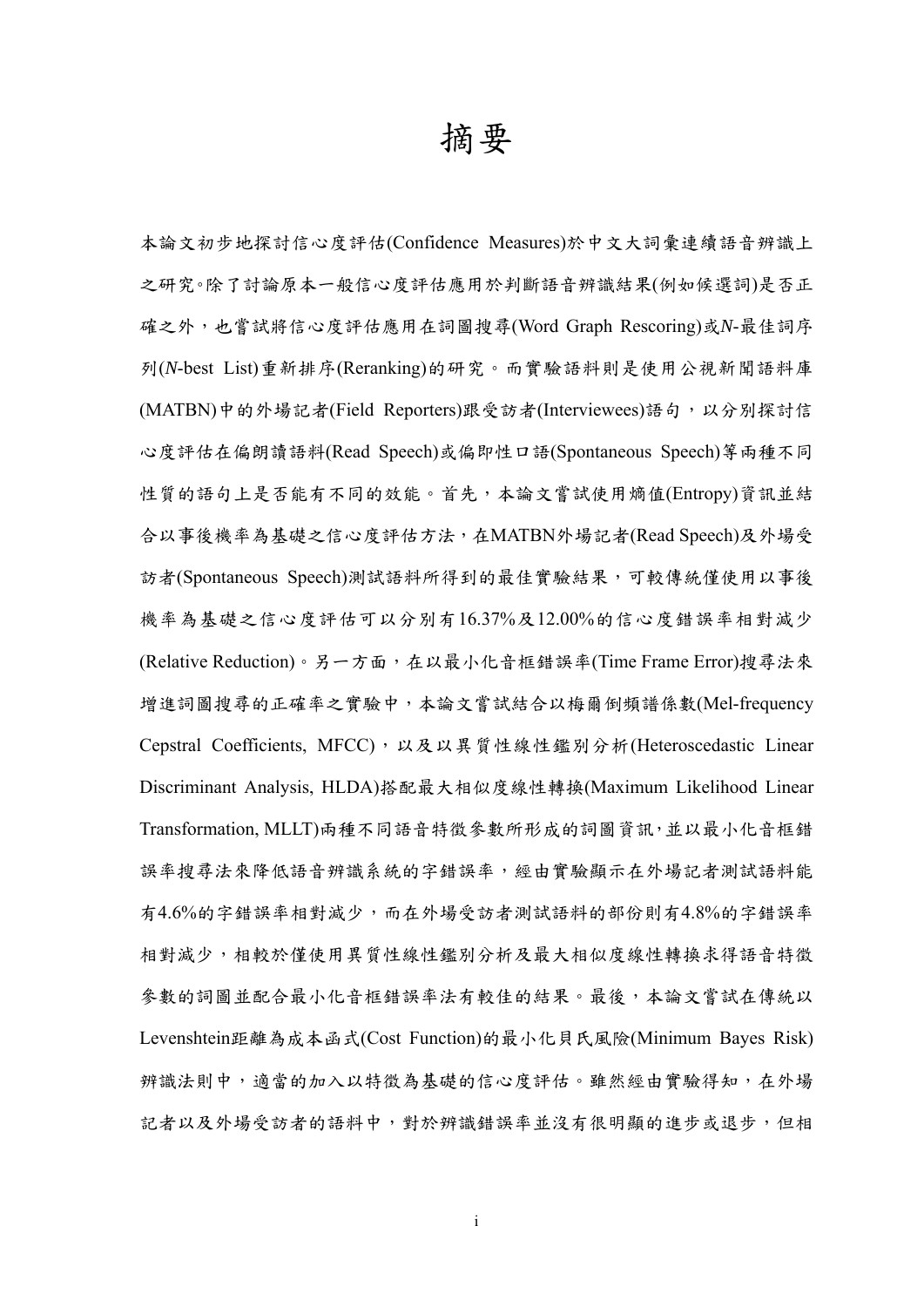# 摘要

本論文初步地探討信心度評估(Confidence Measures)於中文大詞彙連續語音辨識上之研究。除了討論原本一般信心度評估應用於判斷語音辨識結果(例如候選詞)是否正確之外，也嘗試將信心度評估應用在詞圖搜尋(Word Graph Rescoring)或*N*-最佳詞序列(*N*-best List)重新排序(Reranking)的研究。而實驗語料則是使用公視新聞語料庫(MATBN)中的外場記者(Field Reporters)跟受訪者(Interviewees)語句，以分別探討信心度評估在偏朗讀語料(Read Speech)或偏即性口語(Spontaneous Speech)等兩種不同性質的語句上是否能有不同的效能。首先，本論文嘗試使用熵值(Entropy)資訊並結合以事後機率為基礎之信心度評估方法，在MATBN外場記者(Read Speech)及外場受訪者(Spontaneous Speech)測試語料所得到的最佳實驗結果，可較傳統僅使用以事後機率為基礎之信心度評估可以分別有16.37%及12.00%的信心度錯誤率相對減少(Relative Reduction)。另一方面，在以最小化音框錯誤率(Time Frame Error)搜尋法來增進詞圖搜尋的正確率之實驗中，本論文嘗試結合以梅爾倒頻譜係數(Mel-frequency Cepstral Coefficients, MFCC)，以及以異質性線性鑑別分析(Heteroscedastic Linear Discriminant Analysis, HLDA)搭配最大相似度線性轉換(Maximum Likelihood Linear Transformation, MLLT)兩種不同語音特徵參數所形成的詞圖資訊，並以最小化音框錯誤率搜尋法來降低語音辨識系統的字錯誤率，經由實驗顯示在外場記者測試語料能有4.6%的字錯誤率相對減少，而在外場受訪者測試語料的部份則有4.8%的字錯誤率相對減少，相較於僅使用異質性線性鑑別分析及最大相似度線性轉換求得語音特徵參數的詞圖並配合最小化音框錯誤率法有較佳的結果。最後，本論文嘗試在傳統以Levenshtein距離為成本函式(Cost Function)的最小化貝氏風險(Minimum Bayes Risk)辨識法則中，適當的加入以特徵為基礎的信心度評估。雖然經由實驗得知，在外場記者以及外場受訪者的語料中，對於辨識錯誤率並沒有很明顯的進步或退步，但相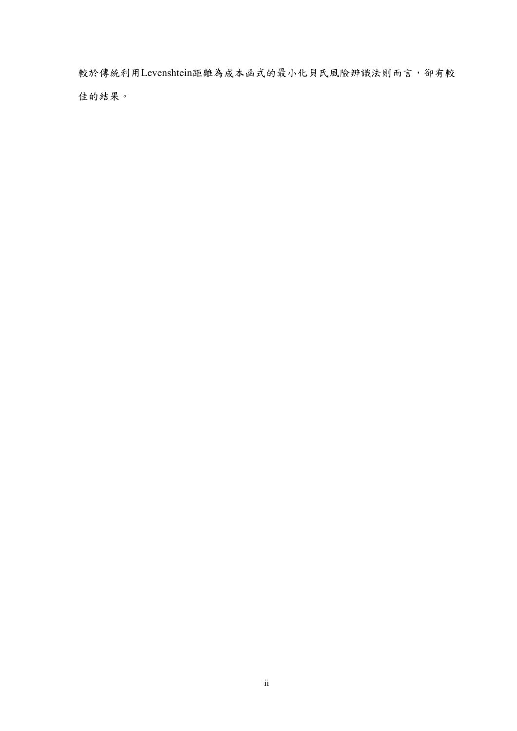較於傳統利用Levenshtein距離為成本函式的最小化貝氏風險辨識法則而言，卻有較佳的結果。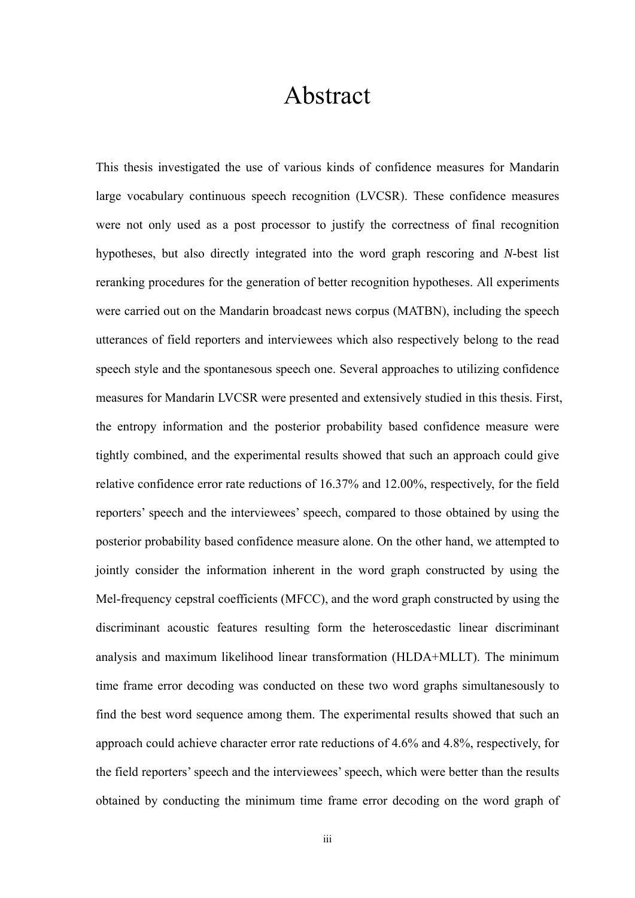# Abstract

This thesis investigated the use of various kinds of confidence measures for Mandarin large vocabulary continuous speech recognition (LVCSR). These confidence measures were not only used as a post processor to justify the correctness of final recognition hypotheses, but also directly integrated into the word graph rescoring and *N*-best list reranking procedures for the generation of better recognition hypotheses. All experiments were carried out on the Mandarin broadcast news corpus (MATBN), including the speech utterances of field reporters and interviewees which also respectively belong to the read speech style and the spontanesous speech one. Several approaches to utilizing confidence measures for Mandarin LVCSR were presented and extensively studied in this thesis. First, the entropy information and the posterior probability based confidence measure were tightly combined, and the experimental results showed that such an approach could give relative confidence error rate reductions of 16.37% and 12.00%, respectively, for the field reporters' speech and the interviewees' speech, compared to those obtained by using the posterior probability based confidence measure alone. On the other hand, we attempted to jointly consider the information inherent in the word graph constructed by using the Mel-frequency cepstral coefficients (MFCC), and the word graph constructed by using the discriminant acoustic features resulting form the heteroscedastic linear discriminant analysis and maximum likelihood linear transformation (HLDA+MLLT). The minimum time frame error decoding was conducted on these two word graphs simultanesously to find the best word sequence among them. The experimental results showed that such an approach could achieve character error rate reductions of 4.6% and 4.8%, respectively, for the field reporters' speech and the interviewees' speech, which were better than the results obtained by conducting the minimum time frame error decoding on the word graph of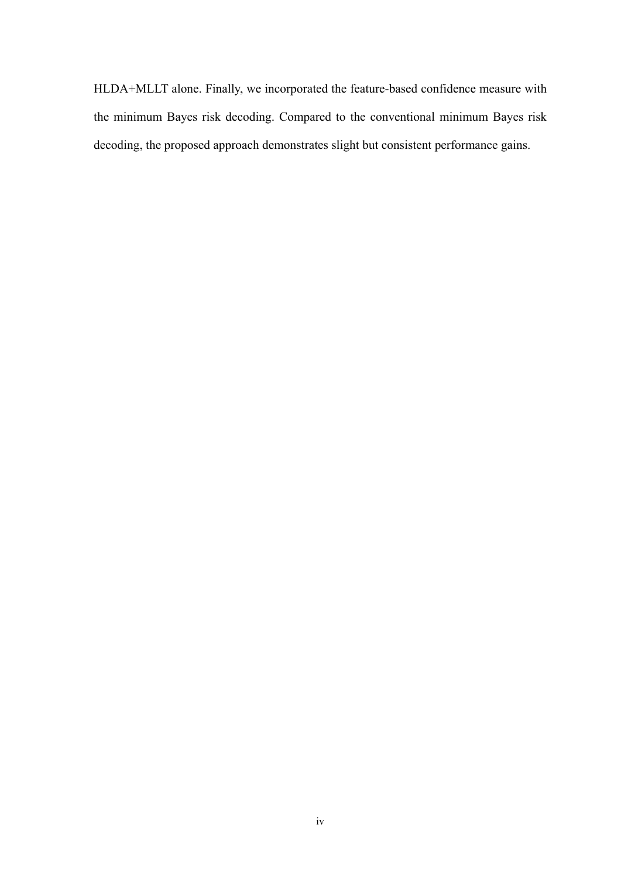HLDA+MLLT alone. Finally, we incorporated the feature-based confidence measure with the minimum Bayes risk decoding. Compared to the conventional minimum Bayes risk decoding, the proposed approach demonstrates slight but consistent performance gains.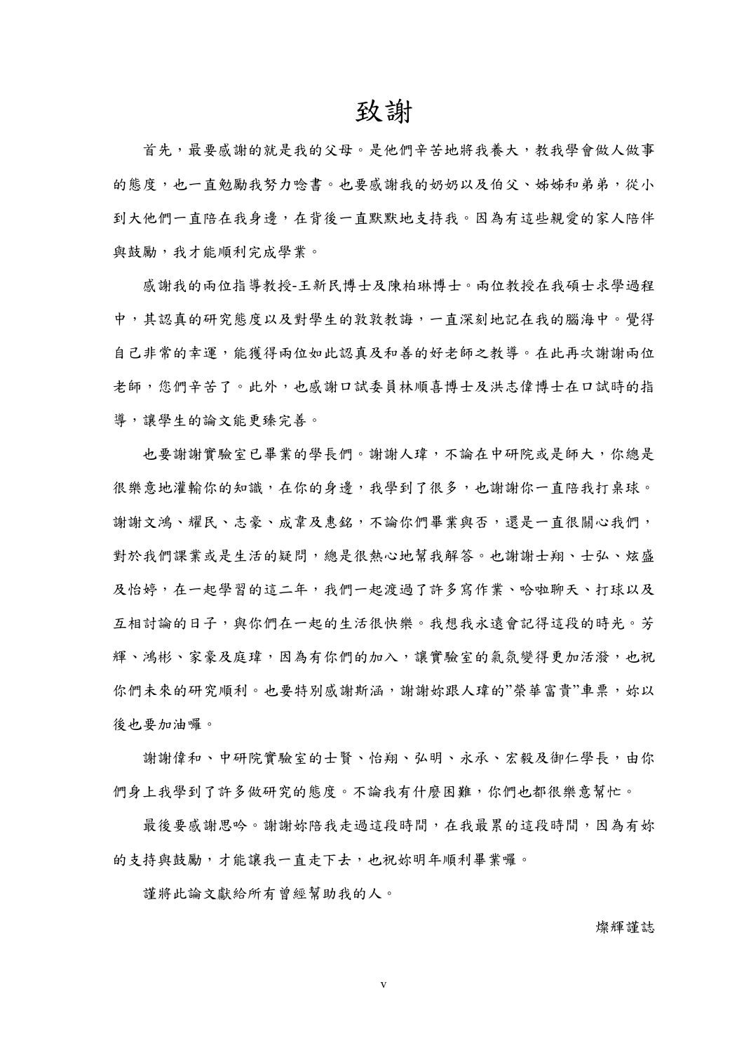# 致謝

首先，最要感謝的就是我的父母。是他們辛苦地將我養大，教我學會做人做事的態度，也一直勉勵我努力唸書。也要感謝我的奶奶以及伯父、姊姊和弟弟，從小到大他們一直陪在我身邊，在背後一直默默地支持我。因為有這些親愛的家人陪伴與鼓勵，我才能順利完成學業。

感謝我的兩位指導教授-王新民博士及陳柏琳博士。兩位教授在我碩士求學過程中，其認真的研究態度以及對學生的敦敦教誨，一直深刻地記在我的腦海中。覺得自己非常的幸運，能獲得兩位如此認真及和善的好老師之教導。在此再次謝謝兩位老師，您們辛苦了。此外，也感謝口試委員林順喜博士及洪志偉博士在口試時的指導，讓學生的論文能更臻完善。

也要謝謝實驗室已畢業的學長們。謝謝人瑋，不論在中研院或是師大，你總是很樂意地灌輸你的知識，在你的身邊，我學到了很多，也謝謝你一直陪我打桌球。謝謝文鴻、耀民、志豪、成韋及惠銘，不論你們畢業與否，還是一直很關心我們，對於我們課業或是生活的疑問，總是很熱心地幫我解答。也謝謝士翔、士弘、炫盛及怡婷，在一起學習的這二年，我們一起渡過了許多寫作業、哈啦聊天、打球以及互相討論的日子，與你們在一起的生活很快樂。我想我永遠會記得這段的時光。芳輝、鴻彬、家豪及庭瑋，因為有你們的加入，讓實驗室的氣氛變得更加活潑，也祝你們未來的研究順利。也要特別感謝斯涵，謝謝妳跟人瑋的”榮華富貴”車票，妳以後也要加油囉。

謝謝偉和、中研院實驗室的士賢、怡翔、弘明、永承、宏毅及御仁學長，由你們身上我學到了許多做研究的態度。不論我有什麼困難，你們也都很樂意幫忙。

最後要感謝思吟。謝謝妳陪我走過這段時間，在我最累的這段時間，因為有妳的支持與鼓勵，才能讓我一直走下去，也祝妳明年順利畢業囉。

謹將此論文獻給所有曾經幫助我的人。

燦輝謹誌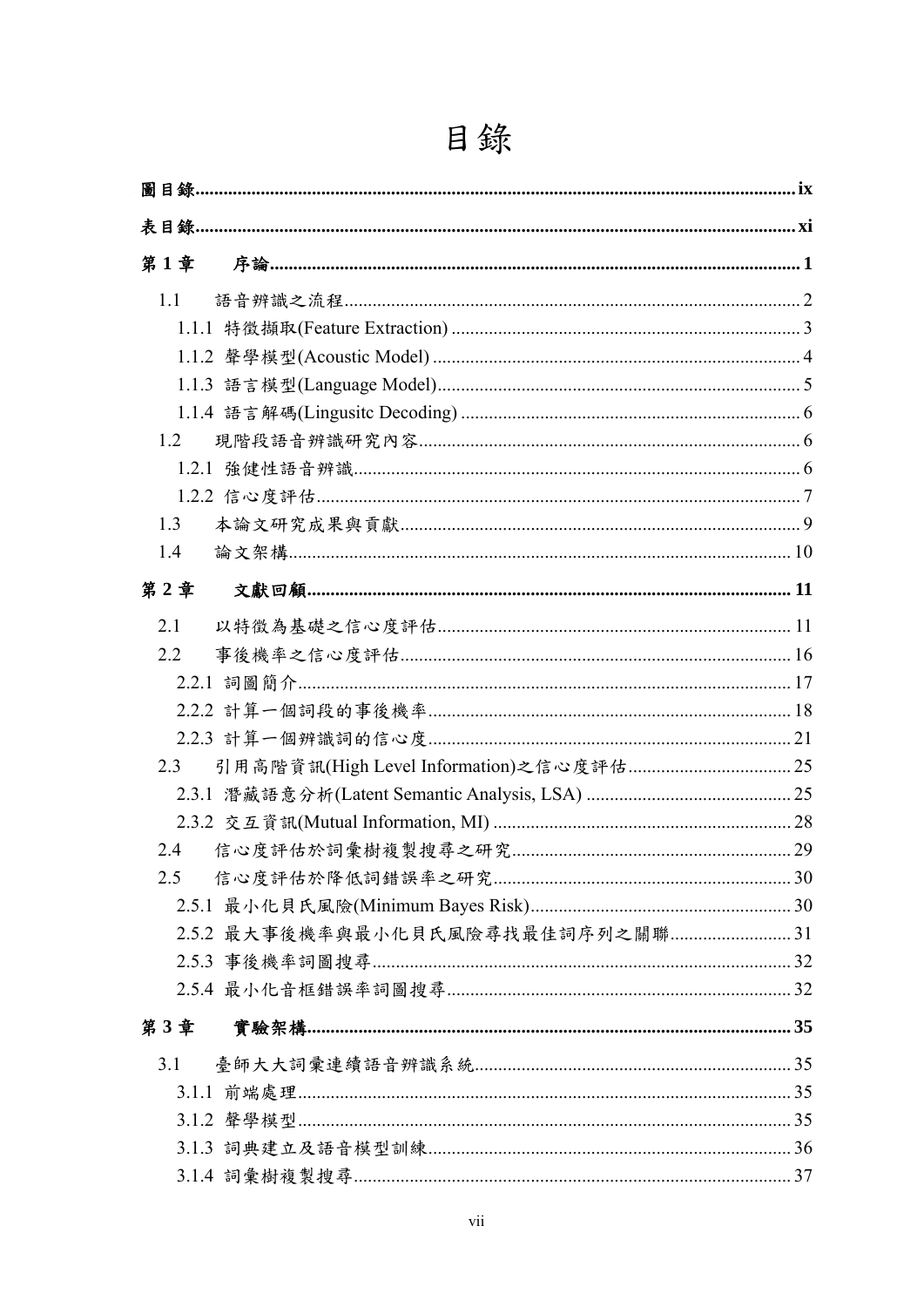# 目錄

**圖目錄** ........ ix

**表目錄** ........ xi

**第 1 章　序論** ........ 1

- 1.1　語音辨識之流程 ........ 2
  - 1.1.1 特徵擷取(Feature Extraction) ........ 3
  - 1.1.2 聲學模型(Acoustic Model) ........ 4
  - 1.1.3 語言模型(Language Model) ........ 5
  - 1.1.4 語言解碼(Lingusitc Decoding) ........ 6
- 1.2　現階段語音辨識研究內容 ........ 6
  - 1.2.1 強健性語音辨識 ........ 6
  - 1.2.2 信心度評估 ........ 7
- 1.3　本論文研究成果與貢獻 ........ 9
- 1.4　論文架構 ........ 10

**第 2 章　文獻回顧** ........ 11

- 2.1　以特徵為基礎之信心度評估 ........ 11
- 2.2　事後機率之信心度評估 ........ 16
  - 2.2.1 詞圖簡介 ........ 17
  - 2.2.2 計算一個詞段的事後機率 ........ 18
  - 2.2.3 計算一個辨識詞的信心度 ........ 21
- 2.3　引用高階資訊(High Level Information)之信心度評估 ........ 25
  - 2.3.1 潛藏語意分析(Latent Semantic Analysis, LSA) ........ 25
  - 2.3.2 交互資訊(Mutual Information, MI) ........ 28
- 2.4　信心度評估於詞彙樹複製搜尋之研究 ........ 29
- 2.5　信心度評估於降低詞錯誤率之研究 ........ 30
  - 2.5.1 最小化貝氏風險(Minimum Bayes Risk) ........ 30
  - 2.5.2 最大事後機率與最小化貝氏風險尋找最佳詞序列之關聯 ........ 31
  - 2.5.3 事後機率詞圖搜尋 ........ 32
  - 2.5.4 最小化音框錯誤率詞圖搜尋 ........ 32

**第 3 章　實驗架構** ........ 35

- 3.1　臺師大大詞彙連續語音辨識系統 ........ 35
  - 3.1.1 前端處理 ........ 35
  - 3.1.2 聲學模型 ........ 35
  - 3.1.3 詞典建立及語音模型訓練 ........ 36
  - 3.1.4 詞彙樹複製搜尋 ........ 37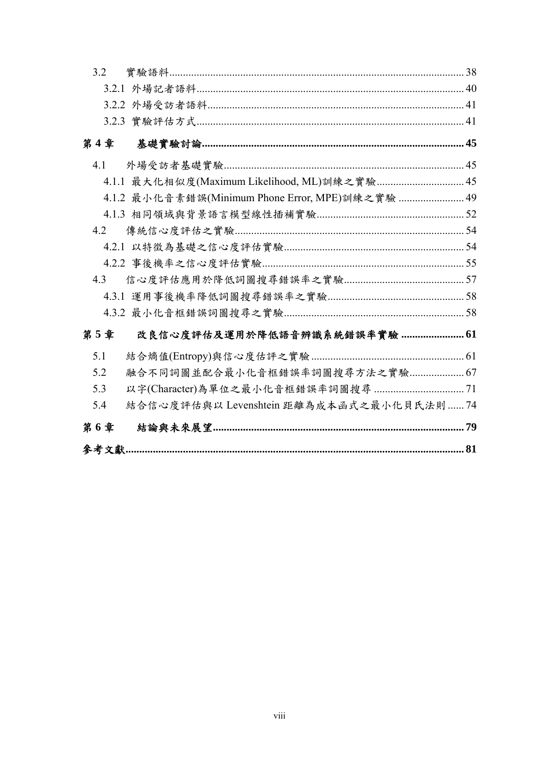3.2　實驗語料 ........................................................................................................ 38

3.2.1 外場記者語料 ............................................................................................. 40

3.2.2 外場受訪者語料 ......................................................................................... 41

3.2.3 實驗評估方式 ............................................................................................. 41

**第 4 章　基礎實驗討論 ........................................................................................ 45**

4.1　外場受訪者基礎實驗 .................................................................................... 45

4.1.1 最大化相似度(Maximum Likelihood, ML)訓練之實驗 ............................. 45

4.1.2 最小化音素錯誤(Minimum Phone Error, MPE)訓練之實驗 ...................... 49

4.1.3 相同領域與背景語言模型線性插補實驗 .................................................. 52

4.2　傳統信心度評估之實驗 ................................................................................. 54

4.2.1 以特徵為基礎之信心度評估實驗 ............................................................... 54

4.2.2 事後機率之信心度評估實驗 ...................................................................... 55

4.3　信心度評估應用於降低詞圖搜尋錯誤率之實驗 .......................................... 57

4.3.1 運用事後機率降低詞圖搜尋錯誤率之實驗 ................................................ 58

4.3.2 最小化音框錯誤詞圖搜尋之實驗 ............................................................... 58

**第 5 章　改良信心度評估及運用於降低語音辨識系統錯誤率實驗 ..................... 61**

5.1　結合熵值(Entropy)與信心度估評之實驗 ..................................................... 61

5.2　融合不同詞圖並配合最小化音框錯誤率詞圖搜尋方法之實驗 ................... 67

5.3　以字(Character)為單位之最小化音框錯誤率詞圖搜尋 ............................... 71

5.4　結合信心度評估與以 Levenshtein 距離為成本函式之最小化貝氏法則 ...... 74

**第 6 章　結論與未來展望 ..................................................................................... 79**

**參考文獻 ............................................................................................................... 81**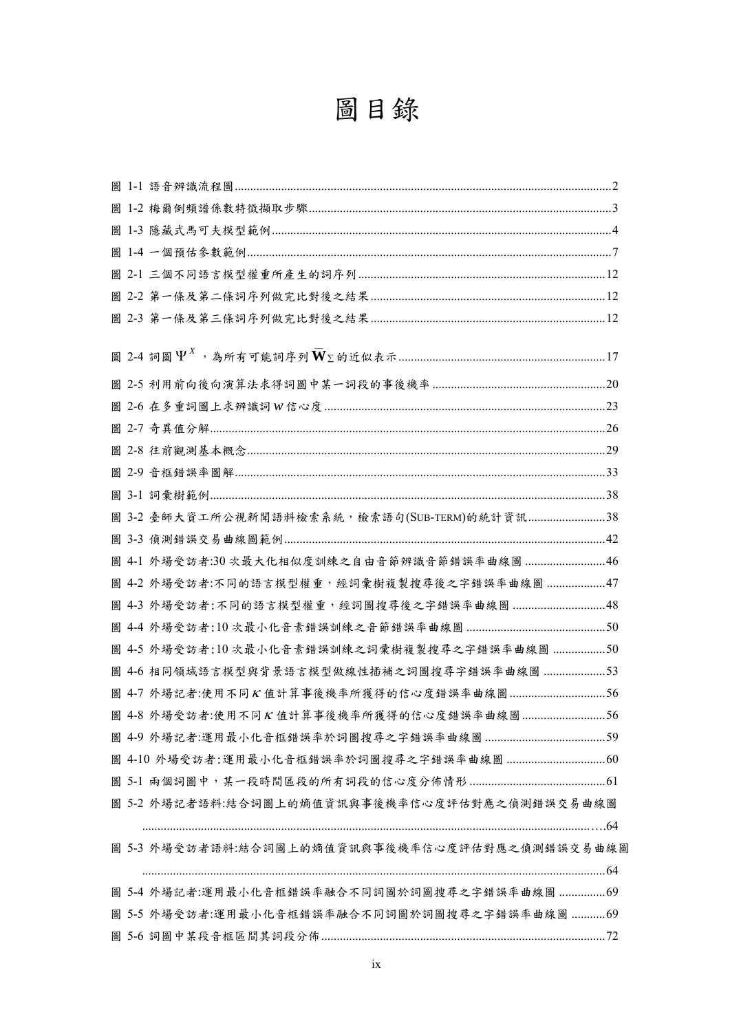# 圖目錄

圖 1-1 語音辨識流程圖........................................2

圖 1-2 梅爾倒頻譜係數特徵擷取步驟........................................3

圖 1-3 隱藏式馬可夫模型範例........................................4

圖 1-4 一個預估參數範例........................................7

圖 2-1 三個不同語言模型權重所產生的詞序列........................................12

圖 2-2 第一條及第二條詞序列做完比對後之結果........................................12

圖 2-3 第一條及第三條詞序列做完比對後之結果........................................12

圖 2-4 詞圖 $\Psi^{X}$ ，為所有可能詞序列 $\mathbf{W}_{\Sigma}$ 的近似表示........................................17

圖 2-5 利用前向後向演算法求得詞圖中某一詞段的事後機率........................................20

圖 2-6 在多重詞圖上求辨識詞 $w$ 信心度........................................23

圖 2-7 奇異值分解........................................26

圖 2-8 往前觀測基本概念........................................29

圖 2-9 音框錯誤率圖解........................................33

圖 3-1 詞彙樹範例........................................38

圖 3-2 臺師大資工所公視新聞語料檢索系統，檢索語句(SUB-TERM)的統計資訊........................................38

圖 3-3 偵測錯誤交易曲線圖範例........................................42

圖 4-1 外場受訪者:30 次最大化相似度訓練之自由音節辨識音節錯誤率曲線圖........................................46

圖 4-2 外場受訪者:不同的語言模型權重，經詞彙樹複製搜尋後之字錯誤率曲線圖........................................47

圖 4-3 外場受訪者:不同的語言模型權重，經詞圖搜尋後之字錯誤率曲線圖........................................48

圖 4-4 外場受訪者:10 次最小化音素錯誤訓練之音節錯誤率曲線圖........................................50

圖 4-5 外場受訪者:10 次最小化音素錯誤訓練之詞彙樹複製搜尋之字錯誤率曲線圖........................................50

圖 4-6 相同領域語言模型與背景語言模型做線性插補之詞圖搜尋字錯誤率曲線圖........................................53

圖 4-7 外場記者:使用不同 $\kappa$ 值計算事後機率所獲得的信心度錯誤率曲線圖........................................56

圖 4-8 外場受訪者:使用不同 $\kappa$ 值計算事後機率所獲得的信心度錯誤率曲線圖........................................56

圖 4-9 外場記者:運用最小化音框錯誤率於詞圖搜尋之字錯誤率曲線圖........................................59

圖 4-10 外場受訪者:運用最小化音框錯誤率於詞圖搜尋之字錯誤率曲線圖........................................60

圖 5-1 兩個詞圖中，某一段時間區段的所有詞段的信心度分佈情形........................................61

圖 5-2 外場記者語料:結合詞圖上的熵值資訊與事後機率信心度評估對應之偵測錯誤交易曲線圖........................................64

圖 5-3 外場受訪者語料:結合詞圖上的熵值資訊與事後機率信心度評估對應之偵測錯誤交易曲線圖........................................64

圖 5-4 外場記者:運用最小化音框錯誤率融合不同詞圖於詞圖搜尋之字錯誤率曲線圖........................................69

圖 5-5 外場受訪者:運用最小化音框錯誤率融合不同詞圖於詞圖搜尋之字錯誤率曲線圖........................................69

圖 5-6 詞圖中某段音框區間其詞段分佈........................................72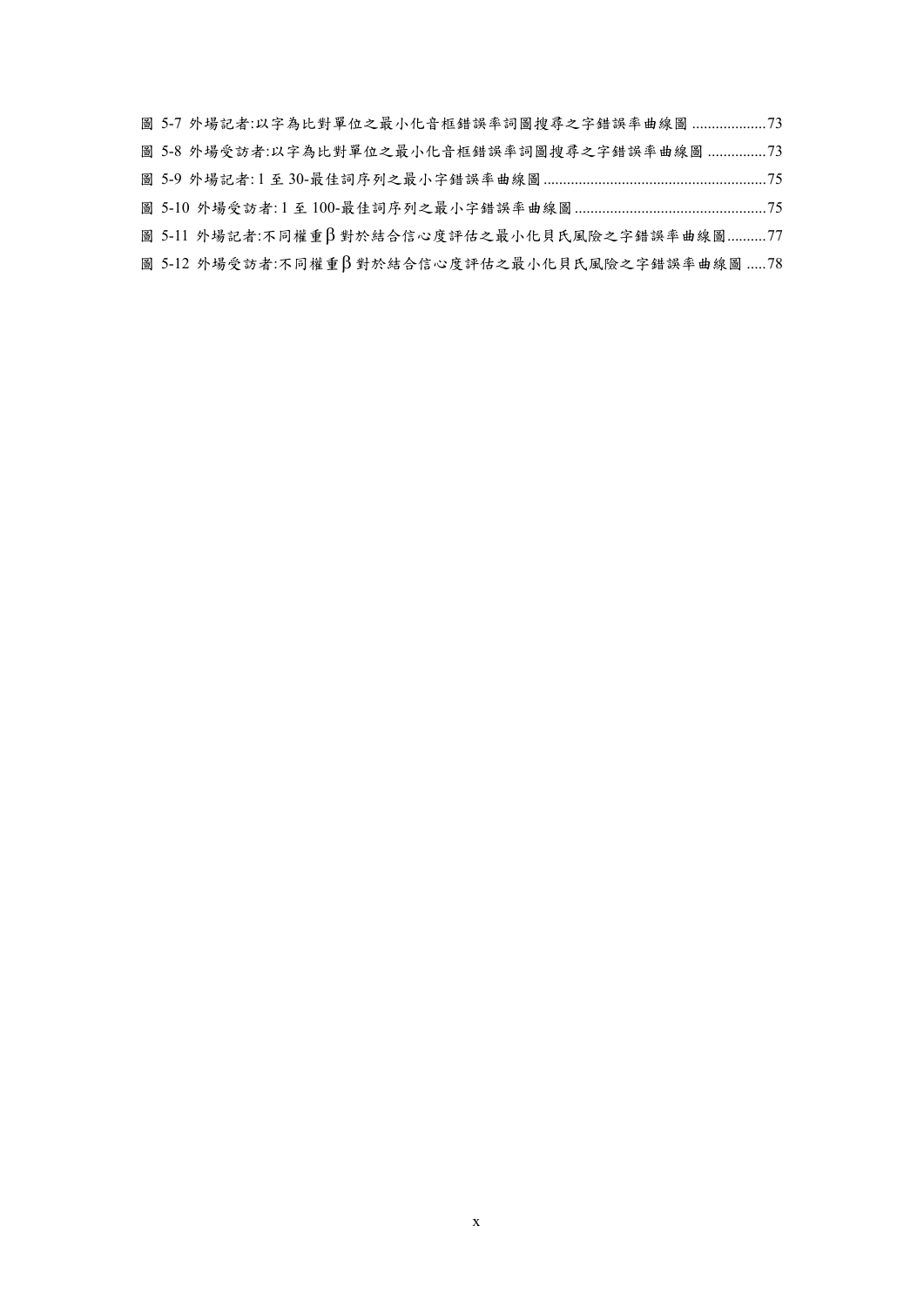圖 5-7 外場記者:以字為比對單位之最小化音框錯誤率詞圖搜尋之字錯誤率曲線圖 ...................73

圖 5-8 外場受訪者:以字為比對單位之最小化音框錯誤率詞圖搜尋之字錯誤率曲線圖 ...............73

圖 5-9 外場記者:1 至 30-最佳詞序列之最小字錯誤率曲線圖 .........................................................75

圖 5-10 外場受訪者:1 至 100-最佳詞序列之最小字錯誤率曲線圖 .................................................75

圖 5-11 外場記者:不同權重β對於結合信心度評估之最小化貝氏風險之字錯誤率曲線圖..........77

圖 5-12 外場受訪者:不同權重β對於結合信心度評估之最小化貝氏風險之字錯誤率曲線圖 .....78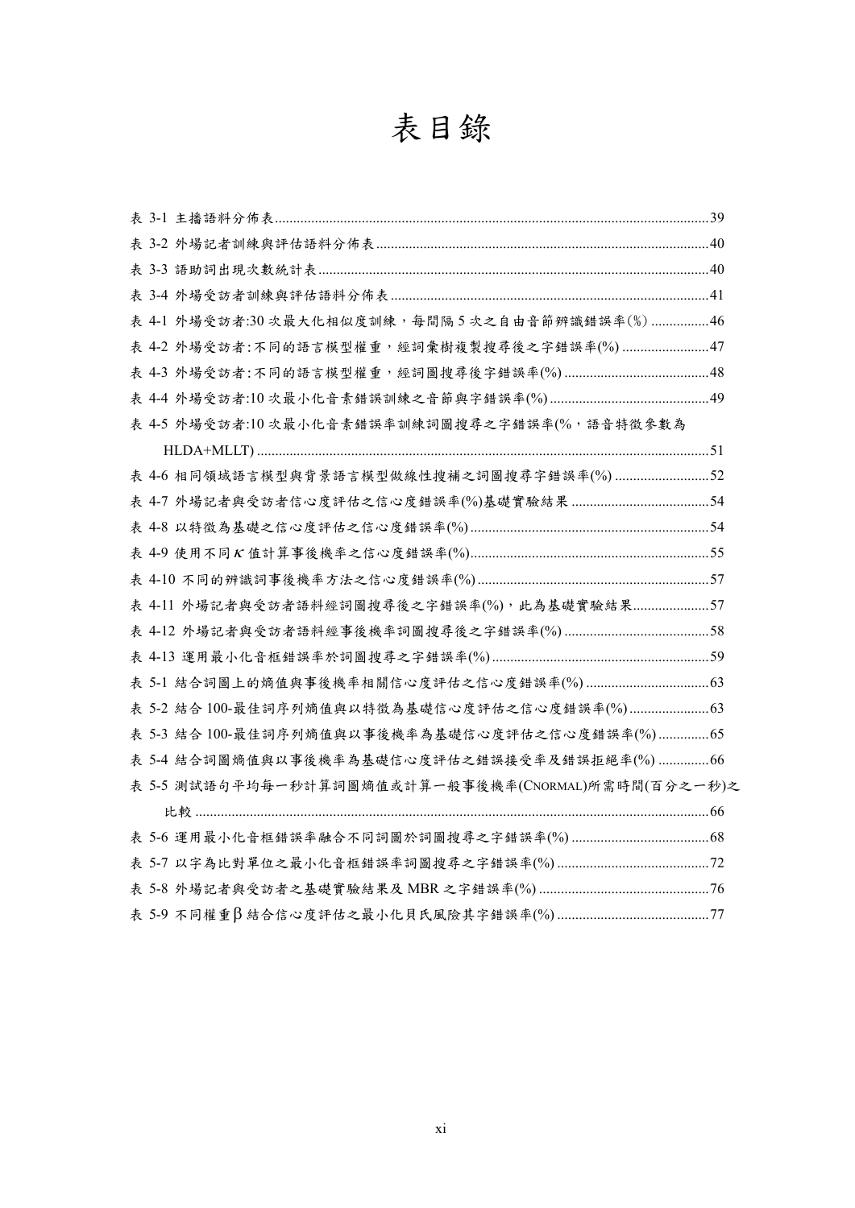# 表目錄

表 3-1 主播語料分佈表........................................................................................................39

表 3-2 外場記者訓練與評估語料分佈表............................................................................40

表 3-3 語助詞出現次數統計表............................................................................................40

表 3-4 外場受訪者訓練與評估語料分佈表........................................................................41

表 4-1 外場受訪者:30 次最大化相似度訓練，每間隔 5 次之自由音節辨識錯誤率(%) ................46

表 4-2 外場受訪者:不同的語言模型權重，經詞彙樹複製搜尋後之字錯誤率(%) ........................47

表 4-3 外場受訪者:不同的語言模型權重，經詞圖搜尋後字錯誤率(%) ........................................48

表 4-4 外場受訪者:10 次最小化音素錯誤訓練之音節與字錯誤率(%) ............................................49

表 4-5 外場受訪者:10 次最小化音素錯誤率訓練詞圖搜尋之字錯誤率(%，語音特徵參數為 HLDA+MLLT) ............................................................................................................51

表 4-6 相同領域語言模型與背景語言模型做線性搜補之詞圖搜尋字錯誤率(%) ..........................52

表 4-7 外場記者與受訪者信心度評估之信心度錯誤率(%)基礎實驗結果 ......................................54

表 4-8 以特徵為基礎之信心度評估之信心度錯誤率(%)..................................................................54

表 4-9 使用不同 $K$ 值計算事後機率之信心度錯誤率(%)..................................................................55

表 4-10 不同的辨識詞事後機率方法之信心度錯誤率(%) ................................................................57

表 4-11 外場記者與受訪者語料經詞圖搜尋後之字錯誤率(%)，此為基礎實驗結果.....................57

表 4-12 外場記者與受訪者語料經事後機率詞圖搜尋後之字錯誤率(%) ........................................58

表 4-13 運用最小化音框錯誤率於詞圖搜尋之字錯誤率(%) ............................................................59

表 5-1 結合詞圖上的熵值與事後機率相關信心度評估之信心度錯誤率(%) ..................................63

表 5-2 結合 100-最佳詞序列熵值與以特徵為基礎信心度評估之信心度錯誤率(%) ......................63

表 5-3 結合 100-最佳詞序列熵值與以事後機率為基礎信心度評估之信心度錯誤率(%) ..............65

表 5-4 結合詞圖熵值與以事後機率為基礎信心度評估之錯誤接受率及錯誤拒絕率(%) ..............66

表 5-5 測試語句平均每一秒計算詞圖熵值或計算一般事後機率(CNORMAL)所需時間(百分之一秒)之比較 ............................................................................................................66

表 5-6 運用最小化音框錯誤率融合不同詞圖於詞圖搜尋之字錯誤率(%) ......................................68

表 5-7 以字為比對單位之最小化音框錯誤率詞圖搜尋之字錯誤率(%) ..........................................72

表 5-8 外場記者與受訪者之基礎實驗結果及 MBR 之字錯誤率(%) ...............................................76

表 5-9 不同權重 $\beta$ 結合信心度評估之最小化貝氏風險其字錯誤率(%) ..........................................77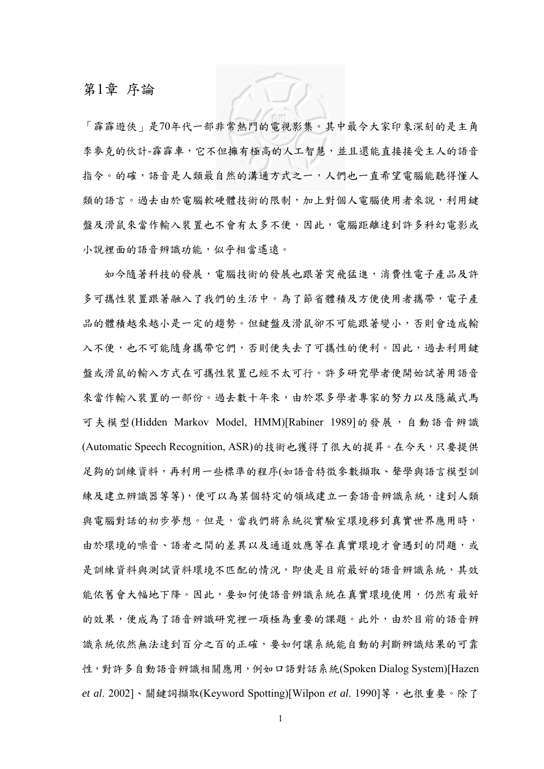# 第1章 序論

「霹靂遊俠」是70年代一部非常熱門的電視影集。其中最令大家印象深刻的是主角李麥克的伙計-霹靂車，它不但擁有極高的人工智慧，並且還能直接接受主人的語音指令。的確，語音是人類最自然的溝通方式之一，人們也一直希望電腦能聽得懂人類的語言。過去由於電腦軟硬體技術的限制，加上對個人電腦使用者來說，利用鍵盤及滑鼠來當作輸入裝置也不會有太多不便，因此，電腦距離達到許多科幻電影或小說裡面的語音辨識功能，似乎相當遙遠。

如今隨著科技的發展，電腦技術的發展也跟著突飛猛進，消費性電子產品及許多可攜性裝置跟著融入了我們的生活中。為了節省體積及方便使用者攜帶，電子產品的體積越來越小是一定的趨勢。但鍵盤及滑鼠卻不可能跟著變小，否則會造成輸入不便，也不可能隨身攜帶它們，否則便失去了可攜性的便利。因此，過去利用鍵盤或滑鼠的輸入方式在可攜性裝置已經不太可行。許多研究學者便開始試著用語音來當作輸入裝置的一部份。過去數十年來，由於眾多學者專家的努力以及隱藏式馬可夫模型(Hidden Markov Model, HMM)[Rabiner 1989]的發展，自動語音辨識(Automatic Speech Recognition, ASR)的技術也獲得了很大的提昇。在今天，只要提供足夠的訓練資料，再利用一些標準的程序(如語音特徵參數擷取、聲學與語言模型訓練及建立辨識器等等)，便可以為某個特定的領域建立一套語音辨識系統，達到人類與電腦對話的初步夢想。但是，當我們將系統從實驗室環境移到真實世界應用時，由於環境的噪音、語者之間的差異以及通道效應等在真實環境才會遇到的問題，或是訓練資料與測試資料環境不匹配的情況，即使是目前最好的語音辨識系統，其效能依舊會大幅地下降。因此，要如何使語音辨識系統在真實環境使用，仍然有最好的效果，便成為了語音辨識研究裡一項極為重要的課題。此外，由於目前的語音辨識系統依然無法達到百分之百的正確，要如何讓系統能自動的判斷辨識結果的可靠性，對許多自動語音辨識相關應用，例如口語對話系統(Spoken Dialog System)[Hazen *et al*. 2002]、關鍵詞擷取(Keyword Spotting)[Wilpon *et al*. 1990]等，也很重要。除了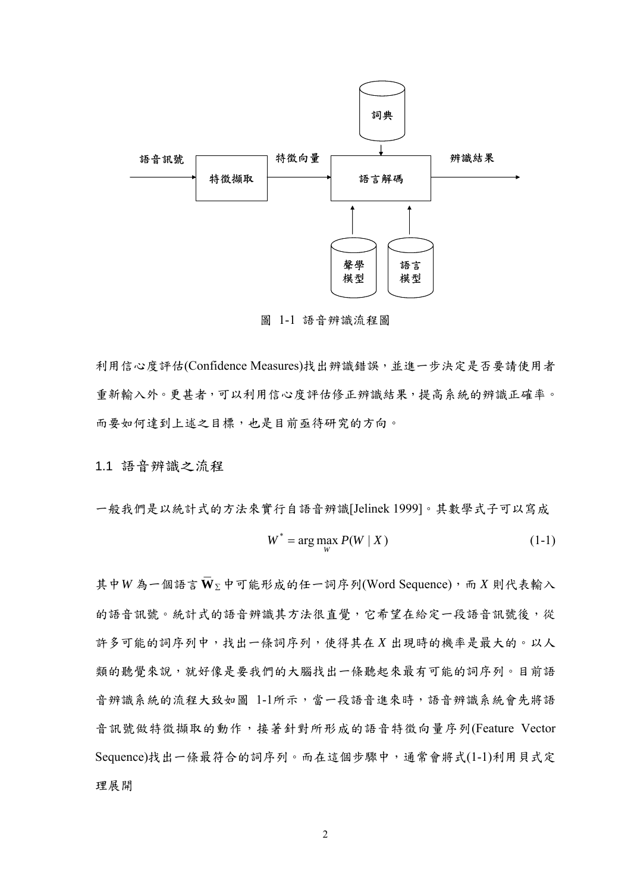圖 1-1 語音辨識流程圖

利用信心度評估(Confidence Measures)找出辨識錯誤，並進一步決定是否要請使用者重新輸入外。更甚者，可以利用信心度評估修正辨識結果，提高系統的辨識正確率。而要如何達到上述之目標，也是目前亟待研究的方向。

## 1.1 語音辨識之流程

一般我們是以統計式的方法來實行自語音辨識[Jelinek 1999]。其數學式子可以寫成

$$W^* = \arg\max_W P(W \mid X) \tag{1-1}$$

其中 $W$ 為一個語言 $\overline{\mathbf{W}}_\Sigma$ 中可能形成的任一詞序列(Word Sequence)，而 $X$ 則代表輸入的語音訊號。統計式的語音辨識其方法很直覺，它希望在給定一段語音訊號後，從許多可能的詞序列中，找出一條詞序列，使得其在 $X$ 出現時的機率是最大的。以人類的聽覺來說，就好像是要我們的大腦找出一條聽起來最有可能的詞序列。目前語音辨識系統的流程大致如圖 1-1所示，當一段語音進來時，語音辨識系統會先將語音訊號做特徵擷取的動作，接著針對所形成的語音特徵向量序列(Feature Vector Sequence)找出一條最符合的詞序列。而在這個步驟中，通常會將式(1-1)利用貝式定理展開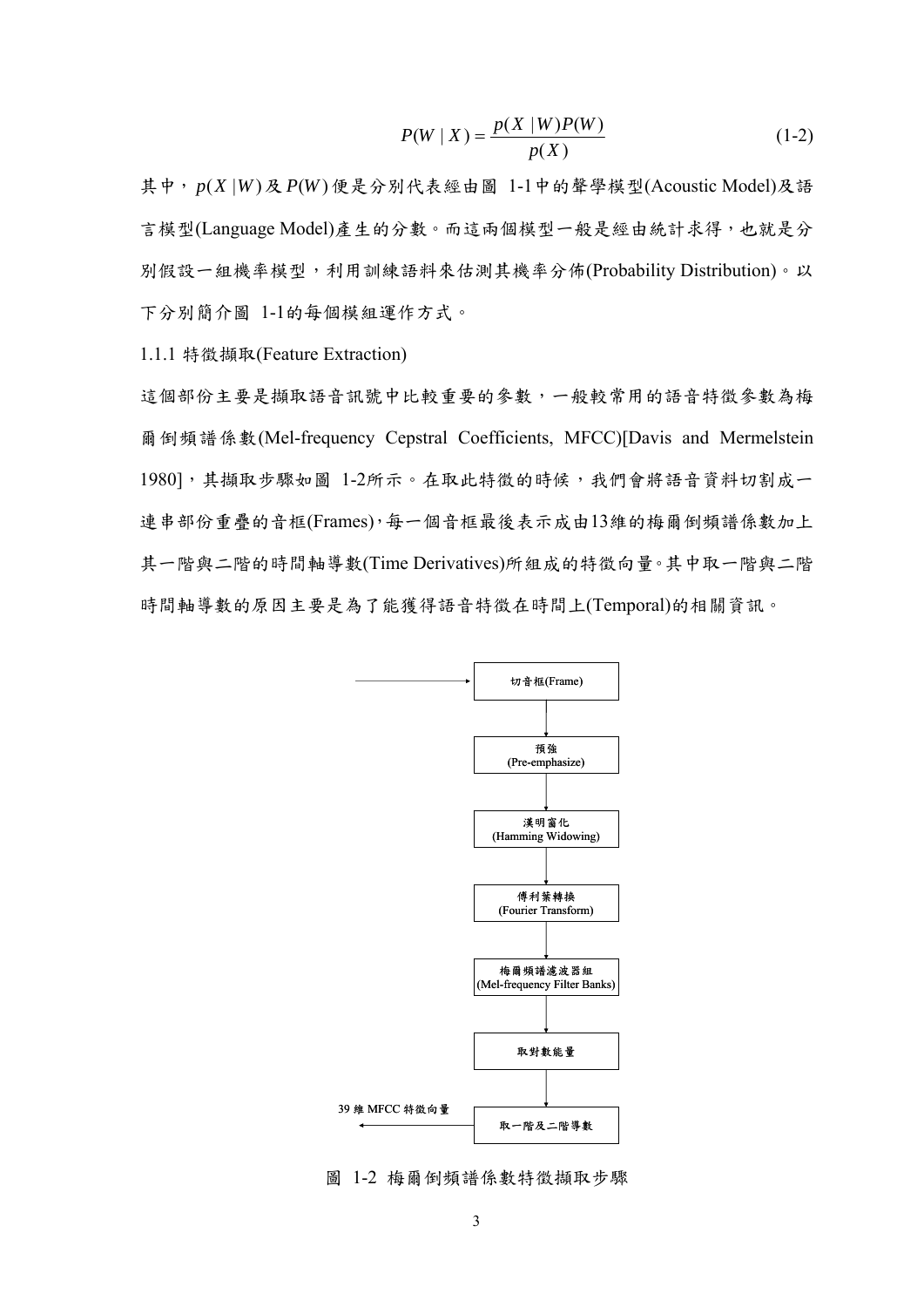$$P(W \mid X) = \frac{p(X \mid W)P(W)}{p(X)} \tag{1-2}$$

其中，$p(X \mid W)$ 及 $P(W)$ 便是分別代表經由圖 1-1中的聲學模型(Acoustic Model)及語言模型(Language Model)產生的分數。而這兩個模型一般是經由統計求得，也就是分別假設一組機率模型，利用訓練語料來估測其機率分佈(Probability Distribution)。以下分別簡介圖 1-1的每個模組運作方式。

### 1.1.1 特徵擷取(Feature Extraction)

這個部份主要是擷取語音訊號中比較重要的參數，一般較常用的語音特徵參數為梅爾倒頻譜係數(Mel-frequency Cepstral Coefficients, MFCC)[Davis and Mermelstein 1980]，其擷取步驟如圖 1-2所示。在取此特徵的時候，我們會將語音資料切割成一連串部份重疊的音框(Frames)，每一個音框最後表示成由13維的梅爾倒頻譜係數加上其一階與二階的時間軸導數(Time Derivatives)所組成的特徵向量。其中取一階與二階時間軸導數的原因主要是為了能獲得語音特徵在時間上(Temporal)的相關資訊。

切音框(Frame) → 預強(Pre-emphasize) → 漢明窗化(Hamming Widowing) → 傅利葉轉換(Fourier Transform) → 梅爾頻譜濾波器組(Mel-frequency Filter Banks) → 取對數能量 → 取一階及二階導數 → 39 維 MFCC 特徵向量

圖 1-2 梅爾倒頻譜係數特徵擷取步驟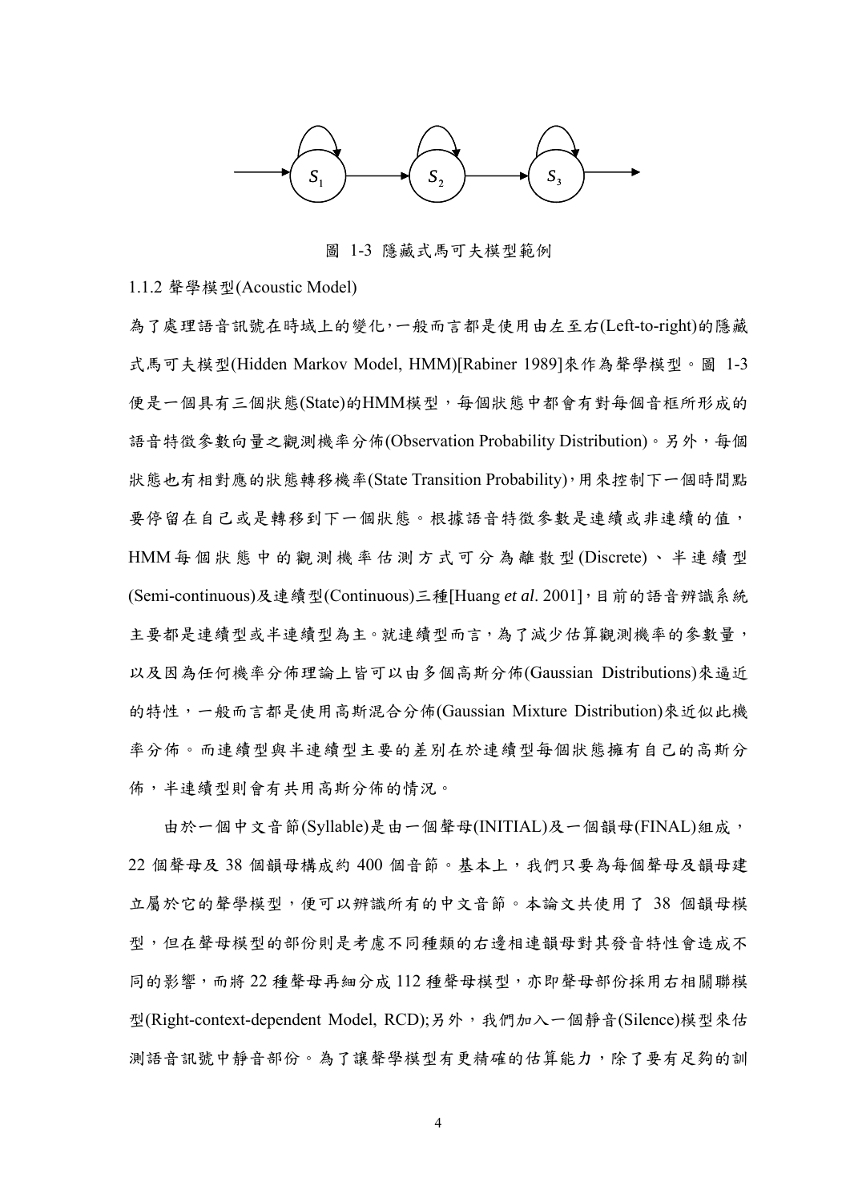圖 1-3 隱藏式馬可夫模型範例

### 1.1.2 聲學模型(Acoustic Model)

為了處理語音訊號在時域上的變化，一般而言都是使用由左至右(Left-to-right)的隱藏式馬可夫模型(Hidden Markov Model, HMM)[Rabiner 1989]來作為聲學模型。圖 1-3 便是一個具有三個狀態(State)的HMM模型，每個狀態中都會有對每個音框所形成的語音特徵參數向量之觀測機率分佈(Observation Probability Distribution)。另外，每個狀態也有相對應的狀態轉移機率(State Transition Probability)，用來控制下一個時間點要停留在自己或是轉移到下一個狀態。根據語音特徵參數是連續或非連續的值，HMM 每個狀態中的觀測機率估測方式可分為離散型(Discrete)、半連續型(Semi-continuous)及連續型(Continuous)三種[Huang *et al*. 2001]，目前的語音辨識系統主要都是連續型或半連續型為主。就連續型而言，為了減少估算觀測機率的參數量，以及因為任何機率分佈理論上皆可以由多個高斯分佈(Gaussian Distributions)來逼近的特性，一般而言都是使用高斯混合分佈(Gaussian Mixture Distribution)來近似此機率分佈。而連續型與半連續型主要的差別在於連續型每個狀態擁有自己的高斯分佈，半連續型則會有共用高斯分佈的情況。

由於一個中文音節(Syllable)是由一個聲母(INITIAL)及一個韻母(FINAL)組成，22 個聲母及 38 個韻母構成約 400 個音節。基本上，我們只要為每個聲母及韻母建立屬於它的聲學模型，便可以辨識所有的中文音節。本論文共使用了 38 個韻母模型，但在聲母模型的部份則是考慮不同種類的右邊相連韻母對其發音特性會造成不同的影響，而將 22 種聲母再細分成 112 種聲母模型，亦即聲母部份採用右相關聯模型(Right-context-dependent Model, RCD);另外，我們加入一個靜音(Silence)模型來估測語音訊號中靜音部份。為了讓聲學模型有更精確的估算能力，除了要有足夠的訓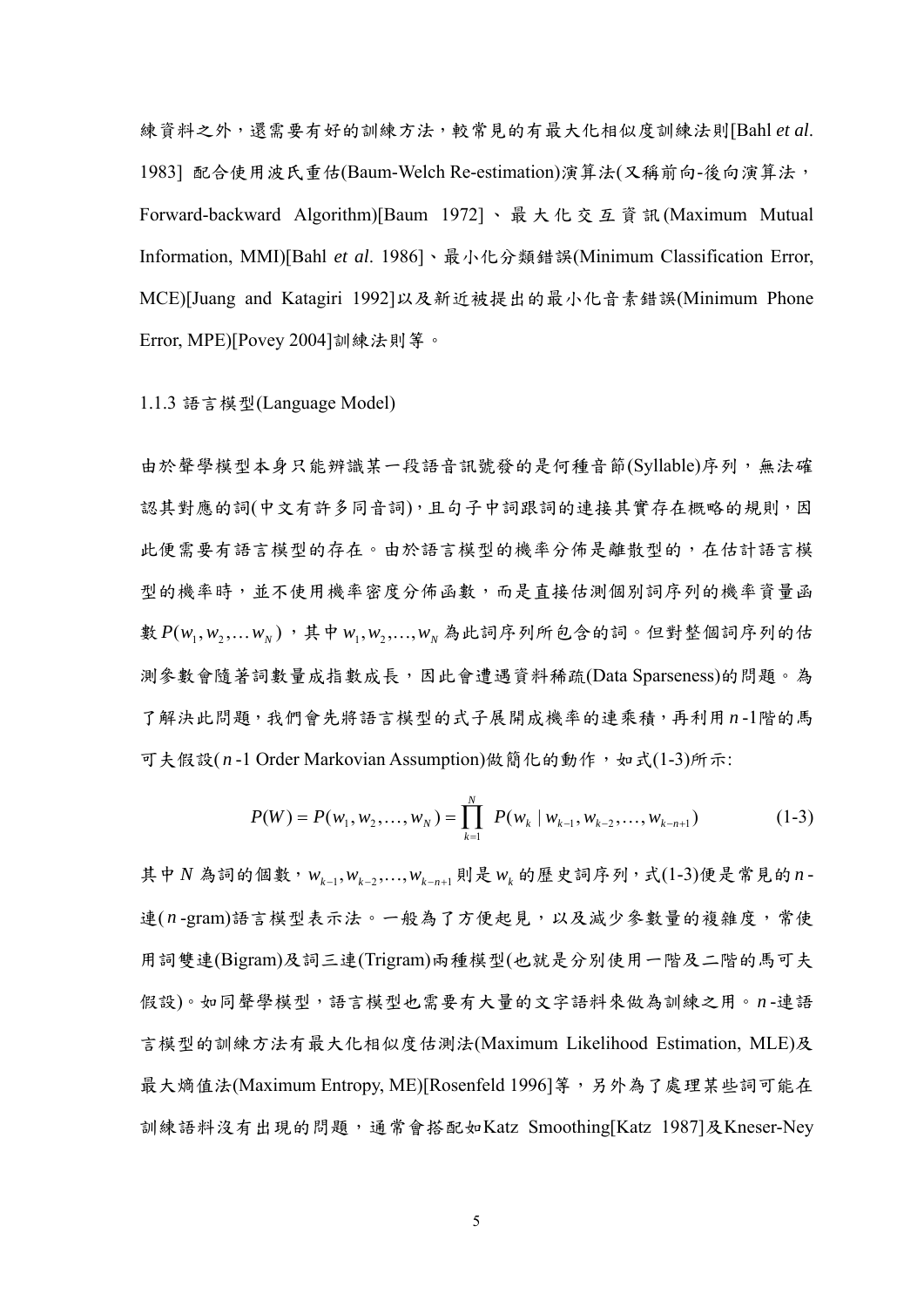練資料之外，還需要有好的訓練方法，較常見的有最大化相似度訓練法則[Bahl *et al*. 1983] 配合使用波氏重估(Baum-Welch Re-estimation)演算法(又稱前向-後向演算法，Forward-backward Algorithm)[Baum 1972]、最大化交互資訊(Maximum Mutual Information, MMI)[Bahl *et al*. 1986]、最小化分類錯誤(Minimum Classification Error, MCE)[Juang and Katagiri 1992]以及新近被提出的最小化音素錯誤(Minimum Phone Error, MPE)[Povey 2004]訓練法則等。

### 1.1.3 語言模型(Language Model)

由於聲學模型本身只能辨識某一段語音訊號發的是何種音節(Syllable)序列，無法確認其對應的詞(中文有許多同音詞)，且句子中詞跟詞的連接其實存在概略的規則，因此便需要有語言模型的存在。由於語言模型的機率分佈是離散型的，在估計語言模型的機率時，並不使用機率密度分佈函數，而是直接估測個別詞序列的機率資量函數 $P(w_1, w_2, \ldots w_N)$，其中 $w_1, w_2, \ldots, w_N$ 為此詞序列所包含的詞。但對整個詞序列的估測參數會隨著詞數量成指數成長，因此會遭遇資料稀疏(Data Sparseness)的問題。為了解決此問題，我們會先將語言模型的式子展開成機率的連乘積，再利用 $n$-1階的馬可夫假設($n$-1 Order Markovian Assumption)做簡化的動作，如式(1-3)所示:

$$P(W) = P(w_1, w_2, \ldots, w_N) = \prod_{k=1}^{N} P(w_k \mid w_{k-1}, w_{k-2}, \ldots, w_{k-n+1}) \tag{1-3}$$

其中 $N$ 為詞的個數，$w_{k-1}, w_{k-2}, \ldots, w_{k-n+1}$ 則是 $w_k$ 的歷史詞序列，式(1-3)便是常見的 $n$-連($n$-gram)語言模型表示法。一般為了方便起見，以及減少參數量的複雜度，常使用詞雙連(Bigram)及詞三連(Trigram)兩種模型(也就是分別使用一階及二階的馬可夫假設)。如同聲學模型，語言模型也需要有大量的文字語料來做為訓練之用。$n$-連語言模型的訓練方法有最大化相似度估測法(Maximum Likelihood Estimation, MLE)及最大熵值法(Maximum Entropy, ME)[Rosenfeld 1996]等，另外為了處理某些詞可能在訓練語料沒有出現的問題，通常會搭配如Katz Smoothing[Katz 1987]及Kneser-Ney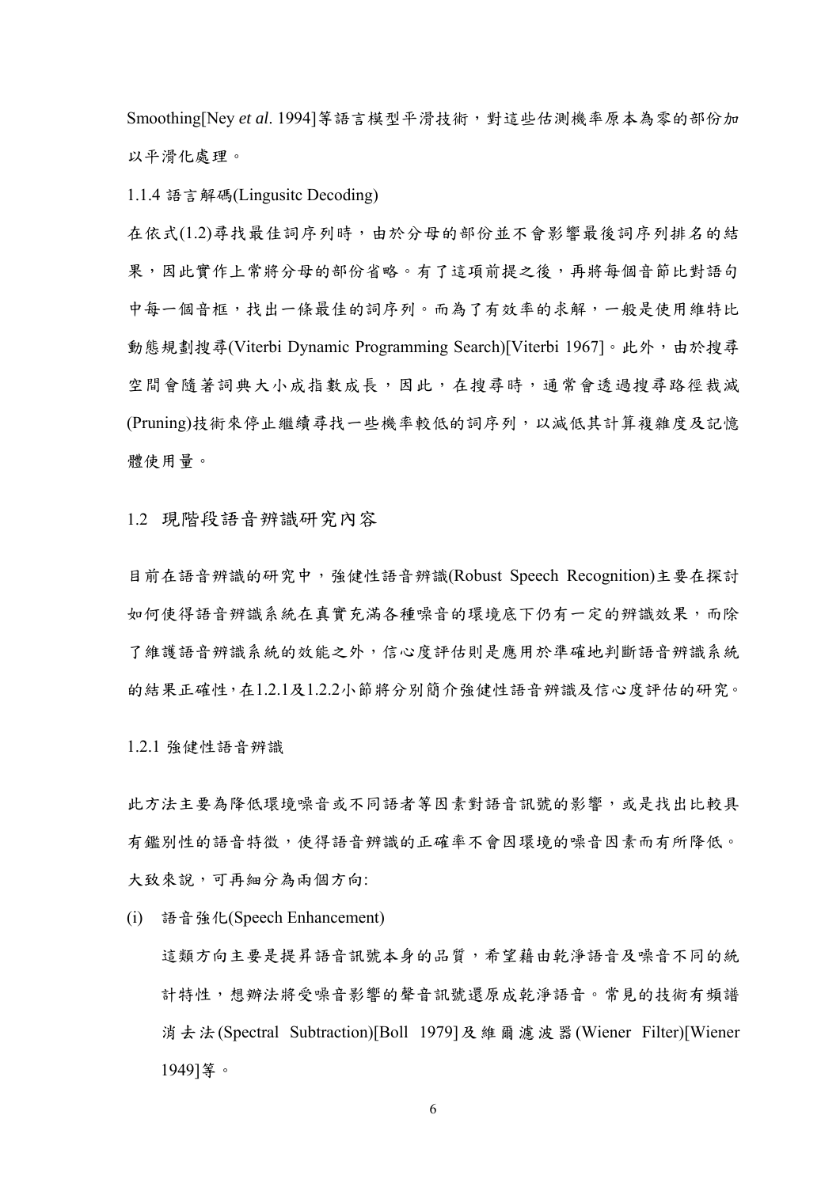Smoothing[Ney *et al*. 1994]等語言模型平滑技術，對這些估測機率原本為零的部份加以平滑化處理。

### 1.1.4 語言解碼(Lingusitc Decoding)

在依式(1.2)尋找最佳詞序列時，由於分母的部份並不會影響最後詞序列排名的結果，因此實作上常將分母的部份省略。有了這項前提之後，再將每個音節比對語句中每一個音框，找出一條最佳的詞序列。而為了有效率的求解，一般是使用維特比動態規劃搜尋(Viterbi Dynamic Programming Search)[Viterbi 1967]。此外，由於搜尋空間會隨著詞典大小成指數成長，因此，在搜尋時，通常會透過搜尋路徑裁減(Pruning)技術來停止繼續尋找一些機率較低的詞序列，以減低其計算複雜度及記憶體使用量。

## 1.2 現階段語音辨識研究內容

目前在語音辨識的研究中，強健性語音辨識(Robust Speech Recognition)主要在探討如何使得語音辨識系統在真實充滿各種噪音的環境底下仍有一定的辨識效果，而除了維護語音辨識系統的效能之外，信心度評估則是應用於準確地判斷語音辨識系統的結果正確性，在1.2.1及1.2.2小節將分別簡介強健性語音辨識及信心度評估的研究。

### 1.2.1 強健性語音辨識

此方法主要為降低環境噪音或不同語者等因素對語音訊號的影響，或是找出比較具有鑑別性的語音特徵，使得語音辨識的正確率不會因環境的噪音因素而有所降低。大致來說，可再細分為兩個方向:

(i) 語音強化(Speech Enhancement)

這類方向主要是提昇語音訊號本身的品質，希望藉由乾淨語音及噪音不同的統計特性，想辦法將受噪音影響的聲音訊號還原成乾淨語音。常見的技術有頻譜消去法(Spectral Subtraction)[Boll 1979]及維爾濾波器(Wiener Filter)[Wiener 1949]等。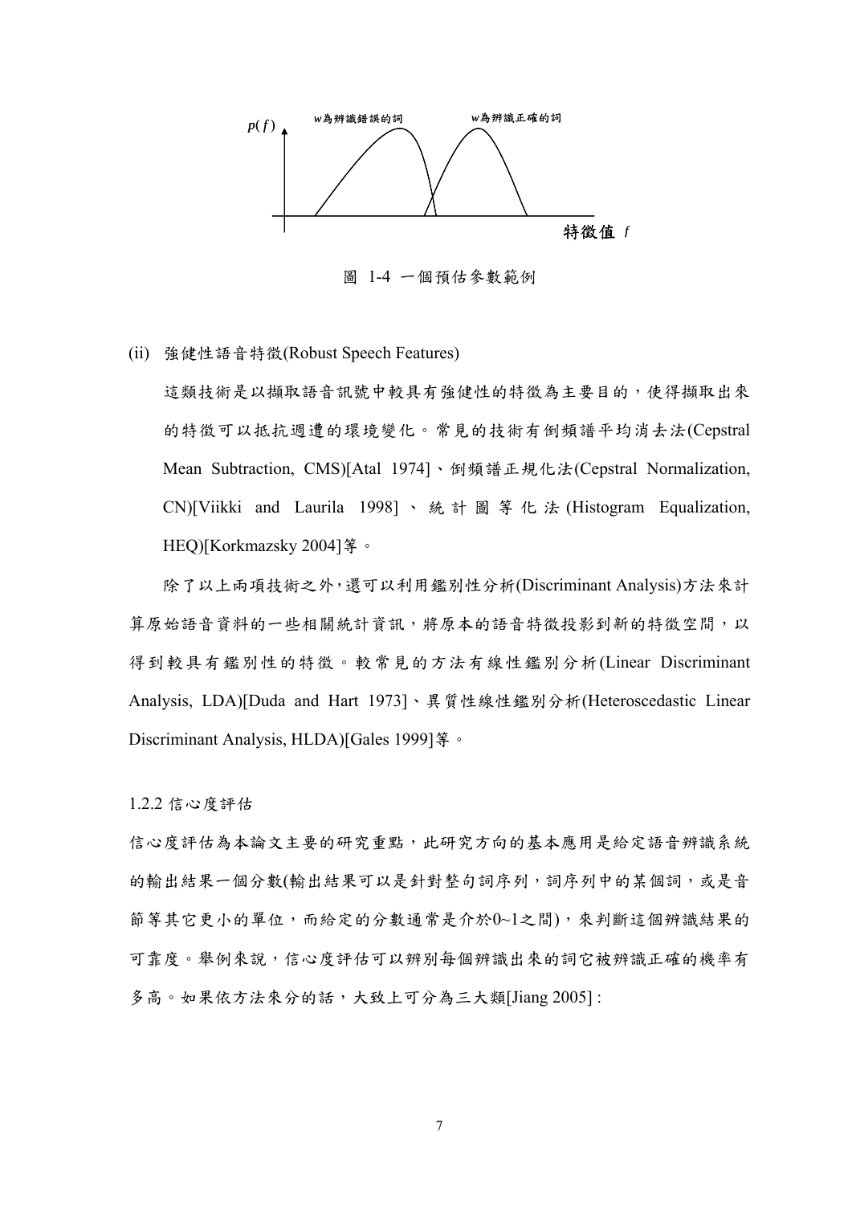$p(f)$ — $w$為辨識錯誤的詞 — $w$為辨識正確的詞 — 特徵值 $f$

圖 1-4 一個預估參數範例

(ii) 強健性語音特徵(Robust Speech Features)

這類技術是以擷取語音訊號中較具有強健性的特徵為主要目的，使得擷取出來的特徵可以抵抗週遭的環境變化。常見的技術有倒頻譜平均消去法(Cepstral Mean Subtraction, CMS)[Atal 1974]、倒頻譜正規化法(Cepstral Normalization, CN)[Viikki and Laurila 1998]、統計圖等化法(Histogram Equalization, HEQ)[Korkmazsky 2004]等。

除了以上兩項技術之外，還可以利用鑑別性分析(Discriminant Analysis)方法來計算原始語音資料的一些相關統計資訊，將原本的語音特徵投影到新的特徵空間，以得到較具有鑑別性的特徵。較常見的方法有線性鑑別分析(Linear Discriminant Analysis, LDA)[Duda and Hart 1973]、異質性線性鑑別分析(Heteroscedastic Linear Discriminant Analysis, HLDA)[Gales 1999]等。

### 1.2.2 信心度評估

信心度評估為本論文主要的研究重點，此研究方向的基本應用是給定語音辨識系統的輸出結果一個分數(輸出結果可以是針對整句詞序列，詞序列中的某個詞，或是音節等其它更小的單位，而給定的分數通常是介於0~1之間)，來判斷這個辨識結果的可靠度。舉例來說，信心度評估可以辨別每個辨識出來的詞它被辨識正確的機率有多高。如果依方法來分的話，大致上可分為三大類[Jiang 2005] :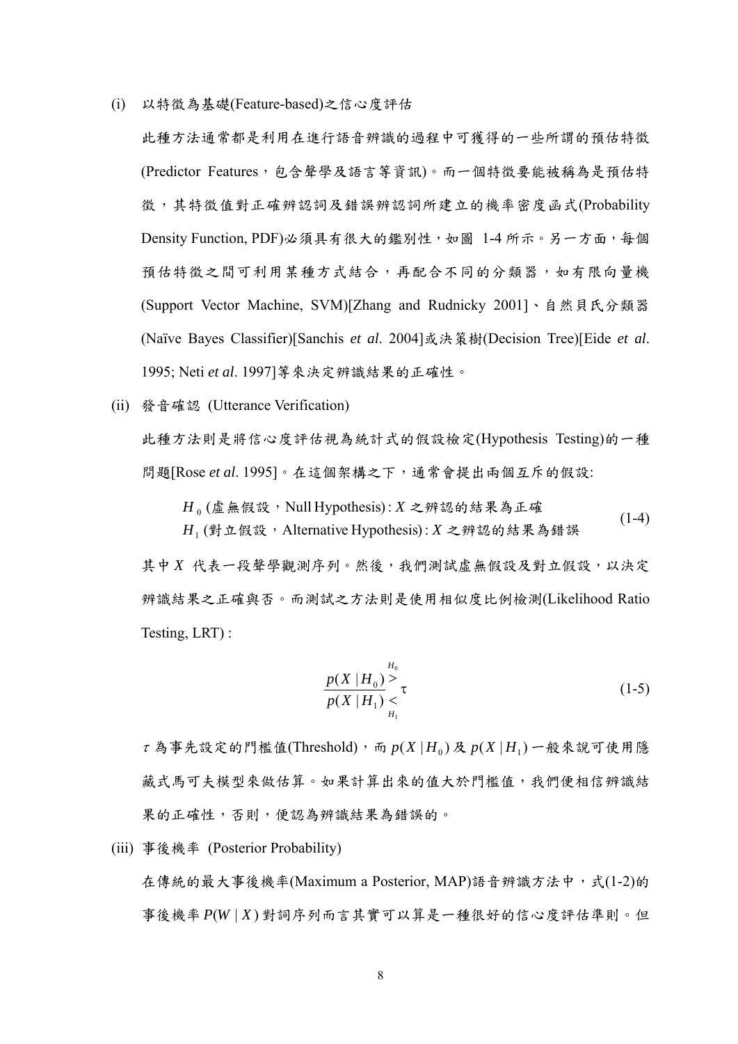(i) 以特徵為基礎(Feature-based)之信心度評估

此種方法通常都是利用在進行語音辨識的過程中可獲得的一些所謂的預估特徵(Predictor Features，包含聲學及語言等資訊)。而一個特徵要能被稱為是預估特徵，其特徵值對正確辨認詞及錯誤辨認詞所建立的機率密度函式(Probability Density Function, PDF)必須具有很大的鑑別性，如圖 1-4 所示。另一方面，每個預估特徵之間可利用某種方式結合，再配合不同的分類器，如有限向量機(Support Vector Machine, SVM)[Zhang and Rudnicky 2001]、自然貝氏分類器(Naïve Bayes Classifier)[Sanchis *et al*. 2004]或決策樹(Decision Tree)[Eide *et al*. 1995; Neti *et al*. 1997]等來決定辨識結果的正確性。

(ii) 發音確認 (Utterance Verification)

此種方法則是將信心度評估視為統計式的假設檢定(Hypothesis Testing)的一種問題[Rose *et al*. 1995]。在這個架構之下，通常會提出兩個互斥的假設:

$$
\begin{aligned}
&H_0 \text{ (虛無假設，Null Hypothesis)} : X \text{ 之辨認的結果為正確} \\
&H_1 \text{ (對立假設，Alternative Hypothesis)} : X \text{ 之辨認的結果為錯誤}
\end{aligned}
\tag{1-4}
$$

其中 $X$ 代表一段聲學觀測序列。然後，我們測試虛無假設及對立假設，以決定辨識結果之正確與否。而測試之方法則是使用相似度比例檢測(Likelihood Ratio Testing, LRT) :

$$
\frac{p(X \mid H_0)}{p(X \mid H_1)} \underset{H_1}{\overset{H_0}{\gtrless}} \tau \tag{1-5}
$$

$\tau$ 為事先設定的門檻值(Threshold)，而 $p(X \mid H_0)$ 及 $p(X \mid H_1)$ 一般來說可使用隱藏式馬可夫模型來做估算。如果計算出來的值大於門檻值，我們便相信辨識結果的正確性，否則，便認為辨識結果為錯誤的。

(iii) 事後機率 (Posterior Probability)

在傳統的最大事後機率(Maximum a Posterior, MAP)語音辨識方法中，式(1-2)的事後機率 $P(W \mid X)$ 對詞序列而言其實可以算是一種很好的信心度評估準則。但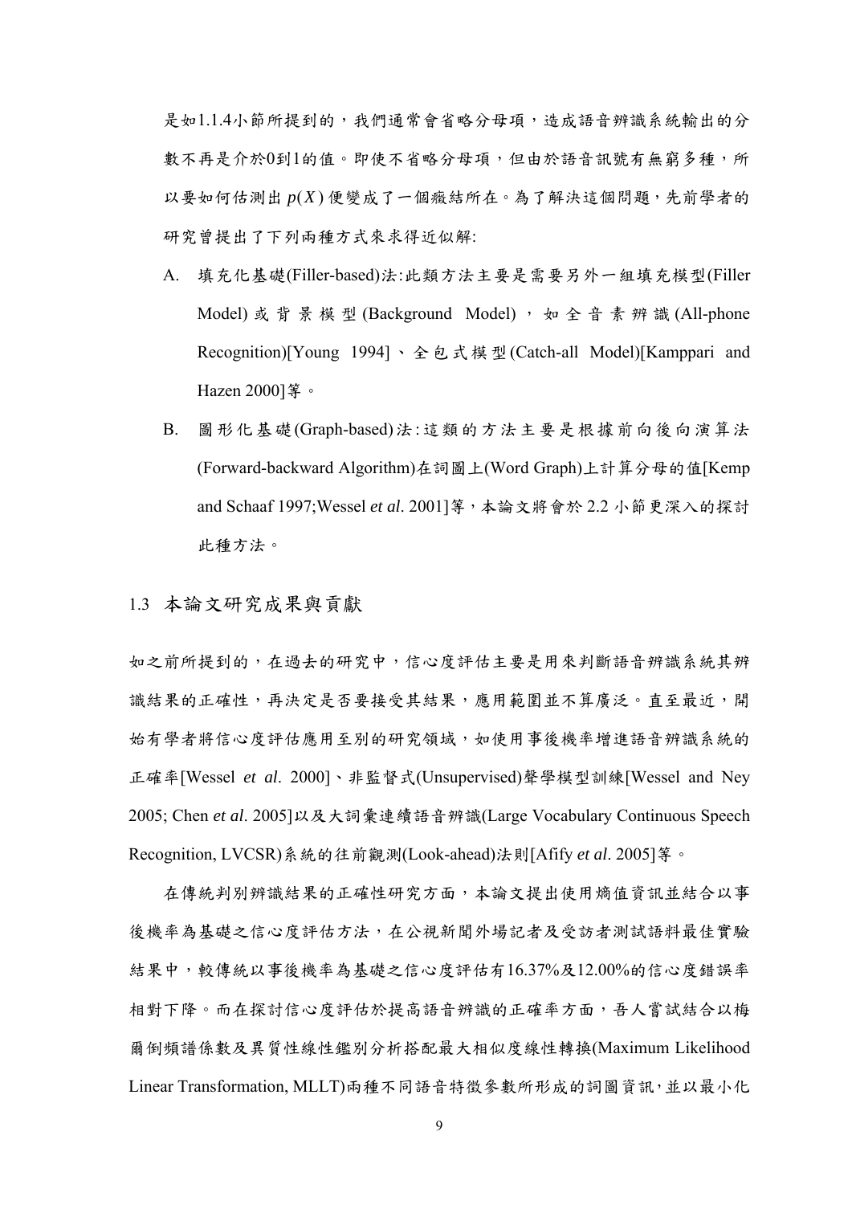是如1.1.4小節所提到的，我們通常會省略分母項，造成語音辨識系統輸出的分數不再是介於0到1的值。即使不省略分母項，但由於語音訊號有無窮多種，所以要如何估測出 $p(X)$ 便變成了一個癥結所在。為了解決這個問題，先前學者的研究曾提出了下列兩種方式來求得近似解:

A. 填充化基礎(Filler-based)法:此類方法主要是需要另外一組填充模型(Filler Model)或背景模型(Background Model)，如全音素辨識(All-phone Recognition)[Young 1994]、全包式模型(Catch-all Model)[Kamppari and Hazen 2000]等。

B. 圖形化基礎(Graph-based)法:這類的方法主要是根據前向後向演算法(Forward-backward Algorithm)在詞圖上(Word Graph)上計算分母的值[Kemp and Schaaf 1997;Wessel *et al*. 2001]等，本論文將會於 2.2 小節更深入的探討此種方法。

## 1.3 本論文研究成果與貢獻

如之前所提到的，在過去的研究中，信心度評估主要是用來判斷語音辨識系統其辨識結果的正確性，再決定是否要接受其結果，應用範圍並不算廣泛。直至最近，開始有學者將信心度評估應用至別的研究領域，如使用事後機率增進語音辨識系統的正確率[Wessel *et al*. 2000]、非監督式(Unsupervised)聲學模型訓練[Wessel and Ney 2005; Chen *et al*. 2005]以及大詞彙連續語音辨識(Large Vocabulary Continuous Speech Recognition, LVCSR)系統的往前觀測(Look-ahead)法則[Afify *et al*. 2005]等。

在傳統判別辨識結果的正確性研究方面，本論文提出使用熵值資訊並結合以事後機率為基礎之信心度評估方法，在公視新聞外場記者及受訪者測試語料最佳實驗結果中，較傳統以事後機率為基礎之信心度評估有16.37%及12.00%的信心度錯誤率相對下降。而在探討信心度評估於提高語音辨識的正確率方面，吾人嘗試結合以梅爾倒頻譜係數及異質性線性鑑別分析搭配最大相似度線性轉換(Maximum Likelihood Linear Transformation, MLLT)兩種不同語音特徵參數所形成的詞圖資訊，並以最小化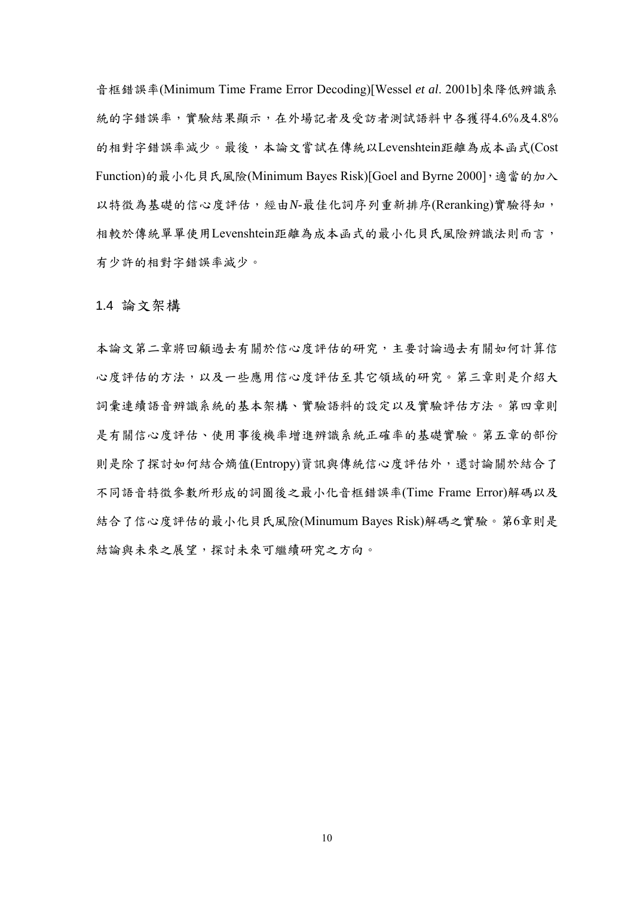音框錯誤率(Minimum Time Frame Error Decoding)[Wessel *et al*. 2001b]來降低辨識系統的字錯誤率，實驗結果顯示，在外場記者及受訪者測試語料中各獲得4.6%及4.8%的相對字錯誤率減少。最後，本論文嘗試在傳統以Levenshtein距離為成本函式(Cost Function)的最小化貝氏風險(Minimum Bayes Risk)[Goel and Byrne 2000]，適當的加入以特徵為基礎的信心度評估，經由*N*-最佳化詞序列重新排序(Reranking)實驗得知，相較於傳統單單使用Levenshtein距離為成本函式的最小化貝氏風險辨識法則而言，有少許的相對字錯誤率減少。

## 1.4 論文架構

本論文第二章將回顧過去有關於信心度評估的研究，主要討論過去有關如何計算信心度評估的方法，以及一些應用信心度評估至其它領域的研究。第三章則是介紹大詞彙連續語音辨識系統的基本架構、實驗語料的設定以及實驗評估方法。第四章則是有關信心度評估、使用事後機率增進辨識系統正確率的基礎實驗。第五章的部份則是除了探討如何結合熵值(Entropy)資訊與傳統信心度評估外，還討論關於結合了不同語音特徵參數所形成的詞圖後之最小化音框錯誤率(Time Frame Error)解碼以及結合了信心度評估的最小化貝氏風險(Minumum Bayes Risk)解碼之實驗。第6章則是結論與未來之展望，探討未來可繼續研究之方向。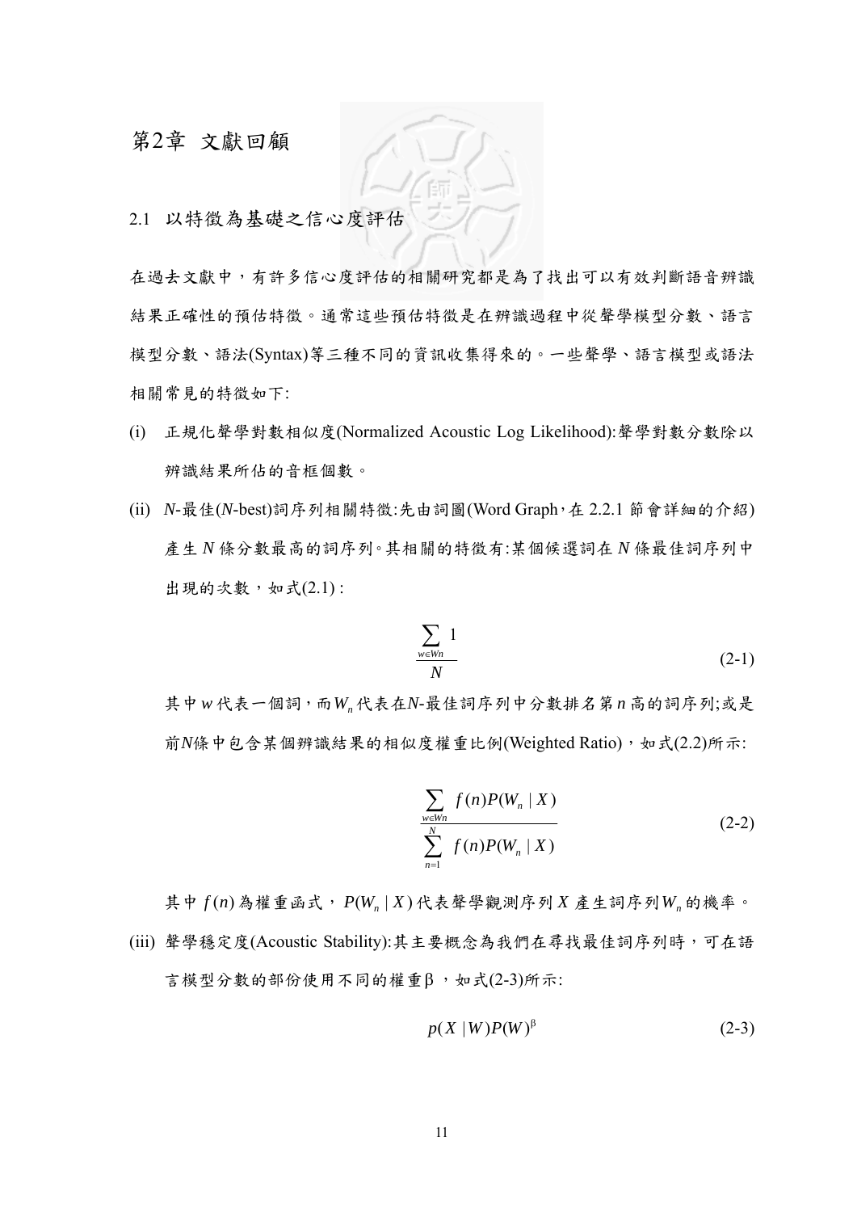# 第2章 文獻回顧

## 2.1 以特徵為基礎之信心度評估

在過去文獻中，有許多信心度評估的相關研究都是為了找出可以有效判斷語音辨識結果正確性的預估特徵。通常這些預估特徵是在辨識過程中從聲學模型分數、語言模型分數、語法(Syntax)等三種不同的資訊收集得來的。一些聲學、語言模型或語法相關常見的特徵如下:

(i) 正規化聲學對數相似度(Normalized Acoustic Log Likelihood):聲學對數分數除以辨識結果所佔的音框個數。

(ii) $N$-最佳($N$-best)詞序列相關特徵:先由詞圖(Word Graph，在 2.2.1 節會詳細的介紹)產生 $N$ 條分數最高的詞序列。其相關的特徵有:某個候選詞在 $N$ 條最佳詞序列中出現的次數，如式(2.1) :

$$\frac{\sum_{w \in Wn} 1}{N} \tag{2-1}$$

其中 $w$ 代表一個詞，而 $W_n$ 代表在$N$-最佳詞序列中分數排名第 $n$ 高的詞序列;或是前$N$條中包含某個辨識結果的相似度權重比例(Weighted Ratio)，如式(2.2)所示:

$$\frac{\sum_{w \in Wn} f(n) P(W_n \mid X)}{\sum_{n=1}^{N} f(n) P(W_n \mid X)} \tag{2-2}$$

其中 $f(n)$ 為權重函式，$P(W_n \mid X)$ 代表聲學觀測序列 $X$ 產生詞序列 $W_n$ 的機率。

(iii) 聲學穩定度(Acoustic Stability):其主要概念為我們在尋找最佳詞序列時，可在語言模型分數的部份使用不同的權重β，如式(2-3)所示:

$$p(X \mid W) P(W)^{\beta} \tag{2-3}$$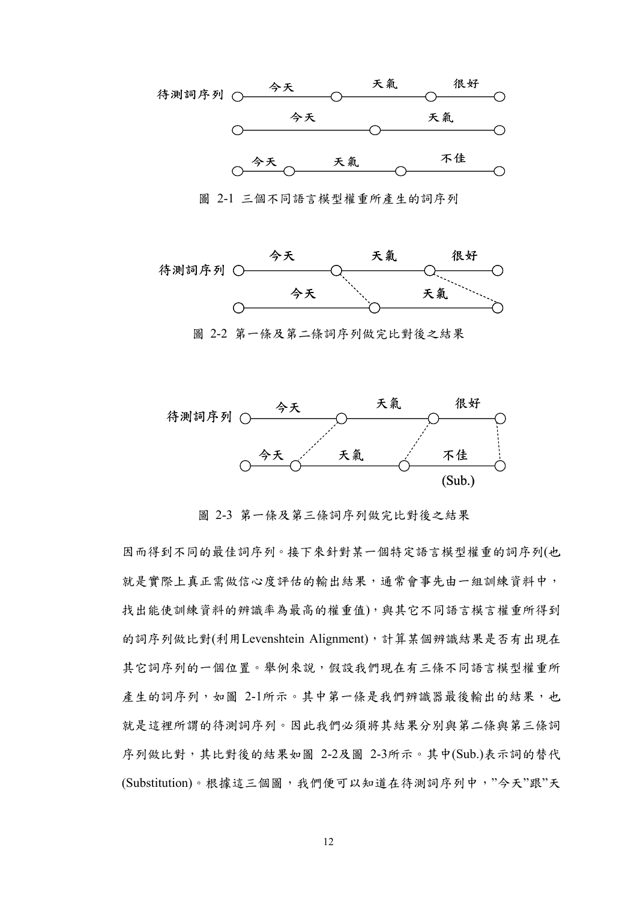待測詞序列 今天 天氣 很好

今天 天氣

今天 天氣 不佳

圖 2-1 三個不同語言模型權重所產生的詞序列

待測詞序列 今天 天氣 很好

今天 天氣

圖 2-2 第一條及第二條詞序列做完比對後之結果

待測詞序列 今天 天氣 很好

今天 天氣 不佳

(Sub.)

圖 2-3 第一條及第三條詞序列做完比對後之結果

因而得到不同的最佳詞序列。接下來針對某一個特定語言模型權重的詞序列(也就是實際上真正需做信心度評估的輸出結果，通常會事先由一組訓練資料中，找出能使訓練資料的辨識率為最高的權重值)，與其它不同語言模言權重所得到的詞序列做比對(利用Levenshtein Alignment)，計算某個辨識結果是否有出現在其它詞序列的一個位置。舉例來說，假設我們現在有三條不同語言模型權重所產生的詞序列，如圖 2-1所示。其中第一條是我們辨識器最後輸出的結果，也就是這裡所謂的待測詞序列。因此我們必須將其結果分別與第二條與第三條詞序列做比對，其比對後的結果如圖 2-2及圖 2-3所示。其中(Sub.)表示詞的替代(Substitution)。根據這三個圖，我們便可以知道在待測詞序列中，"今天"跟"天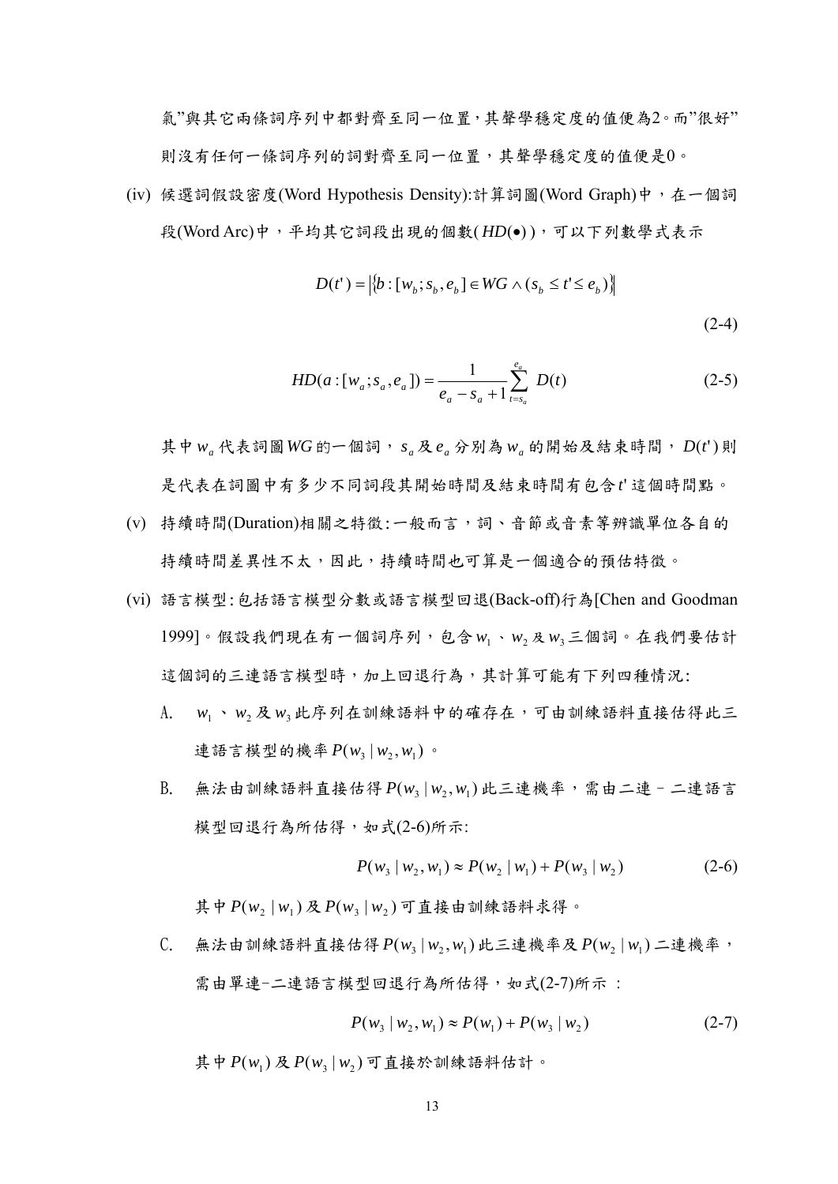氣"與其它兩條詞序列中都對齊至同一位置，其聲學穩定度的值便為2。而"很好"則沒有任何一條詞序列的詞對齊至同一位置，其聲學穩定度的值便是0。

(iv) 候選詞假設密度(Word Hypothesis Density):計算詞圖(Word Graph)中，在一個詞段(Word Arc)中，平均其它詞段出現的個數($HD(\bullet)$)，可以下列數學式表示

$$D(t') = \left|\{b : [w_b; s_b, e_b] \in WG \wedge (s_b \leq t' \leq e_b)\}\right| \tag{2-4}$$

$$HD(a : [w_a; s_a, e_a]) = \frac{1}{e_a - s_a + 1} \sum_{t=s_a}^{e_a} D(t) \tag{2-5}$$

其中 $w_a$ 代表詞圖 $WG$ 的一個詞，$s_a$ 及 $e_a$ 分別為 $w_a$ 的開始及結束時間，$D(t')$ 則是代表在詞圖中有多少不同詞段其開始時間及結束時間有包含 $t'$ 這個時間點。

(v) 持續時間(Duration)相關之特徵:一般而言，詞、音節或音素等辨識單位各自的持續時間差異性不太，因此，持續時間也可算是一個適合的預估特徵。

(vi) 語言模型:包括語言模型分數或語言模型回退(Back-off)行為[Chen and Goodman 1999]。假設我們現在有一個詞序列，包含 $w_1$、$w_2$ 及 $w_3$ 三個詞。在我們要估計這個詞的三連語言模型時，加上回退行為，其計算可能有下列四種情況:

A. $w_1$、$w_2$ 及 $w_3$ 此序列在訓練語料中的確存在，可由訓練語料直接估得此三連語言模型的機率 $P(w_3 \mid w_2, w_1)$。

B. 無法由訓練語料直接估得 $P(w_3 \mid w_2, w_1)$ 此三連機率，需由二連－二連語言模型回退行為所估得，如式(2-6)所示:

$$P(w_3 \mid w_2, w_1) \approx P(w_2 \mid w_1) + P(w_3 \mid w_2) \tag{2-6}$$

其中 $P(w_2 \mid w_1)$ 及 $P(w_3 \mid w_2)$ 可直接由訓練語料求得。

C. 無法由訓練語料直接估得 $P(w_3 \mid w_2, w_1)$ 此三連機率及 $P(w_2 \mid w_1)$ 二連機率，需由單連-二連語言模型回退行為所估得，如式(2-7)所示 :

$$P(w_3 \mid w_2, w_1) \approx P(w_1) + P(w_3 \mid w_2) \tag{2-7}$$

其中 $P(w_1)$ 及 $P(w_3 \mid w_2)$ 可直接於訓練語料估計。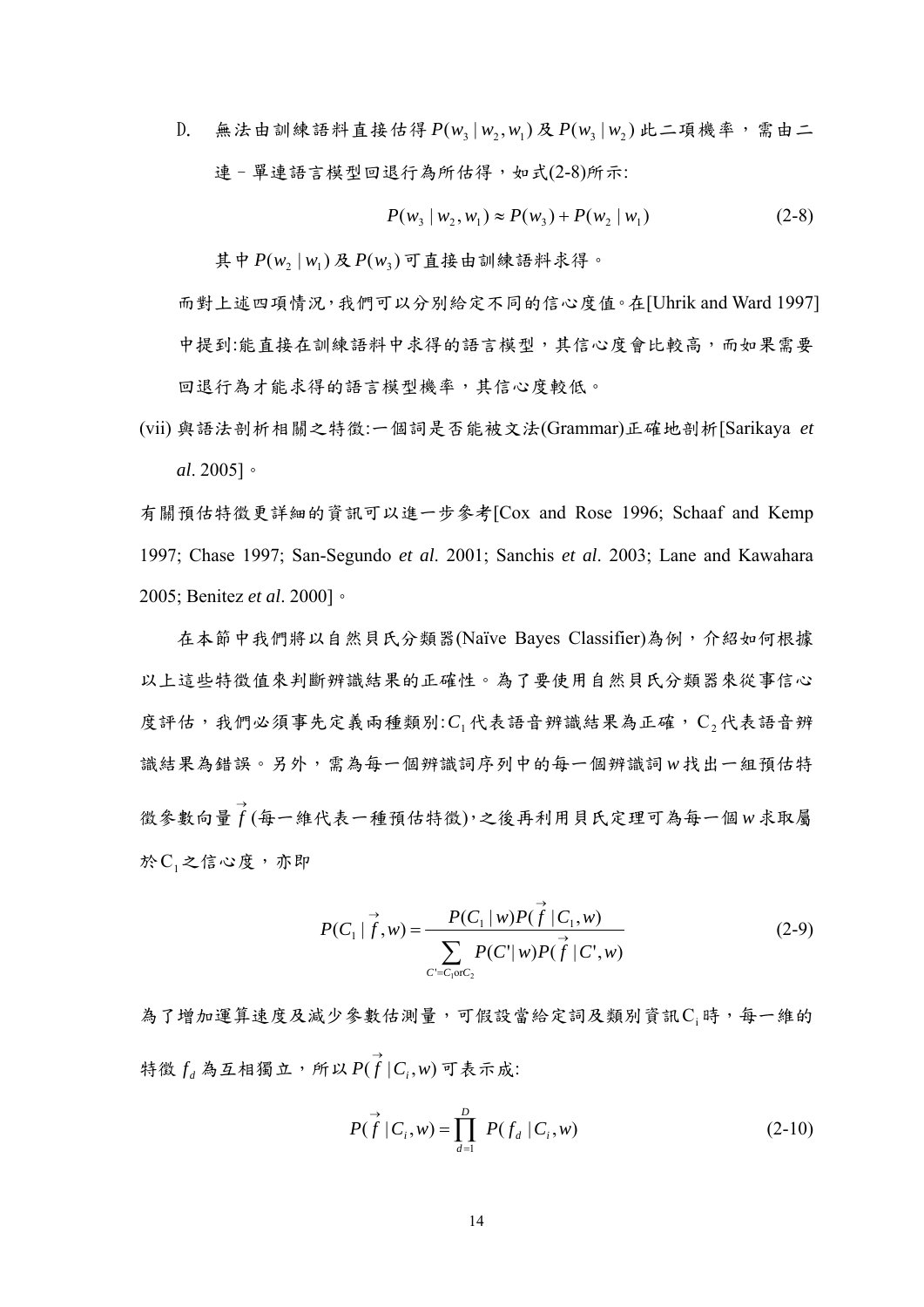D. 無法由訓練語料直接估得 $P(w_3 \mid w_2, w_1)$ 及 $P(w_3 \mid w_2)$ 此二項機率，需由二連－單連語言模型回退行為所估得，如式(2-8)所示:

$$P(w_3 \mid w_2, w_1) \approx P(w_3) + P(w_2 \mid w_1) \tag{2-8}$$

其中 $P(w_2 \mid w_1)$ 及 $P(w_3)$ 可直接由訓練語料求得。

而對上述四項情況，我們可以分別給定不同的信心度值。在[Uhrik and Ward 1997]中提到:能直接在訓練語料中求得的語言模型，其信心度會比較高，而如果需要回退行為才能求得的語言模型機率，其信心度較低。

(vii) 與語法剖析相關之特徵:一個詞是否能被文法(Grammar)正確地剖析[Sarikaya *et al*. 2005]。

有關預估特徵更詳細的資訊可以進一步參考[Cox and Rose 1996; Schaaf and Kemp 1997; Chase 1997; San-Segundo *et al*. 2001; Sanchis *et al*. 2003; Lane and Kawahara 2005; Benitez *et al*. 2000]。

在本節中我們將以自然貝氏分類器(Naïve Bayes Classifier)為例，介紹如何根據以上這些特徵值來判斷辨識結果的正確性。為了要使用自然貝氏分類器來從事信心度評估，我們必須事先定義兩種類別:$C_1$ 代表語音辨識結果為正確，$C_2$ 代表語音辨識結果為錯誤。另外，需為每一個辨識詞序列中的每一個辨識詞 $w$ 找出一組預估特徵參數向量 $\vec{f}$ (每一維代表一種預估特徵)，之後再利用貝氏定理可為每一個 $w$ 求取屬於 $C_1$ 之信心度，亦即

$$P(C_1 \mid \vec{f}, w) = \frac{P(C_1 \mid w) P(\vec{f} \mid C_1, w)}{\sum_{C'=C_1 \text{or} C_2} P(C' \mid w) P(\vec{f} \mid C', w)} \tag{2-9}$$

為了增加運算速度及減少參數估測量，可假設當給定詞及類別資訊 $C_i$ 時，每一維的特徵 $f_d$ 為互相獨立，所以 $P(\vec{f} \mid C_i, w)$ 可表示成:

$$P(\vec{f} \mid C_i, w) = \prod_{d=1}^{D} P(f_d \mid C_i, w) \tag{2-10}$$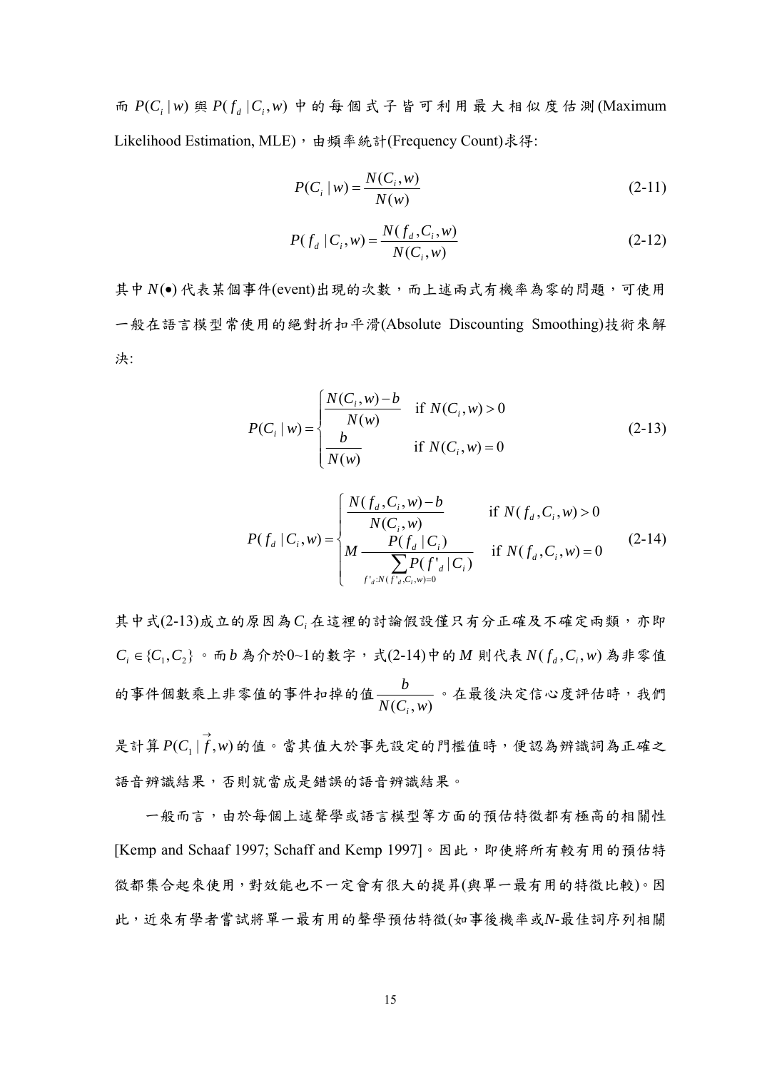而 $P(C_i \mid w)$ 與 $P(f_d \mid C_i, w)$ 中的每個式子皆可利用最大相似度估測(Maximum Likelihood Estimation, MLE)，由頻率統計(Frequency Count)求得:

$$P(C_i \mid w) = \frac{N(C_i, w)}{N(w)} \tag{2-11}$$

$$P(f_d \mid C_i, w) = \frac{N(f_d, C_i, w)}{N(C_i, w)} \tag{2-12}$$

其中 $N(\bullet)$ 代表某個事件(event)出現的次數，而上述兩式有機率為零的問題，可使用一般在語言模型常使用的絕對折扣平滑(Absolute Discounting Smoothing)技術來解決:

$$P(C_i \mid w) = \begin{cases} \dfrac{N(C_i, w) - b}{N(w)} & \text{if } N(C_i, w) > 0 \\ \dfrac{b}{N(w)} & \text{if } N(C_i, w) = 0 \end{cases} \tag{2-13}$$

$$P(f_d \mid C_i, w) = \begin{cases} \dfrac{N(f_d, C_i, w) - b}{N(C_i, w)} & \text{if } N(f_d, C_i, w) > 0 \\ M \dfrac{P(f_d \mid C_i)}{\sum_{f'_d : N(f'_d, C_i, w) = 0} P(f'_d \mid C_i)} & \text{if } N(f_d, C_i, w) = 0 \end{cases} \tag{2-14}$$

其中式(2-13)成立的原因為 $C_i$ 在這裡的討論假設僅只有分正確及不確定兩類，亦即 $C_i \in \{C_1, C_2\}$。而 $b$ 為介於0~1的數字，式(2-14)中的 $M$ 則代表 $N(f_d, C_i, w)$ 為非零值的事件個數乘上非零值的事件扣掉的值 $\dfrac{b}{N(C_i, w)}$。在最後決定信心度評估時，我們是計算 $P(C_1 \mid \vec{f}, w)$ 的值。當其值大於事先設定的門檻值時，便認為辨識詞為正確之語音辨識結果，否則就當成是錯誤的語音辨識結果。

一般而言，由於每個上述聲學或語言模型等方面的預估特徵都有極高的相關性[Kemp and Schaaf 1997; Schaff and Kemp 1997]。因此，即使將所有較有用的預估特徵都集合起來使用，對效能也不一定會有很大的提昇(與單一最有用的特徵比較)。因此，近來有學者嘗試將單一最有用的聲學預估特徵(如事後機率或N-最佳詞序列相關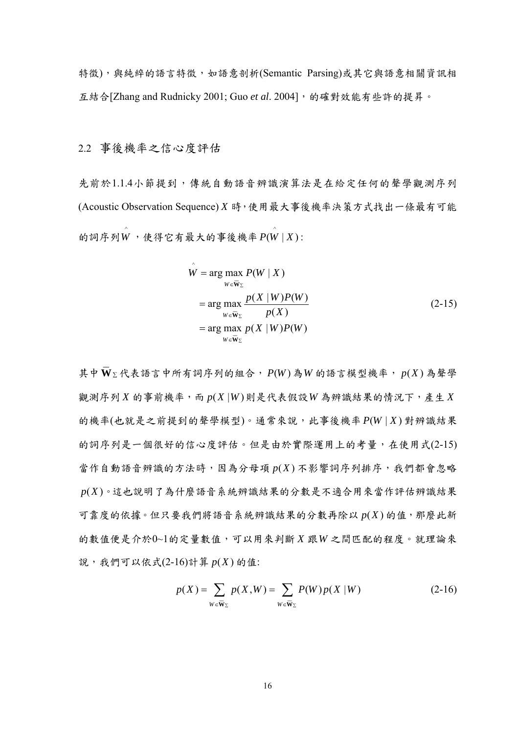特徵)，與純粹的語言特徵，如語意剖析(Semantic Parsing)或其它與語意相關資訊相互結合[Zhang and Rudnicky 2001; Guo *et al*. 2004]，的確對效能有些許的提昇。

## 2.2 事後機率之信心度評估

先前於1.1.4小節提到，傳統自動語音辨識演算法是在給定任何的聲學觀測序列(Acoustic Observation Sequence) $X$ 時，使用最大事後機率決策方式找出一條最有可能的詞序列 $\hat{W}$ ，使得它有最大的事後機率 $P(\hat{W} \mid X)$ :

$$
\begin{aligned}
\hat{W} &= \arg\max_{W \in \overline{\mathbf{W}}_{\Sigma}} P(W \mid X) \\
&= \arg\max_{W \in \overline{\mathbf{W}}_{\Sigma}} \frac{p(X \mid W)P(W)}{p(X)} \\
&= \arg\max_{W \in \overline{\mathbf{W}}_{\Sigma}} p(X \mid W)P(W)
\end{aligned}
\tag{2-15}
$$

其中 $\overline{\mathbf{W}}_{\Sigma}$ 代表語言中所有詞序列的組合， $P(W)$ 為 $W$ 的語言模型機率， $p(X)$ 為聲學觀測序列 $X$ 的事前機率，而 $p(X \mid W)$ 則是代表假設 $W$ 為辨識結果的情況下，產生 $X$ 的機率(也就是之前提到的聲學模型)。通常來說，此事後機率 $P(W \mid X)$ 對辨識結果的詞序列是一個很好的信心度評估。但是由於實際運用上的考量，在使用式(2-15)當作自動語音辨識的方法時，因為分母項 $p(X)$ 不影響詞序列排序，我們都會忽略 $p(X)$。這也說明了為什麼語音系統辨識結果的分數是不適合用來當作評估辨識結果可靠度的依據。但只要我們將語音系統辨識結果的分數再除以 $p(X)$ 的值，那麼此新的數值便是介於0~1的定量數值，可以用來判斷 $X$ 跟 $W$ 之間匹配的程度。就理論來說，我們可以依式(2-16)計算 $p(X)$ 的值:

$$
p(X) = \sum_{W \in \overline{\mathbf{W}}_{\Sigma}} p(X, W) = \sum_{W \in \overline{\mathbf{W}}_{\Sigma}} P(W)p(X \mid W)
\tag{2-16}
$$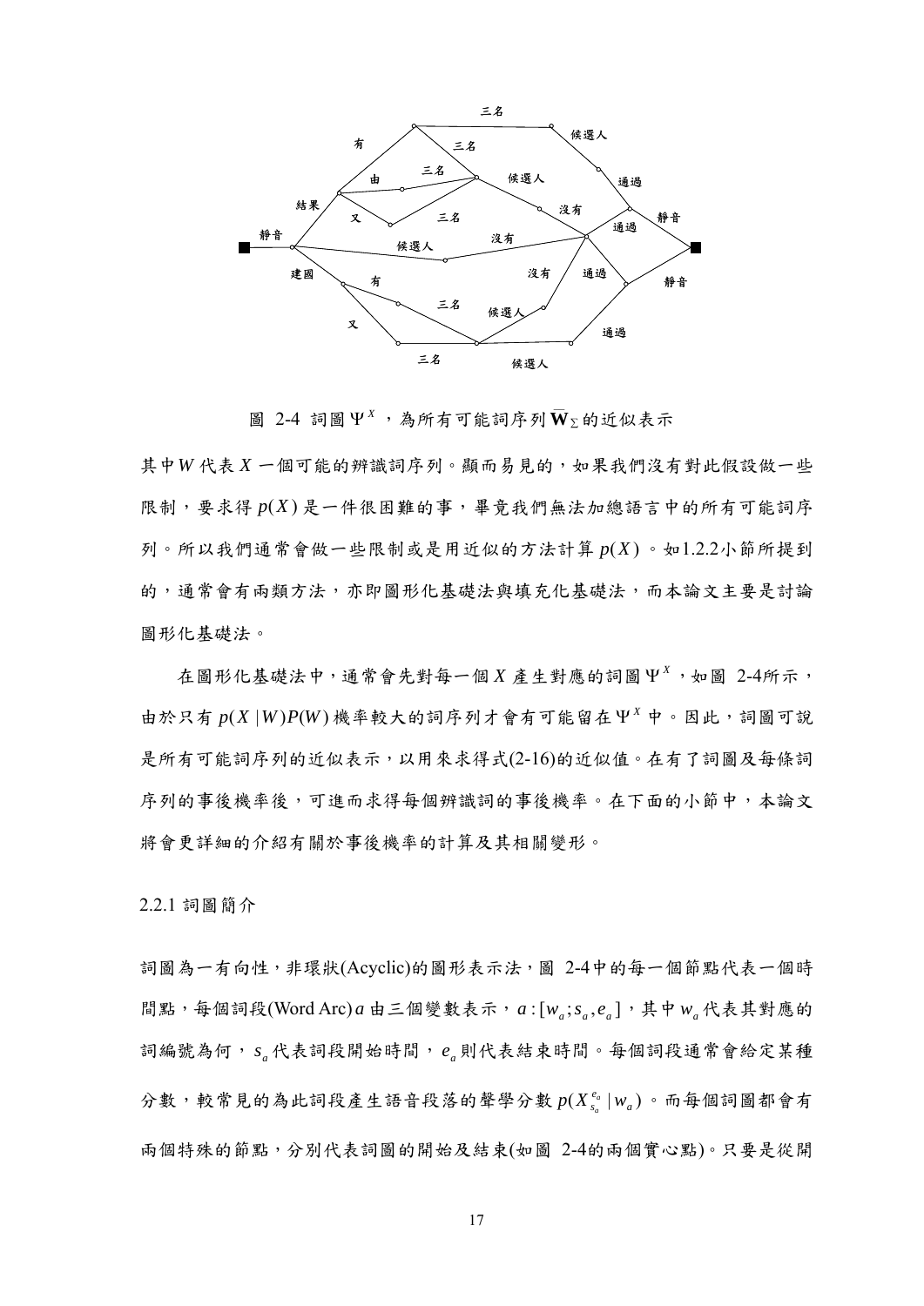圖 2-4 詞圖 $\Psi^X$，為所有可能詞序列 $\overline{\mathbf{W}}_\Sigma$ 的近似表示

其中 $W$ 代表 $X$ 一個可能的辨識詞序列。顯而易見的，如果我們沒有對此假設做一些限制，要求得 $p(X)$ 是一件很困難的事，畢竟我們無法加總語言中的所有可能詞序列。所以我們通常會做一些限制或是用近似的方法計算 $p(X)$。如1.2.2小節所提到的，通常會有兩類方法，亦即圖形化基礎法與填充化基礎法，而本論文主要是討論圖形化基礎法。

在圖形化基礎法中，通常會先對每一個 $X$ 產生對應的詞圖 $\Psi^X$，如圖 2-4所示，由於只有 $p(X|W)P(W)$ 機率較大的詞序列才會有可能留在 $\Psi^X$ 中。因此，詞圖可說是所有可能詞序列的近似表示，以用來求得式(2-16)的近似值。在有了詞圖及每條詞序列的事後機率後，可進而求得每個辨識詞的事後機率。在下面的小節中，本論文將會更詳細的介紹有關於事後機率的計算及其相關變形。

### 2.2.1 詞圖簡介

詞圖為一有向性，非環狀(Acyclic)的圖形表示法，圖 2-4中的每一個節點代表一個時間點，每個詞段(Word Arc) $a$ 由三個變數表示，$a:[w_a;s_a,e_a]$，其中 $w_a$ 代表其對應的詞編號為何，$s_a$ 代表詞段開始時間，$e_a$ 則代表結束時間。每個詞段通常會給定某種分數，較常見的為此詞段產生語音段落的聲學分數 $p(X_{s_a}^{e_a}|w_a)$。而每個詞圖都會有兩個特殊的節點，分別代表詞圖的開始及結束(如圖 2-4的兩個實心點)。只要是從開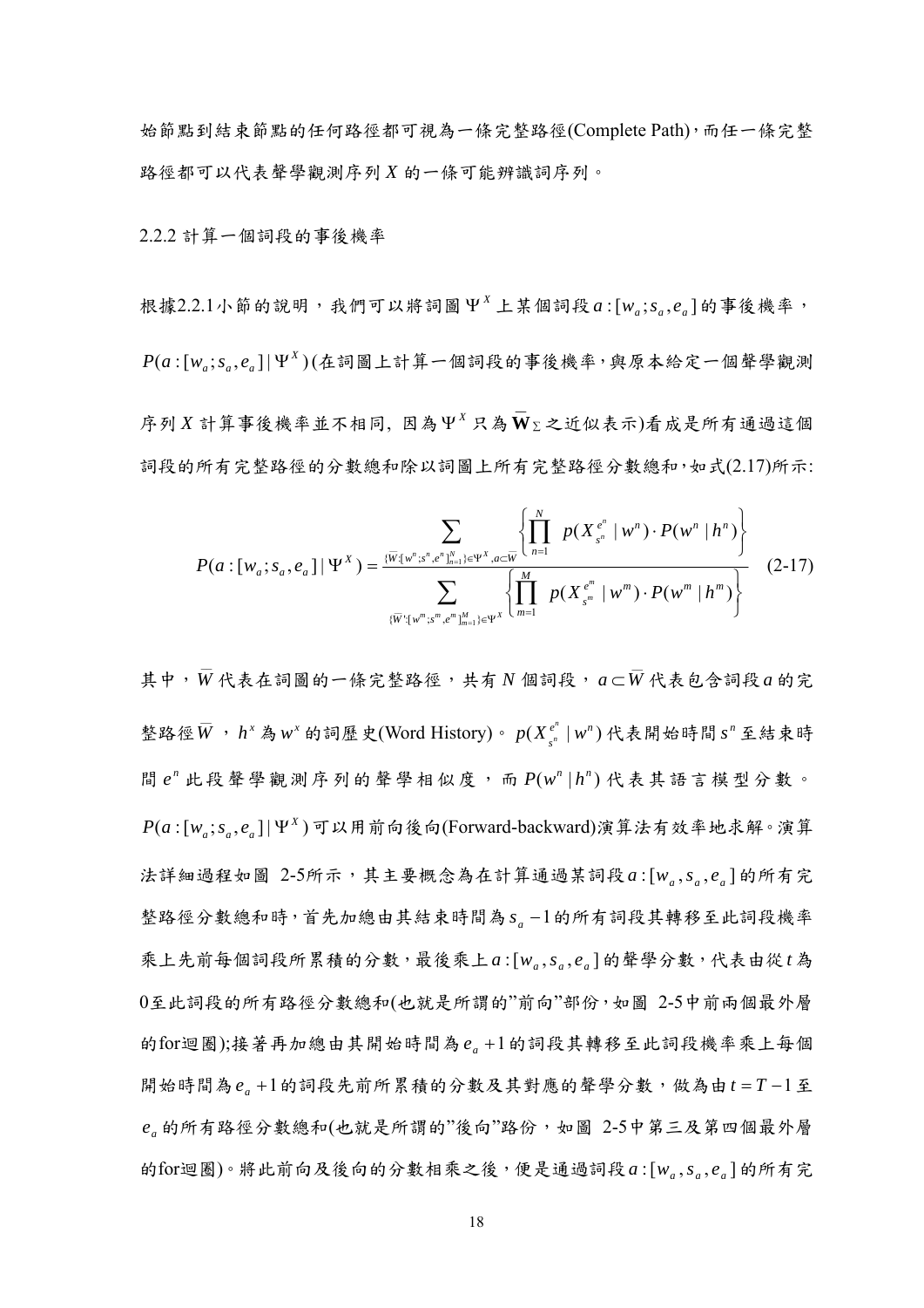始節點到結束節點的任何路徑都可視為一條完整路徑(Complete Path)，而任一條完整路徑都可以代表聲學觀測序列 $X$ 的一條可能辨識詞序列。

### 2.2.2 計算一個詞段的事後機率

根據2.2.1小節的說明，我們可以將詞圖 $\Psi^X$ 上某個詞段 $a:[w_a;s_a,e_a]$ 的事後機率，$P(a:[w_a;s_a,e_a]\,|\,\Psi^X)$ (在詞圖上計算一個詞段的事後機率，與原本給定一個聲學觀測序列 $X$ 計算事後機率並不相同，因為 $\Psi^X$ 只為 $\mathbf{W}_\Sigma$ 之近似表示)看成是所有通過這個詞段的所有完整路徑的分數總和除以詞圖上所有完整路徑分數總和，如式(2.17)所示:

$$
P(a:[w_a;s_a,e_a]\,|\,\Psi^X)=\frac{\displaystyle\sum_{\{\bar{W}:[w^n;s^n,e^n]_{n=1}^N\}\in\Psi^X,\,a\subset\bar{W}}\left\{\prod_{n=1}^{N}\;p(X_{s^n}^{e^n}\,|\,w^n)\cdot P(w^n\,|\,h^n)\right\}}{\displaystyle\sum_{\{\bar{W}':[w^m;s^m,e^m]_{m=1}^M\}\in\Psi^X}\left\{\prod_{m=1}^{M}\;p(X_{s^m}^{e^m}\,|\,w^m)\cdot P(w^m\,|\,h^m)\right\}} \quad (2\text{-}17)
$$

其中，$\bar{W}$ 代表在詞圖的一條完整路徑，共有 $N$ 個詞段，$a\subset\bar{W}$ 代表包含詞段 $a$ 的完整路徑 $\bar{W}$，$h^x$ 為 $w^x$ 的詞歷史(Word History)。$p(X_{s^n}^{e^n}\,|\,w^n)$ 代表開始時間 $s^n$ 至結束時間 $e^n$ 此段聲學觀測序列的聲學相似度，而 $P(w^n\,|\,h^n)$ 代表其語言模型分數。$P(a:[w_a;s_a,e_a]\,|\,\Psi^X)$ 可以用前向後向(Forward-backward)演算法有效率地求解。演算法詳細過程如圖 2-5所示，其主要概念為在計算通過某詞段 $a:[w_a,s_a,e_a]$ 的所有完整路徑分數總和時，首先加總由其結束時間為 $s_a-1$ 的所有詞段其轉移至此詞段機率乘上先前每個詞段所累積的分數，最後乘上 $a:[w_a,s_a,e_a]$ 的聲學分數，代表由從 $t$ 為 $0$ 至此詞段的所有路徑分數總和(也就是所謂的”前向”部份，如圖 2-5中前兩個最外層的for迴圈);接著再加總由其開始時間為 $e_a+1$ 的詞段其轉移至此詞段機率乘上每個開始時間為 $e_a+1$ 的詞段先前所累積的分數及其對應的聲學分數，做為由 $t=T-1$ 至 $e_a$ 的所有路徑分數總和(也就是所謂的”後向”路份，如圖 2-5中第三及第四個最外層的for迴圈)。將此前向及後向的分數相乘之後，便是通過詞段 $a:[w_a,s_a,e_a]$ 的所有完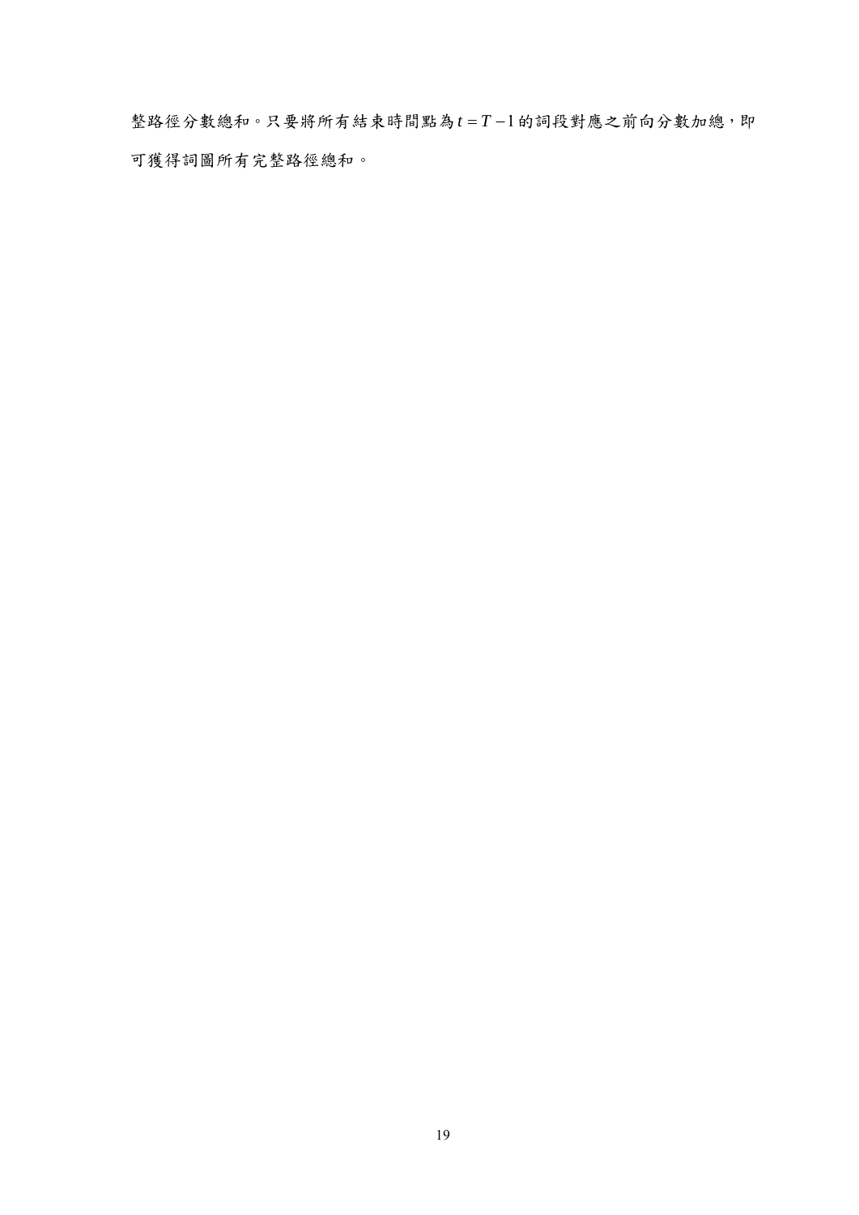整路徑分數總和。只要將所有結束時間點為$t = T - 1$的詞段對應之前向分數加總，即可獲得詞圖所有完整路徑總和。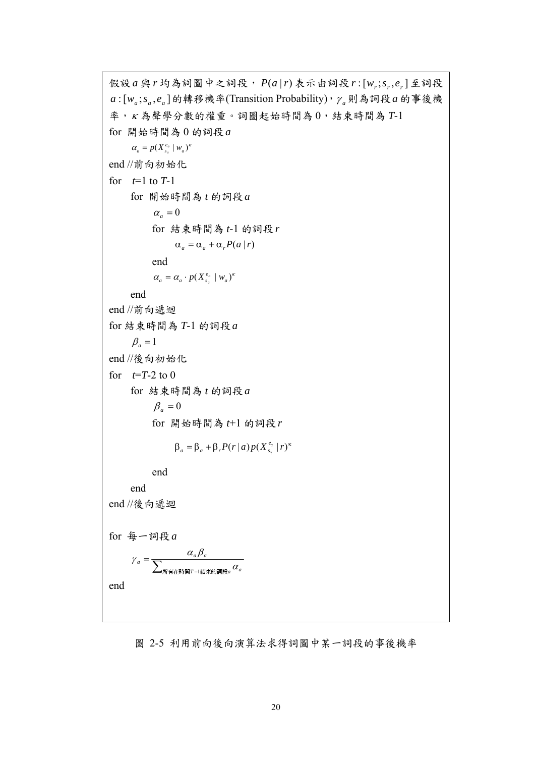假設 $a$ 與 $r$ 均為詞圖中之詞段，$P(a|r)$ 表示由詞段 $r:[w_r;s_r,e_r]$ 至詞段 $a:[w_a;s_a,e_a]$ 的轉移機率(Transition Probability)，$\gamma_a$ 則為詞段 $a$ 的事後機率，$\kappa$ 為聲學分數的權重。詞圖起始時間為 0，結束時間為 $T$-1

for 開始時間為 0 的詞段 $a$

$\qquad \alpha_a = p(X_{s_a}^{e_a} | w_a)^{\kappa}$

end //前向初始化

for $\quad t$=1 to $T$-1

$\qquad$ for 開始時間為 $t$ 的詞段 $a$

$\qquad\qquad \alpha_a = 0$

$\qquad\qquad$ for 結束時間為 $t$-1 的詞段 $r$

$\qquad\qquad\qquad \alpha_a = \alpha_a + \alpha_r P(a|r)$

$\qquad\qquad$ end

$\qquad\qquad \alpha_a = \alpha_a \cdot p(X_{s_a}^{e_a} | w_a)^{\kappa}$

$\qquad$ end

end //前向遞迴

for 結束時間為 $T$-1 的詞段 $a$

$\qquad \beta_a = 1$

end //後向初始化

for $\quad t$=$T$-2 to 0

$\qquad$ for 結束時間為 $t$ 的詞段 $a$

$\qquad\qquad \beta_a = 0$

$\qquad\qquad$ for 開始時間為 $t$+1 的詞段 $r$

$\qquad\qquad\qquad \beta_a = \beta_a + \beta_r P(r|a) p(X_{s_r}^{e_r} | r)^{\kappa}$

$\qquad\qquad$ end

$\qquad$ end

end //後向遞迴

for 每一詞段 $a$

$$\gamma_a = \frac{\alpha_a \beta_a}{\sum_{\text{所有在時間}T-1\text{結束的詞段}a} \alpha_a}$$

end

圖 2-5 利用前向後向演算法求得詞圖中某一詞段的事後機率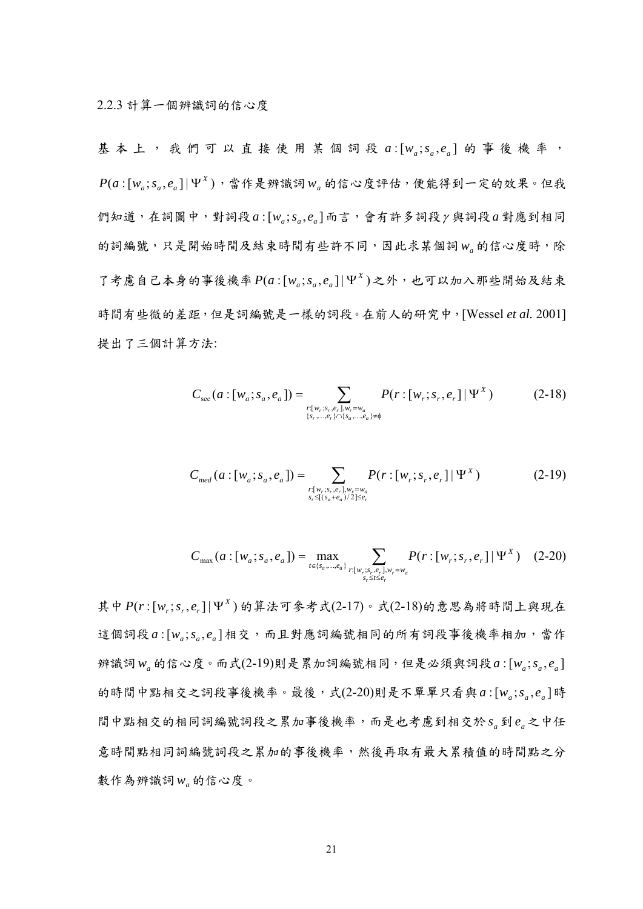### 2.2.3 計算一個辨識詞的信心度

基本上，我們可以直接使用某個詞段 $a:[w_a;s_a,e_a]$ 的事後機率，$P(a:[w_a;s_a,e_a]|\Psi^X)$，當作是辨識詞 $w_a$ 的信心度評估，便能得到一定的效果。但我們知道，在詞圖中，對詞段 $a:[w_a;s_a,e_a]$ 而言，會有許多詞段 $\gamma$ 與詞段 $a$ 對應到相同的詞編號，只是開始時間及結束時間有些許不同，因此求某個詞 $w_a$ 的信心度時，除了考慮自己本身的事後機率 $P(a:[w_a;s_a,e_a]|\Psi^X)$ 之外，也可以加入那些開始及結束時間有些微的差距，但是詞編號是一樣的詞段。在前人的研究中，[Wessel *et al.* 2001] 提出了三個計算方法:

$$C_{\sec}(a:[w_a;s_a,e_a]) = \sum_{\substack{r:[w_r;s_r,e_r],w_r=w_a \\ \{s_r,\ldots,e_r\}\cap\{s_a,\ldots,e_a\}\neq\phi}} P(r:[w_r;s_r,e_r]|\Psi^X) \tag{2-18}$$

$$C_{med}(a:[w_a;s_a,e_a]) = \sum_{\substack{r:[w_r;s_r,e_r],w_r=w_a \\ s_r\leq[(s_a+e_a)/2]\leq e_r}} P(r:[w_r;s_r,e_r]|\Psi^X) \tag{2-19}$$

$$C_{\max}(a:[w_a;s_a,e_a]) = \max_{t\in\{s_a,\ldots,e_a\}} \sum_{\substack{r:[w_r;s_r,e_r],w_r=w_a \\ s_r\leq t\leq e_r}} P(r:[w_r;s_r,e_r]|\Psi^X) \tag{2-20}$$

其中 $P(r:[w_r;s_r,e_r]|\Psi^X)$ 的算法可參考式(2-17)。式(2-18)的意思為將時間上與現在這個詞段 $a:[w_a;s_a,e_a]$ 相交，而且對應詞編號相同的所有詞段事後機率相加，當作辨識詞 $w_a$ 的信心度。而式(2-19)則是累加詞編號相同，但是必須與詞段 $a:[w_a;s_a,e_a]$ 的時間中點相交之詞段事後機率。最後，式(2-20)則是不單單只看與 $a:[w_a;s_a,e_a]$ 時間中點相交的相同詞編號詞段之累加事後機率，而是也考慮到相交於 $s_a$ 到 $e_a$ 之中任意時間點相同詞編號詞段之累加的事後機率，然後再取有最大累積值的時間點之分數作為辨識詞 $w_a$ 的信心度。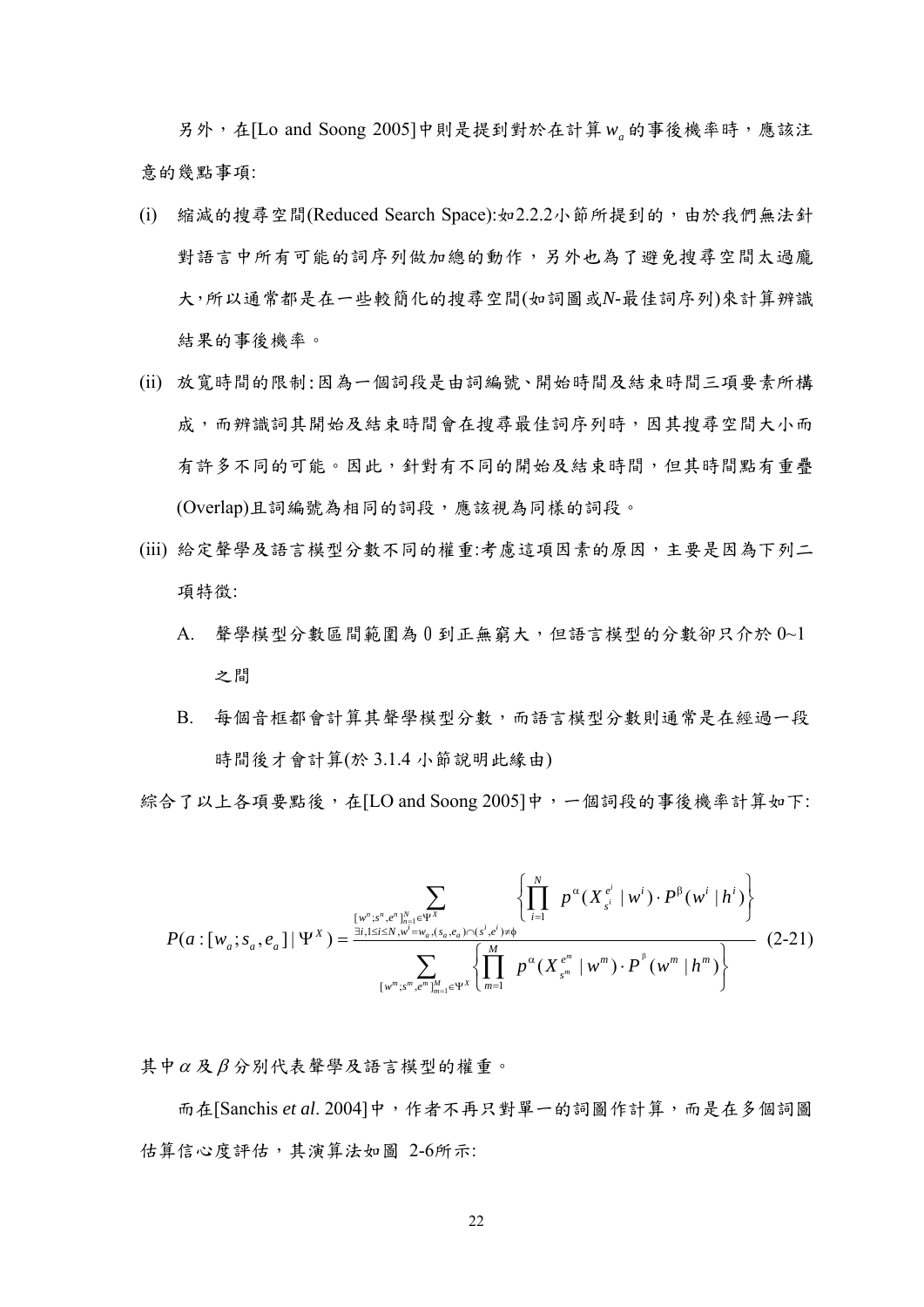另外，在[Lo and Soong 2005]中則是提到對於在計算 $w_a$ 的事後機率時，應該注意的幾點事項:

(i) 縮減的搜尋空間(Reduced Search Space):如2.2.2小節所提到的，由於我們無法針對語言中所有可能的詞序列做加總的動作，另外也為了避免搜尋空間太過龐大,所以通常都是在一些較簡化的搜尋空間(如詞圖或*N*-最佳詞序列)來計算辨識結果的事後機率。

(ii) 放寬時間的限制:因為一個詞段是由詞編號、開始時間及結束時間三項要素所構成，而辨識詞其開始及結束時間會在搜尋最佳詞序列時，因其搜尋空間大小而有許多不同的可能。因此，針對有不同的開始及結束時間，但其時間點有重疊(Overlap)且詞編號為相同的詞段，應該視為同樣的詞段。

(iii) 給定聲學及語言模型分數不同的權重:考慮這項因素的原因，主要是因為下列二項特徵:

   A. 聲學模型分數區間範圍為 0 到正無窮大，但語言模型的分數卻只介於 0~1 之間

   B. 每個音框都會計算其聲學模型分數，而語言模型分數則通常是在經過一段時間後才會計算(於 3.1.4 小節說明此緣由)

綜合了以上各項要點後，在[LO and Soong 2005]中，一個詞段的事後機率計算如下:

$$
P(a:[w_a;s_a,e_a]\,|\,\Psi^X)=\frac{\displaystyle\sum_{\substack{[w^n;s^n,e^n]_{n=1}^{N}\in\Psi^X\\ \exists i,1\le i\le N,w^i=w_a,(s_a,e_a)\cap(s^i,e^i)\neq\phi}}\left\{\prod_{i=1}^{N}p^{\alpha}(X_{s^i}^{e^i}\,|\,w^i)\cdot P^{\beta}(w^i\,|\,h^i)\right\}}{\displaystyle\sum_{[w^m;s^m,e^m]_{m=1}^{M}\in\Psi^X}\left\{\prod_{m=1}^{M}p^{\alpha}(X_{s^m}^{e^m}\,|\,w^m)\cdot P^{\beta}(w^m\,|\,h^m)\right\}} \tag{2-21}
$$

其中 $\alpha$ 及 $\beta$ 分別代表聲學及語言模型的權重。

而在[Sanchis *et al*. 2004]中，作者不再只對單一的詞圖作計算，而是在多個詞圖估算信心度評估，其演算法如圖 2-6所示: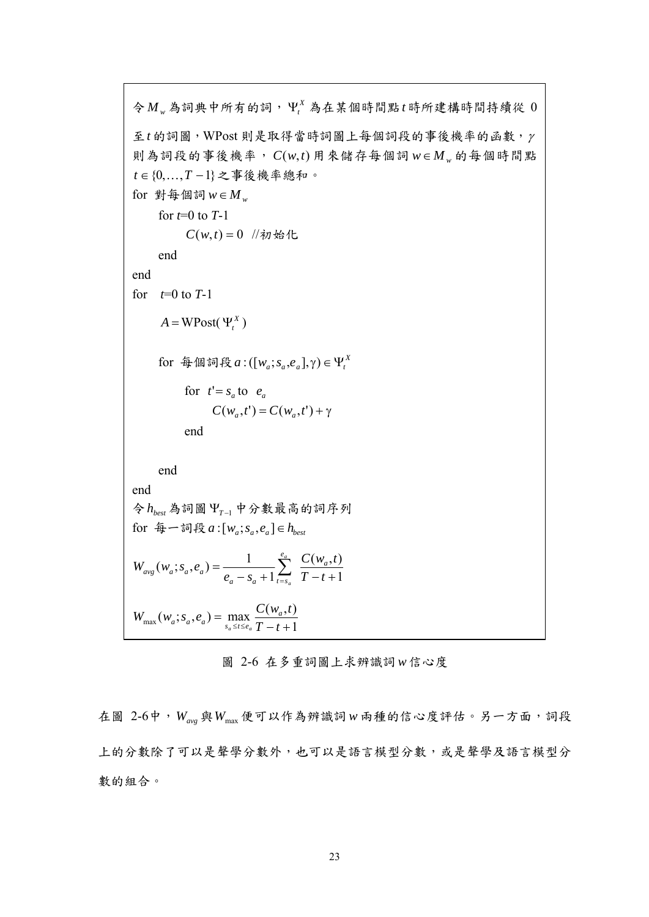令 $M_w$ 為詞典中所有的詞，$\Psi_t^X$ 為在某個時間點 $t$ 時所建構時間持續從 0 至 $t$ 的詞圖，WPost 則是取得當時詞圖上每個詞段的事後機率的函數，$\gamma$ 則為詞段的事後機率，$C(w,t)$ 用來儲存每個詞 $w \in M_w$ 的每個時間點 $t \in \{0,\ldots,T-1\}$ 之事後機率總和。

for 對每個詞 $w \in M_w$

  for $t$=0 to $T$-1

    $C(w,t) = 0$ //初始化

  end

end

for $t$=0 to $T$-1

  $A = \text{WPost}(\Psi_t^X)$

  for 每個詞段 $a : ([w_a; s_a, e_a], \gamma) \in \Psi_t^X$

    for $t' = s_a$ to $e_a$

      $C(w_a, t') = C(w_a, t') + \gamma$

    end

  end

end

令 $h_{best}$ 為詞圖 $\Psi_{T-1}$ 中分數最高的詞序列

for 每一詞段 $a : [w_a; s_a, e_a] \in h_{best}$

$$W_{avg}(w_a; s_a, e_a) = \frac{1}{e_a - s_a + 1} \sum_{t=s_a}^{e_a} \frac{C(w_a, t)}{T - t + 1}$$

$$W_{\max}(w_a; s_a, e_a) = \max_{s_a \le t \le e_a} \frac{C(w_a, t)}{T - t + 1}$$

圖 2-6 在多重詞圖上求辨識詞 $w$ 信心度

在圖 2-6中，$W_{avg}$ 與 $W_{\max}$ 便可以作為辨識詞 $w$ 兩種的信心度評估。另一方面，詞段上的分數除了可以是聲學分數外，也可以是語言模型分數，或是聲學及語言模型分數的組合。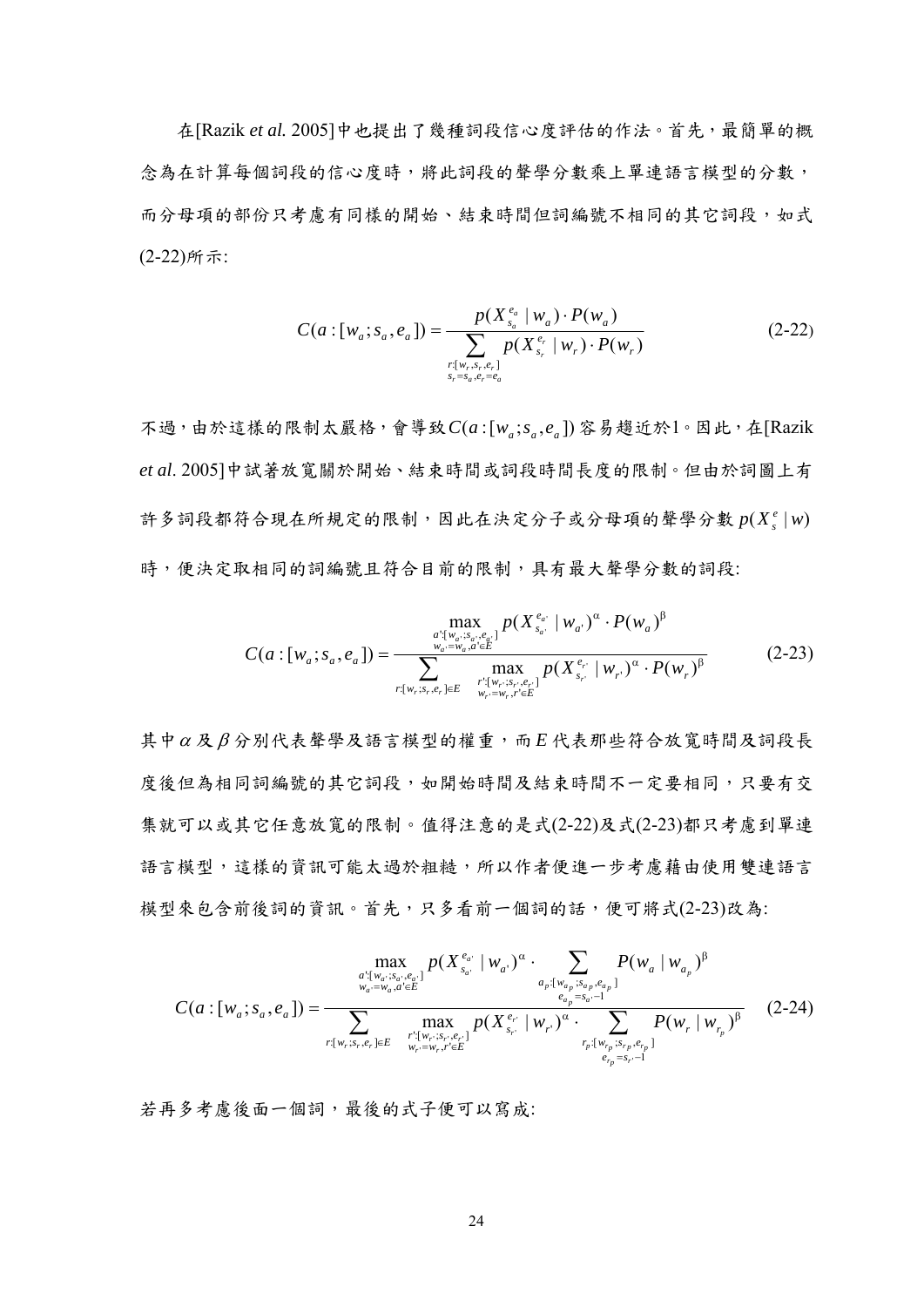在[Razik *et al.* 2005]中也提出了幾種詞段信心度評估的作法。首先，最簡單的概念為在計算每個詞段的信心度時，將此詞段的聲學分數乘上單連語言模型的分數，而分母項的部份只考慮有同樣的開始、結束時間但詞編號不相同的其它詞段，如式(2-22)所示:

$$C(a:[w_a;s_a,e_a]) = \frac{p(X_{s_a}^{e_a} \mid w_a) \cdot P(w_a)}{\sum_{\substack{r:[w_r,s_r,e_r] \\ s_r=s_a,e_r=e_a}} p(X_{s_r}^{e_r} \mid w_r) \cdot P(w_r)} \tag{2-22}$$

不過，由於這樣的限制太嚴格，會導致$C(a:[w_a;s_a,e_a])$容易趨近於1。因此，在[Razik *et al*. 2005]中試著放寬關於開始、結束時間或詞段時間長度的限制。但由於詞圖上有許多詞段都符合現在所規定的限制，因此在決定分子或分母項的聲學分數$p(X_s^e \mid w)$時，便決定取相同的詞編號且符合目前的限制，具有最大聲學分數的詞段:

$$C(a:[w_a;s_a,e_a]) = \frac{\max_{\substack{a':[w_{a'};s_{a'},e_{a'}] \\ w_{a'}=w_a,a'\in E}} p(X_{s_{a'}}^{e_{a'}} \mid w_{a'})^{\alpha} \cdot P(w_a)^{\beta}}{\sum_{r:[w_r;s_r,e_r]\in E} \max_{\substack{r':[w_{r'};s_{r'},e_{r'}] \\ w_{r'}=w_r,r'\in E}} p(X_{s_{r'}}^{e_{r'}} \mid w_{r'})^{\alpha} \cdot P(w_r)^{\beta}} \tag{2-23}$$

其中$\alpha$及$\beta$分別代表聲學及語言模型的權重，而$E$代表那些符合放寬時間及詞段長度後但為相同詞編號的其它詞段，如開始時間及結束時間不一定要相同，只要有交集就可以或其它任意放寬的限制。值得注意的是式(2-22)及式(2-23)都只考慮到單連語言模型，這樣的資訊可能太過於粗糙，所以作者便進一步考慮藉由使用雙連語言模型來包含前後詞的資訊。首先，只多看前一個詞的話，便可將式(2-23)改為:

$$C(a:[w_a;s_a,e_a]) = \frac{\max_{\substack{a':[w_{a'};s_{a'},e_{a'}] \\ w_{a'}=w_a,a'\in E}} p(X_{s_{a'}}^{e_{a'}} \mid w_{a'})^{\alpha} \cdot \sum_{\substack{a_p:[w_{a_p};s_{a_p},e_{a_p}] \\ e_{a_p}=s_{a'}-1}} P(w_a \mid w_{a_p})^{\beta}}{\sum_{r:[w_r;s_r,e_r]\in E} \max_{\substack{r':[w_{r'};s_{r'},e_{r'}] \\ w_{r'}=w_r,r'\in E}} p(X_{s_{r'}}^{e_{r'}} \mid w_{r'})^{\alpha} \cdot \sum_{\substack{r_p:[w_{r_p};s_{r_p},e_{r_p}] \\ e_{r_p}=s_{r'}-1}} P(w_r \mid w_{r_p})^{\beta}} \tag{2-24}$$

若再多考慮後面一個詞，最後的式子便可以寫成: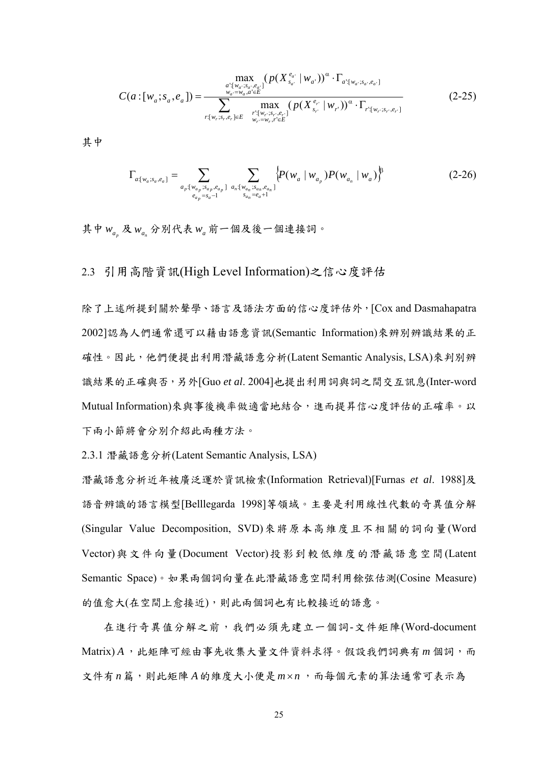$$C(a:[w_a;s_a,e_a]) = \frac{\max\limits_{\substack{a':[w_{a'};s_{a'},e_{a'}]\\ w_{a'}=w_a, a'\in E}} (p(X_{s_{a'}}^{e_{a'}} \mid w_{a'}))^{\alpha} \cdot \Gamma_{a':[w_{a'};s_{a'},e_{a'}]}}{\sum\limits_{r:[w_r;s_r,e_r]\in E} \max\limits_{\substack{r':[w_{r'};s_{r'},e_{r'}]\\ w_{r'}=w_r, r'\in E}} (p(X_{s_{r'}}^{e_{r'}} \mid w_{r'}))^{\alpha} \cdot \Gamma_{r':[w_{r'};s_{r'},e_{r'}]}} \tag{2-25}$$

其中

$$\Gamma_{a:[w_a;s_a,e_a]} = \sum_{\substack{a_p:[w_{a_p};s_{a_p},e_{a_p}]\\ e_{a_p}=s_a-1}} \sum_{\substack{a_n:[w_{a_n};s_{a_n},e_{a_n}]\\ s_{a_n}=e_a+1}} \left\{P(w_a \mid w_{a_p})P(w_{a_n} \mid w_a)\right\}^{\beta} \tag{2-26}$$

其中 $w_{a_p}$ 及 $w_{a_n}$ 分別代表 $w_a$ 前一個及後一個連接詞。

## 2.3 引用高階資訊(High Level Information)之信心度評估

除了上述所提到關於聲學、語言及語法方面的信心度評估外，[Cox and Dasmahapatra 2002]認為人們通常還可以藉由語意資訊(Semantic Information)來辨別辨識結果的正確性。因此，他們便提出利用潛藏語意分析(Latent Semantic Analysis, LSA)來判別辨識結果的正確與否，另外[Guo *et al*. 2004]也提出利用詞與詞之間交互訊息(Inter-word Mutual Information)來與事後機率做適當地結合，進而提昇信心度評估的正確率。以下兩小節將會分別介紹此兩種方法。

### 2.3.1 潛藏語意分析(Latent Semantic Analysis, LSA)

潛藏語意分析近年被廣泛運於資訊檢索(Information Retrieval)[Furnas *et al*. 1988]及語音辨識的語言模型[Belllegarda 1998]等領域。主要是利用線性代數的奇異值分解(Singular Value Decomposition, SVD)來將原本高維度且不相關的詞向量(Word Vector)與文件向量(Document Vector)投影到較低維度的潛藏語意空間(Latent Semantic Space)。如果兩個詞向量在此潛藏語意空間利用餘弦估測(Cosine Measure)的值愈大(在空間上愈接近)，則此兩個詞也有比較接近的語意。

在進行奇異值分解之前，我們必須先建立一個詞-文件矩陣(Word-document Matrix) $A$，此矩陣可經由事先收集大量文件資料求得。假設我們詞典有 $m$ 個詞，而文件有 $n$ 篇，則此矩陣 $A$ 的維度大小便是 $m \times n$，而每個元素的算法通常可表示為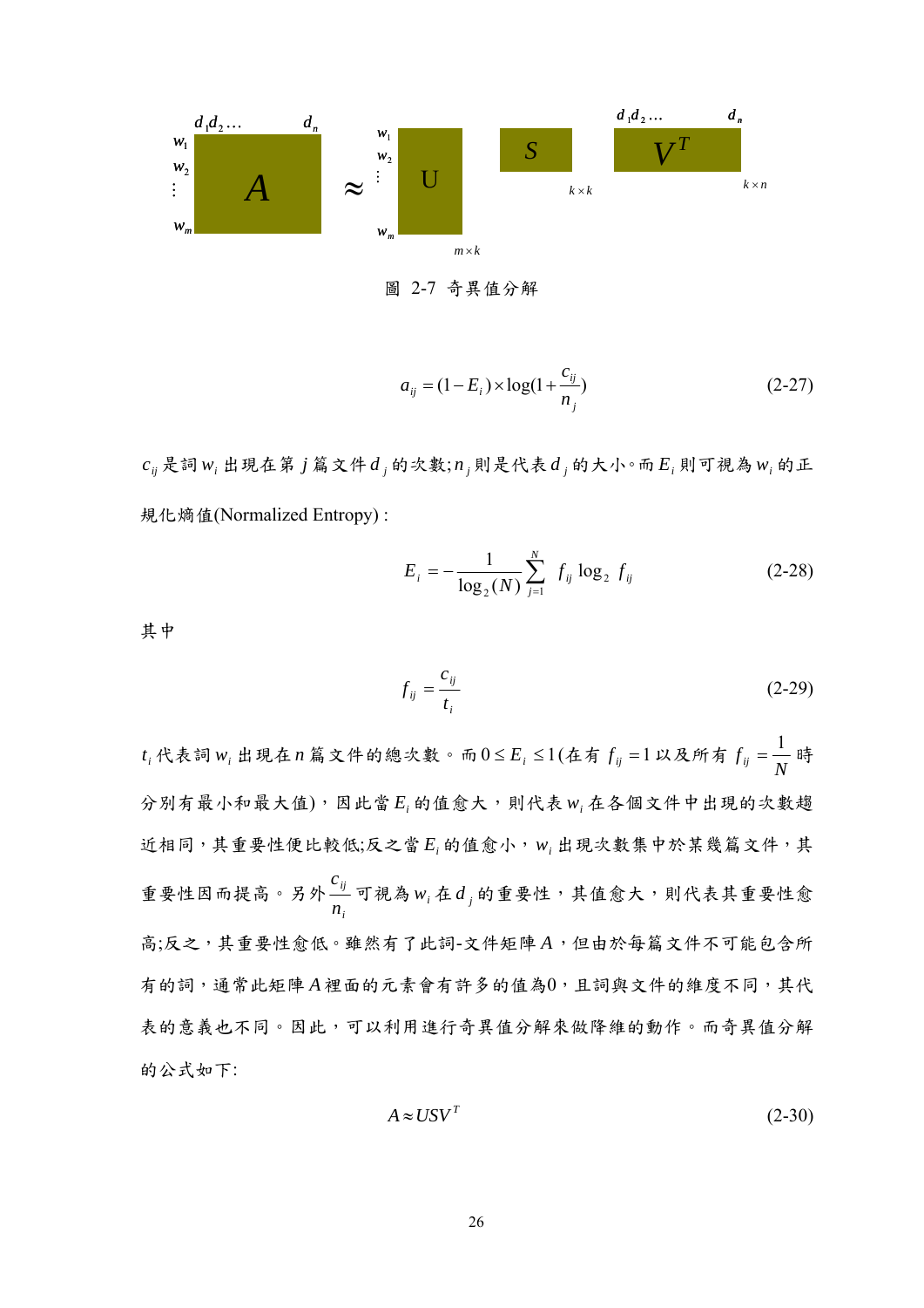$$A \approx U \, S \, V^T$$

圖 2-7 奇異值分解

$$a_{ij} = (1 - E_i) \times \log(1 + \frac{c_{ij}}{n_j}) \tag{2-27}$$

$c_{ij}$ 是詞 $w_i$ 出現在第 $j$ 篇文件 $d_j$ 的次數;$n_j$ 則是代表 $d_j$ 的大小。而 $E_i$ 則可視為 $w_i$ 的正規化熵值(Normalized Entropy) :

$$E_i = -\frac{1}{\log_2(N)} \sum_{j=1}^{N} f_{ij} \log_2 f_{ij} \tag{2-28}$$

其中

$$f_{ij} = \frac{c_{ij}}{t_i} \tag{2-29}$$

$t_i$ 代表詞 $w_i$ 出現在 $n$ 篇文件的總次數。而 $0 \le E_i \le 1$(在有 $f_{ij} = 1$ 以及所有 $f_{ij} = \frac{1}{N}$ 時分別有最小和最大值),因此當 $E_i$ 的值愈大,則代表 $w_i$ 在各個文件中出現的次數趨近相同,其重要性便比較低;反之當 $E_i$ 的值愈小,$w_i$ 出現次數集中於某幾篇文件,其重要性因而提高。另外 $\frac{c_{ij}}{n_i}$ 可視為 $w_i$ 在 $d_j$ 的重要性,其值愈大,則代表其重要性愈高;反之,其重要性愈低。雖然有了此詞-文件矩陣 $A$,但由於每篇文件不可能包含所有的詞,通常此矩陣 $A$ 裡面的元素會有許多的值為0,且詞與文件的維度不同,其代表的意義也不同。因此,可以利用進行奇異值分解來做降維的動作。而奇異值分解的公式如下:

$$A \approx USV^T \tag{2-30}$$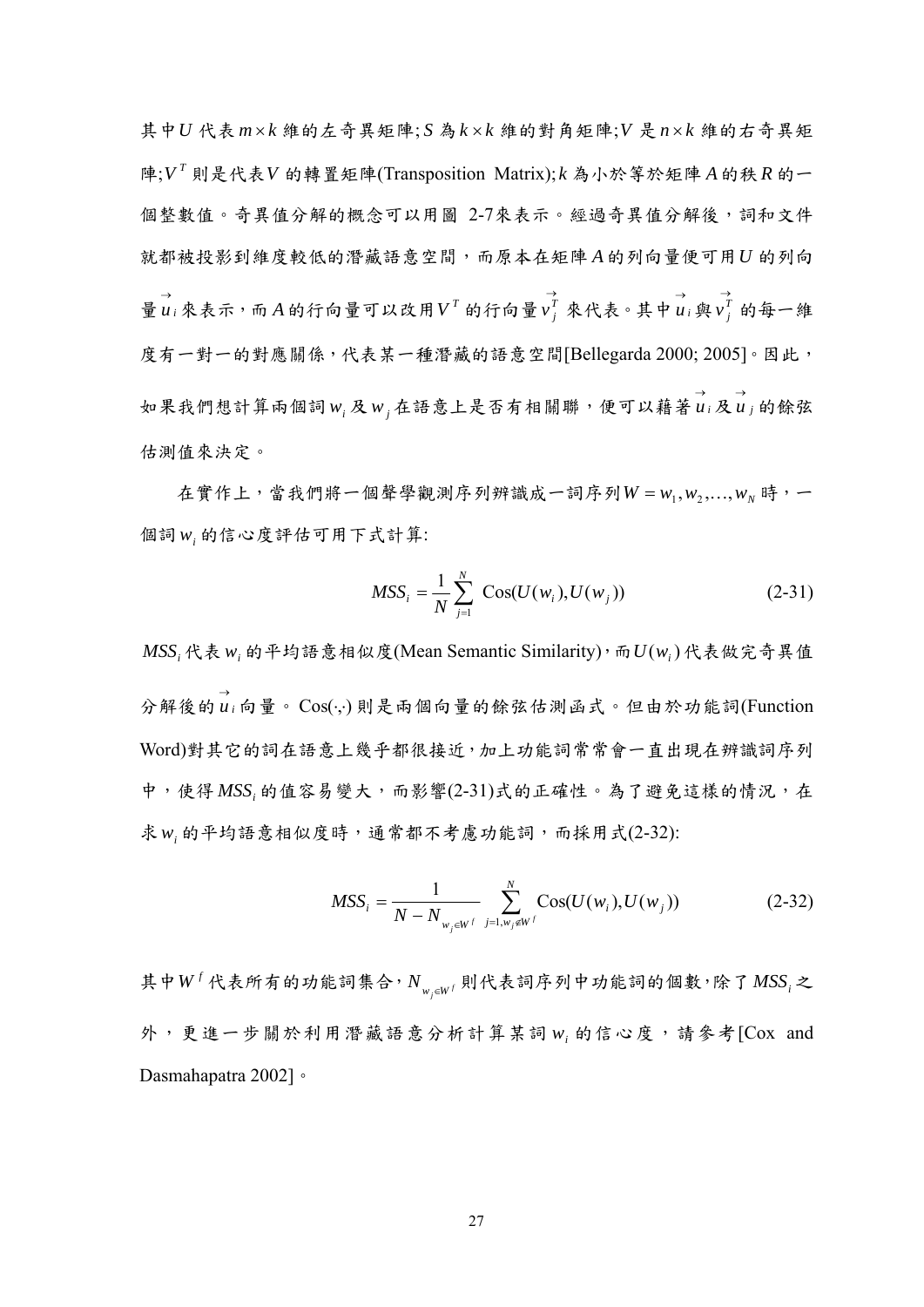其中$U$代表$m \times k$維的左奇異矩陣;$S$為$k \times k$維的對角矩陣;$V$是$n \times k$維的右奇異矩陣;$V^T$則是代表$V$的轉置矩陣(Transposition Matrix);$k$為小於等於矩陣$A$的秩$R$的一個整數值。奇異值分解的概念可以用圖 2-7來表示。經過奇異值分解後，詞和文件就都被投影到維度較低的潛藏語意空間，而原本在矩陣$A$的列向量便可用$U$的列向量$\vec{u}_i$來表示，而$A$的行向量可以改用$V^T$的行向量$\vec{v}_j^T$來代表。其中$\vec{u}_i$與$\vec{v}_j^T$的每一維度有一對一的對應關係，代表某一種潛藏的語意空間[Bellegarda 2000; 2005]。因此，如果我們想計算兩個詞$w_i$及$w_j$在語意上是否有相關聯，便可以藉著$\vec{u}_i$及$\vec{u}_j$的餘弦估測值來決定。

在實作上，當我們將一個聲學觀測序列辨識成一詞序列$W = w_1, w_2, \ldots, w_N$時，一個詞$w_i$的信心度評估可用下式計算:

$$MSS_i = \frac{1}{N}\sum_{j=1}^{N} \text{Cos}(U(w_i), U(w_j)) \tag{2-31}$$

$MSS_i$代表$w_i$的平均語意相似度(Mean Semantic Similarity)，而$U(w_i)$代表做完奇異值分解後的$\vec{u}_i$向量。$\text{Cos}(\cdot,\cdot)$則是兩個向量的餘弦估測函式。但由於功能詞(Function Word)對其它的詞在語意上幾乎都很接近，加上功能詞常常會一直出現在辨識詞序列中，使得$MSS_i$的值容易變大，而影響(2-31)式的正確性。為了避免這樣的情況，在求$w_i$的平均語意相似度時，通常都不考慮功能詞，而採用式(2-32):

$$MSS_i = \frac{1}{N - N_{w_j \in W^f}} \sum_{j=1, w_j \notin W^f}^{N} \text{Cos}(U(w_i), U(w_j)) \tag{2-32}$$

其中$W^f$代表所有的功能詞集合，$N_{w_j \in W^f}$則代表詞序列中功能詞的個數，除了$MSS_i$之外，更進一步關於利用潛藏語意分析計算某詞$w_i$的信心度，請參考[Cox and Dasmahapatra 2002]。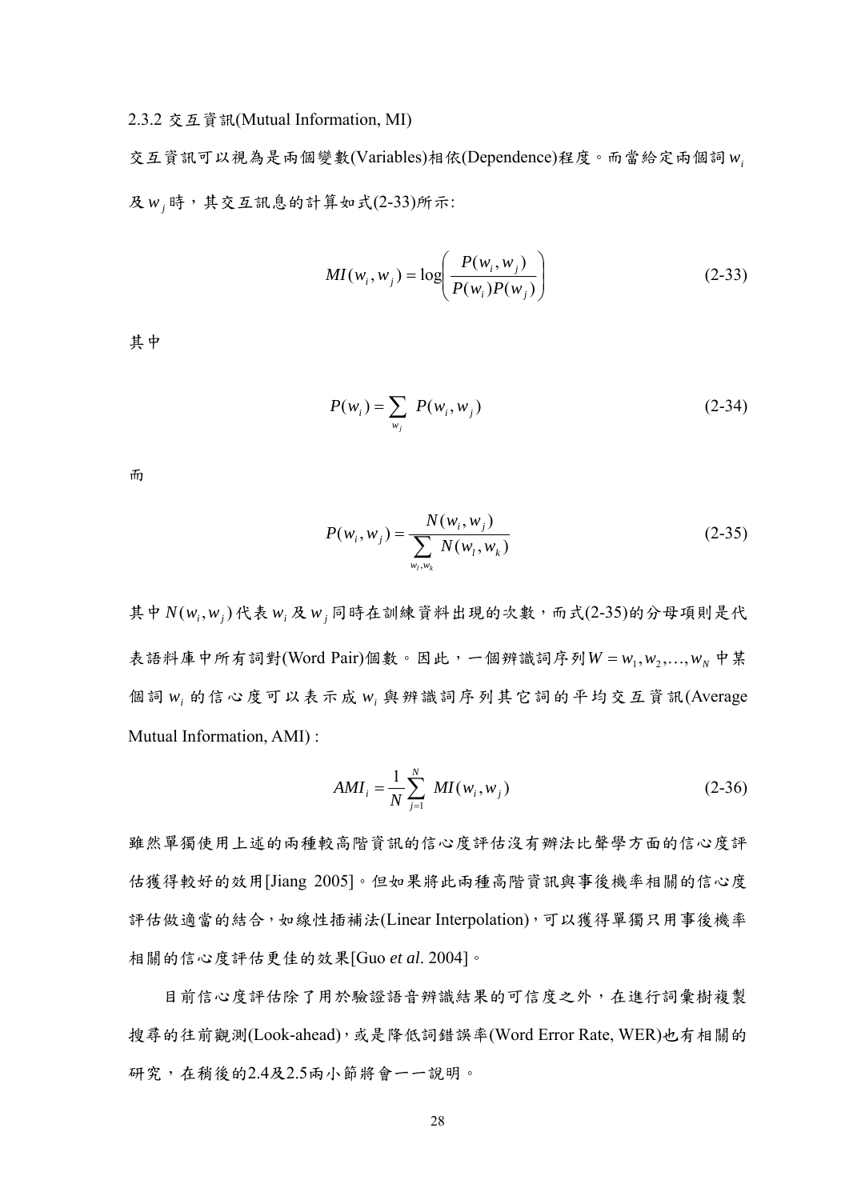### 2.3.2 交互資訊(Mutual Information, MI)

交互資訊可以視為是兩個變數(Variables)相依(Dependence)程度。而當給定兩個詞 $w_i$ 及 $w_j$ 時，其交互訊息的計算如式(2-33)所示:

$$MI(w_i, w_j) = \log\left(\frac{P(w_i, w_j)}{P(w_i)P(w_j)}\right) \tag{2-33}$$

其中

$$P(w_i) = \sum_{w_j} P(w_i, w_j) \tag{2-34}$$

而

$$P(w_i, w_j) = \frac{N(w_i, w_j)}{\sum_{w_l, w_k} N(w_l, w_k)} \tag{2-35}$$

其中 $N(w_i, w_j)$ 代表 $w_i$ 及 $w_j$ 同時在訓練資料出現的次數，而式(2-35)的分母項則是代表語料庫中所有詞對(Word Pair)個數。因此，一個辨識詞序列 $W = w_1, w_2, \ldots, w_N$ 中某個詞 $w_i$ 的信心度可以表示成 $w_i$ 與辨識詞序列其它詞的平均交互資訊(Average Mutual Information, AMI) :

$$AMI_i = \frac{1}{N}\sum_{j=1}^{N} MI(w_i, w_j) \tag{2-36}$$

雖然單獨使用上述的兩種較高階資訊的信心度評估沒有辦法比聲學方面的信心度評估獲得較好的效用[Jiang 2005]。但如果將此兩種高階資訊與事後機率相關的信心度評估做適當的結合，如線性插補法(Linear Interpolation)，可以獲得單獨只用事後機率相關的信心度評估更佳的效果[Guo *et al*. 2004]。

目前信心度評估除了用於驗證語音辨識結果的可信度之外，在進行詞彙樹複製搜尋的往前觀測(Look-ahead)，或是降低詞錯誤率(Word Error Rate, WER)也有相關的研究，在稍後的2.4及2.5兩小節將會一一說明。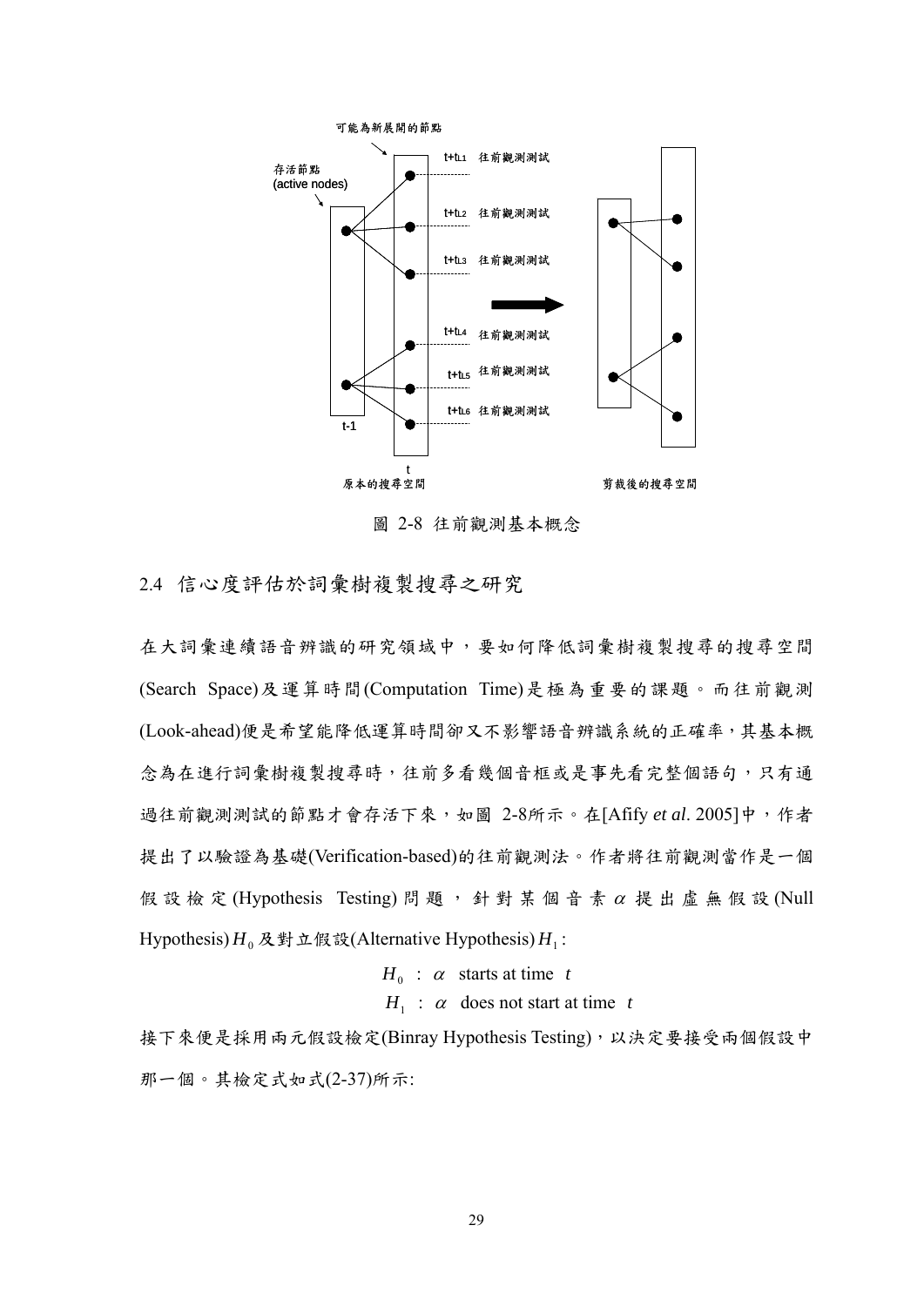圖 2-8 往前觀測基本概念

## 2.4 信心度評估於詞彙樹複製搜尋之研究

在大詞彙連續語音辨識的研究領域中，要如何降低詞彙樹複製搜尋的搜尋空間(Search Space)及運算時間(Computation Time)是極為重要的課題。而往前觀測(Look-ahead)便是希望能降低運算時間卻又不影響語音辨識系統的正確率，其基本概念為在進行詞彙樹複製搜尋時，往前多看幾個音框或是事先看完整個語句，只有通過往前觀測測試的節點才會存活下來，如圖 2-8所示。在[Afify *et al*. 2005]中，作者提出了以驗證為基礎(Verification-based)的往前觀測法。作者將往前觀測當作是一個假設檢定(Hypothesis Testing)問題，針對某個音素 $\alpha$ 提出虛無假設(Null Hypothesis) $H_0$ 及對立假設(Alternative Hypothesis) $H_1$ :

$$H_0 \ : \ \alpha \ \text{ starts at time } \ t$$

$$H_1 \ : \ \alpha \ \text{ does not start at time } \ t$$

接下來便是採用兩元假設檢定(Binray Hypothesis Testing)，以決定要接受兩個假設中那一個。其檢定式如式(2-37)所示: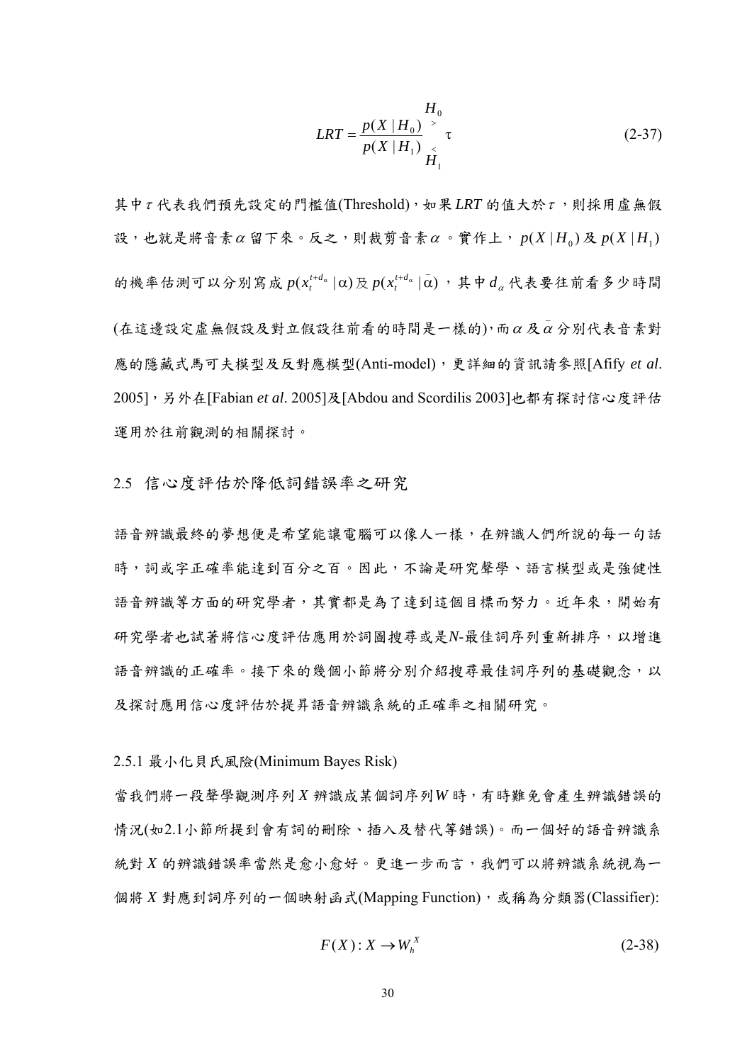$$LRT = \frac{p(X \mid H_0)}{p(X \mid H_1)} \mathop{\gtrless}_{H_1}^{H_0} \tau \tag{2-37}$$

其中$\tau$代表我們預先設定的門檻值(Threshold)，如果$LRT$的值大於$\tau$，則採用虛無假設，也就是將音素$\alpha$留下來。反之，則裁剪音素$\alpha$。實作上，$p(X \mid H_0)$及$p(X \mid H_1)$的機率估測可以分別寫成$p(x_t^{t+d_\alpha} \mid \alpha)$及$p(x_t^{t+d_\alpha} \mid \bar{\alpha})$，其中$d_\alpha$代表要往前看多少時間(在這邊設定虛無假設及對立假設往前看的時間是一樣的)，而$\alpha$及$\bar{\alpha}$分別代表音素對應的隱藏式馬可夫模型及反對應模型(Anti-model)，更詳細的資訊請參照[Afify *et al*. 2005]，另外在[Fabian *et al*. 2005]及[Abdou and Scordilis 2003]也都有探討信心度評估運用於往前觀測的相關探討。

## 2.5 信心度評估於降低詞錯誤率之研究

語音辨識最終的夢想便是希望能讓電腦可以像人一樣，在辨識人們所說的每一句話時，詞或字正確率能達到百分之百。因此，不論是研究聲學、語言模型或是強健性語音辨識等方面的研究學者，其實都是為了達到這個目標而努力。近年來，開始有研究學者也試著將信心度評估應用於詞圖搜尋或是*N*-最佳詞序列重新排序，以增進語音辨識的正確率。接下來的幾個小節將分別介紹搜尋最佳詞序列的基礎觀念，以及探討應用信心度評估於提昇語音辨識系統的正確率之相關研究。

### 2.5.1 最小化貝氏風險(Minimum Bayes Risk)

當我們將一段聲學觀測序列$X$辨識成某個詞序列$W$時，有時難免會產生辨識錯誤的情況(如2.1小節所提到會有詞的刪除、插入及替代等錯誤)。而一個好的語音辨識系統對$X$的辨識錯誤率當然是愈小愈好。更進一步而言，我們可以將辨識系統視為一個將$X$對應到詞序列的一個映射函式(Mapping Function)，或稱為分類器(Classifier):

$$F(X): X \rightarrow W_h^X \tag{2-38}$$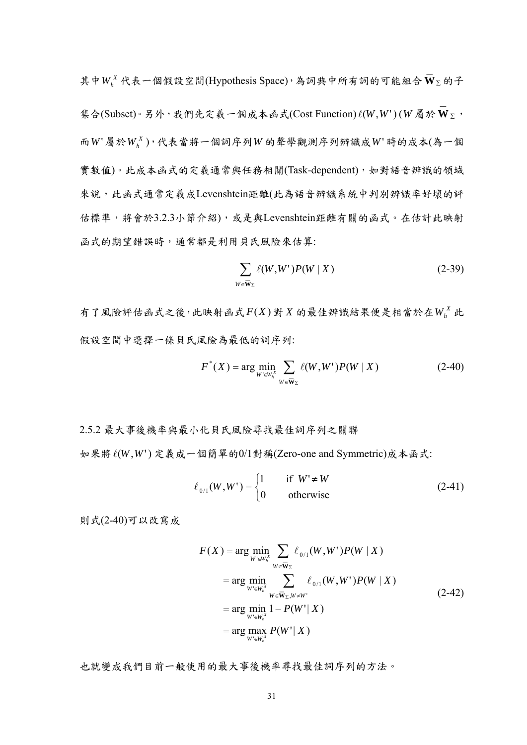其中$W_h^X$代表一個假設空間(Hypothesis Space)，為詞典中所有詞的可能組合$\overline{\mathbf{W}}_\Sigma$的子集合(Subset)。另外，我們先定義一個成本函式(Cost Function) $\ell(W,W')$ ($W$屬於$\overline{\mathbf{W}}_\Sigma$，而$W'$屬於$W_h^X$)，代表當將一個詞序列$W$的聲學觀測序列辨識成$W'$時的成本(為一個實數值)。此成本函式的定義通常與任務相關(Task-dependent)，如對語音辨識的領域來說，此函式通常定義成Levenshtein距離(此為語音辨識系統中判別辨識率好壞的評估標準，將會於3.2.3小節介紹)，或是與Levenshtein距離有關的函式。在估計此映射函式的期望錯誤時，通常都是利用貝氏風險來估算:

$$\sum_{W \in \overline{\mathbf{W}}_\Sigma} \ell(W,W')P(W \mid X) \tag{2-39}$$

有了風險評估函式之後，此映射函式$F(X)$對$X$的最佳辨識結果便是相當於在$W_h^X$此假設空間中選擇一條貝氏風險為最低的詞序列:

$$F^*(X) = \arg\min_{W' \in W_h^X} \sum_{W \in \overline{\mathbf{W}}_\Sigma} \ell(W,W')P(W \mid X) \tag{2-40}$$

## 2.5.2 最大事後機率與最小化貝氏風險尋找最佳詞序列之關聯

如果將$\ell(W,W')$定義成一個簡單的0/1對稱(Zero-one and Symmetric)成本函式:

$$\ell_{0/1}(W,W') = \begin{cases} 1 & \text{if } W' \neq W \\ 0 & \text{otherwise} \end{cases} \tag{2-41}$$

則式(2-40)可以改寫成

$$\begin{aligned} F(X) &= \arg\min_{W' \in W_h^X} \sum_{W \in \overline{\mathbf{W}}_\Sigma} \ell_{0/1}(W,W')P(W \mid X) \\ &= \arg\min_{W' \in W_h^X} \sum_{W \in \overline{\mathbf{W}}_\Sigma, W \neq W'} \ell_{0/1}(W,W')P(W \mid X) \\ &= \arg\min_{W' \in W_h^X} 1 - P(W' \mid X) \\ &= \arg\max_{W' \in W_h^X} P(W' \mid X) \end{aligned} \tag{2-42}$$

也就變成我們目前一般使用的最大事後機率尋找最佳詞序列的方法。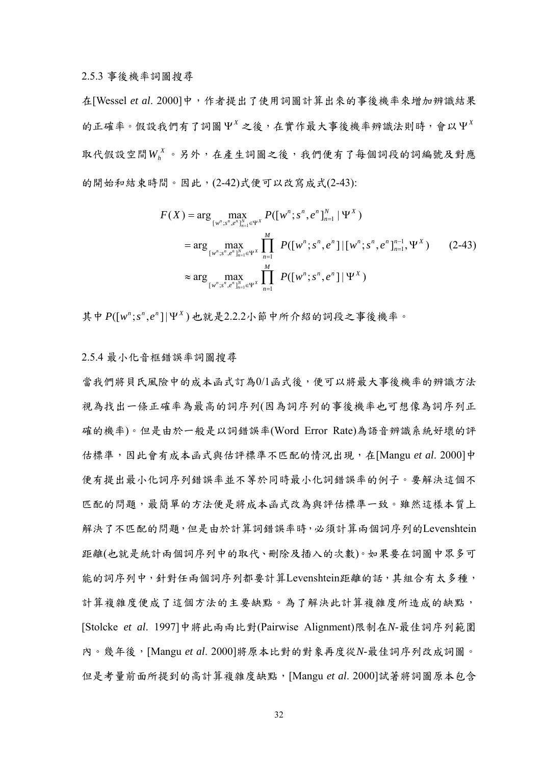### 2.5.3 事後機率詞圖搜尋

在[Wessel *et al*. 2000]中，作者提出了使用詞圖計算出來的事後機率來增加辨識結果的正確率。假設我們有了詞圖 $\Psi^X$ 之後，在實作最大事後機率辨識法則時，會以 $\Psi^X$ 取代假設空間 $W_h^X$ 。另外，在產生詞圖之後，我們便有了每個詞段的詞編號及對應的開始和結束時間。因此，(2-42)式便可以改寫成式(2-43):

$$
\begin{aligned}
F(X) &= \arg \max_{[w^n;s^n,e^n]_{n=1}^N \in \Psi^X} P([w^n;s^n,e^n]_{n=1}^N \mid \Psi^X) \\
&= \arg \max_{[w^n;s^n,e^n]_{n=1}^N \in \Psi^X} \prod_{n=1}^{M} P([w^n;s^n,e^n] \mid [w^n;s^n,e^n]_{n=1}^{n-1}, \Psi^X) \\
&\approx \arg \max_{[w^n;s^n,e^n]_{n=1}^N \in \Psi^X} \prod_{n=1}^{M} P([w^n;s^n,e^n] \mid \Psi^X)
\end{aligned} \tag{2-43}
$$

其中 $P([w^n;s^n,e^n] \mid \Psi^X)$ 也就是2.2.2小節中所介紹的詞段之事後機率。

### 2.5.4 最小化音框錯誤率詞圖搜尋

當我們將貝氏風險中的成本函式訂為0/1函式後，便可以將最大事後機率的辨識方法視為找出一條正確率為最高的詞序列(因為詞序列的事後機率也可想像為詞序列正確的機率)。但是由於一般是以詞錯誤率(Word Error Rate)為語音辨識系統好壞的評估標準，因此會有成本函式與估評標準不匹配的情況出現，在[Mangu *et al*. 2000]中便有提出最小化詞序列錯誤率並不等於同時最小化詞錯誤率的例子。要解決這個不匹配的問題，最簡單的方法便是將成本函式改為與評估標準一致。雖然這樣本質上解決了不匹配的問題，但是由於計算詞錯誤率時，必須計算兩個詞序列的Levenshtein距離(也就是統計兩個詞序列中的取代、刪除及插入的次數)。如果要在詞圖中眾多可能的詞序列中，針對任兩個詞序列都要計算Levenshtein距離的話，其組合有太多種，計算複雜度便成了這個方法的主要缺點。為了解決此計算複雜度所造成的缺點，[Stolcke *et al*. 1997]中將此兩兩比對(Pairwise Alignment)限制在*N*-最佳詞序列範圍內。幾年後，[Mangu *et al*. 2000]將原本比對的對象再度從*N*-最佳詞序列改成詞圖。但是考量前面所提到的高計算複雜度缺點，[Mangu *et al*. 2000]試著將詞圖原本包含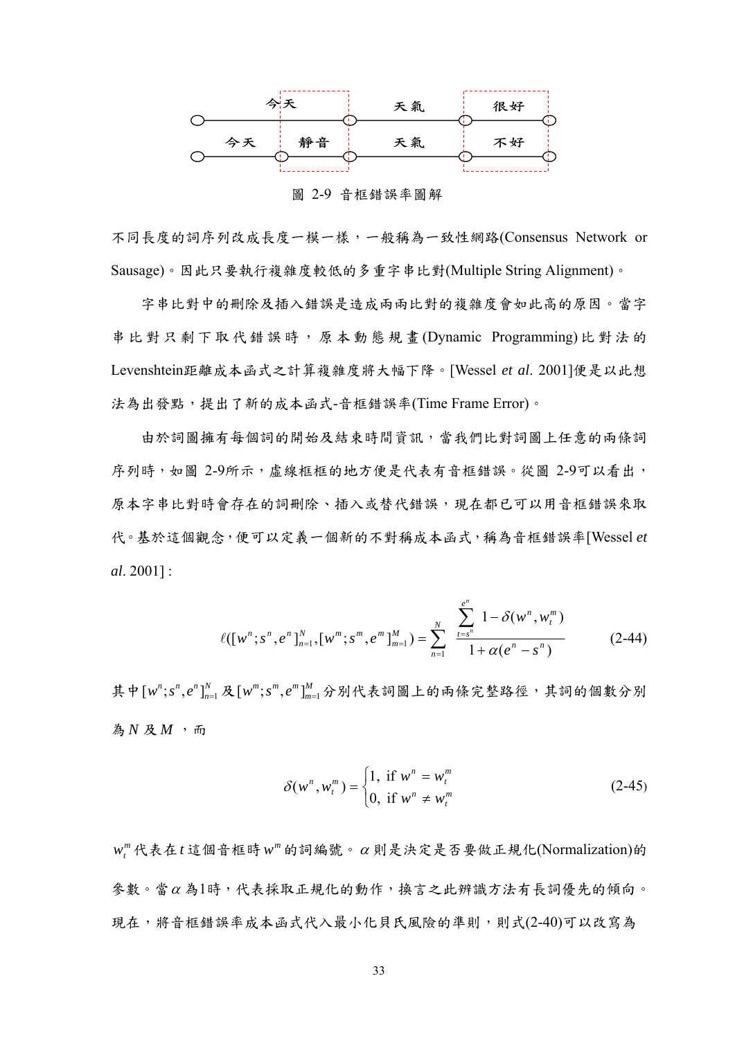圖 2-9 音框錯誤率圖解

不同長度的詞序列改成長度一模一樣，一般稱為一致性網路(Consensus Network or Sausage)。因此只要執行複雜度較低的多重字串比對(Multiple String Alignment)。

字串比對中的刪除及插入錯誤是造成兩兩比對的複雜度會如此高的原因。當字串比對只剩下取代錯誤時，原本動態規畫(Dynamic Programming)比對法的Levenshtein距離成本函式之計算複雜度將大幅下降。[Wessel *et al*. 2001]便是以此想法為出發點，提出了新的成本函式-音框錯誤率(Time Frame Error)。

由於詞圖擁有每個詞的開始及結束時間資訊，當我們比對詞圖上任意的兩條詞序列時，如圖 2-9所示，虛線框框的地方便是代表有音框錯誤。從圖 2-9可以看出，原本字串比對時會存在的詞刪除、插入或替代錯誤，現在都已可以用音框錯誤來取代。基於這個觀念，便可以定義一個新的不對稱成本函式，稱為音框錯誤率[Wessel *et al*. 2001] :

$$\ell([w^n;s^n,e^n]_{n=1}^N,[w^m;s^m,e^m]_{m=1}^M)=\sum_{n=1}^{N}\frac{\sum_{t=s^n}^{e^n}1-\delta(w^n,w_t^m)}{1+\alpha(e^n-s^n)} \tag{2-44}$$

其中$[w^n;s^n,e^n]_{n=1}^N$及$[w^m;s^m,e^m]_{m=1}^M$分別代表詞圖上的兩條完整路徑，其詞的個數分別為$N$及$M$，而

$$\delta(w^n,w_t^m)=\begin{cases}1, \text{ if } w^n = w_t^m\\ 0, \text{ if } w^n \neq w_t^m\end{cases} \tag{2-45}$$

$w_t^m$代表在$t$這個音框時$w^m$的詞編號。$\alpha$則是決定是否要做正規化(Normalization)的參數。當$\alpha$為1時，代表採取正規化的動作，換言之此辨識方法有長詞優先的傾向。現在，將音框錯誤率成本函式代入最小化貝氏風險的準則，則式(2-40)可以改寫為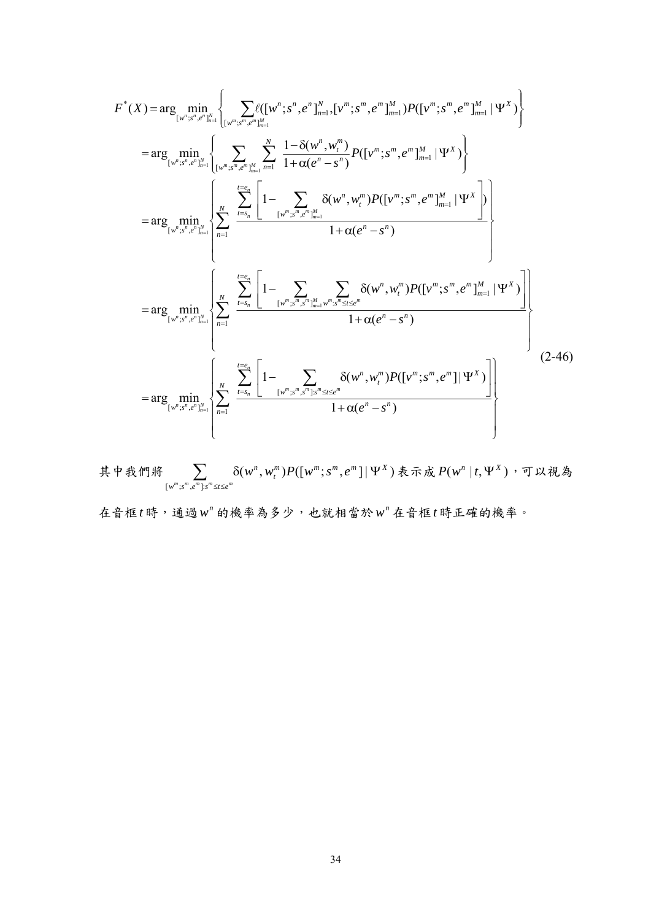$$
\begin{aligned}
F^{*}(X) &= \arg\min_{[w^n;s^n,e^n]_{n=1}^{N}} \left\{ \sum_{[w^m;s^m,e^m]_{m=1}^{M}} \ell([w^n;s^n,e^n]_{n=1}^{N},[v^m;s^m,e^m]_{m=1}^{M}) P([v^m;s^m,e^m]_{m=1}^{M} \mid \Psi^X) \right\} \\
&= \arg\min_{[w^n;s^n,e^n]_{n=1}^{N}} \left\{ \sum_{[w^m;s^m,e^m]_{m=1}^{M}} \sum_{n=1}^{N} \frac{1-\delta(w^n,w_t^m)}{1+\alpha(e^n-s^n)} P([v^m;s^m,e^m]_{m=1}^{M} \mid \Psi^X) \right\} \\
&= \arg\min_{[w^n;s^n,e^n]_{n=1}^{N}} \left\{ \sum_{n=1}^{N} \frac{\sum_{t=s_n}^{t=e_n} \left[ 1 - \sum_{[w^m;s^m,e^m]_{m=1}^{M}} \delta(w^n,w_t^m) P([v^m;s^m,e^m]_{m=1}^{M} \mid \Psi^X \right] )}{1+\alpha(e^n-s^n)} \right\} \\
&= \arg\min_{[w^n;s^n,e^n]_{n=1}^{N}} \left\{ \sum_{n=1}^{N} \frac{\sum_{t=s_n}^{t=e_n} \left[ 1 - \sum_{[w^m;s^m,s^m]_{m=1}^{M}} \sum_{w^m:s^m \le t \le e^m} \delta(w^n,w_t^m) P([v^m;s^m,e^m]_{m=1}^{M} \mid \Psi^X) \right]}{1+\alpha(e^n-s^n)} \right\} \\
&= \arg\min_{[w^n;s^n,e^n]_{n=1}^{N}} \left\{ \sum_{n=1}^{N} \frac{\sum_{t=s_n}^{t=e_n} \left[ 1 - \sum_{[w^m;s^m,s^m]:s^m \le t \le e^m} \delta(w^n,w_t^m) P([v^m;s^m,e^m] \mid \Psi^X) \right]}{1+\alpha(e^n-s^n)} \right\}
\end{aligned}
\tag{2-46}
$$

其中我們將 $\sum_{[w^m;s^m,e^m]:s^m \le t \le e^m} \delta(w^n,w_t^m) P([w^m;s^m,e^m] \mid \Psi^X)$ 表示成 $P(w^n \mid t,\Psi^X)$，可以視為在音框 $t$ 時，通過 $w^n$ 的機率為多少，也就相當於 $w^n$ 在音框 $t$ 時正確的機率。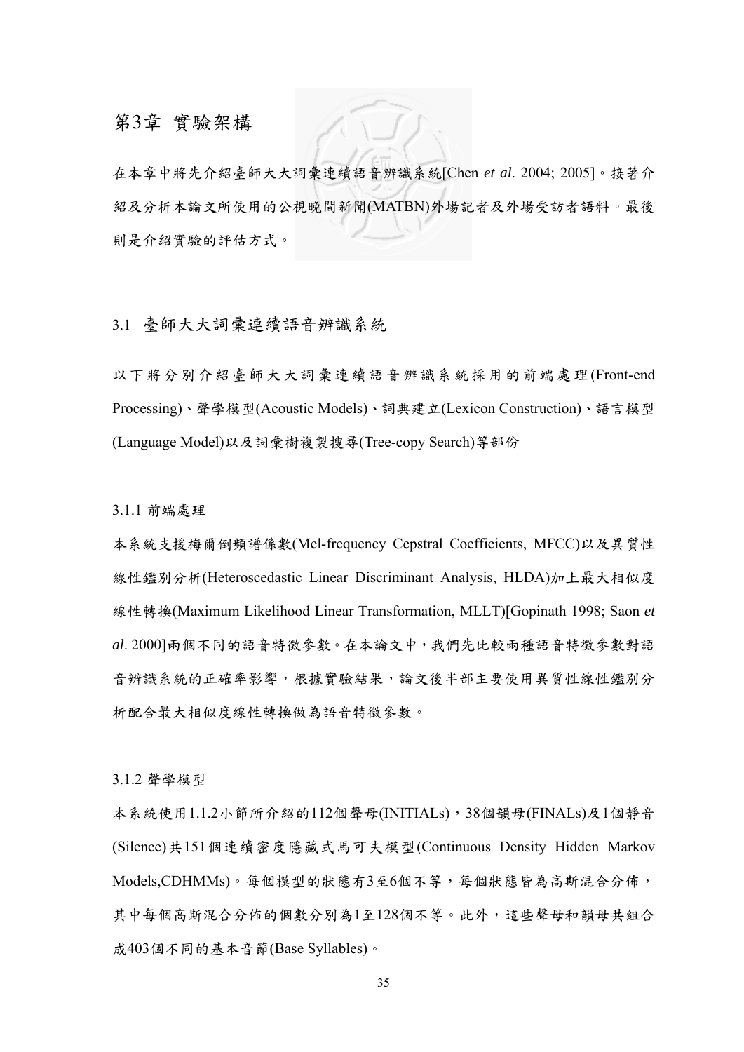# 第3章 實驗架構

在本章中將先介紹臺師大大詞彙連續語音辨識系統[Chen *et al*. 2004; 2005]。接著介紹及分析本論文所使用的公視晚間新聞(MATBN)外場記者及外場受訪者語料。最後則是介紹實驗的評估方式。

## 3.1 臺師大大詞彙連續語音辨識系統

以下將分別介紹臺師大大詞彙連續語音辨識系統採用的前端處理(Front-end Processing)、聲學模型(Acoustic Models)、詞典建立(Lexicon Construction)、語言模型(Language Model)以及詞彙樹複製搜尋(Tree-copy Search)等部份

### 3.1.1 前端處理

本系統支援梅爾倒頻譜係數(Mel-frequency Cepstral Coefficients, MFCC)以及異質性線性鑑別分析(Heteroscedastic Linear Discriminant Analysis, HLDA)加上最大相似度線性轉換(Maximum Likelihood Linear Transformation, MLLT)[Gopinath 1998; Saon *et al*. 2000]兩個不同的語音特徵參數。在本論文中，我們先比較兩種語音特徵參數對語音辨識系統的正確率影響，根據實驗結果，論文後半部主要使用異質性線性鑑別分析配合最大相似度線性轉換做為語音特徵參數。

### 3.1.2 聲學模型

本系統使用1.1.2小節所介紹的112個聲母(INITIALs)，38個韻母(FINALs)及1個靜音(Silence)共151個連續密度隱藏式馬可夫模型(Continuous Density Hidden Markov Models,CDHMMs)。每個模型的狀態有3至6個不等，每個狀態皆為高斯混合分佈，其中每個高斯混合分佈的個數分別為1至128個不等。此外，這些聲母和韻母共組合成403個不同的基本音節(Base Syllables)。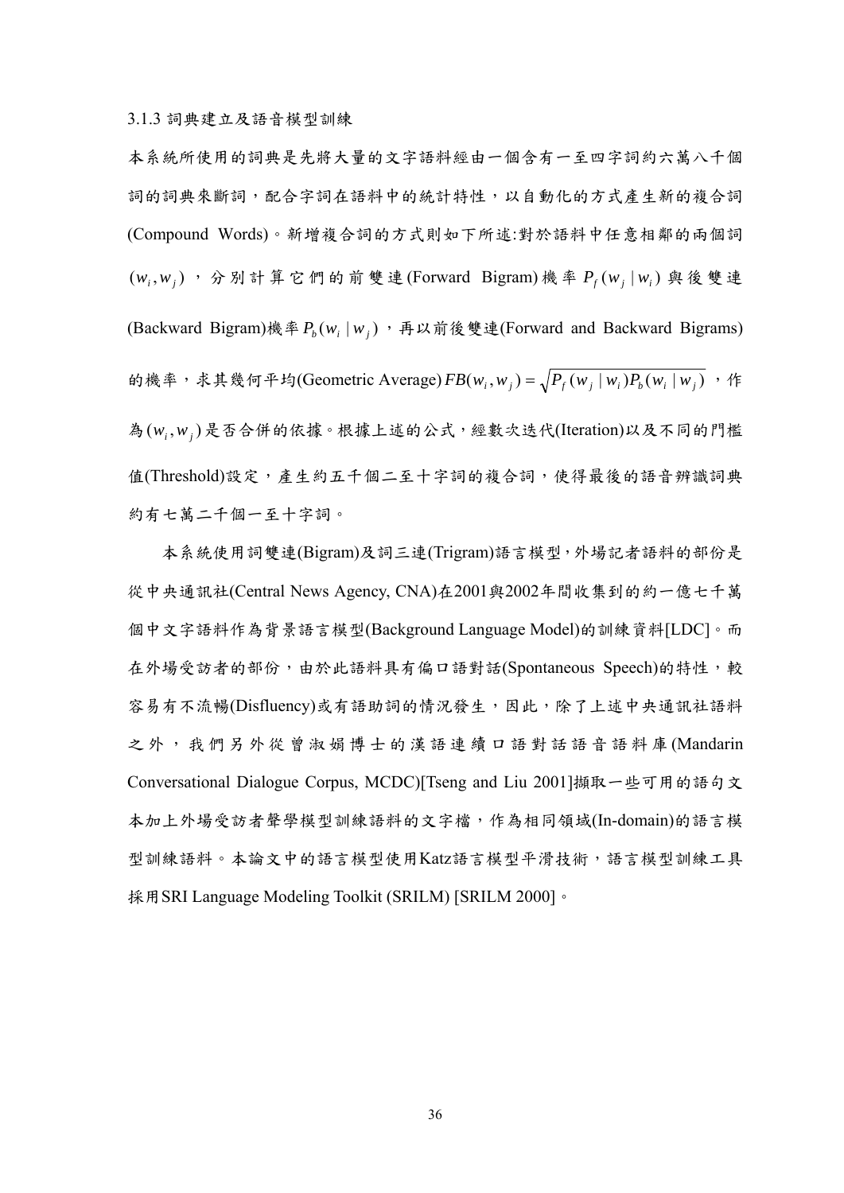### 3.1.3 詞典建立及語音模型訓練

本系統所使用的詞典是先將大量的文字語料經由一個含有一至四字詞約六萬八千個詞的詞典來斷詞，配合字詞在語料中的統計特性，以自動化的方式產生新的複合詞(Compound Words)。新增複合詞的方式則如下所述:對於語料中任意相鄰的兩個詞 $(w_i, w_j)$，分別計算它們的前雙連(Forward Bigram)機率 $P_f(w_j \mid w_i)$ 與後雙連(Backward Bigram)機率 $P_b(w_i \mid w_j)$，再以前後雙連(Forward and Backward Bigrams)的機率，求其幾何平均(Geometric Average) $FB(w_i, w_j) = \sqrt{P_f(w_j \mid w_i) P_b(w_i \mid w_j)}$，作為 $(w_i, w_j)$ 是否合併的依據。根據上述的公式，經數次迭代(Iteration)以及不同的門檻值(Threshold)設定，產生約五千個二至十字詞的複合詞，使得最後的語音辨識詞典約有七萬二千個一至十字詞。

本系統使用詞雙連(Bigram)及詞三連(Trigram)語言模型，外場記者語料的部份是從中央通訊社(Central News Agency, CNA)在2001與2002年間收集到的約一億七千萬個中文字語料作為背景語言模型(Background Language Model)的訓練資料[LDC]。而在外場受訪者的部份，由於此語料具有偏口語對話(Spontaneous Speech)的特性，較容易有不流暢(Disfluency)或有語助詞的情況發生，因此，除了上述中央通訊社語料之外，我們另外從曾淑娟博士的漢語連續口語對話語音語料庫(Mandarin Conversational Dialogue Corpus, MCDC)[Tseng and Liu 2001]擷取一些可用的語句文本加上外場受訪者聲學模型訓練語料的文字檔，作為相同領域(In-domain)的語言模型訓練語料。本論文中的語言模型使用Katz語言模型平滑技術，語言模型訓練工具採用SRI Language Modeling Toolkit (SRILM) [SRILM 2000]。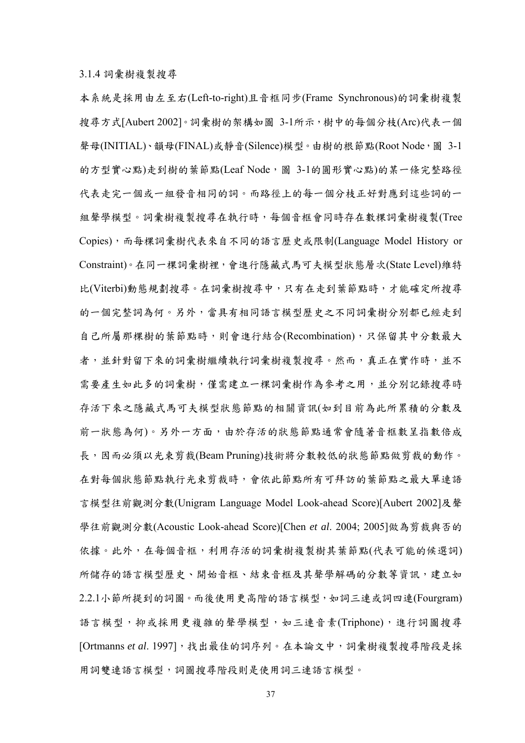### 3.1.4 詞彙樹複製搜尋

本系統是採用由左至右(Left-to-right)且音框同步(Frame Synchronous)的詞彙樹複製搜尋方式[Aubert 2002]。詞彙樹的架構如圖 3-1所示，樹中的每個分枝(Arc)代表一個聲母(INITIAL)、韻母(FINAL)或靜音(Silence)模型。由樹的根節點(Root Node，圖 3-1的方型實心點)走到樹的葉節點(Leaf Node，圖 3-1的圓形實心點)的某一條完整路徑代表走完一個或一組發音相同的詞。而路徑上的每一個分枝正好對應到這些詞的一組聲學模型。詞彙樹複製搜尋在執行時，每個音框會同時存在數棵詞彙樹複製(Tree Copies)，而每棵詞彙樹代表來自不同的語言歷史或限制(Language Model History or Constraint)。在同一棵詞彙樹裡，會進行隱藏式馬可夫模型狀態層次(State Level)維特比(Viterbi)動態規劃搜尋。在詞彙樹搜尋中，只有在走到葉節點時，才能確定所搜尋的一個完整詞為何。另外，當具有相同語言模型歷史之不同詞彙樹分別都已經走到自己所屬那棵樹的葉節點時，則會進行結合(Recombination)，只保留其中分數最大者，並針對留下來的詞彙樹繼續執行詞彙樹複製搜尋。然而，真正在實作時，並不需要產生如此多的詞彙樹，僅需建立一棵詞彙樹作為參考之用，並分別記錄搜尋時存活下來之隱藏式馬可夫模型狀態節點的相關資訊(如到目前為此所累積的分數及前一狀態為何)。另外一方面，由於存活的狀態節點通常會隨著音框數呈指數倍成長，因而必須以光束剪裁(Beam Pruning)技術將分數較低的狀態節點做剪裁的動作。在對每個狀態節點執行光束剪裁時，會依此節點所有可拜訪的葉節點之最大單連語言模型往前觀測分數(Unigram Language Model Look-ahead Score)[Aubert 2002]及聲學往前觀測分數(Acoustic Look-ahead Score)[Chen *et al*. 2004; 2005]做為剪裁與否的依據。此外，在每個音框，利用存活的詞彙樹複製樹其葉節點(代表可能的候選詞)所儲存的語言模型歷史、開始音框、結束音框及其聲學解碼的分數等資訊，建立如2.2.1小節所提到的詞圖。而後使用更高階的語言模型，如詞三連或詞四連(Fourgram)語言模型，抑或採用更複雜的聲學模型，如三連音素(Triphone)，進行詞圖搜尋[Ortmanns *et al*. 1997]，找出最佳的詞序列。在本論文中，詞彙樹複製搜尋階段是採用詞雙連語言模型，詞圖搜尋階段則是使用詞三連語言模型。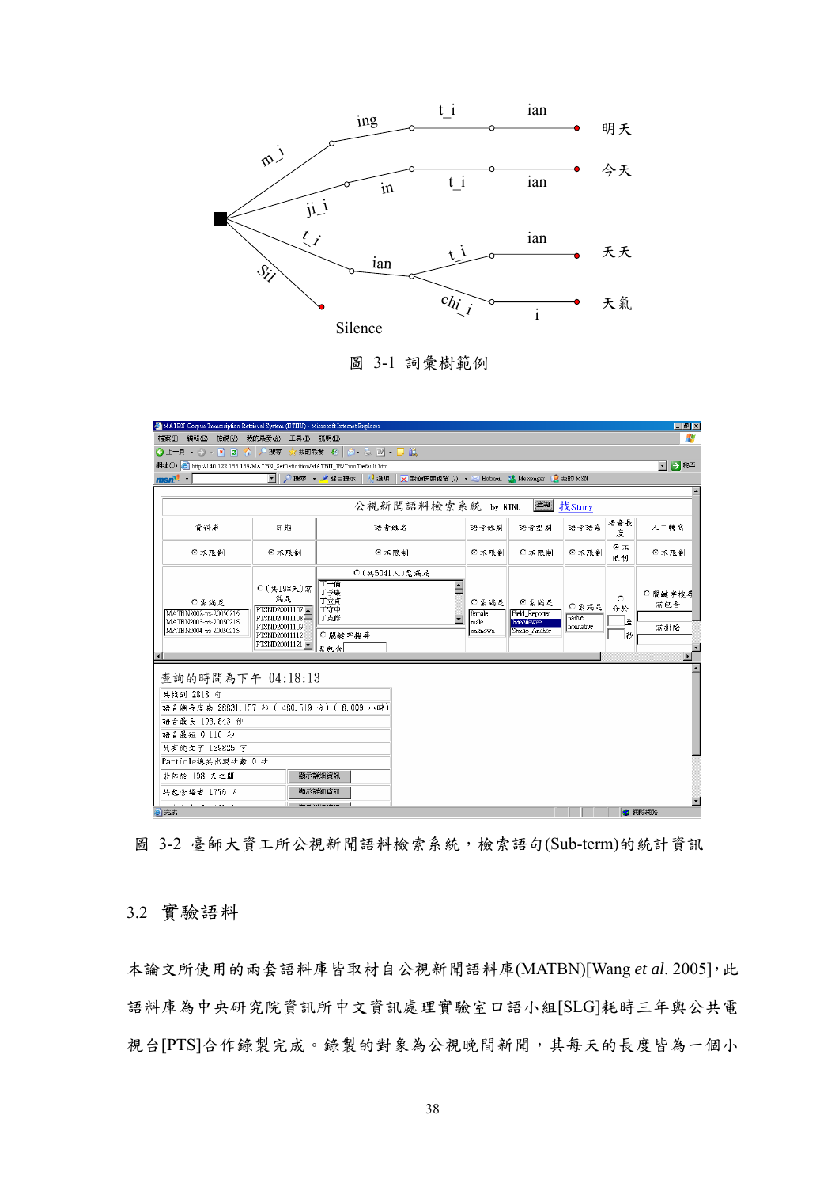圖 3-1 詞彙樹範例

圖 3-2 臺師大資工所公視新聞語料檢索系統，檢索語句(Sub-term)的統計資訊

## 3.2 實驗語料

本論文所使用的兩套語料庫皆取材自公視新聞語料庫(MATBN)[Wang *et al*. 2005]，此語料庫為中央研究院資訊所中文資訊處理實驗室口語小組[SLG]耗時三年與公共電視台[PTS]合作錄製完成。錄製的對象為公視晚間新聞，其每天的長度皆為一個小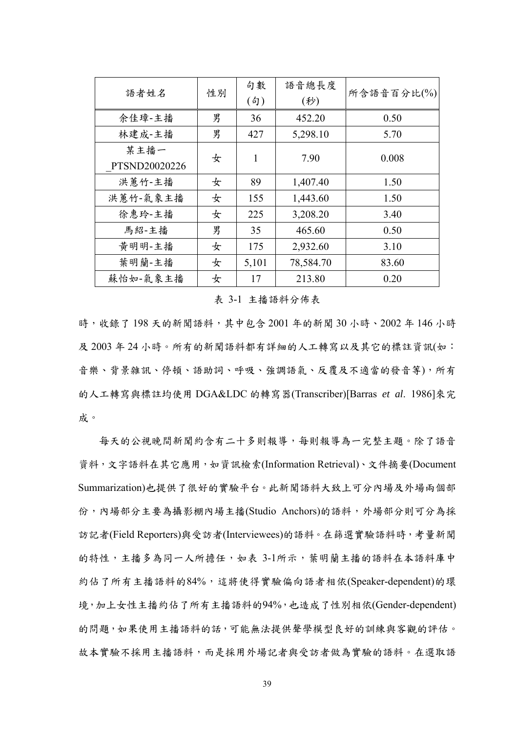| 語者姓名 | 性別 | 句數(句) | 語音總長度(秒) | 所含語音百分比(%) |
|---|---|---|---|---|
| 余佳璋-主播 | 男 | 36 | 452.20 | 0.50 |
| 林建成-主播 | 男 | 427 | 5,298.10 | 5.70 |
| 某主播一_PTSND20020226 | 女 | 1 | 7.90 | 0.008 |
| 洪蕙竹-主播 | 女 | 89 | 1,407.40 | 1.50 |
| 洪蕙竹-氣象主播 | 女 | 155 | 1,443.60 | 1.50 |
| 徐惠玲-主播 | 女 | 225 | 3,208.20 | 3.40 |
| 馬紹-主播 | 男 | 35 | 465.60 | 0.50 |
| 黃明明-主播 | 女 | 175 | 2,932.60 | 3.10 |
| 葉明蘭-主播 | 女 | 5,101 | 78,584.70 | 83.60 |
| 蘇怡如-氣象主播 | 女 | 17 | 213.80 | 0.20 |

表 3-1 主播語料分佈表

時，收錄了 198 天的新聞語料，其中包含 2001 年的新聞 30 小時、2002 年 146 小時及 2003 年 24 小時。所有的新聞語料都有詳細的人工轉寫以及其它的標註資訊(如：音樂、背景雜訊、停頓、語助詞、呼吸、強調語氣、反覆及不適當的發音等)，所有的人工轉寫與標註均使用 DGA&LDC 的轉寫器(Transcriber)[Barras *et al*. 1986]來完成。

每天的公視晚間新聞約含有二十多則報導，每則報導為一完整主題。除了語音資料，文字語料在其它應用，如資訊檢索(Information Retrieval)、文件摘要(Document Summarization)也提供了很好的實驗平台。此新聞語料大致上可分內場及外場兩個部份，內場部分主要為攝影棚內場主播(Studio Anchors)的語料，外場部分則可分為採訪記者(Field Reporters)與受訪者(Interviewees)的語料。在篩選實驗語料時，考量新聞的特性，主播多為同一人所擔任，如表 3-1所示，葉明蘭主播的語料在本語料庫中約佔了所有主播語料的84%，這將使得實驗偏向語者相依(Speaker-dependent)的環境，加上女性主播約佔了所有主播語料的94%，也造成了性別相依(Gender-dependent)的問題，如果使用主播語料的話，可能無法提供聲學模型良好的訓練與客觀的評估。故本實驗不採用主播語料，而是採用外場記者與受訪者做為實驗的語料。在選取語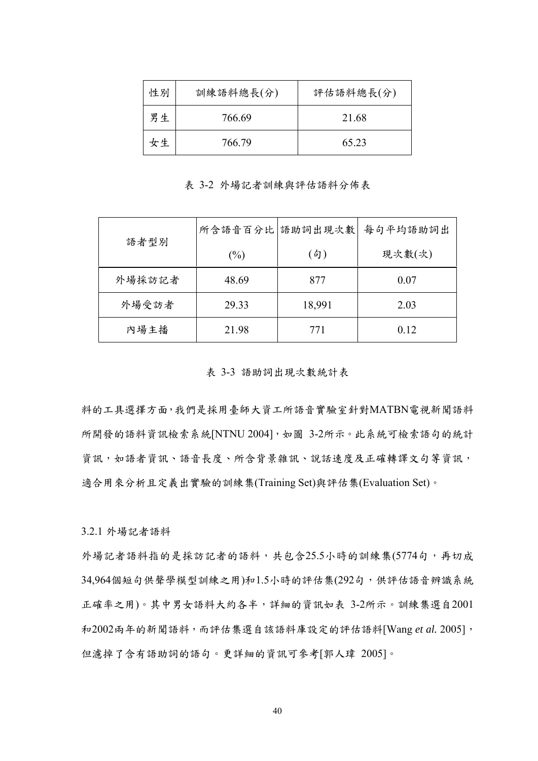| 性別 | 訓練語料總長(分) | 評估語料總長(分) |
| --- | --- | --- |
| 男生 | 766.69 | 21.68 |
| 女生 | 766.79 | 65.23 |

表 3-2 外場記者訓練與評估語料分佈表

| 語者型別 | 所含語音百分比 (%) | 語助詞出現次數 (句) | 每句平均語助詞出現次數(次) |
| --- | --- | --- | --- |
| 外場採訪記者 | 48.69 | 877 | 0.07 |
| 外場受訪者 | 29.33 | 18,991 | 2.03 |
| 內場主播 | 21.98 | 771 | 0.12 |

表 3-3 語助詞出現次數統計表

料的工具選擇方面，我們是採用臺師大資工所語音實驗室針對MATBN電視新聞語料所開發的語料資訊檢索系統[NTNU 2004]，如圖 3-2所示。此系統可檢索語句的統計資訊，如語者資訊、語音長度、所含背景雜訊、說話速度及正確轉譯文句等資訊，適合用來分析且定義出實驗的訓練集(Training Set)與評估集(Evaluation Set)。

### 3.2.1 外場記者語料

外場記者語料指的是採訪記者的語料，共包含25.5小時的訓練集(5774句，再切成34,964個短句供聲學模型訓練之用)和1.5小時的評估集(292句，供評估語音辨識系統正確率之用)。其中男女語料大約各半，詳細的資訊如表 3-2所示。訓練集選自2001和2002兩年的新聞語料，而評估集選自該語料庫設定的評估語料[Wang *et al.* 2005]，但濾掉了含有語助詞的語句。更詳細的資訊可參考[郭人瑋 2005]。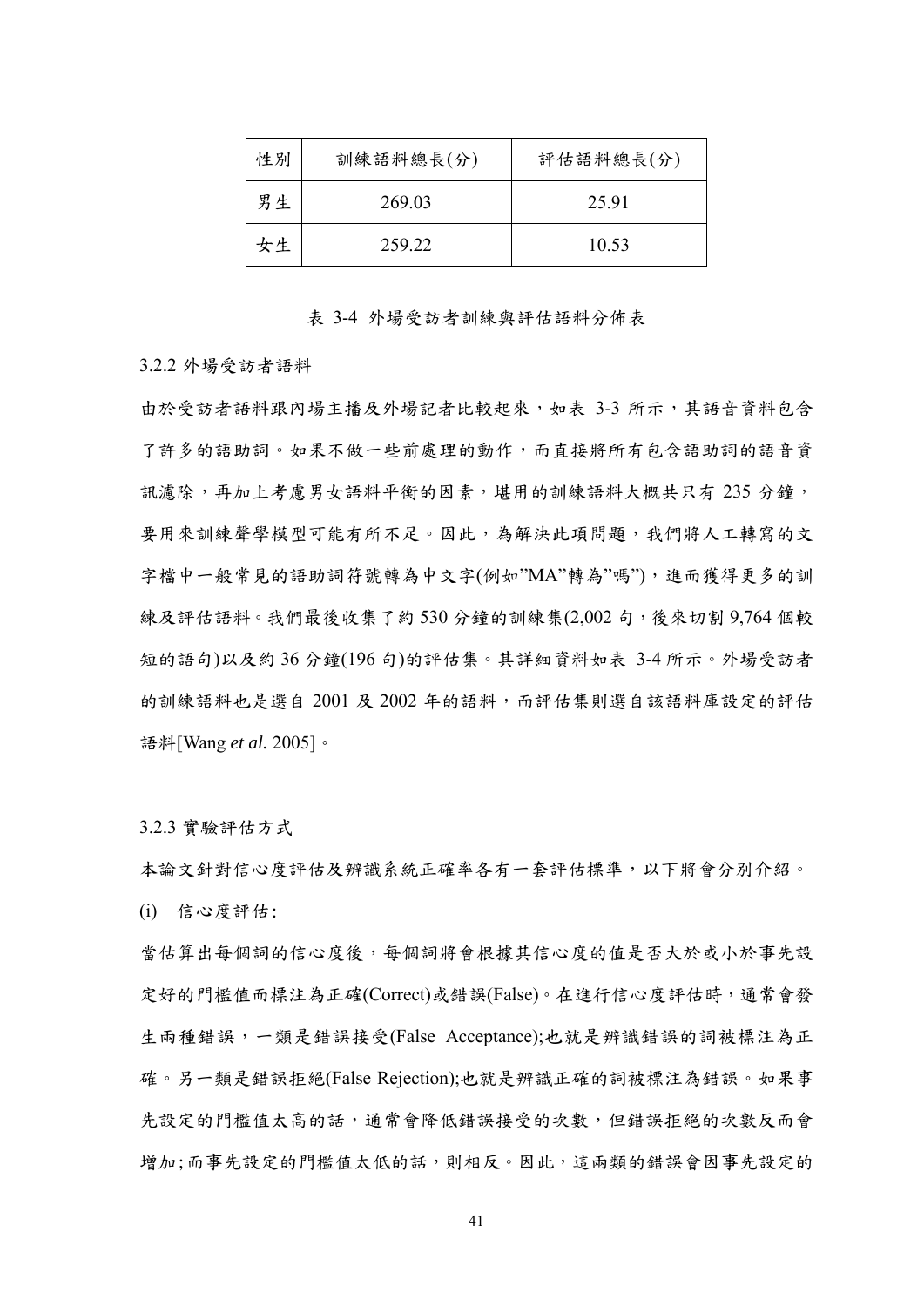| 性別 | 訓練語料總長(分) | 評估語料總長(分) |
|---|---|---|
| 男生 | 269.03 | 25.91 |
| 女生 | 259.22 | 10.53 |

表 3-4 外場受訪者訓練與評估語料分佈表

### 3.2.2 外場受訪者語料

由於受訪者語料跟內場主播及外場記者比較起來，如表 3-3 所示，其語音資料包含了許多的語助詞。如果不做一些前處理的動作，而直接將所有包含語助詞的語音資訊濾除，再加上考慮男女語料平衡的因素，堪用的訓練語料大概共只有 235 分鐘，要用來訓練聲學模型可能有所不足。因此，為解決此項問題，我們將人工轉寫的文字檔中一般常見的語助詞符號轉為中文字(例如”MA”轉為”嗎”)，進而獲得更多的訓練及評估語料。我們最後收集了約 530 分鐘的訓練集(2,002 句，後來切割 9,764 個較短的語句)以及約 36 分鐘(196 句)的評估集。其詳細資料如表 3-4 所示。外場受訪者的訓練語料也是選自 2001 及 2002 年的語料，而評估集則選自該語料庫設定的評估語料[Wang *et al.* 2005]。

### 3.2.3 實驗評估方式

本論文針對信心度評估及辨識系統正確率各有一套評估標準，以下將會分別介紹。

(i) 信心度評估:

當估算出每個詞的信心度後，每個詞將會根據其信心度的值是否大於或小於事先設定好的門檻值而標注為正確(Correct)或錯誤(False)。在進行信心度評估時，通常會發生兩種錯誤，一類是錯誤接受(False Acceptance);也就是辨識錯誤的詞被標注為正確。另一類是錯誤拒絕(False Rejection);也就是辨識正確的詞被標注為錯誤。如果事先設定的門檻值太高的話，通常會降低錯誤接受的次數，但錯誤拒絕的次數反而會增加;而事先設定的門檻值太低的話，則相反。因此，這兩類的錯誤會因事先設定的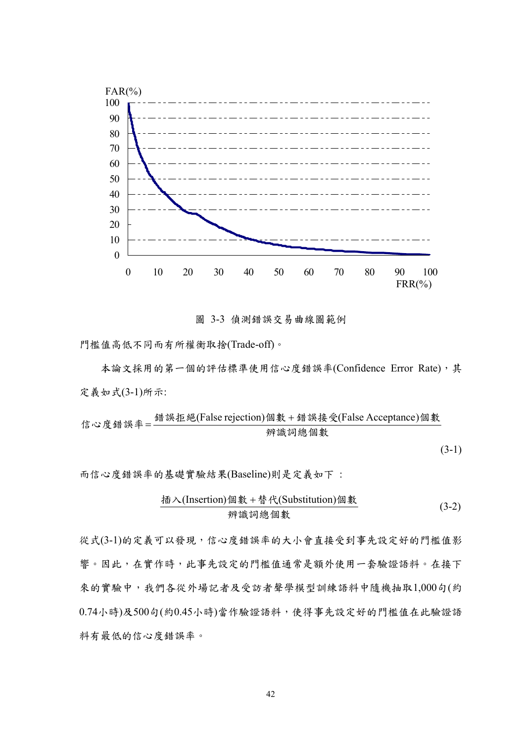圖 3-3 偵測錯誤交易曲線圖範例

門檻值高低不同而有所權衡取捨(Trade-off)。

本論文採用的第一個的評估標準使用信心度錯誤率(Confidence Error Rate)，其定義如式(3-1)所示:

$$信心度錯誤率=\frac{錯誤拒絕(\text{False rejection})個數+錯誤接受(\text{False Acceptance})個數}{辨識詞總個數} \tag{3-1}$$

而信心度錯誤率的基礎實驗結果(Baseline)則是定義如下 :

$$\frac{插入(\text{Insertion})個數+替代(\text{Substitution})個數}{辨識詞總個數} \tag{3-2}$$

從式(3-1)的定義可以發現，信心度錯誤率的大小會直接受到事先設定好的門檻值影響。因此，在實作時，此事先設定的門檻值通常是額外使用一套驗證語料。在接下來的實驗中，我們各從外場記者及受訪者聲學模型訓練語料中隨機抽取1,000句(約0.74小時)及500句(約0.45小時)當作驗證語料，使得事先設定好的門檻值在此驗證語料有最低的信心度錯誤率。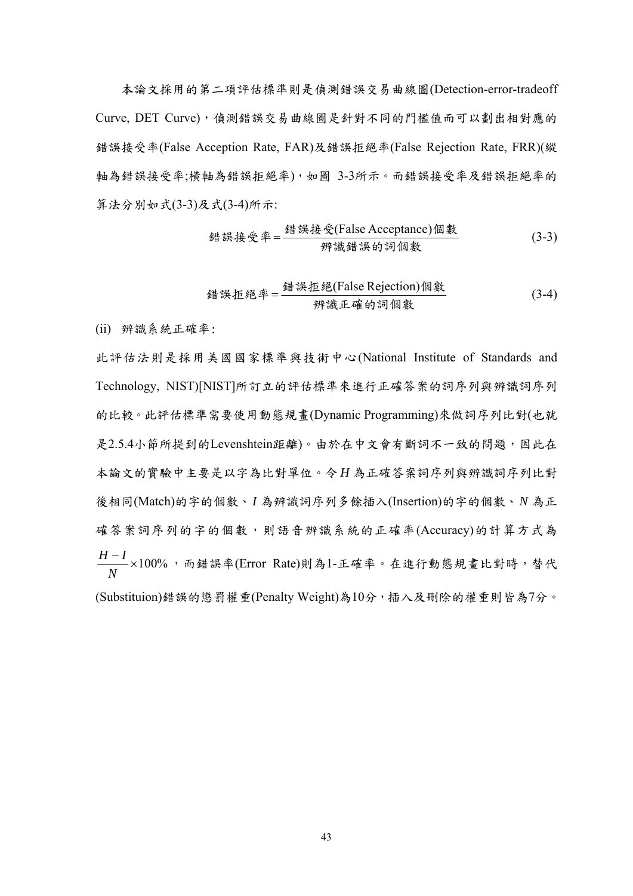本論文採用的第二項評估標準則是偵測錯誤交易曲線圖(Detection-error-tradeoff Curve, DET Curve)，偵測錯誤交易曲線圖是針對不同的門檻值而可以劃出相對應的錯誤接受率(False Acception Rate, FAR)及錯誤拒絕率(False Rejection Rate, FRR)(縱軸為錯誤接受率;橫軸為錯誤拒絕率)，如圖 3-3所示。而錯誤接受率及錯誤拒絕率的算法分別如式(3-3)及式(3-4)所示:

$$\text{錯誤接受率} = \frac{\text{錯誤接受(False Acceptance)個數}}{\text{辨識錯誤的詞個數}} \tag{3-3}$$

$$\text{錯誤拒絕率} = \frac{\text{錯誤拒絕(False Rejection)個數}}{\text{辨識正確的詞個數}} \tag{3-4}$$

(ii) 辨識系統正確率:

此評估法則是採用美國國家標準與技術中心(National Institute of Standards and Technology, NIST)[NIST]所訂立的評估標準來進行正確答案的詞序列與辨識詞序列的比較。此評估標準需要使用動態規畫(Dynamic Programming)來做詞序列比對(也就是2.5.4小節所提到的Levenshtein距離)。由於在中文會有斷詞不一致的問題，因此在本論文的實驗中主要是以字為比對單位。令 $H$ 為正確答案詞序列與辨識詞序列比對後相同(Match)的字的個數、$I$ 為辨識詞序列多餘插入(Insertion)的字的個數、$N$ 為正確答案詞序列的字的個數，則語音辨識系統的正確率(Accuracy)的計算方式為 $\frac{H-I}{N}\times 100\%$ ，而錯誤率(Error Rate)則為1-正確率。在進行動態規畫比對時，替代(Substituion)錯誤的懲罰權重(Penalty Weight)為10分，插入及刪除的權重則皆為7分。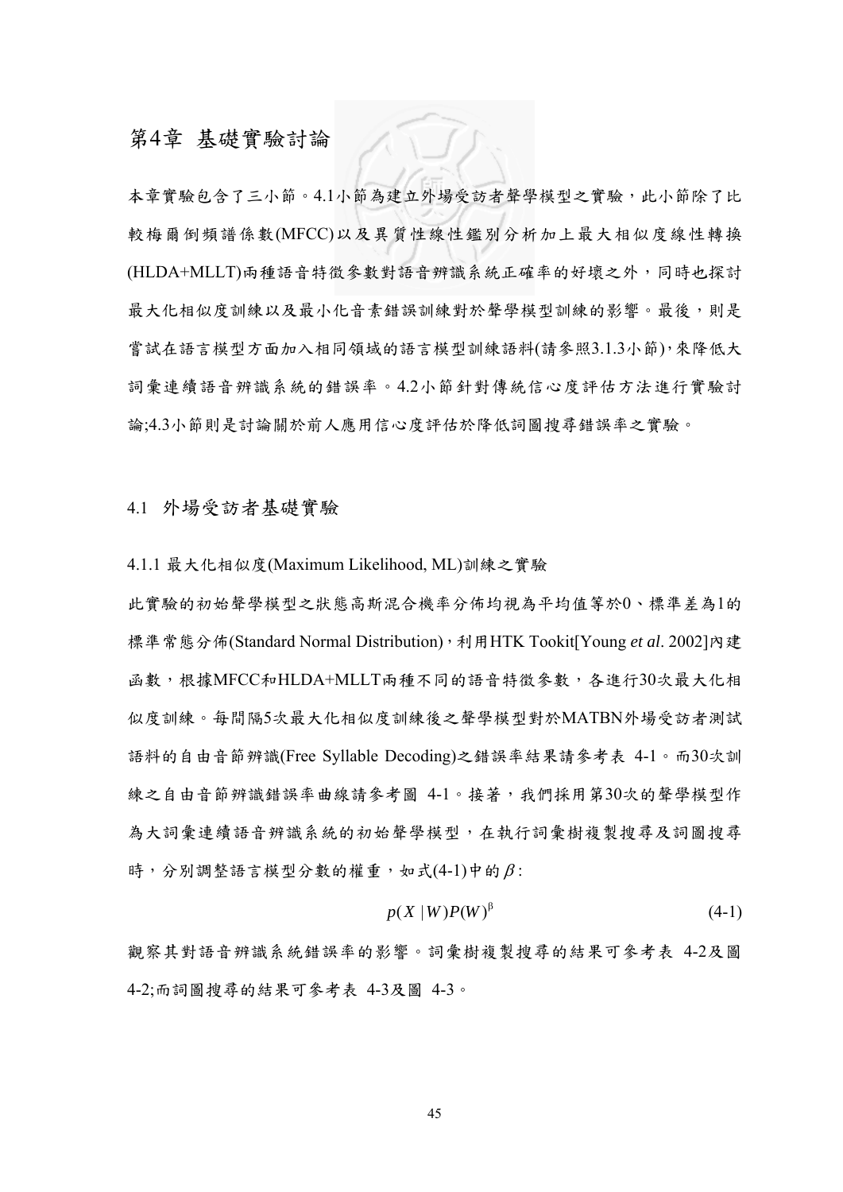# 第4章 基礎實驗討論

本章實驗包含了三小節。4.1小節為建立外場受訪者聲學模型之實驗，此小節除了比較梅爾倒頻譜係數(MFCC)以及異質性線性鑑別分析加上最大相似度線性轉換(HLDA+MLLT)兩種語音特徵參數對語音辨識系統正確率的好壞之外，同時也探討最大化相似度訓練以及最小化音素錯誤訓練對於聲學模型訓練的影響。最後，則是嘗試在語言模型方面加入相同領域的語言模型訓練語料(請參照3.1.3小節)，來降低大詞彙連續語音辨識系統的錯誤率。4.2小節針對傳統信心度評估方法進行實驗討論;4.3小節則是討論關於前人應用信心度評估於降低詞圖搜尋錯誤率之實驗。

## 4.1 外場受訪者基礎實驗

### 4.1.1 最大化相似度(Maximum Likelihood, ML)訓練之實驗

此實驗的初始聲學模型之狀態高斯混合機率分佈均視為平均值等於0、標準差為1的標準常態分佈(Standard Normal Distribution)，利用HTK Tookit[Young *et al*. 2002]內建函數，根據MFCC和HLDA+MLLT兩種不同的語音特徵參數，各進行30次最大化相似度訓練。每間隔5次最大化相似度訓練後之聲學模型對於MATBN外場受訪者測試語料的自由音節辨識(Free Syllable Decoding)之錯誤率結果請參考表 4-1。而30次訓練之自由音節辨識錯誤率曲線請參考圖 4-1。接著，我們採用第30次的聲學模型作為大詞彙連續語音辨識系統的初始聲學模型，在執行詞彙樹複製搜尋及詞圖搜尋時，分別調整語言模型分數的權重，如式(4-1)中的$\beta$:

$$p(X \mid W)P(W)^{\beta} \tag{4-1}$$

觀察其對語音辨識系統錯誤率的影響。詞彙樹複製搜尋的結果可參考表 4-2及圖 4-2;而詞圖搜尋的結果可參考表 4-3及圖 4-3。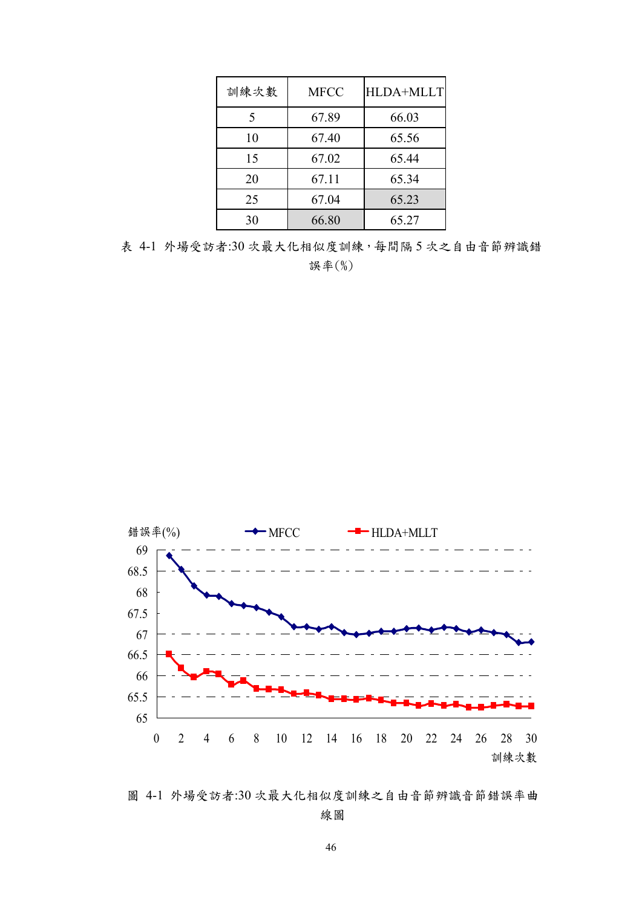| 訓練次數 | MFCC | HLDA+MLLT |
|---|---|---|
| 5 | 67.89 | 66.03 |
| 10 | 67.40 | 65.56 |
| 15 | 67.02 | 65.44 |
| 20 | 67.11 | 65.34 |
| 25 | 67.04 | 65.23 |
| 30 | 66.80 | 65.27 |

表 4-1 外場受訪者:30 次最大化相似度訓練，每間隔 5 次之自由音節辨識錯誤率(%)

圖 4-1 外場受訪者:30 次最大化相似度訓練之自由音節辨識音節錯誤率曲線圖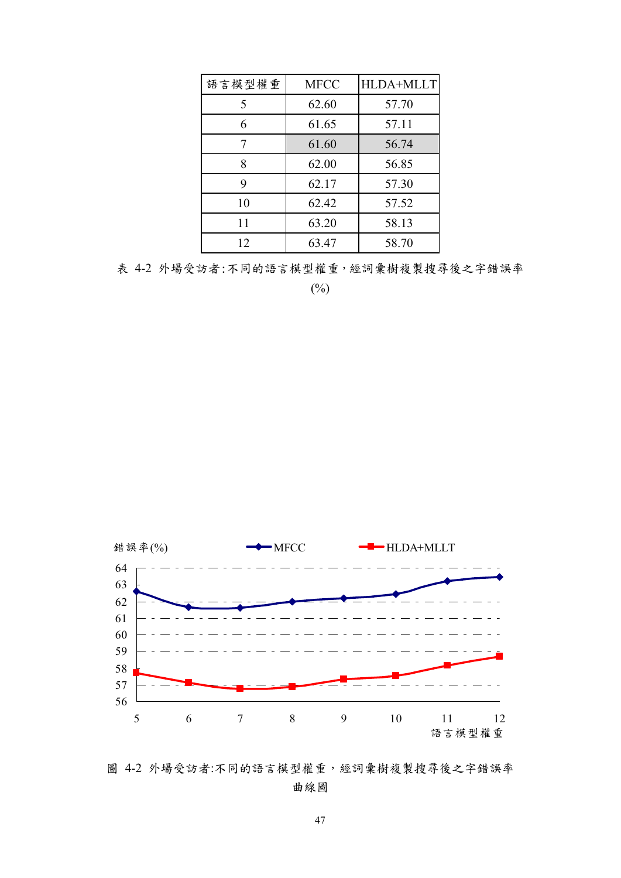| 語言模型權重 | MFCC | HLDA+MLLT |
|---|---|---|
| 5 | 62.60 | 57.70 |
| 6 | 61.65 | 57.11 |
| 7 | 61.60 | 56.74 |
| 8 | 62.00 | 56.85 |
| 9 | 62.17 | 57.30 |
| 10 | 62.42 | 57.52 |
| 11 | 63.20 | 58.13 |
| 12 | 63.47 | 58.70 |

表 4-2 外場受訪者:不同的語言模型權重，經詞彙樹複製搜尋後之字錯誤率(%)

圖 4-2 外場受訪者:不同的語言模型權重，經詞彙樹複製搜尋後之字錯誤率曲線圖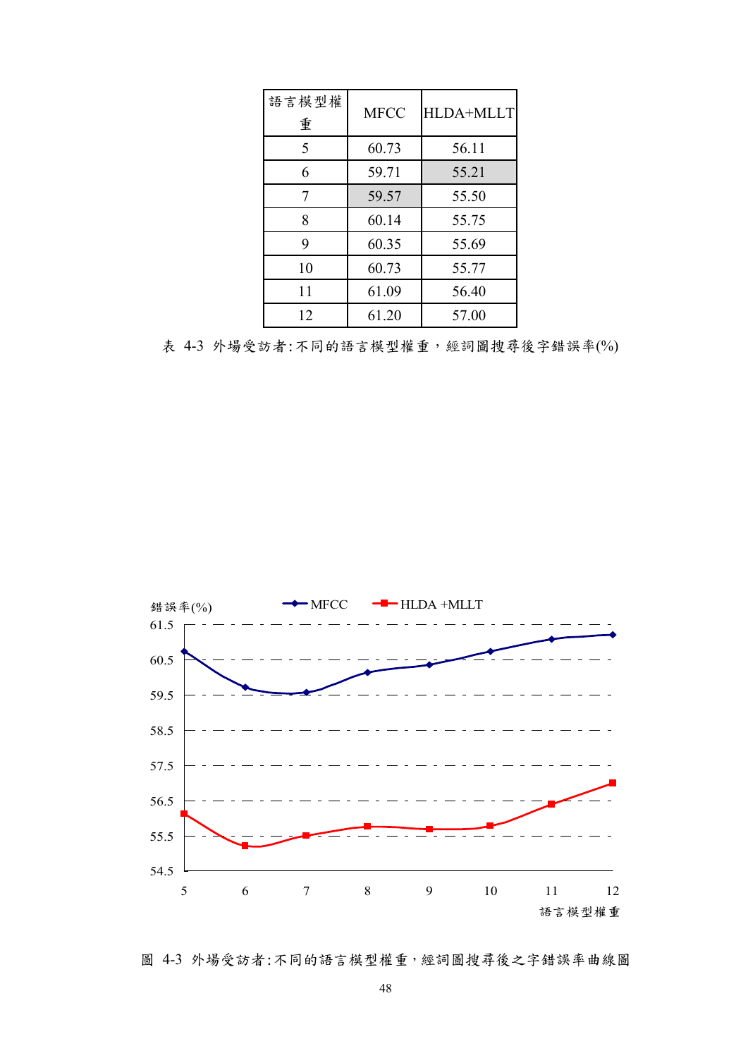| 語言模型權重 | MFCC | HLDA+MLLT |
|---|---|---|
| 5 | 60.73 | 56.11 |
| 6 | 59.71 | 55.21 |
| 7 | 59.57 | 55.50 |
| 8 | 60.14 | 55.75 |
| 9 | 60.35 | 55.69 |
| 10 | 60.73 | 55.77 |
| 11 | 61.09 | 56.40 |
| 12 | 61.20 | 57.00 |

表 4-3 外場受訪者:不同的語言模型權重，經詞圖搜尋後字錯誤率(%)

圖 4-3 外場受訪者:不同的語言模型權重，經詞圖搜尋後之字錯誤率曲線圖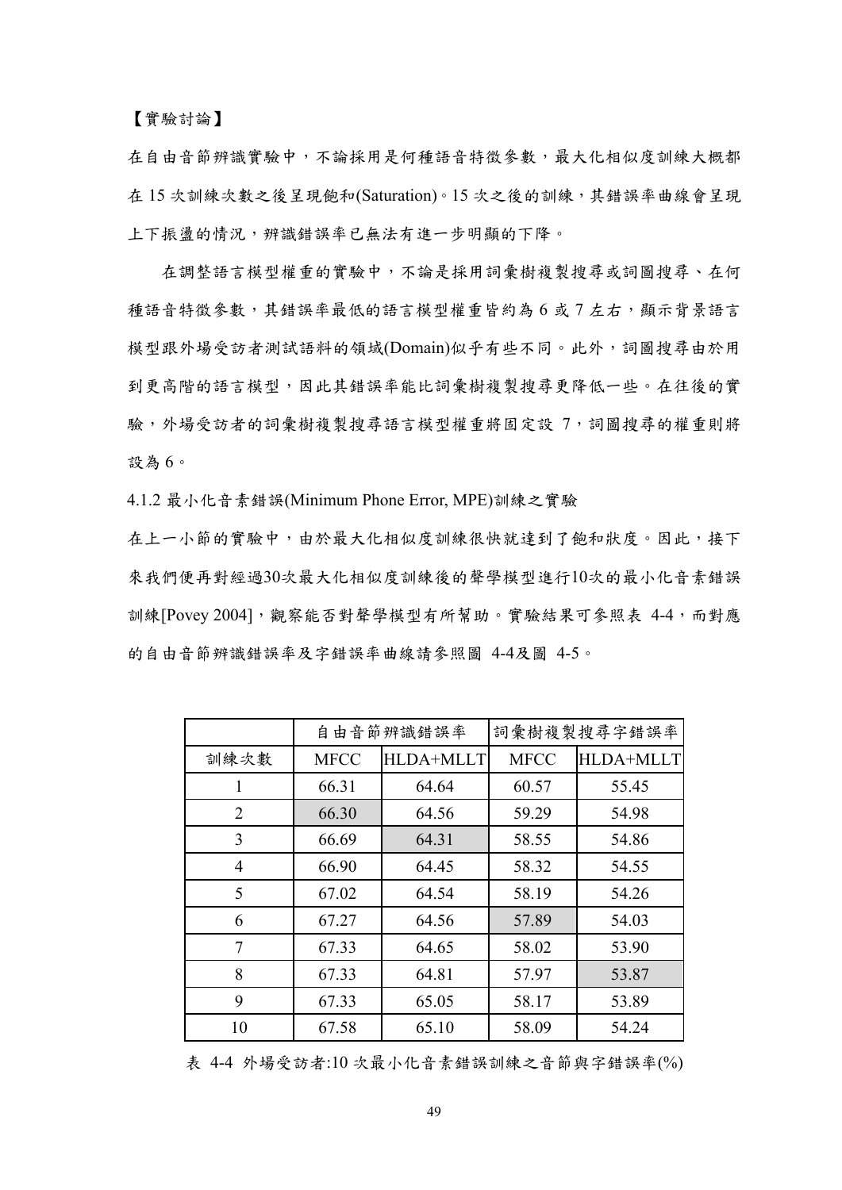【實驗討論】

在自由音節辨識實驗中，不論採用是何種語音特徵參數，最大化相似度訓練大概都在 15 次訓練次數之後呈現飽和(Saturation)。15 次之後的訓練，其錯誤率曲線會呈現上下振盪的情況，辨識錯誤率已無法有進一步明顯的下降。

在調整語言模型權重的實驗中，不論是採用詞彙樹複製搜尋或詞圖搜尋、在何種語音特徵參數，其錯誤率最低的語言模型權重皆約為 6 或 7 左右，顯示背景語言模型跟外場受訪者測試語料的領域(Domain)似乎有些不同。此外，詞圖搜尋由於用到更高階的語言模型，因此其錯誤率能比詞彙樹複製搜尋更降低一些。在往後的實驗，外場受訪者的詞彙樹複製搜尋語言模型權重將固定設 7，詞圖搜尋的權重則將設為 6。

### 4.1.2 最小化音素錯誤(Minimum Phone Error, MPE)訓練之實驗

在上一小節的實驗中，由於最大化相似度訓練很快就達到了飽和狀度。因此，接下來我們便再對經過30次最大化相似度訓練後的聲學模型進行10次的最小化音素錯誤訓練[Povey 2004]，觀察能否對聲學模型有所幫助。實驗結果可參照表 4-4，而對應的自由音節辨識錯誤率及字錯誤率曲線請參照圖 4-4及圖 4-5。

| | 自由音節辨識錯誤率 | | 詞彙樹複製搜尋字錯誤率 | |
|---|---|---|---|---|
| 訓練次數 | MFCC | HLDA+MLLT | MFCC | HLDA+MLLT |
| 1 | 66.31 | 64.64 | 60.57 | 55.45 |
| 2 | 66.30 | 64.56 | 59.29 | 54.98 |
| 3 | 66.69 | 64.31 | 58.55 | 54.86 |
| 4 | 66.90 | 64.45 | 58.32 | 54.55 |
| 5 | 67.02 | 64.54 | 58.19 | 54.26 |
| 6 | 67.27 | 64.56 | 57.89 | 54.03 |
| 7 | 67.33 | 64.65 | 58.02 | 53.90 |
| 8 | 67.33 | 64.81 | 57.97 | 53.87 |
| 9 | 67.33 | 65.05 | 58.17 | 53.89 |
| 10 | 67.58 | 65.10 | 58.09 | 54.24 |

表 4-4 外場受訪者:10 次最小化音素錯誤訓練之音節與字錯誤率(%)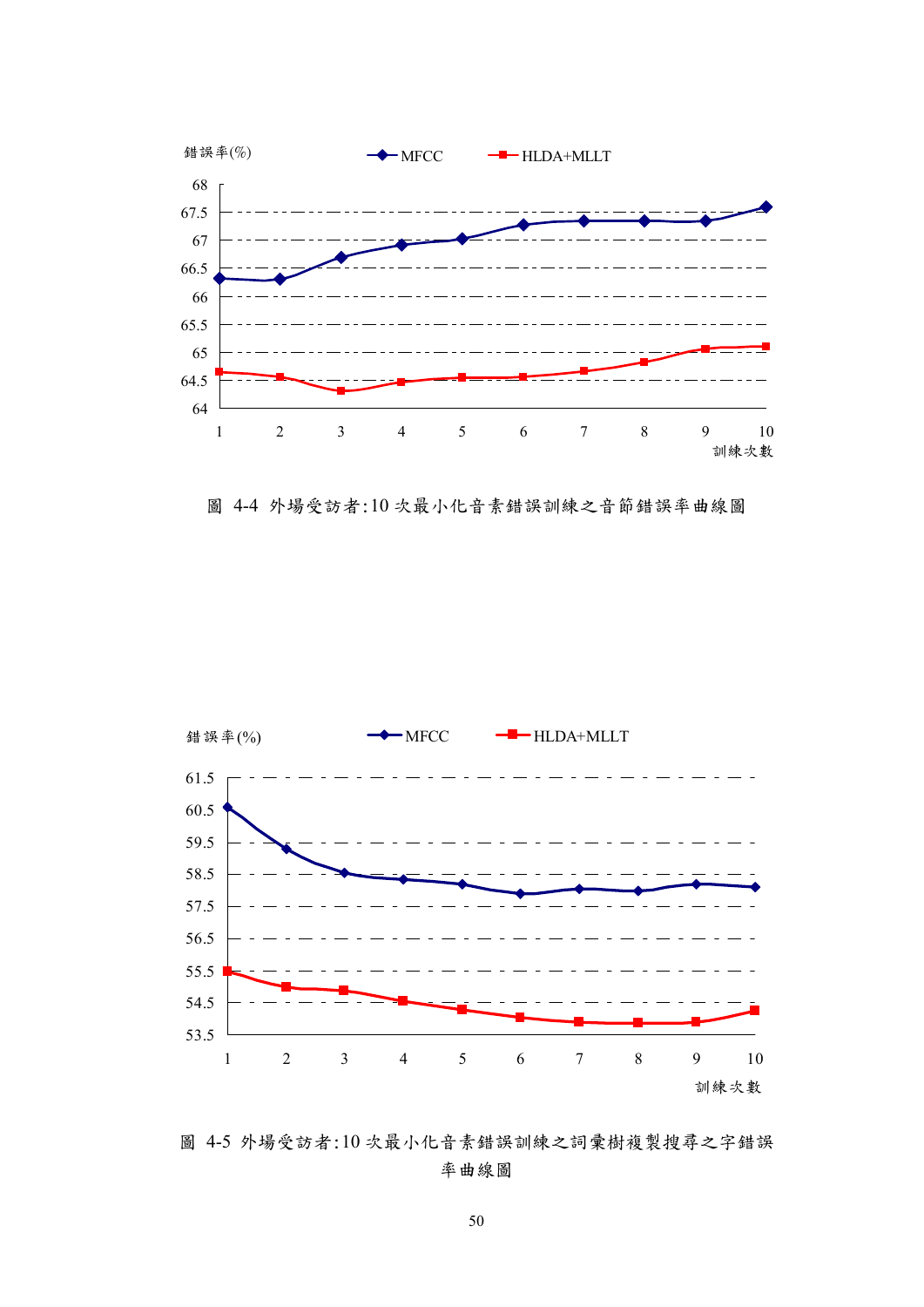錯誤率(%)

MFCC　HLDA+MLLT

訓練次數

圖 4-4 外場受訪者:10 次最小化音素錯誤訓練之音節錯誤率曲線圖

錯誤率(%)

MFCC　HLDA+MLLT

訓練次數

圖 4-5 外場受訪者:10 次最小化音素錯誤訓練之詞彙樹複製搜尋之字錯誤率曲線圖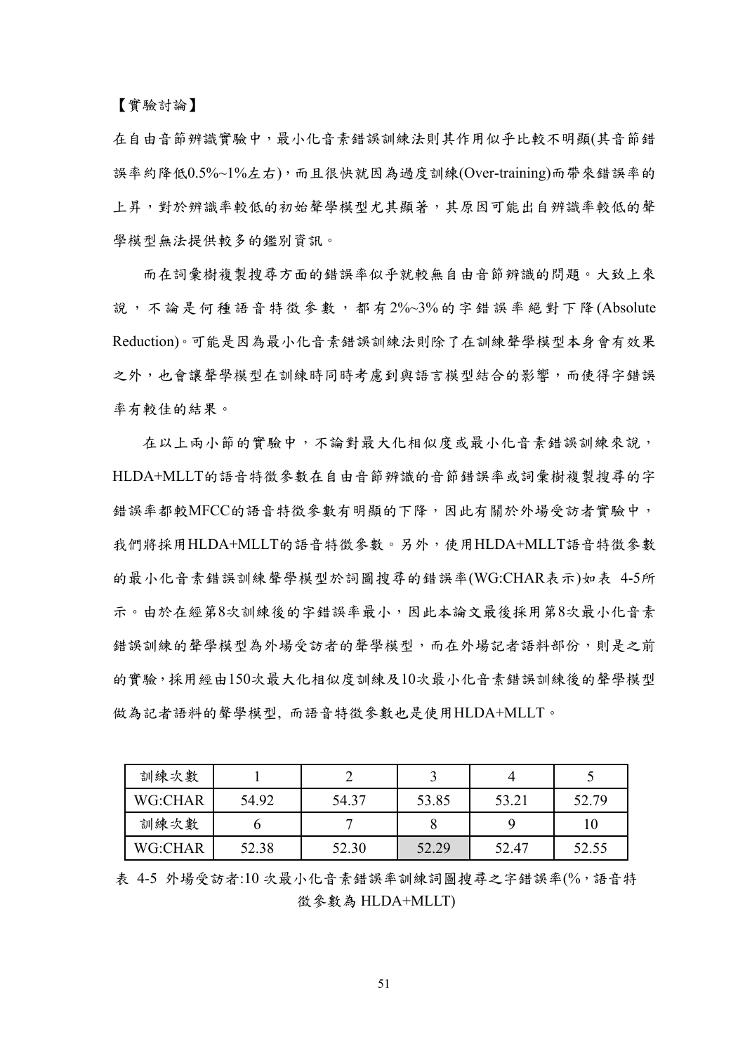【實驗討論】

在自由音節辨識實驗中，最小化音素錯誤訓練法則其作用似乎比較不明顯(其音節錯誤率約降低0.5%~1%左右)，而且很快就因為過度訓練(Over-training)而帶來錯誤率的上昇，對於辨識率較低的初始聲學模型尤其顯著，其原因可能出自辨識率較低的聲學模型無法提供較多的鑑別資訊。

而在詞彙樹複製搜尋方面的錯誤率似乎就較無自由音節辨識的問題。大致上來說，不論是何種語音特徵參數，都有2%~3%的字錯誤率絕對下降(Absolute Reduction)。可能是因為最小化音素錯誤訓練法則除了在訓練聲學模型本身會有效果之外，也會讓聲學模型在訓練時同時考慮到與語言模型結合的影響，而使得字錯誤率有較佳的結果。

在以上兩小節的實驗中，不論對最大化相似度或最小化音素錯誤訓練來說，HLDA+MLLT的語音特徵參數在自由音節辨識的音節錯誤率或詞彙樹複製搜尋的字錯誤率都較MFCC的語音特徵參數有明顯的下降，因此有關於外場受訪者實驗中，我們將採用HLDA+MLLT的語音特徵參數。另外，使用HLDA+MLLT語音特徵參數的最小化音素錯誤訓練聲學模型於詞圖搜尋的錯誤率(WG:CHAR表示)如表 4-5所示。由於在經第8次訓練後的字錯誤率最小，因此本論文最後採用第8次最小化音素錯誤訓練的聲學模型為外場受訪者的聲學模型，而在外場記者語料部份，則是之前的實驗，採用經由150次最大化相似度訓練及10次最小化音素錯誤訓練後的聲學模型做為記者語料的聲學模型, 而語音特徵參數也是使用HLDA+MLLT。

| 訓練次數 | 1 | 2 | 3 | 4 | 5 |
|---|---|---|---|---|---|
| WG:CHAR | 54.92 | 54.37 | 53.85 | 53.21 | 52.79 |
| 訓練次數 | 6 | 7 | 8 | 9 | 10 |
| WG:CHAR | 52.38 | 52.30 | 52.29 | 52.47 | 52.55 |

表 4-5 外場受訪者:10 次最小化音素錯誤率訓練詞圖搜尋之字錯誤率(%，語音特徵參數為 HLDA+MLLT)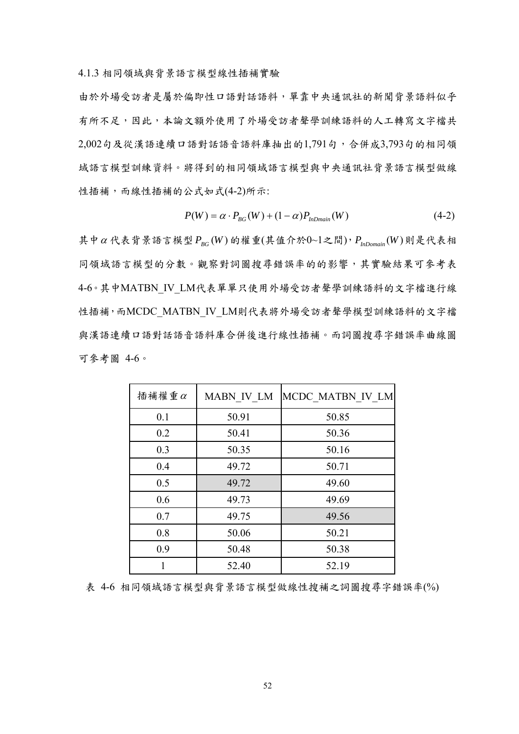### 4.1.3 相同領域與背景語言模型線性插補實驗

由於外場受訪者是屬於偏即性口語對話語料，單靠中央通訊社的新聞背景語料似乎有所不足，因此，本論文額外使用了外場受訪者聲學訓練語料的人工轉寫文字檔共2,002句及從漢語連續口語對話語音語料庫抽出的1,791句，合併成3,793句的相同領域語言模型訓練資料。將得到的相同領域語言模型與中央通訊社背景語言模型做線性插補，而線性插補的公式如式(4-2)所示:

$$P(W) = \alpha \cdot P_{BG}(W) + (1-\alpha)P_{InDmain}(W) \tag{4-2}$$

其中 $\alpha$ 代表背景語言模型 $P_{BG}(W)$ 的權重(其值介於0~1之間)，$P_{InDomain}(W)$ 則是代表相同領域語言模型的分數。觀察對詞圖搜尋錯誤率的的影響，其實驗結果可參考表 4-6。其中MATBN_IV_LM代表單單只使用外場受訪者聲學訓練語料的文字檔進行線性插補，而MCDC_MATBN_IV_LM則代表將外場受訪者聲學模型訓練語料的文字檔與漢語連續口語對話語音語料庫合併後進行線性插補。而詞圖搜尋字錯誤率曲線圖可參考圖 4-6。

| 插補權重 $\alpha$ | MABN_IV_LM | MCDC_MATBN_IV_LM |
|---|---|---|
| 0.1 | 50.91 | 50.85 |
| 0.2 | 50.41 | 50.36 |
| 0.3 | 50.35 | 50.16 |
| 0.4 | 49.72 | 50.71 |
| 0.5 | 49.72 | 49.60 |
| 0.6 | 49.73 | 49.69 |
| 0.7 | 49.75 | 49.56 |
| 0.8 | 50.06 | 50.21 |
| 0.9 | 50.48 | 50.38 |
| 1 | 52.40 | 52.19 |

表 4-6 相同領域語言模型與背景語言模型做線性搜補之詞圖搜尋字錯誤率(%)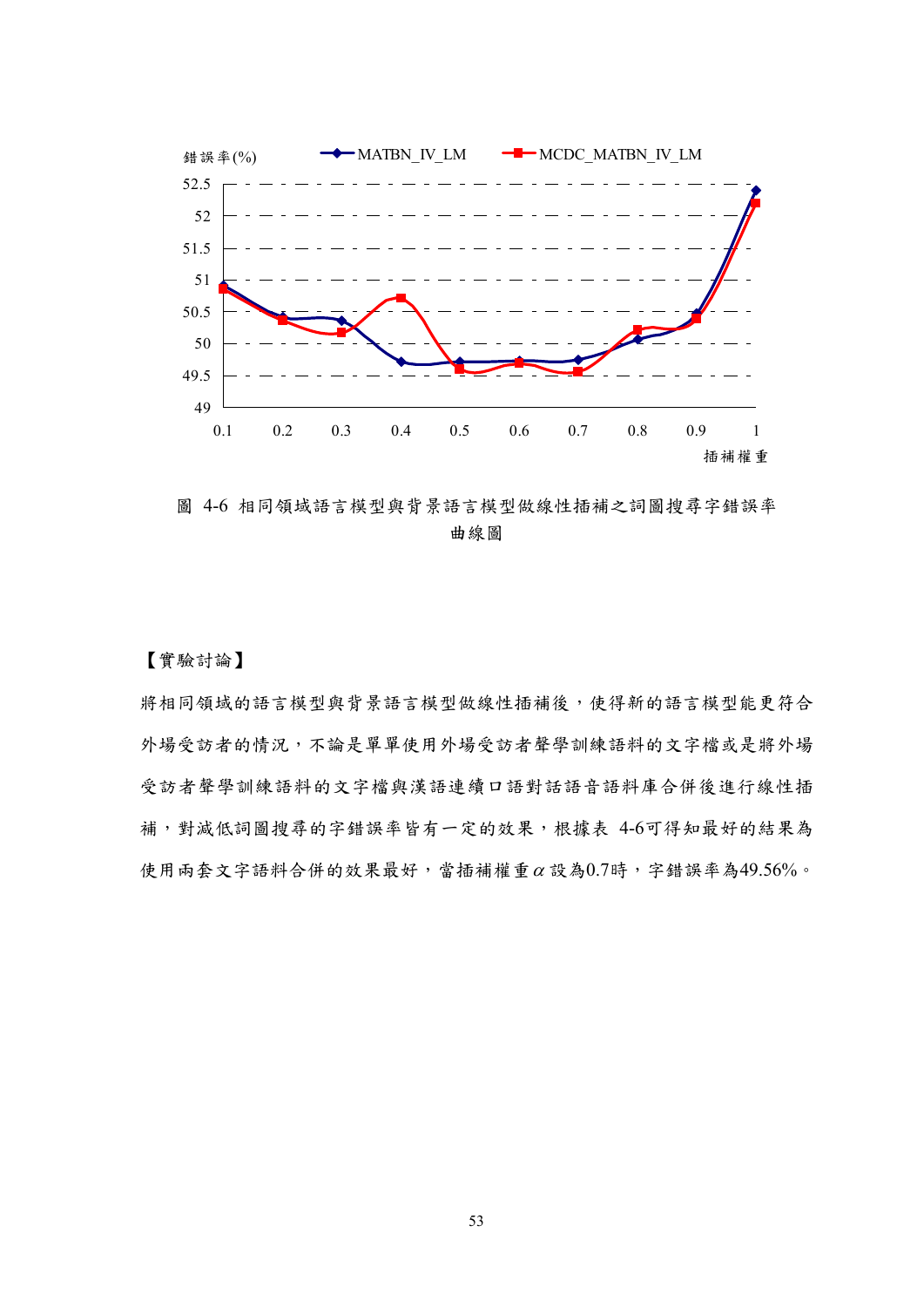圖 4-6 相同領域語言模型與背景語言模型做線性插補之詞圖搜尋字錯誤率曲線圖

【實驗討論】

將相同領域的語言模型與背景語言模型做線性插補後，使得新的語言模型能更符合外場受訪者的情況，不論是單單使用外場受訪者聲學訓練語料的文字檔或是將外場受訪者聲學訓練語料的文字檔與漢語連續口語對話語音語料庫合併後進行線性插補，對減低詞圖搜尋的字錯誤率皆有一定的效果，根據表 4-6可得知最好的結果為使用兩套文字語料合併的效果最好，當插補權重$\alpha$設為0.7時，字錯誤率為49.56%。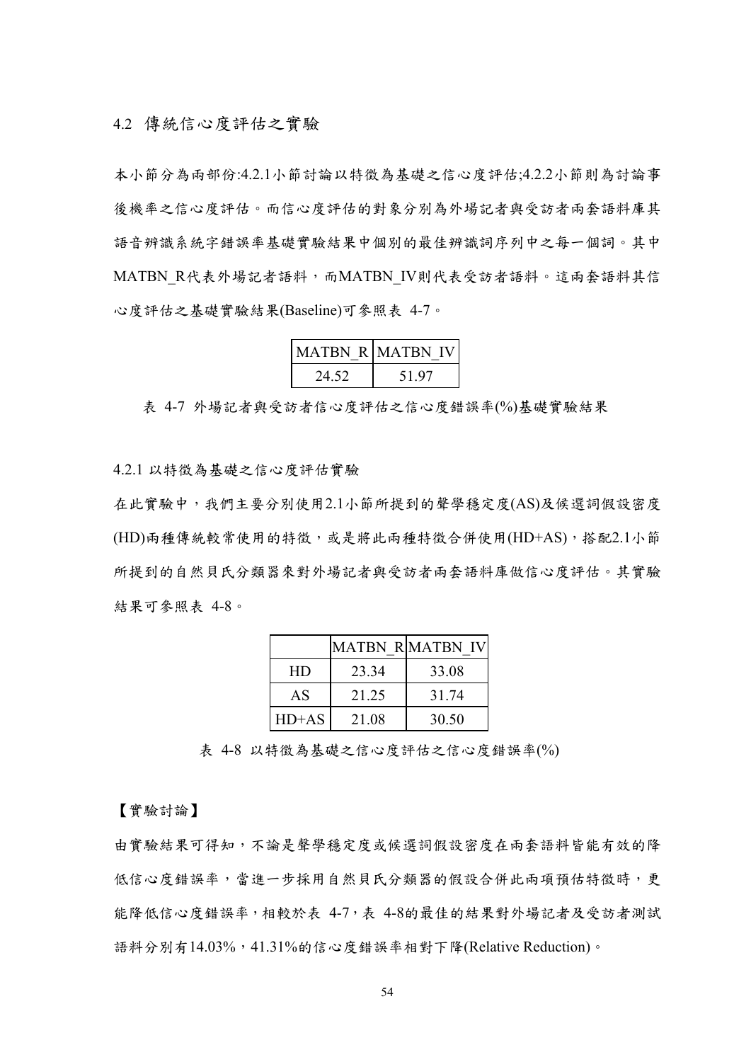## 4.2 傳統信心度評估之實驗

本小節分為兩部份:4.2.1小節討論以特徵為基礎之信心度評估;4.2.2小節則為討論事後機率之信心度評估。而信心度評估的對象分別為外場記者與受訪者兩套語料庫其語音辨識系統字錯誤率基礎實驗結果中個別的最佳辨識詞序列中之每一個詞。其中MATBN_R代表外場記者語料，而MATBN_IV則代表受訪者語料。這兩套語料其信心度評估之基礎實驗結果(Baseline)可參照表 4-7。

| MATBN_R | MATBN_IV |
|---|---|
| 24.52 | 51.97 |

表 4-7 外場記者與受訪者信心度評估之信心度錯誤率(%)基礎實驗結果

### 4.2.1 以特徵為基礎之信心度評估實驗

在此實驗中，我們主要分別使用2.1小節所提到的聲學穩定度(AS)及候選詞假設密度(HD)兩種傳統較常使用的特徵，或是將此兩種特徵合併使用(HD+AS)，搭配2.1小節所提到的自然貝氏分類器來對外場記者與受訪者兩套語料庫做信心度評估。其實驗結果可參照表 4-8。

| | MATBN_R | MATBN_IV |
|---|---|---|
| HD | 23.34 | 33.08 |
| AS | 21.25 | 31.74 |
| HD+AS | 21.08 | 30.50 |

表 4-8 以特徵為基礎之信心度評估之信心度錯誤率(%)

【實驗討論】

由實驗結果可得知，不論是聲學穩定度或候選詞假設密度在兩套語料皆能有效的降低信心度錯誤率，當進一步採用自然貝氏分類器的假設合併此兩項預估特徵時，更能降低信心度錯誤率，相較於表 4-7，表 4-8的最佳的結果對外場記者及受訪者測試語料分別有14.03%，41.31%的信心度錯誤率相對下降(Relative Reduction)。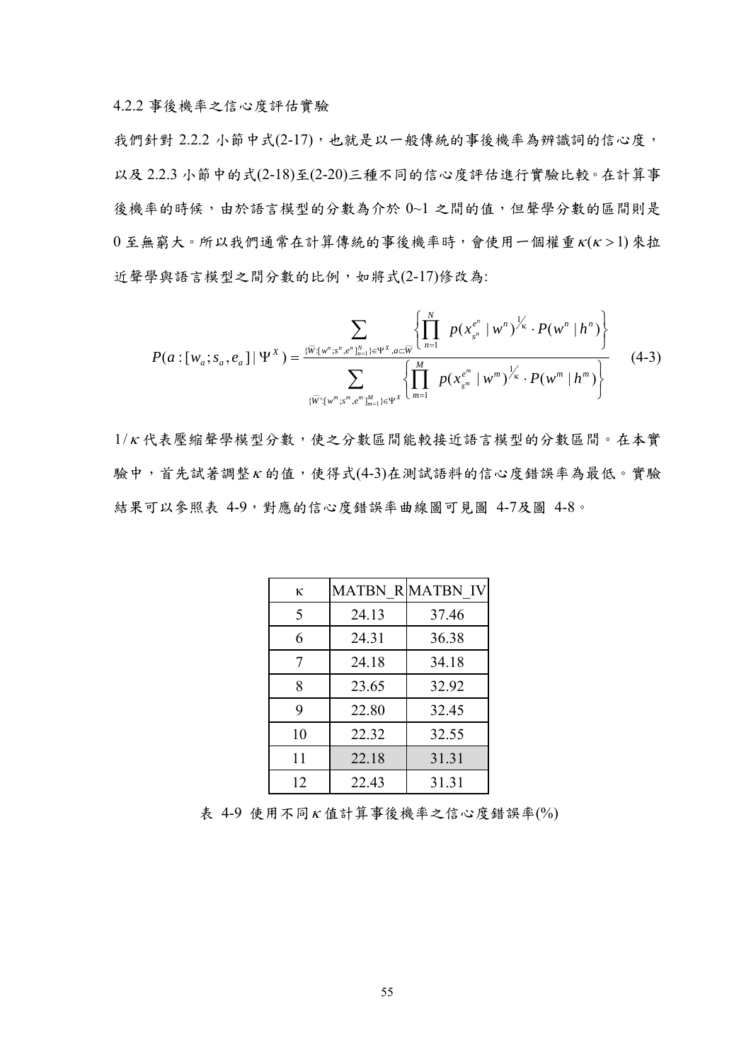### 4.2.2 事後機率之信心度評估實驗

我們針對 2.2.2 小節中式(2-17)，也就是以一般傳統的事後機率為辨識詞的信心度，以及 2.2.3 小節中的式(2-18)至(2-20)三種不同的信心度評估進行實驗比較。在計算事後機率的時候，由於語言模型的分數為介於 0~1 之間的值，但聲學分數的區間則是 0 至無窮大。所以我們通常在計算傳統的事後機率時，會使用一個權重$\kappa(\kappa > 1)$來拉近聲學與語言模型之間分數的比例，如將式(2-17)修改為:

$$P(a:[w_a;s_a,e_a]\,|\,\Psi^X) = \frac{\displaystyle\sum_{\{\overline{W}:[w^n;s^n,e^n]_{n=1}^N\}\in\Psi^X,\,a\subset\overline{W}} \left\{\prod_{n=1}^{N} p(x_{s^n}^{e^n}\,|\,w^n)^{\frac{1}{\kappa}} \cdot P(w^n\,|\,h^n)\right\}}{\displaystyle\sum_{\{\overline{W}':[w^m;s^m,e^m]_{m=1}^M\}\in\Psi^X} \left\{\prod_{m=1}^{M} p(x_{s^m}^{e^m}\,|\,w^m)^{\frac{1}{\kappa}} \cdot P(w^m\,|\,h^m)\right\}} \quad (4\text{-}3)$$

$1/\kappa$ 代表壓縮聲學模型分數，使之分數區間能較接近語言模型的分數區間。在本實驗中，首先試著調整$\kappa$的值，使得式(4-3)在測試語料的信心度錯誤率為最低。實驗結果可以參照表 4-9，對應的信心度錯誤率曲線圖可見圖 4-7及圖 4-8。

| κ | MATBN_R | MATBN_IV |
|---|---|---|
| 5 | 24.13 | 37.46 |
| 6 | 24.31 | 36.38 |
| 7 | 24.18 | 34.18 |
| 8 | 23.65 | 32.92 |
| 9 | 22.80 | 32.45 |
| 10 | 22.32 | 32.55 |
| 11 | 22.18 | 31.31 |
| 12 | 22.43 | 31.31 |

表 4-9 使用不同$\kappa$值計算事後機率之信心度錯誤率(%)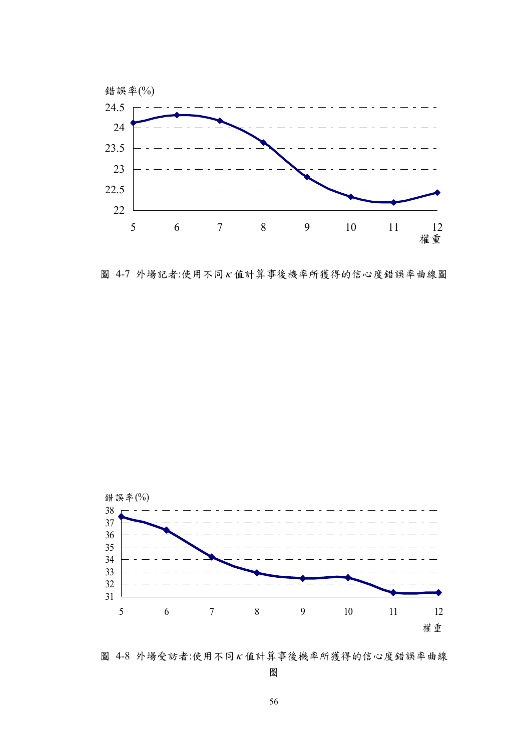錯誤率(%)

24.5
24
23.5
23
22.5
22

5 6 7 8 9 10 11 12
權重

圖 4-7 外場記者:使用不同 $\kappa$ 值計算事後機率所獲得的信心度錯誤率曲線圖

錯誤率(%)

38
37
36
35
34
33
32
31

5 6 7 8 9 10 11 12
權重

圖 4-8 外場受訪者:使用不同 $\kappa$ 值計算事後機率所獲得的信心度錯誤率曲線圖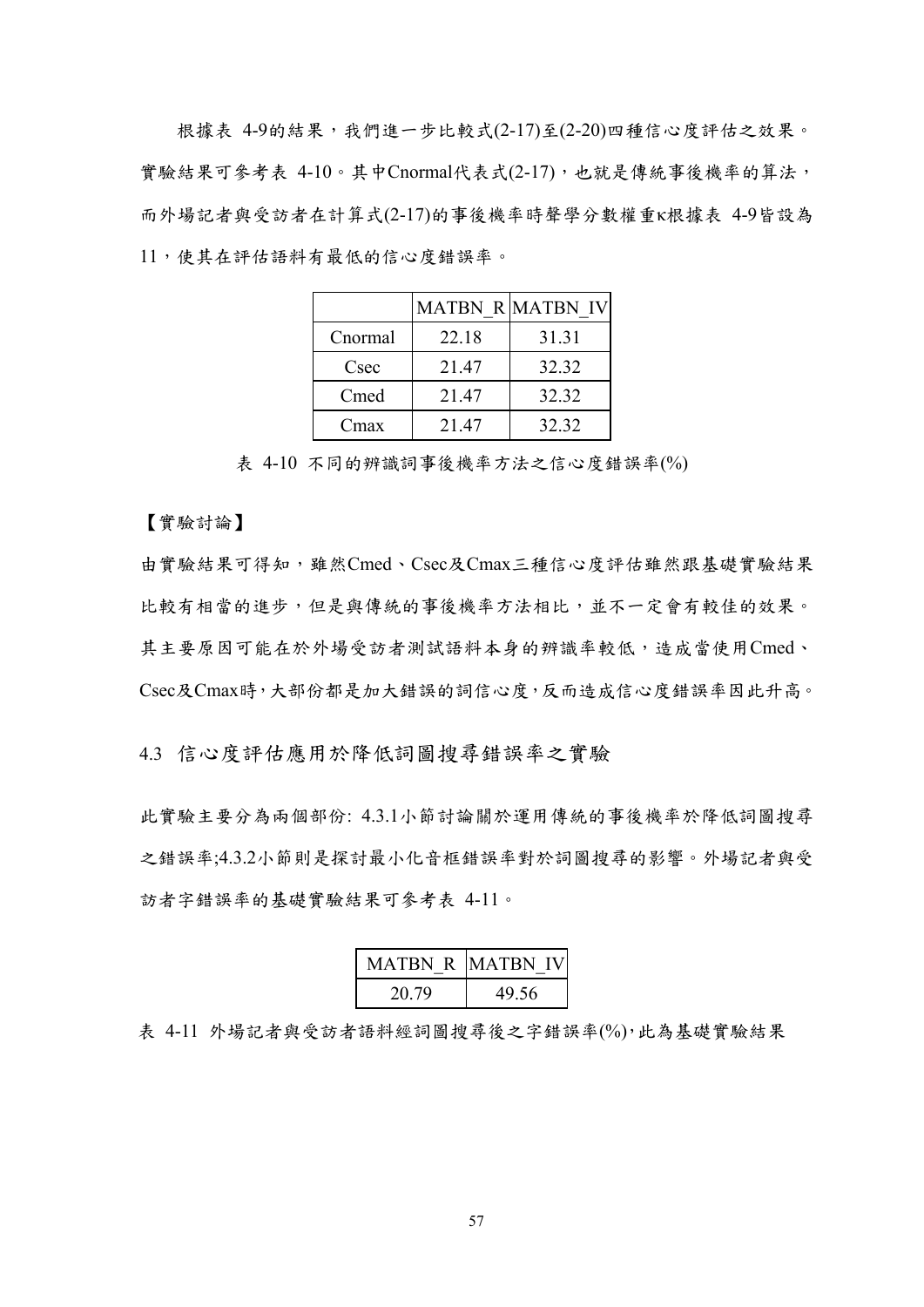根據表 4-9的結果，我們進一步比較式(2-17)至(2-20)四種信心度評估之效果。實驗結果可參考表 4-10。其中Cnormal代表式(2-17)，也就是傳統事後機率的算法，而外場記者與受訪者在計算式(2-17)的事後機率時聲學分數權重κ根據表 4-9皆設為11，使其在評估語料有最低的信心度錯誤率。

| | MATBN_R | MATBN_IV |
|---|---|---|
| Cnormal | 22.18 | 31.31 |
| Csec | 21.47 | 32.32 |
| Cmed | 21.47 | 32.32 |
| Cmax | 21.47 | 32.32 |

表 4-10 不同的辨識詞事後機率方法之信心度錯誤率(%)

【實驗討論】

由實驗結果可得知，雖然Cmed、Csec及Cmax三種信心度評估雖然跟基礎實驗結果比較有相當的進步，但是與傳統的事後機率方法相比，並不一定會有較佳的效果。其主要原因可能在於外場受訪者測試語料本身的辨識率較低，造成當使用Cmed、Csec及Cmax時，大部份都是加大錯誤的詞信心度，反而造成信心度錯誤率因此升高。

## 4.3 信心度評估應用於降低詞圖搜尋錯誤率之實驗

此實驗主要分為兩個部份: 4.3.1小節討論關於運用傳統的事後機率於降低詞圖搜尋之錯誤率;4.3.2小節則是探討最小化音框錯誤率對於詞圖搜尋的影響。外場記者與受訪者字錯誤率的基礎實驗結果可參考表 4-11。

| MATBN_R | MATBN_IV |
|---|---|
| 20.79 | 49.56 |

表 4-11 外場記者與受訪者語料經詞圖搜尋後之字錯誤率(%)，此為基礎實驗結果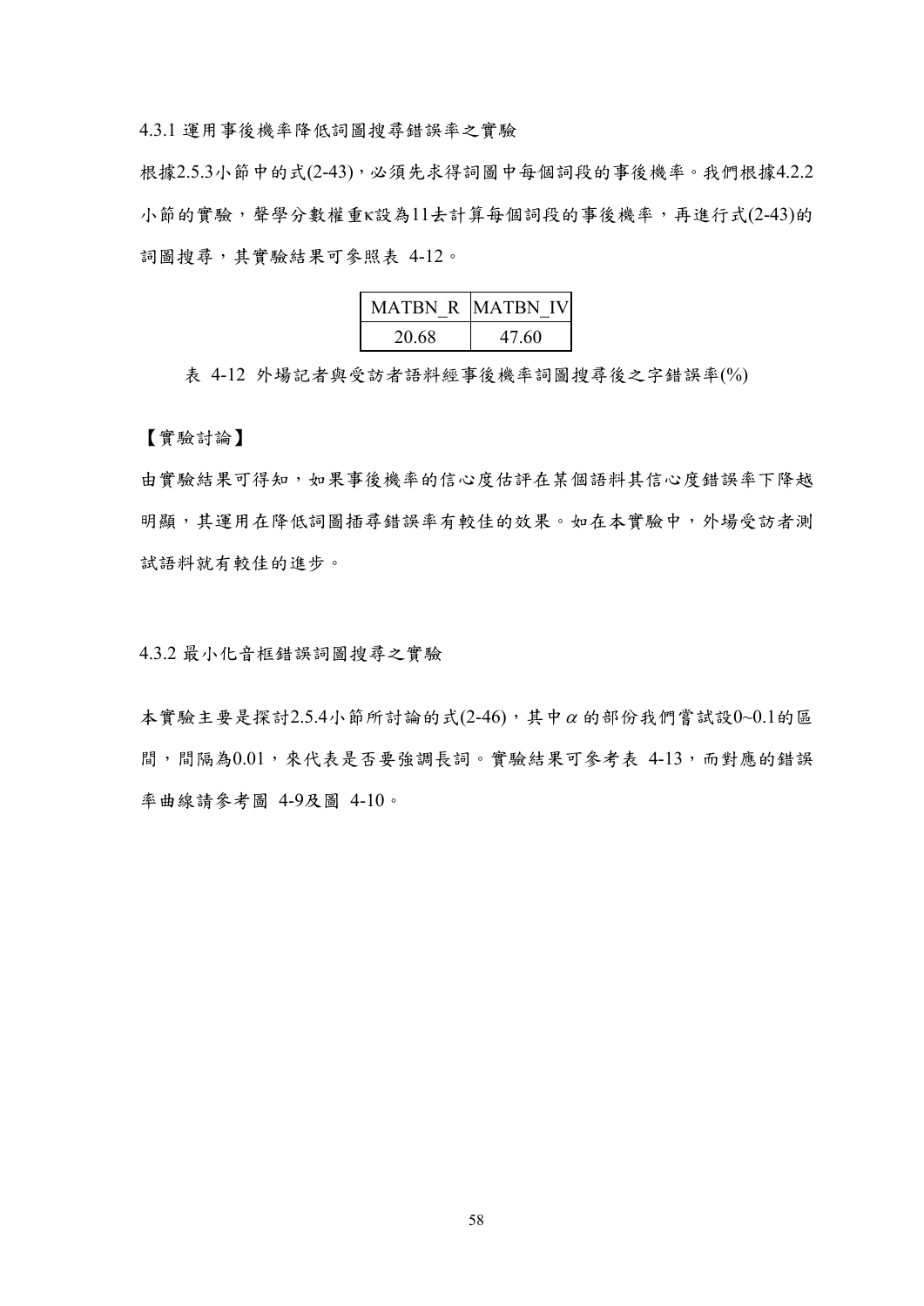### 4.3.1 運用事後機率降低詞圖搜尋錯誤率之實驗

根據2.5.3小節中的式(2-43)，必須先求得詞圖中每個詞段的事後機率。我們根據4.2.2小節的實驗，聲學分數權重κ設為11去計算每個詞段的事後機率，再進行式(2-43)的詞圖搜尋，其實驗結果可參照表 4-12。

| MATBN_R | MATBN_IV |
|---|---|
| 20.68 | 47.60 |

表 4-12 外場記者與受訪者語料經事後機率詞圖搜尋後之字錯誤率(%)

【實驗討論】

由實驗結果可得知，如果事後機率的信心度估評在某個語料其信心度錯誤率下降越明顯，其運用在降低詞圖插尋錯誤率有較佳的效果。如在本實驗中，外場受訪者測試語料就有較佳的進步。

### 4.3.2 最小化音框錯誤詞圖搜尋之實驗

本實驗主要是探討2.5.4小節所討論的式(2-46)，其中 $\alpha$ 的部份我們嘗試設0~0.1的區間，間隔為0.01，來代表是否要強調長詞。實驗結果可參考表 4-13，而對應的錯誤率曲線請參考圖 4-9及圖 4-10。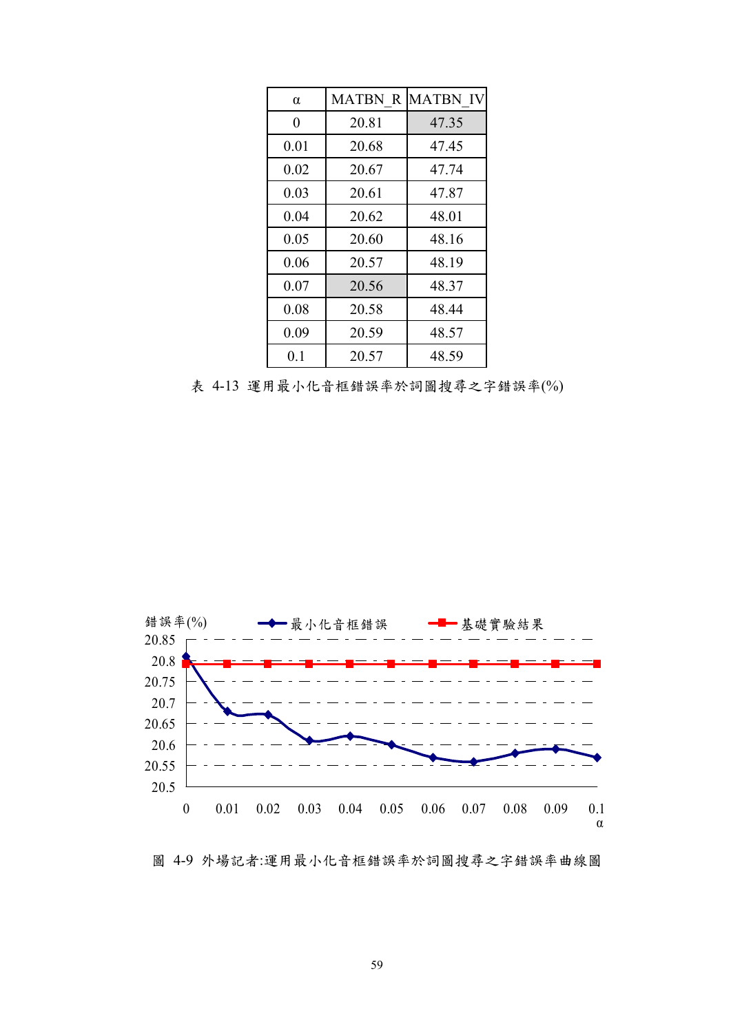| α | MATBN_R | MATBN_IV |
|---|---|---|
| 0 | 20.81 | 47.35 |
| 0.01 | 20.68 | 47.45 |
| 0.02 | 20.67 | 47.74 |
| 0.03 | 20.61 | 47.87 |
| 0.04 | 20.62 | 48.01 |
| 0.05 | 20.60 | 48.16 |
| 0.06 | 20.57 | 48.19 |
| 0.07 | 20.56 | 48.37 |
| 0.08 | 20.58 | 48.44 |
| 0.09 | 20.59 | 48.57 |
| 0.1 | 20.57 | 48.59 |

表 4-13 運用最小化音框錯誤率於詞圖搜尋之字錯誤率(%)

錯誤率(%)

最小化音框錯誤　基礎實驗結果

20.85
20.8
20.75
20.7
20.65
20.6
20.55
20.5

0　0.01　0.02　0.03　0.04　0.05　0.06　0.07　0.08　0.09　0.1
α

圖 4-9 外場記者:運用最小化音框錯誤率於詞圖搜尋之字錯誤率曲線圖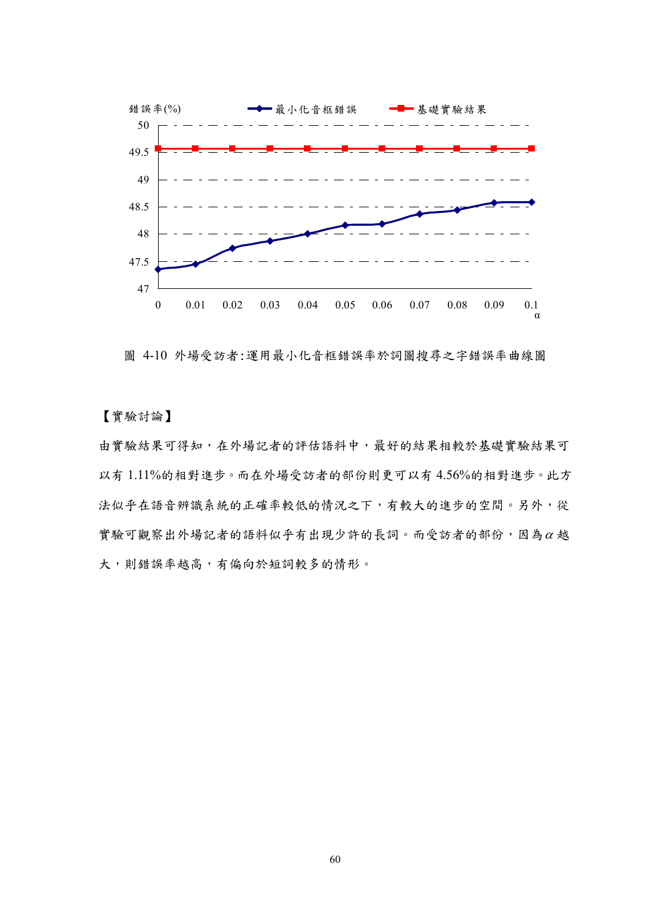圖 4-10 外場受訪者:運用最小化音框錯誤率於詞圖搜尋之字錯誤率曲線圖

【實驗討論】

由實驗結果可得知，在外場記者的評估語料中，最好的結果相較於基礎實驗結果可以有 1.11%的相對進步。而在外場受訪者的部份則更可以有 4.56%的相對進步。此方法似乎在語音辨識系統的正確率較低的情況之下，有較大的進步的空間。另外，從實驗可觀察出外場記者的語料似乎有出現少許的長詞。而受訪者的部份，因為$\alpha$越大，則錯誤率越高，有偏向於短詞較多的情形。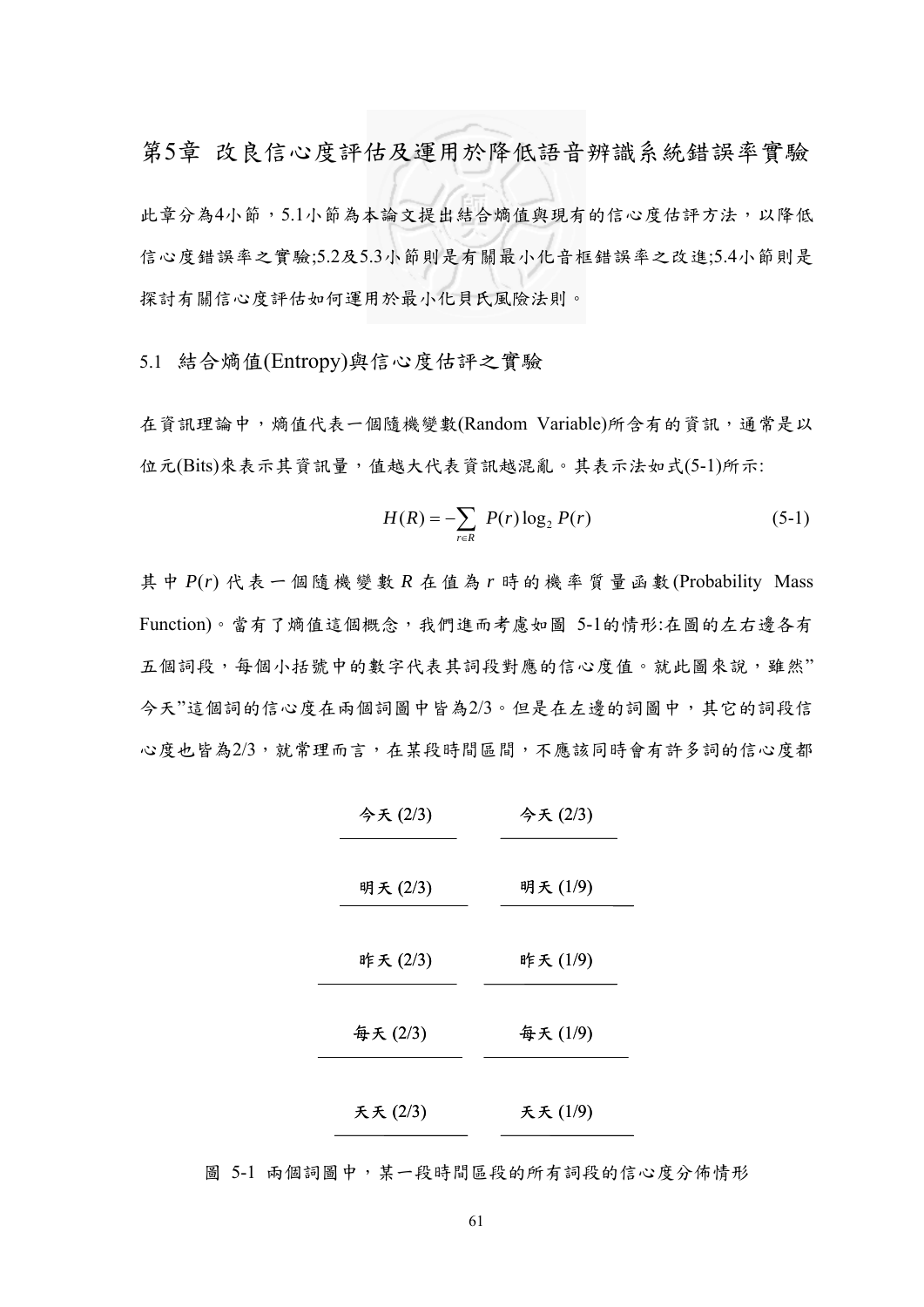# 第5章 改良信心度評估及運用於降低語音辨識系統錯誤率實驗

此章分為4小節，5.1小節為本論文提出結合熵值與現有的信心度估評方法，以降低信心度錯誤率之實驗;5.2及5.3小節則是有關最小化音框錯誤率之改進;5.4小節則是探討有關信心度評估如何運用於最小化貝氏風險法則。

## 5.1 結合熵值(Entropy)與信心度估評之實驗

在資訊理論中，熵值代表一個隨機變數(Random Variable)所含有的資訊，通常是以位元(Bits)來表示其資訊量，值越大代表資訊越混亂。其表示法如式(5-1)所示:

$$H(R) = -\sum_{r \in R} P(r)\log_2 P(r) \tag{5-1}$$

其中 $P(r)$ 代表一個隨機變數 $R$ 在值為 $r$ 時的機率質量函數(Probability Mass Function)。當有了熵值這個概念，我們進而考慮如圖 5-1的情形:在圖的左右邊各有五個詞段，每個小括號中的數字代表其詞段對應的信心度值。就此圖來說，雖然”今天”這個詞的信心度在兩個詞圖中皆為2/3。但是在左邊的詞圖中，其它的詞段信心度也皆為2/3，就常理而言，在某段時間區間，不應該同時會有許多詞的信心度都

| 左 | 右 |
|---|---|
| 今天 (2/3) | 今天 (2/3) |
| 明天 (2/3) | 明天 (1/9) |
| 昨天 (2/3) | 昨天 (1/9) |
| 每天 (2/3) | 每天 (1/9) |
| 天天 (2/3) | 天天 (1/9) |

圖 5-1 兩個詞圖中，某一段時間區段的所有詞段的信心度分佈情形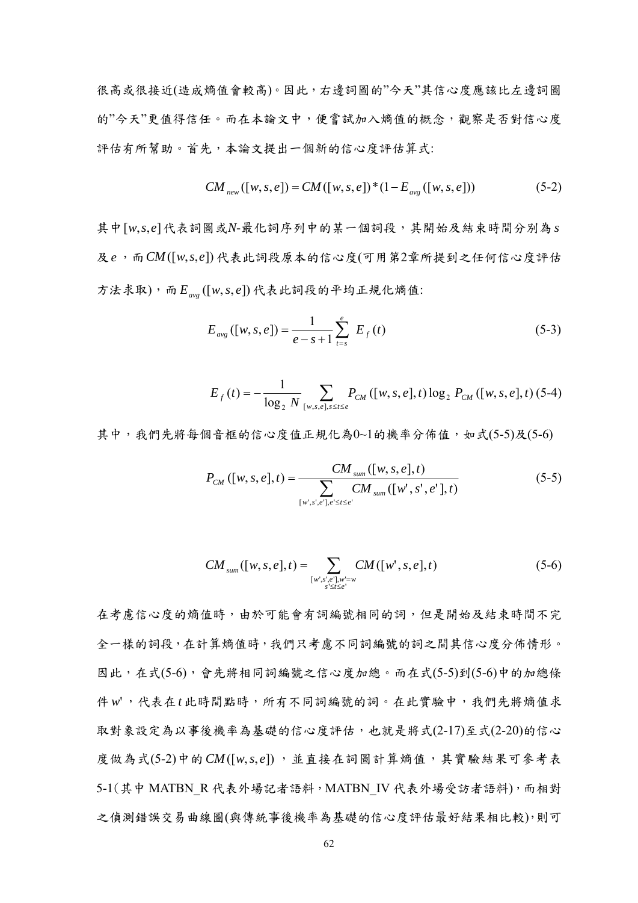很高或很接近(造成熵值會較高)。因此，右邊詞圖的"今天"其信心度應該比左邊詞圖的"今天"更值得信任。而在本論文中，便嘗試加入熵值的概念，觀察是否對信心度評估有所幫助。首先，本論文提出一個新的信心度評估算式:

$$CM_{new}([w,s,e]) = CM([w,s,e]) * (1 - E_{avg}([w,s,e])) \tag{5-2}$$

其中$[w,s,e]$代表詞圖或$N$-最佳詞序列中的某一個詞段，其開始及結束時間分別為$s$及$e$，而$CM([w,s,e])$代表此詞段原本的信心度(可用第2章所提到之任何信心度評估方法求取)，而$E_{avg}([w,s,e])$代表此詞段的平均正規化熵值:

$$E_{avg}([w,s,e]) = \frac{1}{e-s+1} \sum_{t=s}^{e} E_f(t) \tag{5-3}$$

$$E_f(t) = -\frac{1}{\log_2 N} \sum_{[w,s,e], s \le t \le e} P_{CM}([w,s,e],t) \log_2 P_{CM}([w,s,e],t) \tag{5-4}$$

其中，我們先將每個音框的信心度值正規化為0~1的機率分佈值，如式(5-5)及(5-6)

$$P_{CM}([w,s,e],t) = \frac{CM_{sum}([w,s,e],t)}{\sum_{[w',s',e'], e' \le t \le e'} CM_{sum}([w',s',e'],t)} \tag{5-5}$$

$$CM_{sum}([w,s,e],t) = \sum_{\substack{[w',s',e'], w'=w \\ s' \le t \le e'}} CM([w',s,e],t) \tag{5-6}$$

在考慮信心度的熵值時，由於可能會有詞編號相同的詞，但是開始及結束時間不完全一樣的詞段，在計算熵值時，我們只考慮不同詞編號的詞之間其信心度分佈情形。因此，在式(5-6)，會先將相同詞編號之信心度加總。而在式(5-5)到(5-6)中的加總條件$w'$，代表在$t$此時間點時，所有不同詞編號的詞。在此實驗中，我們先將熵值求取對象設定為以事後機率為基礎的信心度評估，也就是將式(2-17)至式(2-20)的信心度做為式(5-2)中的$CM([w,s,e])$，並直接在詞圖計算熵值，其實驗結果可參考表5-1(其中 MATBN_R 代表外場記者語料，MATBN_IV 代表外場受訪者語料)，而相對之偵測錯誤交易曲線圖(與傳統事後機率為基礎的信心度評估最好結果相比較)，則可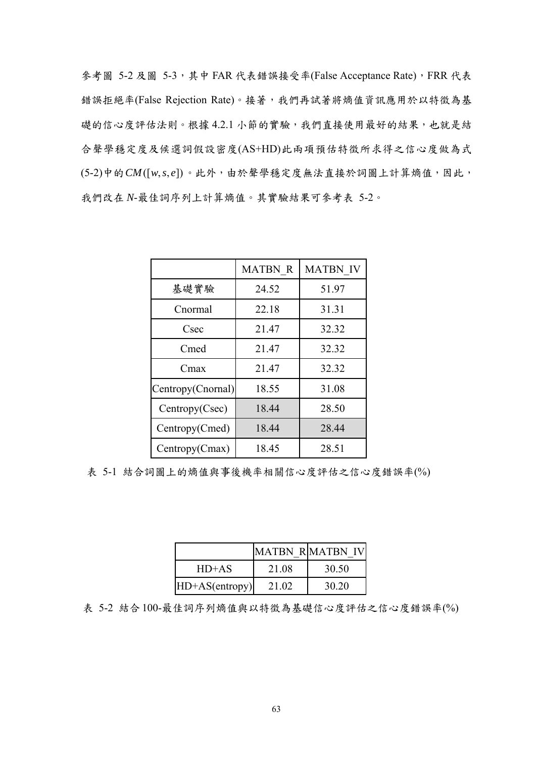參考圖 5-2 及圖 5-3，其中 FAR 代表錯誤接受率(False Acceptance Rate)，FRR 代表錯誤拒絕率(False Rejection Rate)。接著，我們再試著將熵值資訊應用於以特徵為基礎的信心度評估法則。根據 4.2.1 小節的實驗，我們直接使用最好的結果，也就是結合聲學穩定度及候選詞假設密度(AS+HD)此兩項預估特徵所求得之信心度做為式(5-2)中的 $CM([w,s,e])$。此外，由於聲學穩定度無法直接於詞圖上計算熵值，因此，我們改在 *N*-最佳詞序列上計算熵值。其實驗結果可參考表 5-2。

| | MATBN_R | MATBN_IV |
|---|---|---|
| 基礎實驗 | 24.52 | 51.97 |
| Cnormal | 22.18 | 31.31 |
| Csec | 21.47 | 32.32 |
| Cmed | 21.47 | 32.32 |
| Cmax | 21.47 | 32.32 |
| Centropy(Cnornal) | 18.55 | 31.08 |
| Centropy(Csec) | 18.44 | 28.50 |
| Centropy(Cmed) | 18.44 | 28.44 |
| Centropy(Cmax) | 18.45 | 28.51 |

表 5-1 結合詞圖上的熵值與事後機率相關信心度評估之信心度錯誤率(%)

| | MATBN_R | MATBN_IV |
|---|---|---|
| HD+AS | 21.08 | 30.50 |
| HD+AS(entropy) | 21.02 | 30.20 |

表 5-2 結合 100-最佳詞序列熵值與以特徵為基礎信心度評估之信心度錯誤率(%)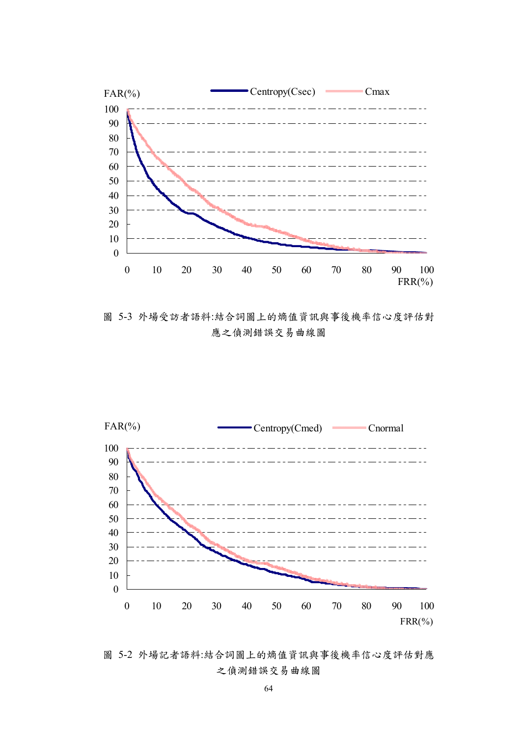FAR(%)

Centropy(Csec) Cmax

100
90
80
70
60
50
40
30
20
10
0

0 10 20 30 40 50 60 70 80 90 100

FRR(%)

圖 5-3 外場受訪者語料:結合詞圖上的熵值資訊與事後機率信心度評估對應之偵測錯誤交易曲線圖

FAR(%)

Centropy(Cmed) Cnormal

100
90
80
70
60
50
40
30
20
10
0

0 10 20 30 40 50 60 70 80 90 100

FRR(%)

圖 5-2 外場記者語料:結合詞圖上的熵值資訊與事後機率信心度評估對應之偵測錯誤交易曲線圖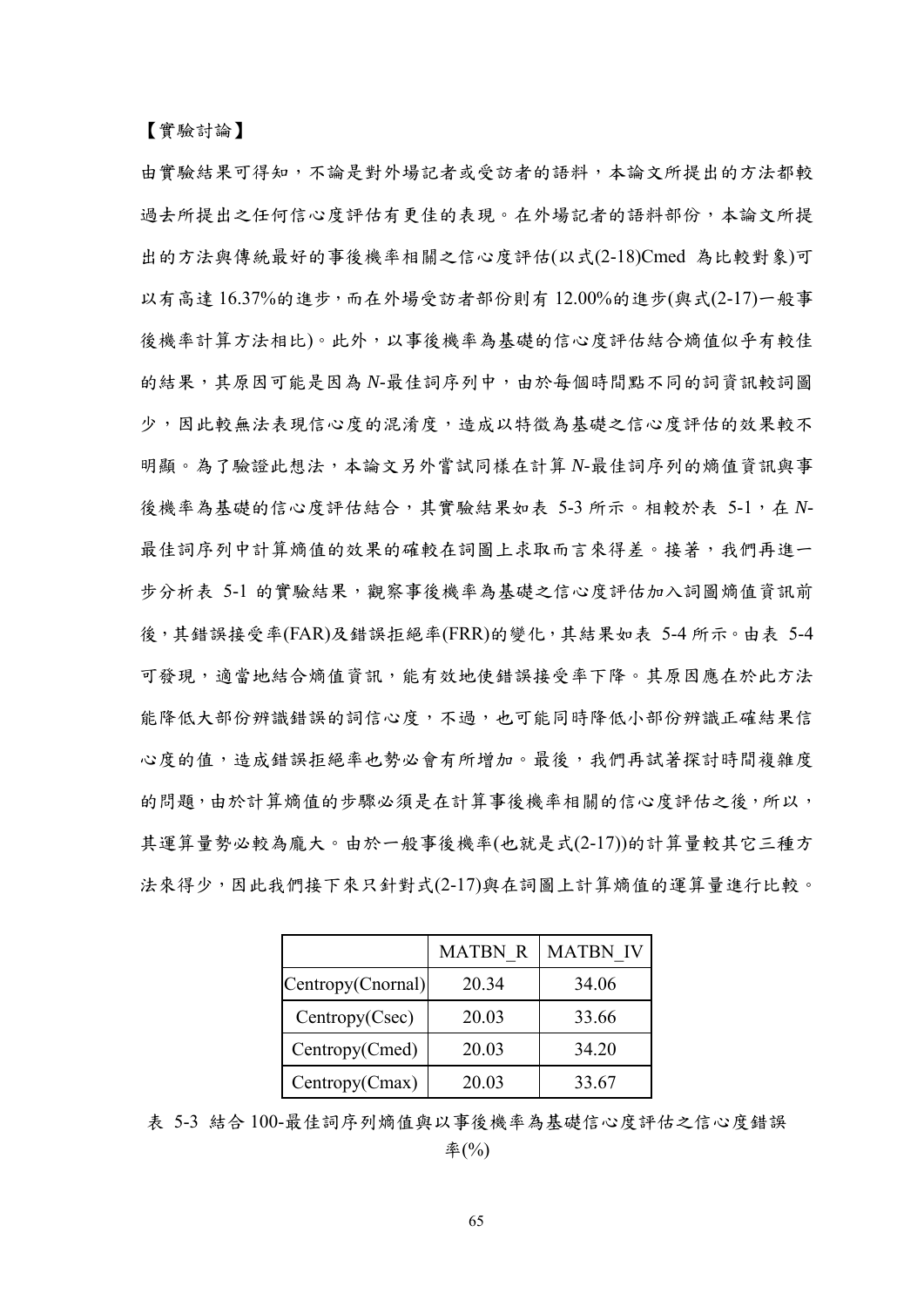【實驗討論】

由實驗結果可得知，不論是對外場記者或受訪者的語料，本論文所提出的方法都較過去所提出之任何信心度評估有更佳的表現。在外場記者的語料部份，本論文所提出的方法與傳統最好的事後機率相關之信心度評估(以式(2-18)Cmed 為比較對象)可以有高達 16.37%的進步，而在外場受訪者部份則有 12.00%的進步(與式(2-17)一般事後機率計算方法相比)。此外，以事後機率為基礎的信心度評估結合熵值似乎有較佳的結果，其原因可能是因為 *N*-最佳詞序列中，由於每個時間點不同的詞資訊較詞圖少，因此較無法表現信心度的混淆度，造成以特徵為基礎之信心度評估的效果較不明顯。為了驗證此想法，本論文另外嘗試同樣在計算 *N*-最佳詞序列的熵值資訊與事後機率為基礎的信心度評估結合，其實驗結果如表 5-3 所示。相較於表 5-1，在 *N*-最佳詞序列中計算熵值的效果的確較在詞圖上求取而言來得差。接著，我們再進一步分析表 5-1 的實驗結果，觀察事後機率為基礎之信心度評估加入詞圖熵值資訊前後，其錯誤接受率(FAR)及錯誤拒絕率(FRR)的變化，其結果如表 5-4 所示。由表 5-4 可發現，適當地結合熵值資訊，能有效地使錯誤接受率下降。其原因應在於此方法能降低大部份辨識錯誤的詞信心度，不過，也可能同時降低小部份辨識正確結果信心度的值，造成錯誤拒絕率也勢必會有所增加。最後，我們再試著探討時間複雜度的問題，由於計算熵值的步驟必須是在計算事後機率相關的信心度評估之後，所以，其運算量勢必較為龐大。由於一般事後機率(也就是式(2-17))的計算量較其它三種方法來得少，因此我們接下來只針對式(2-17)與在詞圖上計算熵值的運算量進行比較。

| | MATBN_R | MATBN_IV |
|---|---|---|
| Centropy(Cnornal) | 20.34 | 34.06 |
| Centropy(Csec) | 20.03 | 33.66 |
| Centropy(Cmed) | 20.03 | 34.20 |
| Centropy(Cmax) | 20.03 | 33.67 |

表 5-3 結合 100-最佳詞序列熵值與以事後機率為基礎信心度評估之信心度錯誤率(%)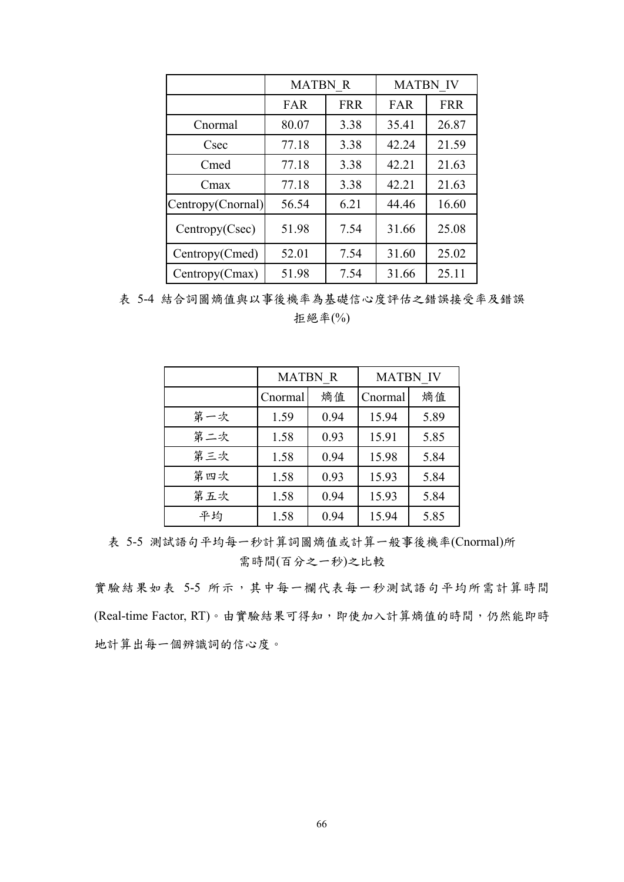| | MATBN_R | | MATBN_IV | |
|---|---|---|---|---|
| | FAR | FRR | FAR | FRR |
| Cnormal | 80.07 | 3.38 | 35.41 | 26.87 |
| Csec | 77.18 | 3.38 | 42.24 | 21.59 |
| Cmed | 77.18 | 3.38 | 42.21 | 21.63 |
| Cmax | 77.18 | 3.38 | 42.21 | 21.63 |
| Centropy(Cnornal) | 56.54 | 6.21 | 44.46 | 16.60 |
| Centropy(Csec) | 51.98 | 7.54 | 31.66 | 25.08 |
| Centropy(Cmed) | 52.01 | 7.54 | 31.60 | 25.02 |
| Centropy(Cmax) | 51.98 | 7.54 | 31.66 | 25.11 |

表 5-4 結合詞圖熵值與以事後機率為基礎信心度評估之錯誤接受率及錯誤拒絕率(%)

| | MATBN_R | | MATBN_IV | |
|---|---|---|---|---|
| | Cnormal | 熵值 | Cnormal | 熵值 |
| 第一次 | 1.59 | 0.94 | 15.94 | 5.89 |
| 第二次 | 1.58 | 0.93 | 15.91 | 5.85 |
| 第三次 | 1.58 | 0.94 | 15.98 | 5.84 |
| 第四次 | 1.58 | 0.93 | 15.93 | 5.84 |
| 第五次 | 1.58 | 0.94 | 15.93 | 5.84 |
| 平均 | 1.58 | 0.94 | 15.94 | 5.85 |

表 5-5 測試語句平均每一秒計算詞圖熵值或計算一般事後機率(Cnormal)所需時間(百分之一秒)之比較

實驗結果如表 5-5 所示，其中每一欄代表每一秒測試語句平均所需計算時間(Real-time Factor, RT)。由實驗結果可得知，即使加入計算熵值的時間，仍然能即時地計算出每一個辨識詞的信心度。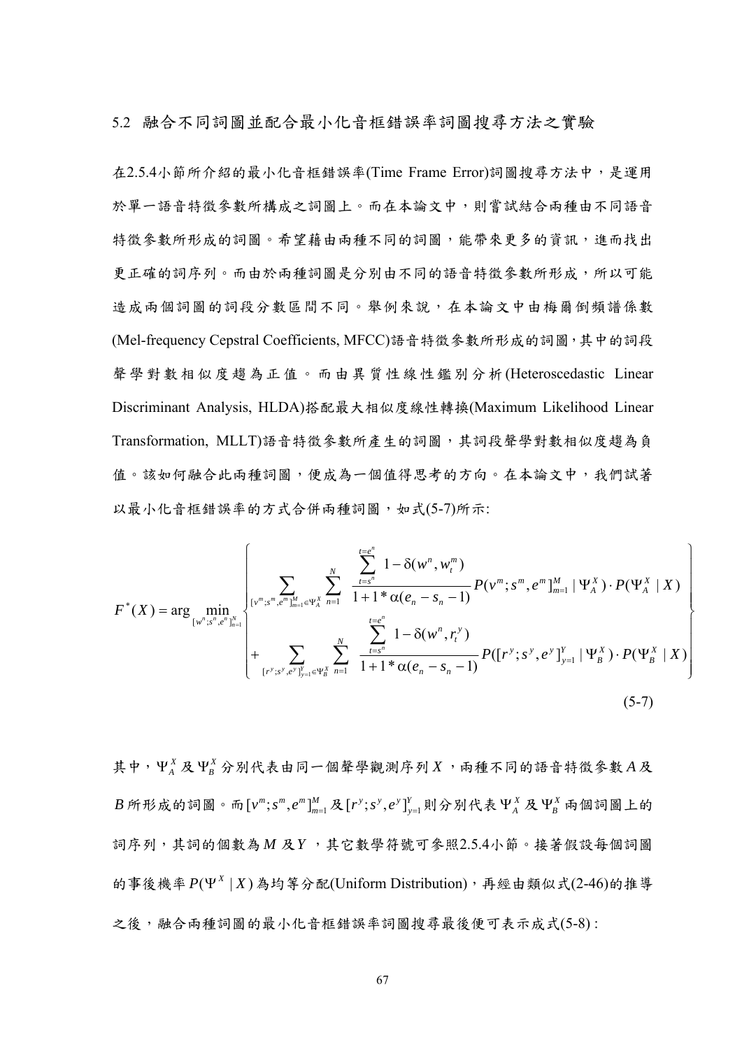## 5.2 融合不同詞圖並配合最小化音框錯誤率詞圖搜尋方法之實驗

在2.5.4小節所介紹的最小化音框錯誤率(Time Frame Error)詞圖搜尋方法中，是運用於單一語音特徵參數所構成之詞圖上。而在本論文中，則嘗試結合兩種由不同語音特徵參數所形成的詞圖。希望藉由兩種不同的詞圖，能帶來更多的資訊，進而找出更正確的詞序列。而由於兩種詞圖是分別由不同的語音特徵參數所形成，所以可能造成兩個詞圖的詞段分數區間不同。舉例來說，在本論文中由梅爾倒頻譜係數(Mel-frequency Cepstral Coefficients, MFCC)語音特徵參數所形成的詞圖，其中的詞段聲學對數相似度趨為正值。而由異質性線性鑑別分析(Heteroscedastic Linear Discriminant Analysis, HLDA)搭配最大相似度線性轉換(Maximum Likelihood Linear Transformation, MLLT)語音特徵參數所產生的詞圖，其詞段聲學對數相似度趨為負值。該如何融合此兩種詞圖，便成為一個值得思考的方向。在本論文中，我們試著以最小化音框錯誤率的方式合併兩種詞圖，如式(5-7)所示:

$$
F^*(X) = \arg\min_{[w^n;s^n,e^n]_{n=1}^{N}} \left\{ \begin{aligned} & \sum_{[v^m;s^m,e^m]_{m=1}^{M} \in \Psi_A^X} \sum_{n=1}^{N} \frac{\sum_{t=s^n}^{t=e^n} 1-\delta(w^n, w_t^m)}{1+1*\alpha(e_n - s_n - 1)} P(v^m;s^m,e^m]_{m=1}^{M} \mid \Psi_A^X) \cdot P(\Psi_A^X \mid X) \\ & + \sum_{[r^y;s^y,e^y]_{y=1}^{Y} \in \Psi_B^X} \sum_{n=1}^{N} \frac{\sum_{t=s^n}^{t=e^n} 1-\delta(w^n, r_t^y)}{1+1*\alpha(e_n - s_n - 1)} P([r^y;s^y,e^y]_{y=1}^{Y} \mid \Psi_B^X) \cdot P(\Psi_B^X \mid X) \end{aligned} \right\} \tag{5-7}
$$

其中，$\Psi_A^X$ 及 $\Psi_B^X$ 分別代表由同一個聲學觀測序列 $X$，兩種不同的語音特徵參數 $A$ 及 $B$ 所形成的詞圖。而 $[v^m;s^m,e^m]_{m=1}^{M}$ 及 $[r^y;s^y,e^y]_{y=1}^{Y}$ 則分別代表 $\Psi_A^X$ 及 $\Psi_B^X$ 兩個詞圖上的詞序列，其詞的個數為 $M$ 及 $Y$，其它數學符號可參照2.5.4小節。接著假設每個詞圖的事後機率 $P(\Psi^X \mid X)$ 為均等分配(Uniform Distribution)，再經由類似式(2-46)的推導之後，融合兩種詞圖的最小化音框錯誤率詞圖搜尋最後便可表示成式(5-8) :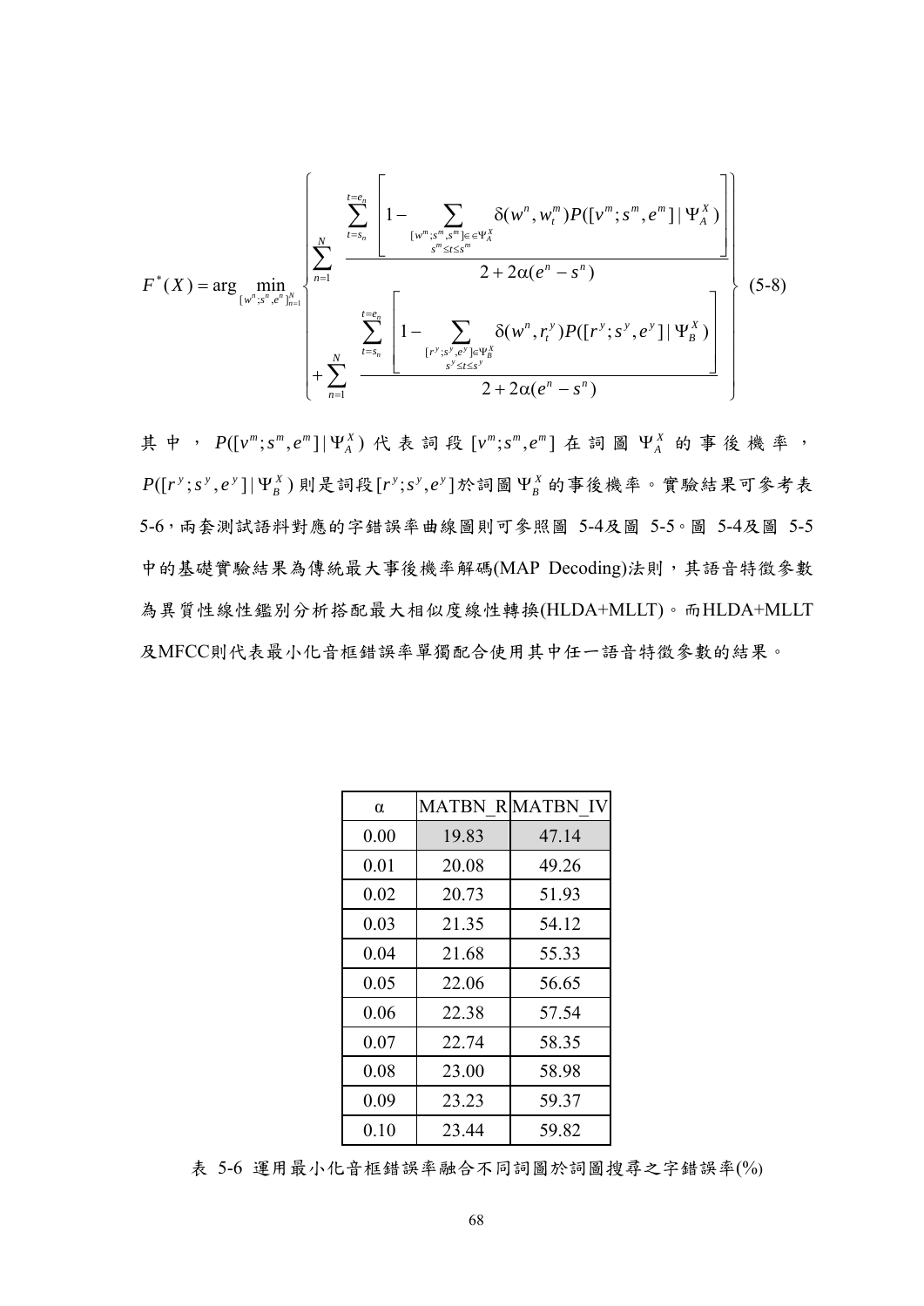$$F^{*}(X) = \arg\min_{[w^{n};s^{n},e^{n}]_{n=1}^{N}} \left\{ \begin{aligned} &\sum_{n=1}^{N} \frac{\sum_{t=s_n}^{t=e_n} \left[ 1 - \sum_{\substack{[w^{m};s^{m},s^{m}] \in \Psi_A^X \\ s^{m} \le t \le s^{m}}} \delta(w^{n}, w_t^{m}) P([v^{m};s^{m},e^{m}] \mid \Psi_A^X) \right]}{2 + 2\alpha(e^{n} - s^{n})} \\ &+ \sum_{n=1}^{N} \frac{\sum_{t=s_n}^{t=e_n} \left[ 1 - \sum_{\substack{[r^{y};s^{y},e^{y}] \in \Psi_B^X \\ s^{y} \le t \le s^{y}}} \delta(w^{n}, r_t^{y}) P([r^{y};s^{y},e^{y}] \mid \Psi_B^X) \right]}{2 + 2\alpha(e^{n} - s^{n})} \end{aligned} \right\} \quad (5\text{-}8)$$

其中，$P([v^{m};s^{m},e^{m}] \mid \Psi_A^X)$ 代表詞段 $[v^{m};s^{m},e^{m}]$ 在詞圖 $\Psi_A^X$ 的事後機率，$P([r^{y};s^{y},e^{y}] \mid \Psi_B^X)$ 則是詞段$[r^{y};s^{y},e^{y}]$於詞圖 $\Psi_B^X$ 的事後機率。實驗結果可參考表 5-6，兩套測試語料對應的字錯誤率曲線圖則可參照圖 5-4及圖 5-5。圖 5-4及圖 5-5中的基礎實驗結果為傳統最大事後機率解碼(MAP Decoding)法則，其語音特徵參數為異質性線性鑑別分析搭配最大相似度線性轉換(HLDA+MLLT)。而HLDA+MLLT及MFCC則代表最小化音框錯誤率單獨配合使用其中任一語音特徵參數的結果。

| α | MATBN_R | MATBN_IV |
|---|---|---|
| 0.00 | 19.83 | 47.14 |
| 0.01 | 20.08 | 49.26 |
| 0.02 | 20.73 | 51.93 |
| 0.03 | 21.35 | 54.12 |
| 0.04 | 21.68 | 55.33 |
| 0.05 | 22.06 | 56.65 |
| 0.06 | 22.38 | 57.54 |
| 0.07 | 22.74 | 58.35 |
| 0.08 | 23.00 | 58.98 |
| 0.09 | 23.23 | 59.37 |
| 0.10 | 23.44 | 59.82 |

表 5-6 運用最小化音框錯誤率融合不同詞圖於詞圖搜尋之字錯誤率(%)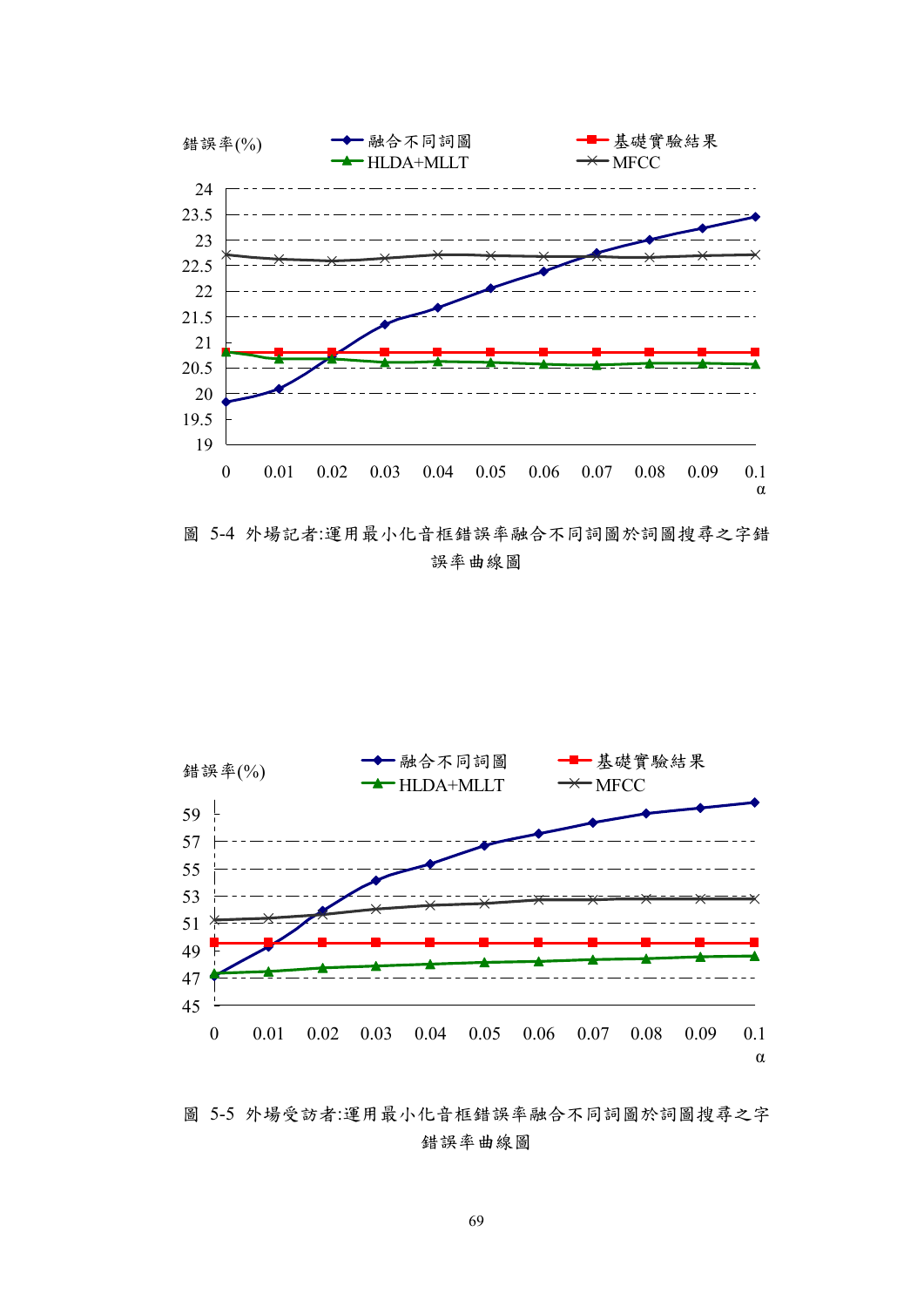圖 5-4 外場記者:運用最小化音框錯誤率融合不同詞圖於詞圖搜尋之字錯誤率曲線圖

圖 5-5 外場受訪者:運用最小化音框錯誤率融合不同詞圖於詞圖搜尋之字錯誤率曲線圖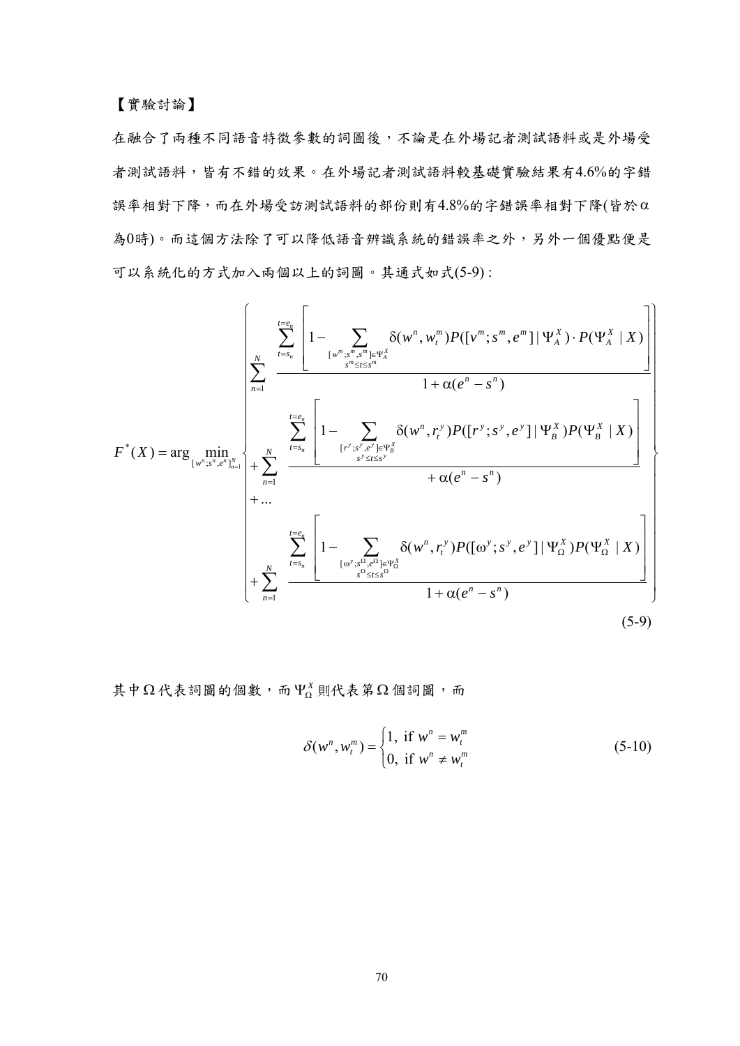【實驗討論】

在融合了兩種不同語音特徵參數的詞圖後，不論是在外場記者測試語料或是外場受者測試語料，皆有不錯的效果。在外場記者測試語料較基礎實驗結果有4.6%的字錯誤率相對下降，而在外場受訪測試語料的部份則有4.8%的字錯誤率相對下降(皆於$\alpha$為0時)。而這個方法除了可以降低語音辨識系統的錯誤率之外，另外一個優點便是可以系統化的方式加入兩個以上的詞圖。其通式如式(5-9) :

$$
F^*(X) = \arg \min_{[w^n;s^n,e^n]_{n=1}^N} \left\{ \begin{array}{l} \displaystyle\sum_{n=1}^{N} \frac{\displaystyle\sum_{t=s_n}^{t=e_n} \left[ 1 - \sum_{\substack{[w^m;s^m,s^m] \in \Psi_A^X \\ s^m \le t \le s^m}} \delta(w^n, w_t^m) P([v^m;s^m,e^m] \mid \Psi_A^X) \cdot P(\Psi_A^X \mid X) \right]}{1 + \alpha(e^n - s^n)} \\ \displaystyle + \sum_{n=1}^{N} \frac{\displaystyle\sum_{t=s_n}^{t=e_n} \left[ 1 - \sum_{\substack{[r^y;s^y,e^y] \in \Psi_B^X \\ s^y \le t \le s^y}} \delta(w^n, r_t^y) P([r^y;s^y,e^y] \mid \Psi_B^X) P(\Psi_B^X \mid X) \right]}{+ \alpha(e^n - s^n)} \\ + \ldots \\ \displaystyle + \sum_{n=1}^{N} \frac{\displaystyle\sum_{t=s_n}^{t=e_n} \left[ 1 - \sum_{\substack{[\omega^y;s^\Omega,e^\Omega] \in \Psi_\Omega^X \\ s^\Omega \le t \le s^\Omega}} \delta(w^n, r_t^y) P([\omega^y;s^y,e^y] \mid \Psi_\Omega^X) P(\Psi_\Omega^X \mid X) \right]}{1 + \alpha(e^n - s^n)} \end{array} \right\} \tag{5-9}
$$

其中$\Omega$代表詞圖的個數，而$\Psi_\Omega^X$則代表第$\Omega$個詞圖，而

$$
\delta(w^n, w_t^m) = \begin{cases} 1, & \text{if } w^n = w_t^m \\ 0, & \text{if } w^n \neq w_t^m \end{cases} \tag{5-10}
$$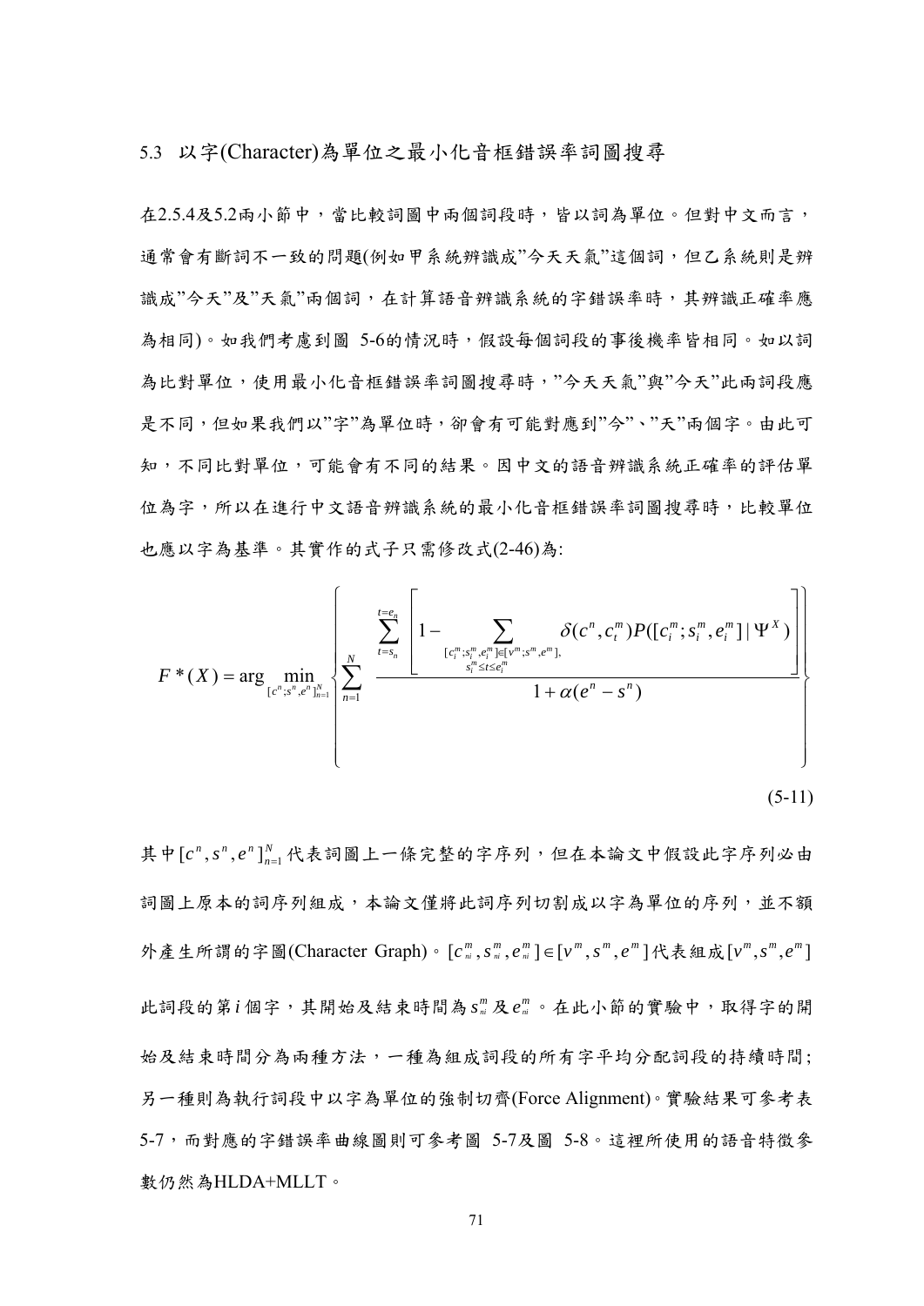## 5.3 以字(Character)為單位之最小化音框錯誤率詞圖搜尋

在2.5.4及5.2兩小節中，當比較詞圖中兩個詞段時，皆以詞為單位。但對中文而言，通常會有斷詞不一致的問題(例如甲系統辨識成”今天天氣”這個詞，但乙系統則是辨識成”今天”及”天氣”兩個詞，在計算語音辨識系統的字錯誤率時，其辨識正確率應為相同)。如我們考慮到圖 5-6的情況時，假設每個詞段的事後機率皆相同。如以詞為比對單位，使用最小化音框錯誤率詞圖搜尋時，”今天天氣”與”今天”此兩詞段應是不同，但如果我們以”字”為單位時，卻會有可能對應到”今”、”天”兩個字。由此可知，不同比對單位，可能會有不同的結果。因中文的語音辨識系統正確率的評估單位為字，所以在進行中文語音辨識系統的最小化音框錯誤率詞圖搜尋時，比較單位也應以字為基準。其實作的式子只需修改式(2-46)為:

$$F^*(X) = \arg\min_{[c^n;s^n,e^n]_{n=1}^N} \left\{ \sum_{n=1}^{N} \frac{\displaystyle\sum_{t=s_n}^{t=e_n} \left[ 1 - \sum_{\substack{[c_i^m;s_i^m,e_i^m]\in[v^m;s^m,e^m],\\ s_i^m \le t \le e_i^m}} \delta(c^n, c_t^m) P([c_i^m;s_i^m,e_i^m] \mid \Psi^X) \right]}{1+\alpha(e^n - s^n)} \right\} \tag{5-11}$$

其中$[c^n, s^n, e^n]_{n=1}^N$代表詞圖上一條完整的字序列，但在本論文中假設此字序列必由詞圖上原本的詞序列組成，本論文僅將此詞序列切割成以字為單位的序列，並不額外產生所謂的字圖(Character Graph)。$[c_{ni}^m, s_{ni}^m, e_{ni}^m] \in [v^m, s^m, e^m]$代表組成$[v^m, s^m, e^m]$此詞段的第$i$個字，其開始及結束時間為$s_{ni}^m$及$e_{ni}^m$。在此小節的實驗中，取得字的開始及結束時間分為兩種方法，一種為組成詞段的所有字平均分配詞段的持續時間；另一種則為執行詞段中以字為單位的強制切齊(Force Alignment)。實驗結果可參考表 5-7，而對應的字錯誤率曲線圖則可參考圖 5-7及圖 5-8。這裡所使用的語音特徵參數仍然為HLDA+MLLT。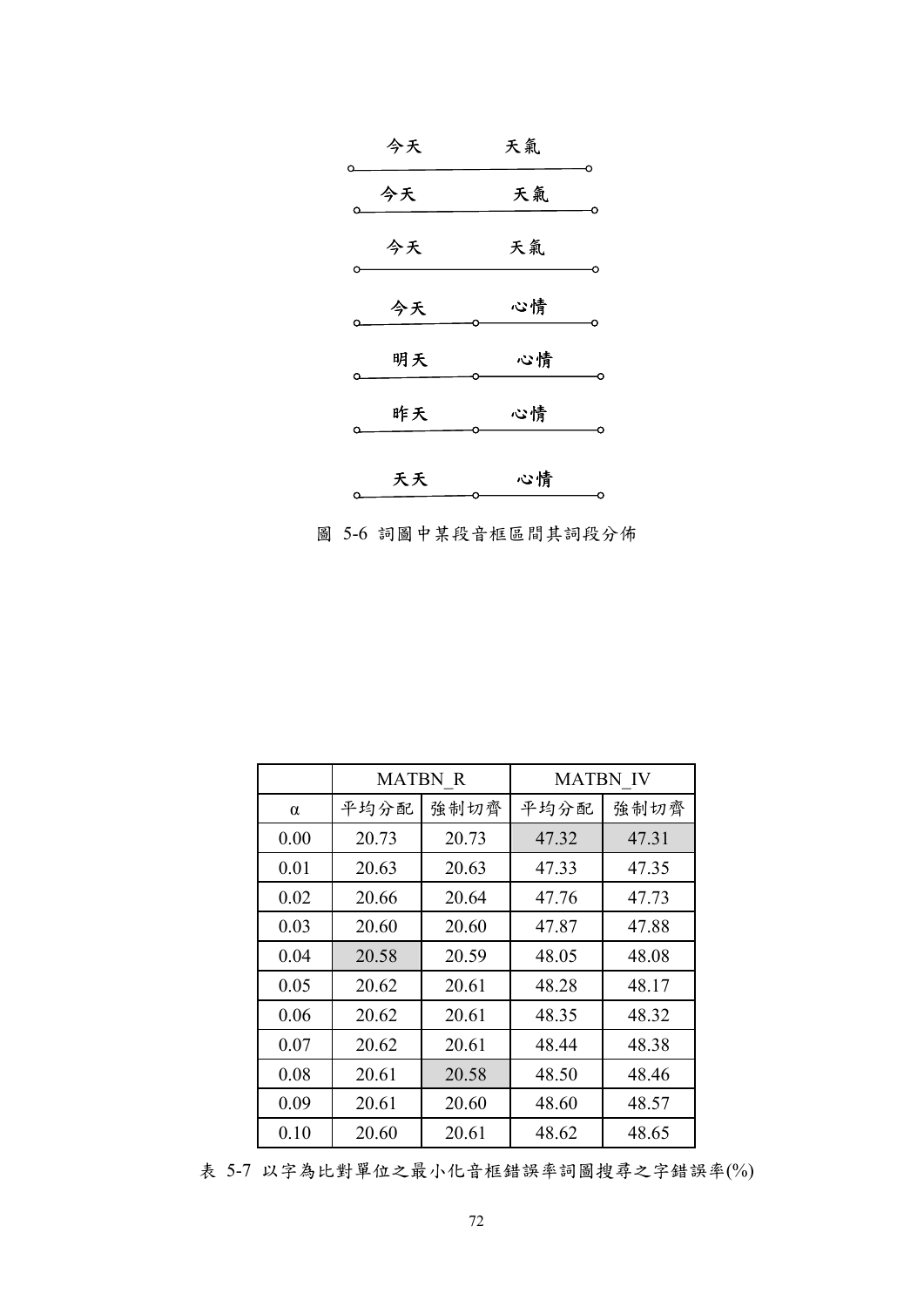今天　天氣

今天　天氣

今天　天氣

今天　心情

明天　心情

昨天　心情

天天　心情

圖 5-6 詞圖中某段音框區間其詞段分佈

| | MATBN_R | | MATBN_IV | |
|---|---|---|---|---|
| α | 平均分配 | 強制切齊 | 平均分配 | 強制切齊 |
| 0.00 | 20.73 | 20.73 | 47.32 | 47.31 |
| 0.01 | 20.63 | 20.63 | 47.33 | 47.35 |
| 0.02 | 20.66 | 20.64 | 47.76 | 47.73 |
| 0.03 | 20.60 | 20.60 | 47.87 | 47.88 |
| 0.04 | 20.58 | 20.59 | 48.05 | 48.08 |
| 0.05 | 20.62 | 20.61 | 48.28 | 48.17 |
| 0.06 | 20.62 | 20.61 | 48.35 | 48.32 |
| 0.07 | 20.62 | 20.61 | 48.44 | 48.38 |
| 0.08 | 20.61 | 20.58 | 48.50 | 48.46 |
| 0.09 | 20.61 | 20.60 | 48.60 | 48.57 |
| 0.10 | 20.60 | 20.61 | 48.62 | 48.65 |

表 5-7 以字為比對單位之最小化音框錯誤率詞圖搜尋之字錯誤率(%)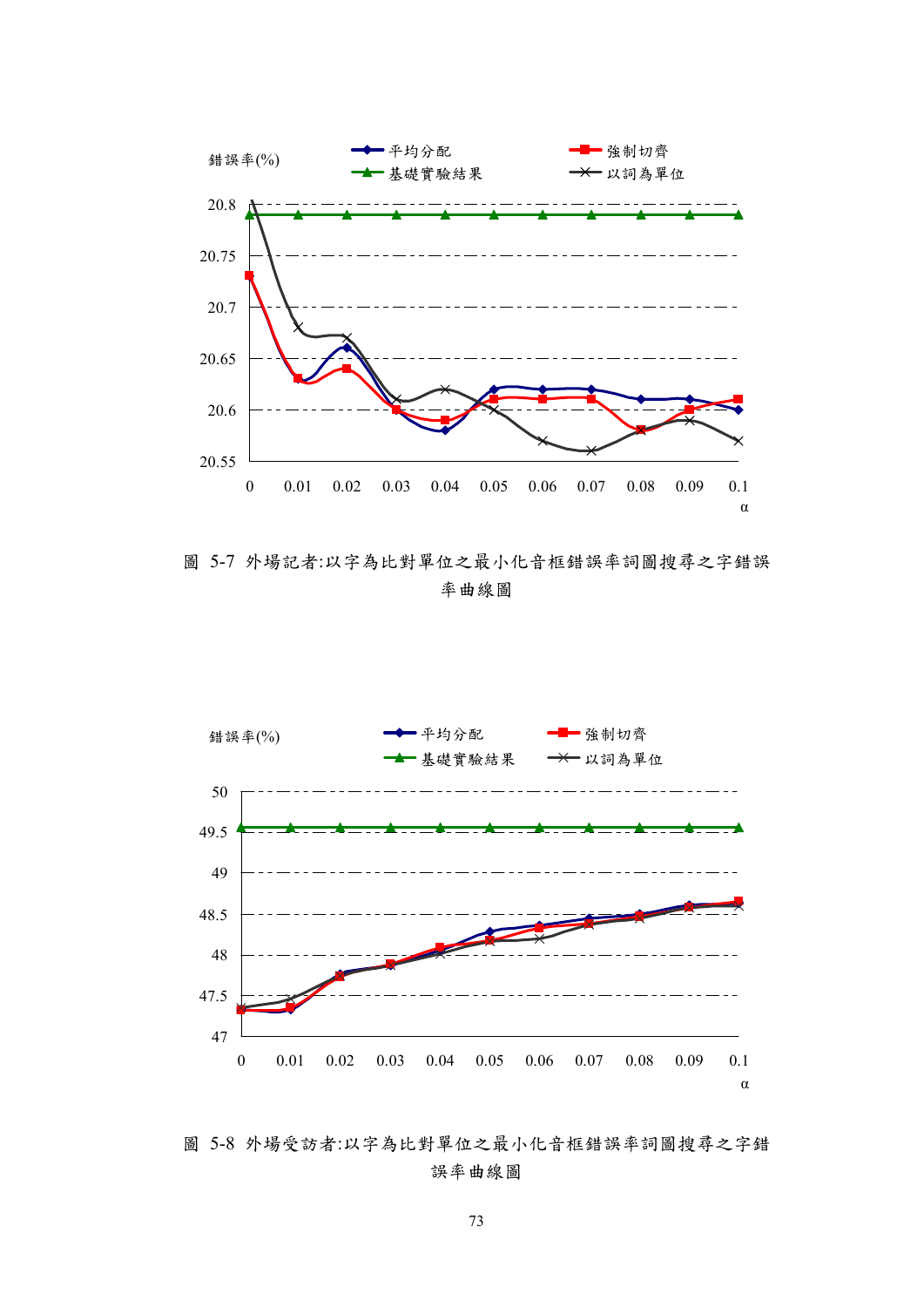錯誤率(%)

平均分配　強制切齊　基礎實驗結果　以詞為單位

α

圖 5-7 外場記者:以字為比對單位之最小化音框錯誤率詞圖搜尋之字錯誤率曲線圖

錯誤率(%)

平均分配　強制切齊　基礎實驗結果　以詞為單位

α

圖 5-8 外場受訪者:以字為比對單位之最小化音框錯誤率詞圖搜尋之字錯誤率曲線圖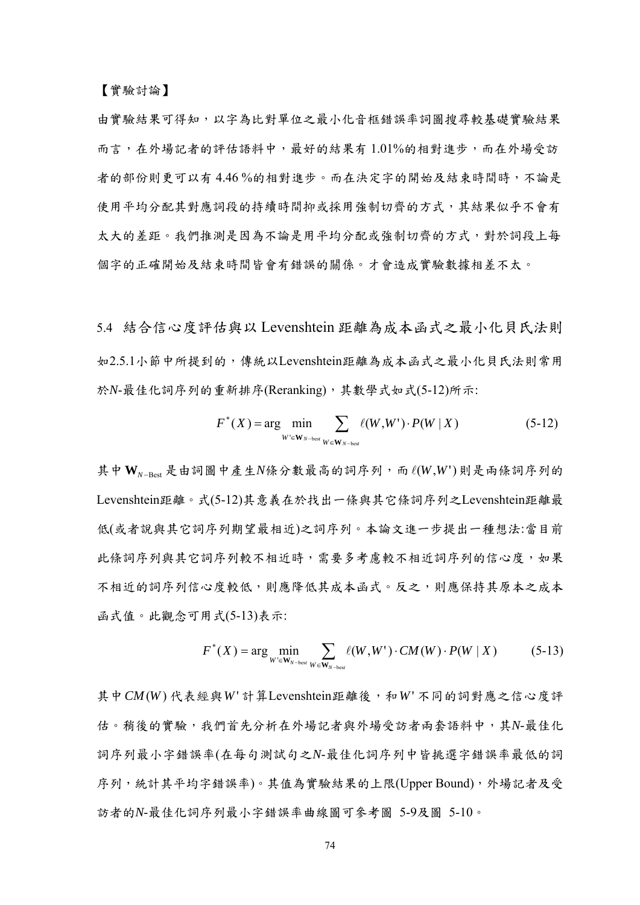【實驗討論】

由實驗結果可得知，以字為比對單位之最小化音框錯誤率詞圖搜尋較基礎實驗結果而言，在外場記者的評估語料中，最好的結果有 1.01%的相對進步，而在外場受訪者的部份則更可以有 4.46 %的相對進步。而在決定字的開始及結束時間時，不論是使用平均分配其對應詞段的持續時間抑或採用強制切齊的方式，其結果似乎不會有太大的差距。我們推測是因為不論是用平均分配或強制切齊的方式，對於詞段上每個字的正確開始及結束時間皆會有錯誤的關係。才會造成實驗數據相差不太。

## 5.4 結合信心度評估與以 Levenshtein 距離為成本函式之最小化貝氏法則

如2.5.1小節中所提到的，傳統以Levenshtein距離為成本函式之最小化貝氏法則常用於$N$-最佳化詞序列的重新排序(Reranking)，其數學式如式(5-12)所示:

$$F^*(X) = \arg \min_{W' \in \mathbf{W}_{N-\text{best}}} \sum_{W \in \mathbf{W}_{N-\text{best}}} \ell(W, W') \cdot P(W \mid X) \tag{5-12}$$

其中$\mathbf{W}_{N-\text{Best}}$是由詞圖中產生$N$條分數最高的詞序列，而$\ell(W,W')$則是兩條詞序列的Levenshtein距離。式(5-12)其意義在於找出一條與其它條詞序列之Levenshtein距離最低(或者說與其它詞序列期望最相近)之詞序列。本論文進一步提出一種想法:當目前此條詞序列與其它詞序列較不相近時，需要多考慮較不相近詞序列的信心度，如果不相近的詞序列信心度較低，則應降低其成本函式。反之，則應保持其原本之成本函式值。此觀念可用式(5-13)表示:

$$F^*(X) = \arg \min_{W' \in \mathbf{W}_{N-\text{best}}} \sum_{W \in \mathbf{W}_{N-\text{best}}} \ell(W, W') \cdot CM(W) \cdot P(W \mid X) \tag{5-13}$$

其中$CM(W)$代表經與$W'$計算Levenshtein距離後，和$W'$不同的詞對應之信心度評估。稍後的實驗，我們首先分析在外場記者與外場受訪者兩套語料中，其$N$-最佳化詞序列最小字錯誤率(在每句測試句之$N$-最佳化詞序列中皆挑選字錯誤率最低的詞序列，統計其平均字錯誤率)。其值為實驗結果的上限(Upper Bound)，外場記者及受訪者的$N$-最佳化詞序列最小字錯誤率曲線圖可參考圖 5-9及圖 5-10。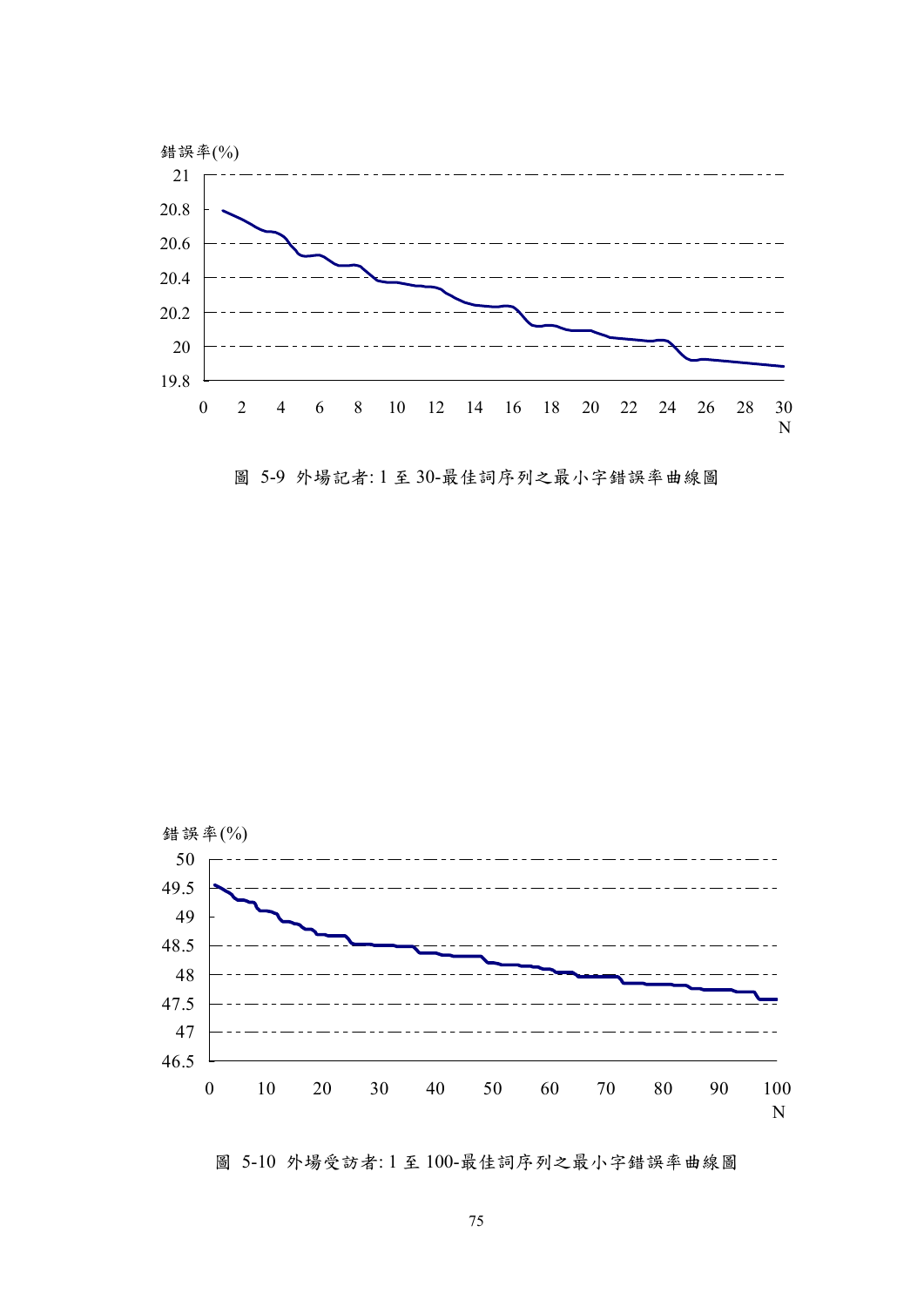圖 5-9 外場記者: 1 至 30-最佳詞序列之最小字錯誤率曲線圖

圖 5-10 外場受訪者: 1 至 100-最佳詞序列之最小字錯誤率曲線圖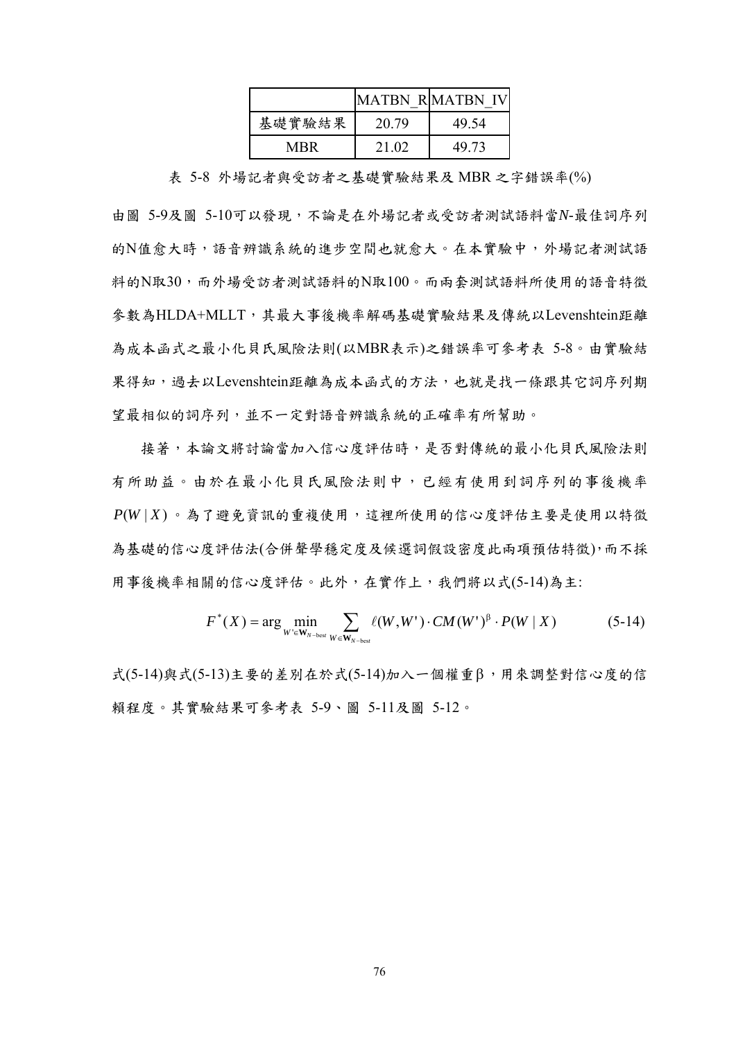|  | MATBN_R | MATBN_IV |
| --- | --- | --- |
| 基礎實驗結果 | 20.79 | 49.54 |
| MBR | 21.02 | 49.73 |

表 5-8 外場記者與受訪者之基礎實驗結果及 MBR 之字錯誤率(%)

由圖 5-9及圖 5-10可以發現，不論是在外場記者或受訪者測試語料當$N$-最佳詞序列的N值愈大時，語音辨識系統的進步空間也就愈大。在本實驗中，外場記者測試語料的N取30，而外場受訪者測試語料的N取100。而兩套測試語料所使用的語音特徵參數為HLDA+MLLT，其最大事後機率解碼基礎實驗結果及傳統以Levenshtein距離為成本函式之最小化貝氏風險法則(以MBR表示)之錯誤率可參考表 5-8。由實驗結果得知，過去以Levenshtein距離為成本函式的方法，也就是找一條跟其它詞序列期望最相似的詞序列，並不一定對語音辨識系統的正確率有所幫助。

接著，本論文將討論當加入信心度評估時，是否對傳統的最小化貝氏風險法則有所助益。由於在最小化貝氏風險法則中，已經有使用到詞序列的事後機率$P(W \mid X)$。為了避免資訊的重複使用，這裡所使用的信心度評估主要是使用以特徵為基礎的信心度評估法(合併聲學穩定度及候選詞假設密度此兩項預估特徵)，而不採用事後機率相關的信心度評估。此外，在實作上，我們將以式(5-14)為主:

$$F^*(X) = \arg \min_{W' \in \mathbf{W}_{N-best}} \sum_{W \in \mathbf{W}_{N-best}} \ell(W, W') \cdot CM(W')^{\beta} \cdot P(W \mid X) \qquad (5\text{-}14)$$

式(5-14)與式(5-13)主要的差別在於式(5-14)加入一個權重β，用來調整對信心度的信賴程度。其實驗結果可參考表 5-9、圖 5-11及圖 5-12。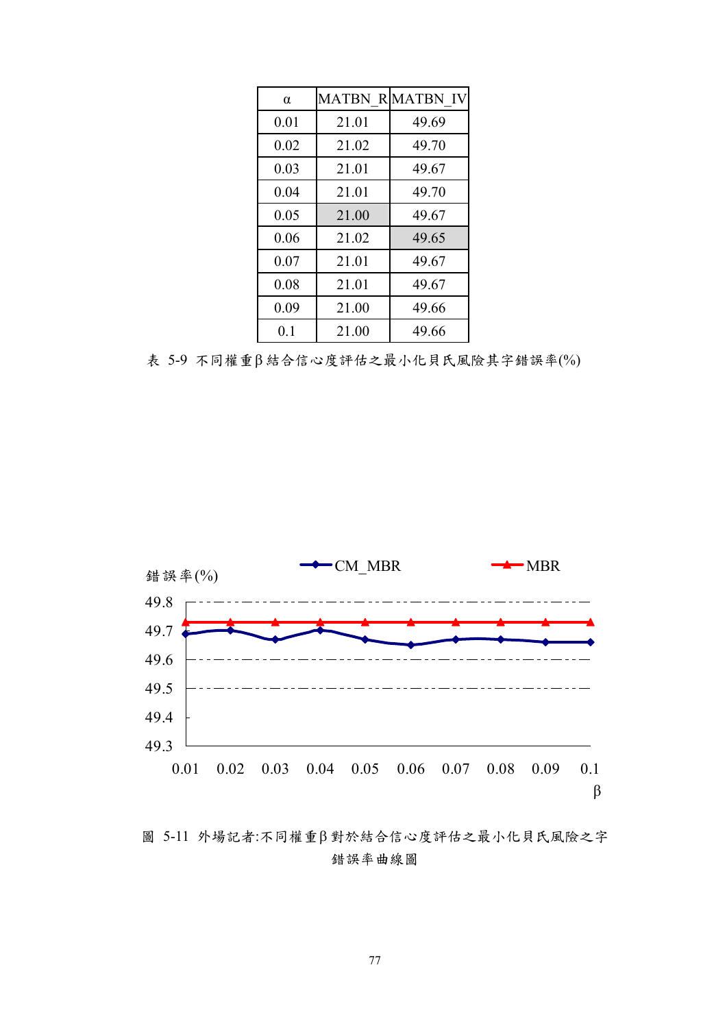| α | MATBN_R | MATBN_IV |
|---|---|---|
| 0.01 | 21.01 | 49.69 |
| 0.02 | 21.02 | 49.70 |
| 0.03 | 21.01 | 49.67 |
| 0.04 | 21.01 | 49.70 |
| 0.05 | 21.00 | 49.67 |
| 0.06 | 21.02 | 49.65 |
| 0.07 | 21.01 | 49.67 |
| 0.08 | 21.01 | 49.67 |
| 0.09 | 21.00 | 49.66 |
| 0.1 | 21.00 | 49.66 |

表 5-9 不同權重β結合信心度評估之最小化貝氏風險其字錯誤率(%)

圖 5-11 外場記者:不同權重β對於結合信心度評估之最小化貝氏風險之字錯誤率曲線圖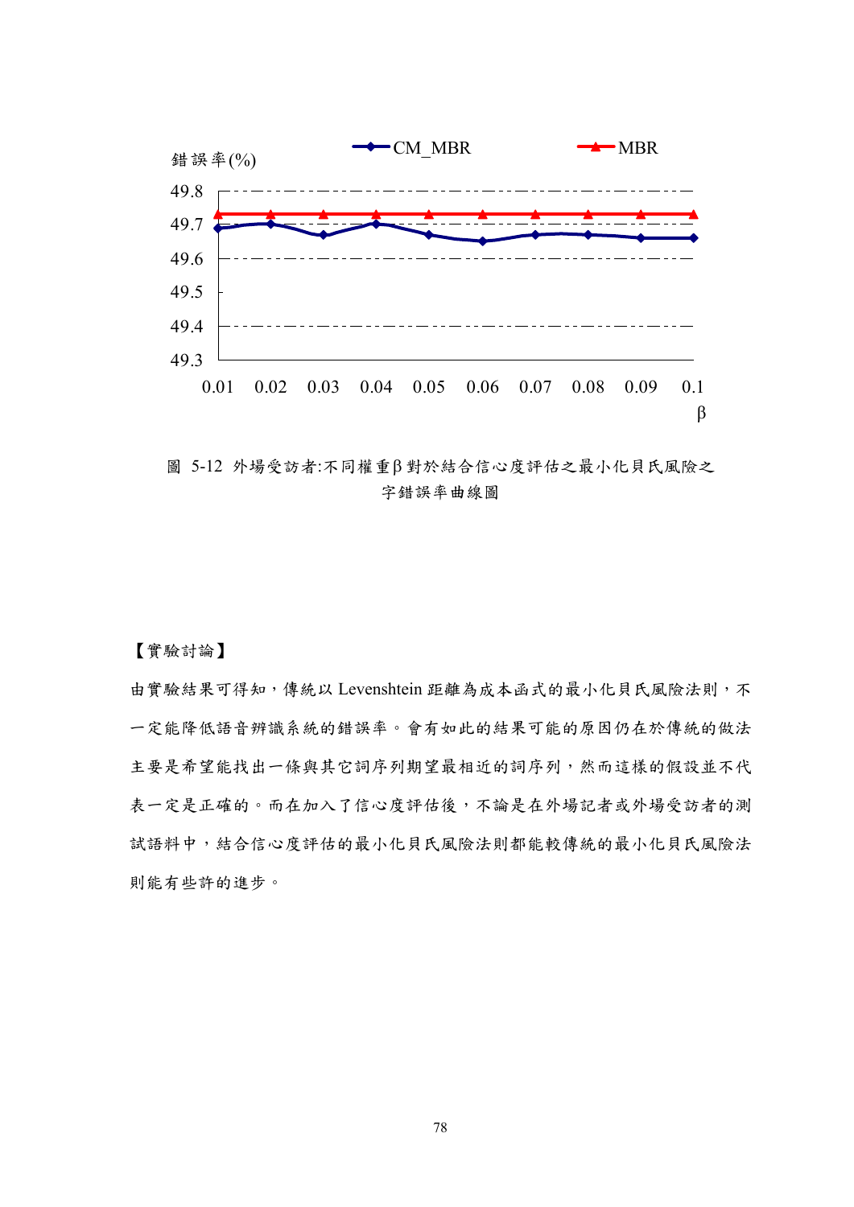圖 5-12 外場受訪者:不同權重β對於結合信心度評估之最小化貝氏風險之字錯誤率曲線圖

【實驗討論】

由實驗結果可得知，傳統以 Levenshtein 距離為成本函式的最小化貝氏風險法則，不一定能降低語音辨識系統的錯誤率。會有如此的結果可能的原因仍在於傳統的做法主要是希望能找出一條與其它詞序列期望最相近的詞序列，然而這樣的假設並不代表一定是正確的。而在加入了信心度評估後，不論是在外場記者或外場受訪者的測試語料中，結合信心度評估的最小化貝氏風險法則都能較傳統的最小化貝氏風險法則能有些許的進步。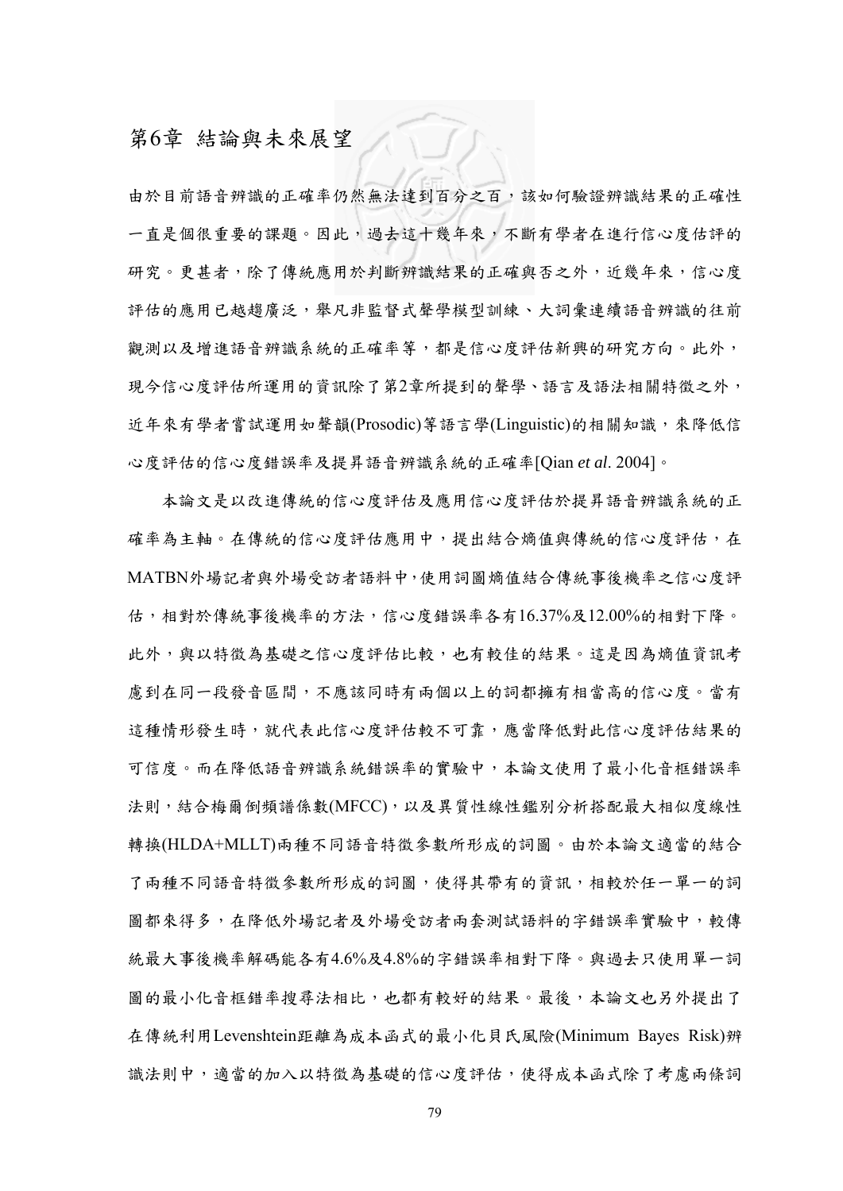# 第6章 結論與未來展望

由於目前語音辨識的正確率仍然無法達到百分之百，該如何驗證辨識結果的正確性一直是個很重要的課題。因此，過去這十幾年來，不斷有學者在進行信心度估評的研究。更甚者，除了傳統應用於判斷辨識結果的正確與否之外，近幾年來，信心度評估的應用已越趨廣泛，舉凡非監督式聲學模型訓練、大詞彙連續語音辨識的往前觀測以及增進語音辨識系統的正確率等，都是信心度評估新興的研究方向。此外，現今信心度評估所運用的資訊除了第2章所提到的聲學、語言及語法相關特徵之外，近年來有學者嘗試運用如聲韻(Prosodic)等語言學(Linguistic)的相關知識，來降低信心度評估的信心度錯誤率及提昇語音辨識系統的正確率[Qian *et al*. 2004]。

本論文是以改進傳統的信心度評估及應用信心度評估於提昇語音辨識系統的正確率為主軸。在傳統的信心度評估應用中，提出結合熵值與傳統的信心度評估，在MATBN外場記者與外場受訪者語料中，使用詞圖熵值結合傳統事後機率之信心度評估，相對於傳統事後機率的方法，信心度錯誤率各有16.37%及12.00%的相對下降。此外，與以特徵為基礎之信心度評估比較，也有較佳的結果。這是因為熵值資訊考慮到在同一段發音區間，不應該同時有兩個以上的詞都擁有相當高的信心度。當有這種情形發生時，就代表此信心度評估較不可靠，應當降低對此信心度評估結果的可信度。而在降低語音辨識系統錯誤率的實驗中，本論文使用了最小化音框錯誤率法則，結合梅爾倒頻譜係數(MFCC)，以及異質性線性鑑別分析搭配最大相似度線性轉換(HLDA+MLLT)兩種不同語音特徵參數所形成的詞圖。由於本論文適當的結合了兩種不同語音特徵參數所形成的詞圖，使得其帶有的資訊，相較於任一單一的詞圖都來得多，在降低外場記者及外場受訪者兩套測試語料的字錯誤率實驗中，較傳統最大事後機率解碼能各有4.6%及4.8%的字錯誤率相對下降。與過去只使用單一詞圖的最小化音框錯率搜尋法相比，也都有較好的結果。最後，本論文也另外提出了在傳統利用Levenshtein距離為成本函式的最小化貝氏風險(Minimum Bayes Risk)辨識法則中，適當的加入以特徵為基礎的信心度評估，使得成本函式除了考慮兩條詞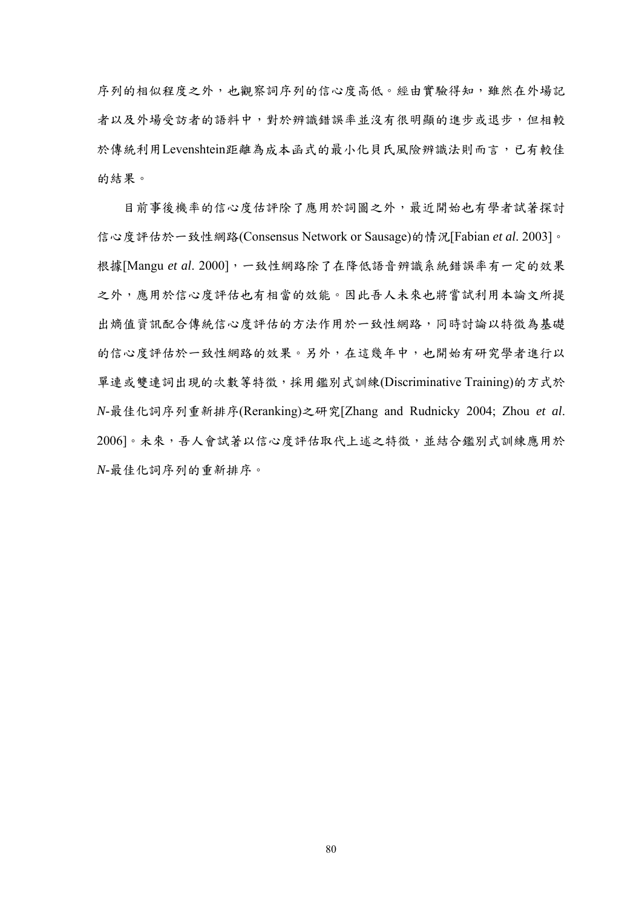序列的相似程度之外，也觀察詞序列的信心度高低。經由實驗得知，雖然在外場記者以及外場受訪者的語料中，對於辨識錯誤率並沒有很明顯的進步或退步，但相較於傳統利用Levenshtein距離為成本函式的最小化貝氏風險辨識法則而言，已有較佳的結果。

目前事後機率的信心度估評除了應用於詞圖之外，最近開始也有學者試著探討信心度評估於一致性網路(Consensus Network or Sausage)的情況[Fabian *et al*. 2003]。根據[Mangu *et al*. 2000]，一致性網路除了在降低語音辨識系統錯誤率有一定的效果之外，應用於信心度評估也有相當的效能。因此吾人未來也將嘗試利用本論文所提出熵值資訊配合傳統信心度評估的方法作用於一致性網路，同時討論以特徵為基礎的信心度評估於一致性網路的效果。另外，在這幾年中，也開始有研究學者進行以單連或雙連詞出現的次數等特徵，採用鑑別式訓練(Discriminative Training)的方式於*N*-最佳化詞序列重新排序(Reranking)之研究[Zhang and Rudnicky 2004; Zhou *et al*. 2006]。未來，吾人會試著以信心度評估取代上述之特徵，並結合鑑別式訓練應用於*N*-最佳化詞序列的重新排序。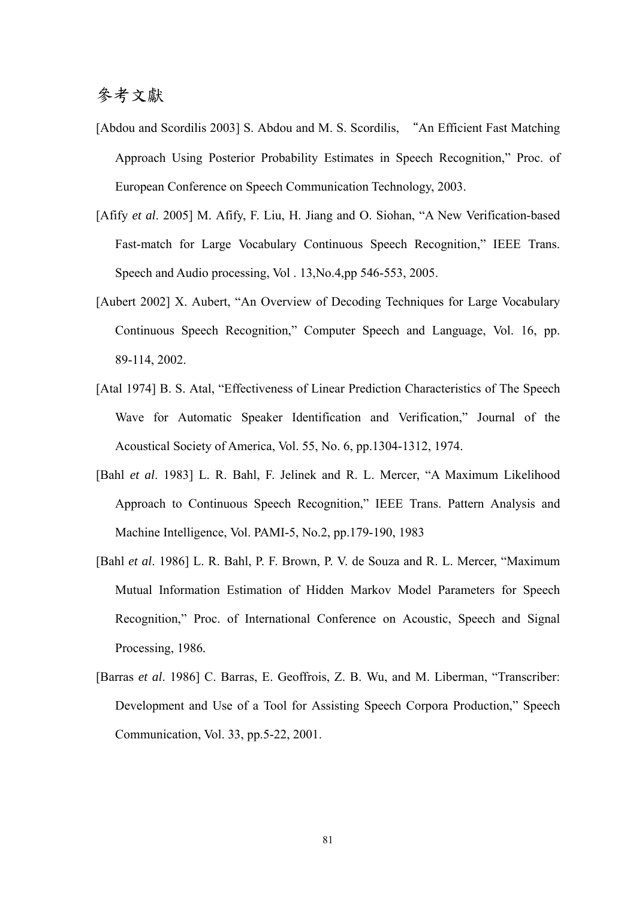# 參考文獻

[Abdou and Scordilis 2003] S. Abdou and M. S. Scordilis, "An Efficient Fast Matching Approach Using Posterior Probability Estimates in Speech Recognition," Proc. of European Conference on Speech Communication Technology, 2003.

[Afify *et al*. 2005] M. Afify, F. Liu, H. Jiang and O. Siohan, "A New Verification-based Fast-match for Large Vocabulary Continuous Speech Recognition," IEEE Trans. Speech and Audio processing, Vol . 13,No.4,pp 546-553, 2005.

[Aubert 2002] X. Aubert, "An Overview of Decoding Techniques for Large Vocabulary Continuous Speech Recognition," Computer Speech and Language, Vol. 16, pp. 89-114, 2002.

[Atal 1974] B. S. Atal, "Effectiveness of Linear Prediction Characteristics of The Speech Wave for Automatic Speaker Identification and Verification," Journal of the Acoustical Society of America, Vol. 55, No. 6, pp.1304-1312, 1974.

[Bahl *et al*. 1983] L. R. Bahl, F. Jelinek and R. L. Mercer, "A Maximum Likelihood Approach to Continuous Speech Recognition," IEEE Trans. Pattern Analysis and Machine Intelligence, Vol. PAMI-5, No.2, pp.179-190, 1983

[Bahl *et al*. 1986] L. R. Bahl, P. F. Brown, P. V. de Souza and R. L. Mercer, "Maximum Mutual Information Estimation of Hidden Markov Model Parameters for Speech Recognition," Proc. of International Conference on Acoustic, Speech and Signal Processing, 1986.

[Barras *et al*. 1986] C. Barras, E. Geoffrois, Z. B. Wu, and M. Liberman, "Transcriber: Development and Use of a Tool for Assisting Speech Corpora Production," Speech Communication, Vol. 33, pp.5-22, 2001.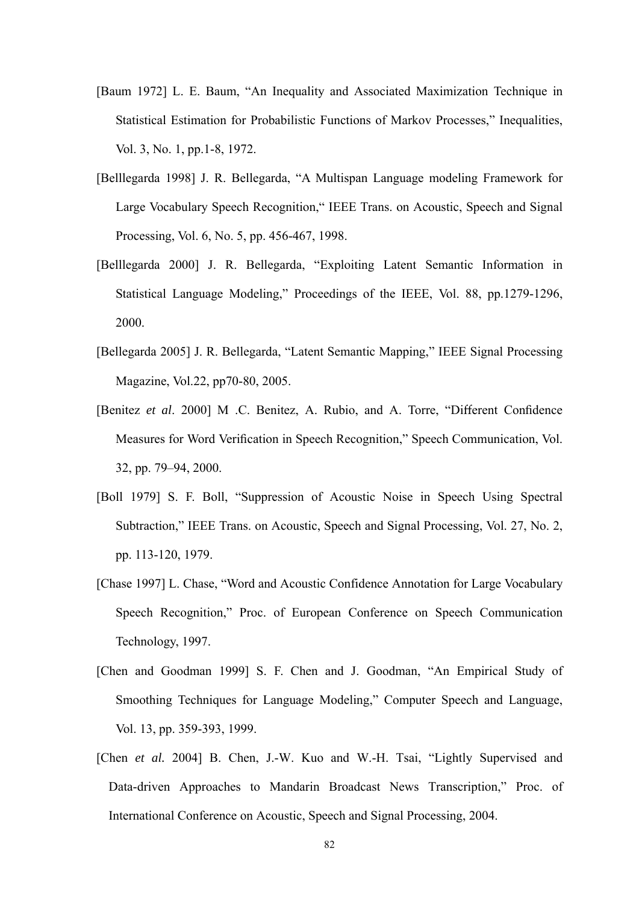[Baum 1972] L. E. Baum, "An Inequality and Associated Maximization Technique in Statistical Estimation for Probabilistic Functions of Markov Processes," Inequalities, Vol. 3, No. 1, pp.1-8, 1972.

[Belllegarda 1998] J. R. Bellegarda, "A Multispan Language modeling Framework for Large Vocabulary Speech Recognition," IEEE Trans. on Acoustic, Speech and Signal Processing, Vol. 6, No. 5, pp. 456-467, 1998.

[Belllegarda 2000] J. R. Bellegarda, "Exploiting Latent Semantic Information in Statistical Language Modeling," Proceedings of the IEEE, Vol. 88, pp.1279-1296, 2000.

[Bellegarda 2005] J. R. Bellegarda, "Latent Semantic Mapping," IEEE Signal Processing Magazine, Vol.22, pp70-80, 2005.

[Benitez *et al*. 2000] M .C. Benitez, A. Rubio, and A. Torre, "Different Confidence Measures for Word Verification in Speech Recognition," Speech Communication, Vol. 32, pp. 79–94, 2000.

[Boll 1979] S. F. Boll, "Suppression of Acoustic Noise in Speech Using Spectral Subtraction," IEEE Trans. on Acoustic, Speech and Signal Processing, Vol. 27, No. 2, pp. 113-120, 1979.

[Chase 1997] L. Chase, "Word and Acoustic Confidence Annotation for Large Vocabulary Speech Recognition," Proc. of European Conference on Speech Communication Technology, 1997.

[Chen and Goodman 1999] S. F. Chen and J. Goodman, "An Empirical Study of Smoothing Techniques for Language Modeling," Computer Speech and Language, Vol. 13, pp. 359-393, 1999.

[Chen *et al.* 2004] B. Chen, J.-W. Kuo and W.-H. Tsai, "Lightly Supervised and Data-driven Approaches to Mandarin Broadcast News Transcription," Proc. of International Conference on Acoustic, Speech and Signal Processing, 2004.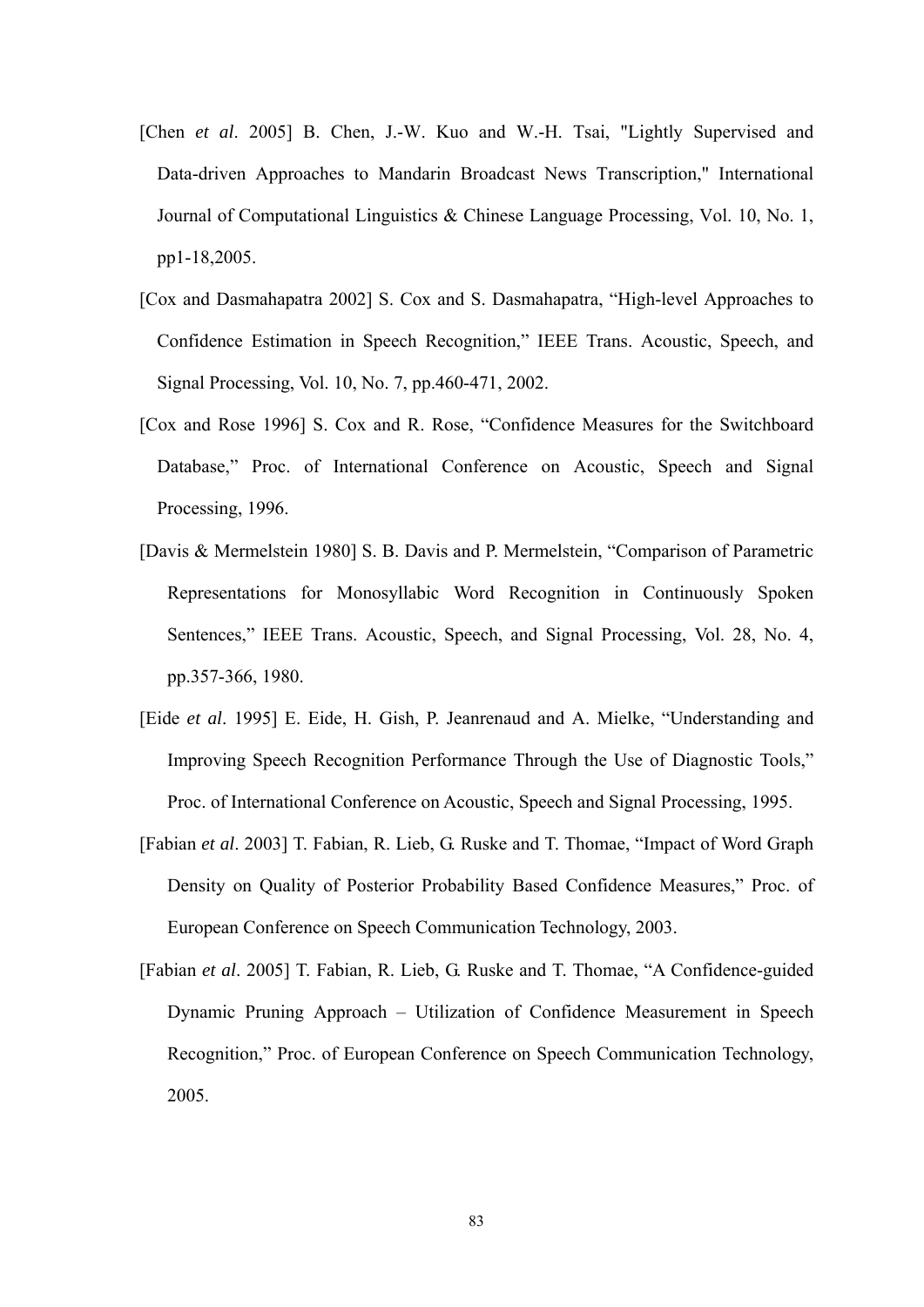[Chen *et al*. 2005] B. Chen, J.-W. Kuo and W.-H. Tsai, "Lightly Supervised and Data-driven Approaches to Mandarin Broadcast News Transcription," International Journal of Computational Linguistics & Chinese Language Processing, Vol. 10, No. 1, pp1-18,2005.

[Cox and Dasmahapatra 2002] S. Cox and S. Dasmahapatra, "High-level Approaches to Confidence Estimation in Speech Recognition," IEEE Trans. Acoustic, Speech, and Signal Processing, Vol. 10, No. 7, pp.460-471, 2002.

[Cox and Rose 1996] S. Cox and R. Rose, "Confidence Measures for the Switchboard Database," Proc. of International Conference on Acoustic, Speech and Signal Processing, 1996.

[Davis & Mermelstein 1980] S. B. Davis and P. Mermelstein, "Comparison of Parametric Representations for Monosyllabic Word Recognition in Continuously Spoken Sentences," IEEE Trans. Acoustic, Speech, and Signal Processing, Vol. 28, No. 4, pp.357-366, 1980.

[Eide *et al*. 1995] E. Eide, H. Gish, P. Jeanrenaud and A. Mielke, "Understanding and Improving Speech Recognition Performance Through the Use of Diagnostic Tools," Proc. of International Conference on Acoustic, Speech and Signal Processing, 1995.

[Fabian *et al*. 2003] T. Fabian, R. Lieb, G. Ruske and T. Thomae, "Impact of Word Graph Density on Quality of Posterior Probability Based Confidence Measures," Proc. of European Conference on Speech Communication Technology, 2003.

[Fabian *et al*. 2005] T. Fabian, R. Lieb, G. Ruske and T. Thomae, "A Confidence-guided Dynamic Pruning Approach – Utilization of Confidence Measurement in Speech Recognition," Proc. of European Conference on Speech Communication Technology, 2005.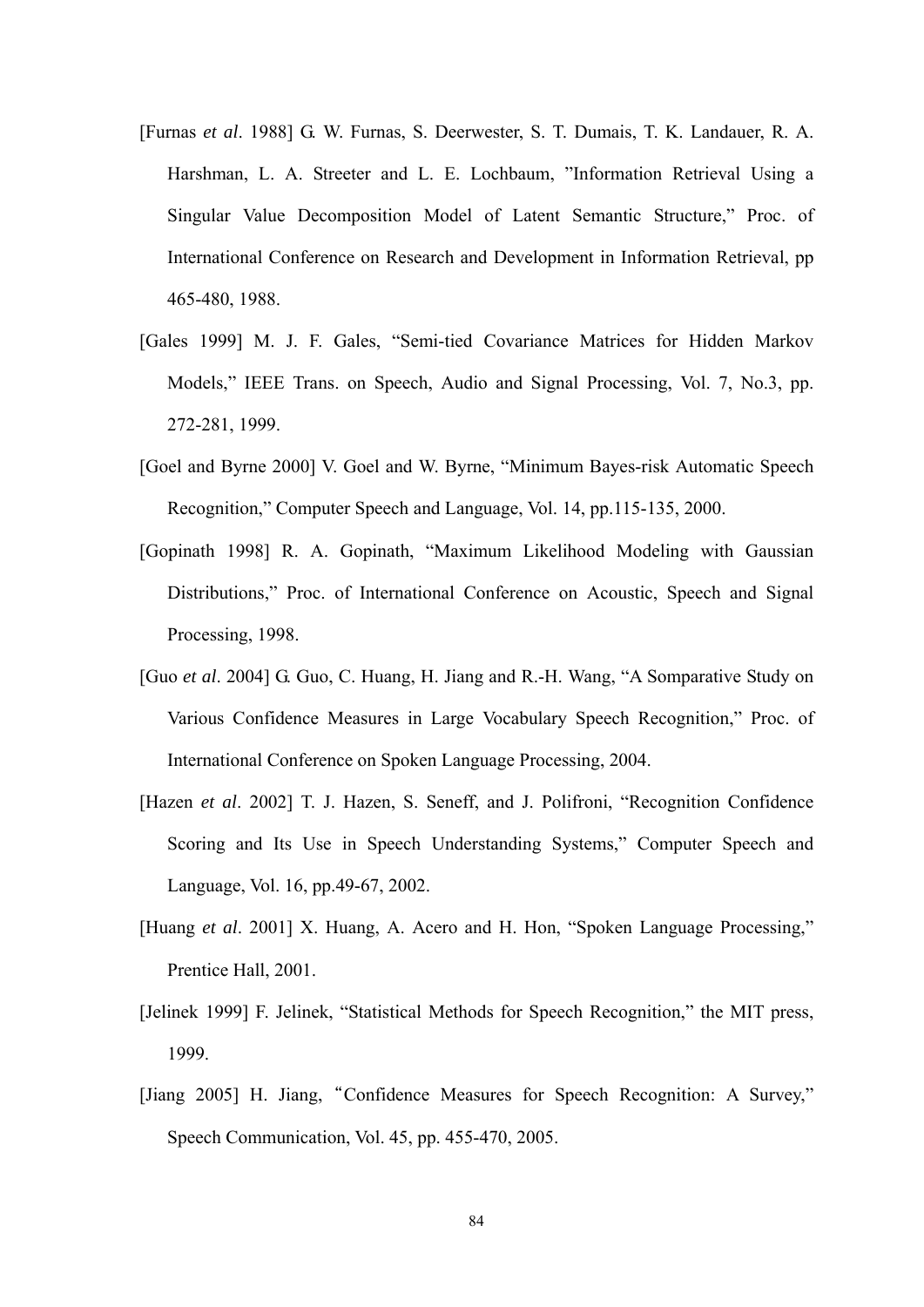[Furnas *et al*. 1988] G. W. Furnas, S. Deerwester, S. T. Dumais, T. K. Landauer, R. A. Harshman, L. A. Streeter and L. E. Lochbaum, "Information Retrieval Using a Singular Value Decomposition Model of Latent Semantic Structure," Proc. of International Conference on Research and Development in Information Retrieval, pp 465-480, 1988.

[Gales 1999] M. J. F. Gales, "Semi-tied Covariance Matrices for Hidden Markov Models," IEEE Trans. on Speech, Audio and Signal Processing, Vol. 7, No.3, pp. 272-281, 1999.

[Goel and Byrne 2000] V. Goel and W. Byrne, "Minimum Bayes-risk Automatic Speech Recognition," Computer Speech and Language, Vol. 14, pp.115-135, 2000.

[Gopinath 1998] R. A. Gopinath, "Maximum Likelihood Modeling with Gaussian Distributions," Proc. of International Conference on Acoustic, Speech and Signal Processing, 1998.

[Guo *et al*. 2004] G. Guo, C. Huang, H. Jiang and R.-H. Wang, "A Somparative Study on Various Confidence Measures in Large Vocabulary Speech Recognition," Proc. of International Conference on Spoken Language Processing, 2004.

[Hazen *et al*. 2002] T. J. Hazen, S. Seneff, and J. Polifroni, "Recognition Confidence Scoring and Its Use in Speech Understanding Systems," Computer Speech and Language, Vol. 16, pp.49-67, 2002.

[Huang *et al*. 2001] X. Huang, A. Acero and H. Hon, "Spoken Language Processing," Prentice Hall, 2001.

[Jelinek 1999] F. Jelinek, "Statistical Methods for Speech Recognition," the MIT press, 1999.

[Jiang 2005] H. Jiang, "Confidence Measures for Speech Recognition: A Survey," Speech Communication, Vol. 45, pp. 455-470, 2005.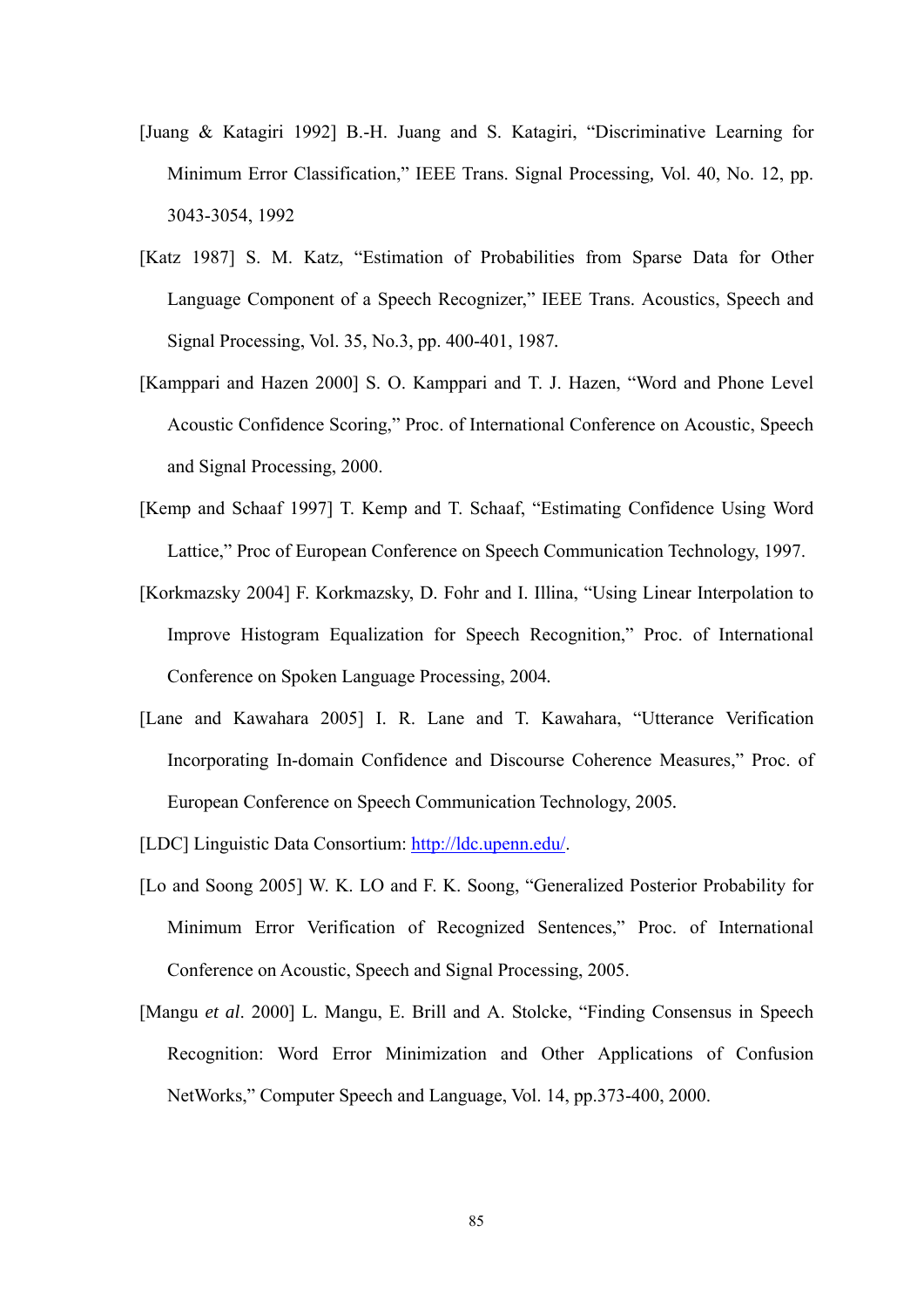[Juang & Katagiri 1992] B.-H. Juang and S. Katagiri, "Discriminative Learning for Minimum Error Classification," IEEE Trans. Signal Processing, Vol. 40, No. 12, pp. 3043-3054, 1992

[Katz 1987] S. M. Katz, "Estimation of Probabilities from Sparse Data for Other Language Component of a Speech Recognizer," IEEE Trans. Acoustics, Speech and Signal Processing, Vol. 35, No.3, pp. 400-401, 1987.

[Kamppari and Hazen 2000] S. O. Kamppari and T. J. Hazen, "Word and Phone Level Acoustic Confidence Scoring," Proc. of International Conference on Acoustic, Speech and Signal Processing, 2000.

[Kemp and Schaaf 1997] T. Kemp and T. Schaaf, "Estimating Confidence Using Word Lattice," Proc of European Conference on Speech Communication Technology, 1997.

[Korkmazsky 2004] F. Korkmazsky, D. Fohr and I. Illina, "Using Linear Interpolation to Improve Histogram Equalization for Speech Recognition," Proc. of International Conference on Spoken Language Processing, 2004.

[Lane and Kawahara 2005] I. R. Lane and T. Kawahara, "Utterance Verification Incorporating In-domain Confidence and Discourse Coherence Measures," Proc. of European Conference on Speech Communication Technology, 2005.

[LDC] Linguistic Data Consortium: http://ldc.upenn.edu/.

[Lo and Soong 2005] W. K. LO and F. K. Soong, "Generalized Posterior Probability for Minimum Error Verification of Recognized Sentences," Proc. of International Conference on Acoustic, Speech and Signal Processing, 2005.

[Mangu *et al*. 2000] L. Mangu, E. Brill and A. Stolcke, "Finding Consensus in Speech Recognition: Word Error Minimization and Other Applications of Confusion NetWorks," Computer Speech and Language, Vol. 14, pp.373-400, 2000.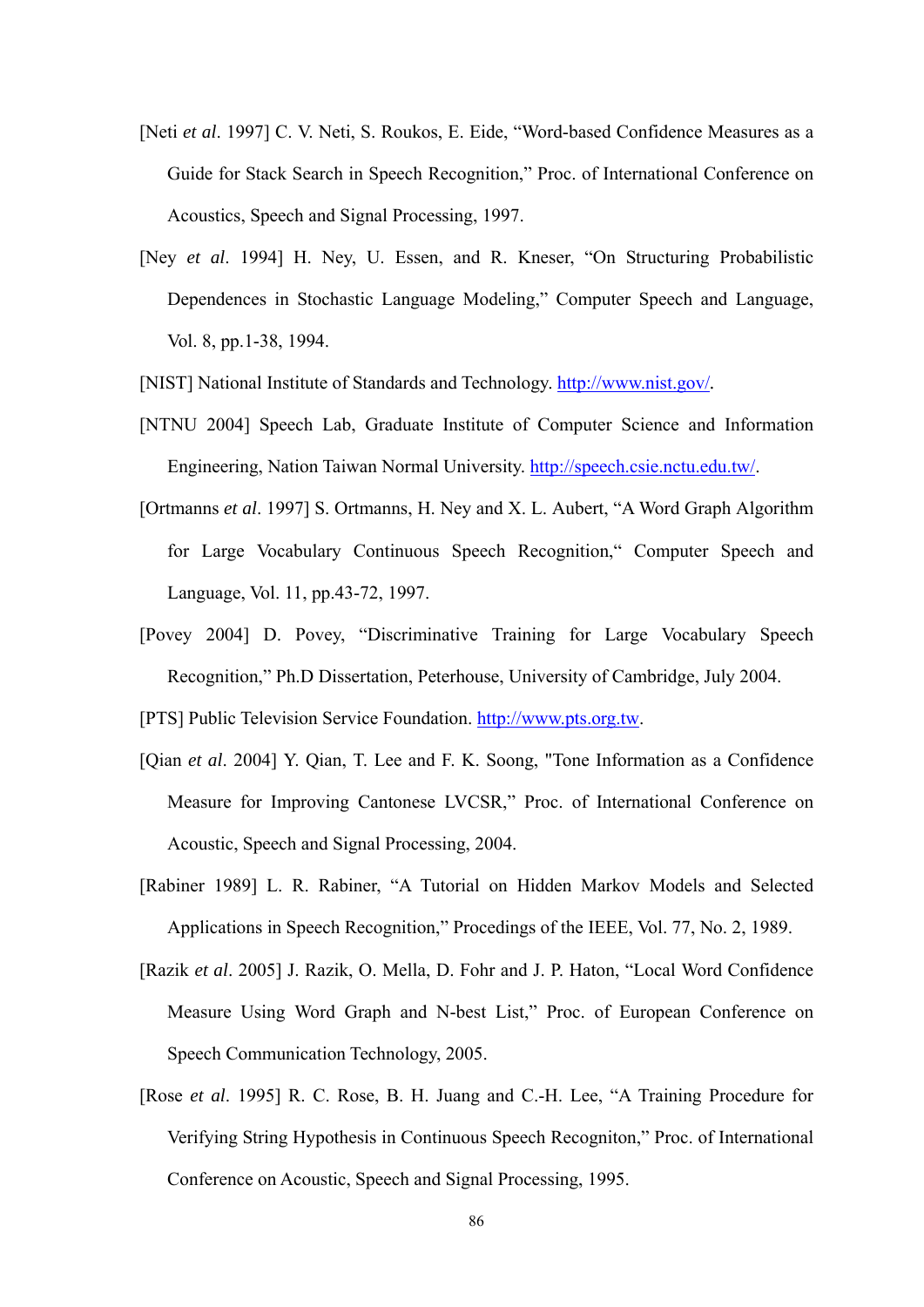[Neti *et al*. 1997] C. V. Neti, S. Roukos, E. Eide, "Word-based Confidence Measures as a Guide for Stack Search in Speech Recognition," Proc. of International Conference on Acoustics, Speech and Signal Processing, 1997.

[Ney *et al*. 1994] H. Ney, U. Essen, and R. Kneser, "On Structuring Probabilistic Dependences in Stochastic Language Modeling," Computer Speech and Language, Vol. 8, pp.1-38, 1994.

[NIST] National Institute of Standards and Technology. http://www.nist.gov/.

[NTNU 2004] Speech Lab, Graduate Institute of Computer Science and Information Engineering, Nation Taiwan Normal University. http://speech.csie.nctu.edu.tw/.

[Ortmanns *et al*. 1997] S. Ortmanns, H. Ney and X. L. Aubert, "A Word Graph Algorithm for Large Vocabulary Continuous Speech Recognition," Computer Speech and Language, Vol. 11, pp.43-72, 1997.

[Povey 2004] D. Povey, "Discriminative Training for Large Vocabulary Speech Recognition," Ph.D Dissertation, Peterhouse, University of Cambridge, July 2004.

[PTS] Public Television Service Foundation. http://www.pts.org.tw.

[Qian *et al*. 2004] Y. Qian, T. Lee and F. K. Soong, "Tone Information as a Confidence Measure for Improving Cantonese LVCSR," Proc. of International Conference on Acoustic, Speech and Signal Processing, 2004.

[Rabiner 1989] L. R. Rabiner, "A Tutorial on Hidden Markov Models and Selected Applications in Speech Recognition," Procedings of the IEEE, Vol. 77, No. 2, 1989.

[Razik *et al*. 2005] J. Razik, O. Mella, D. Fohr and J. P. Haton, "Local Word Confidence Measure Using Word Graph and N-best List," Proc. of European Conference on Speech Communication Technology, 2005.

[Rose *et al*. 1995] R. C. Rose, B. H. Juang and C.-H. Lee, "A Training Procedure for Verifying String Hypothesis in Continuous Speech Recogniton," Proc. of International Conference on Acoustic, Speech and Signal Processing, 1995.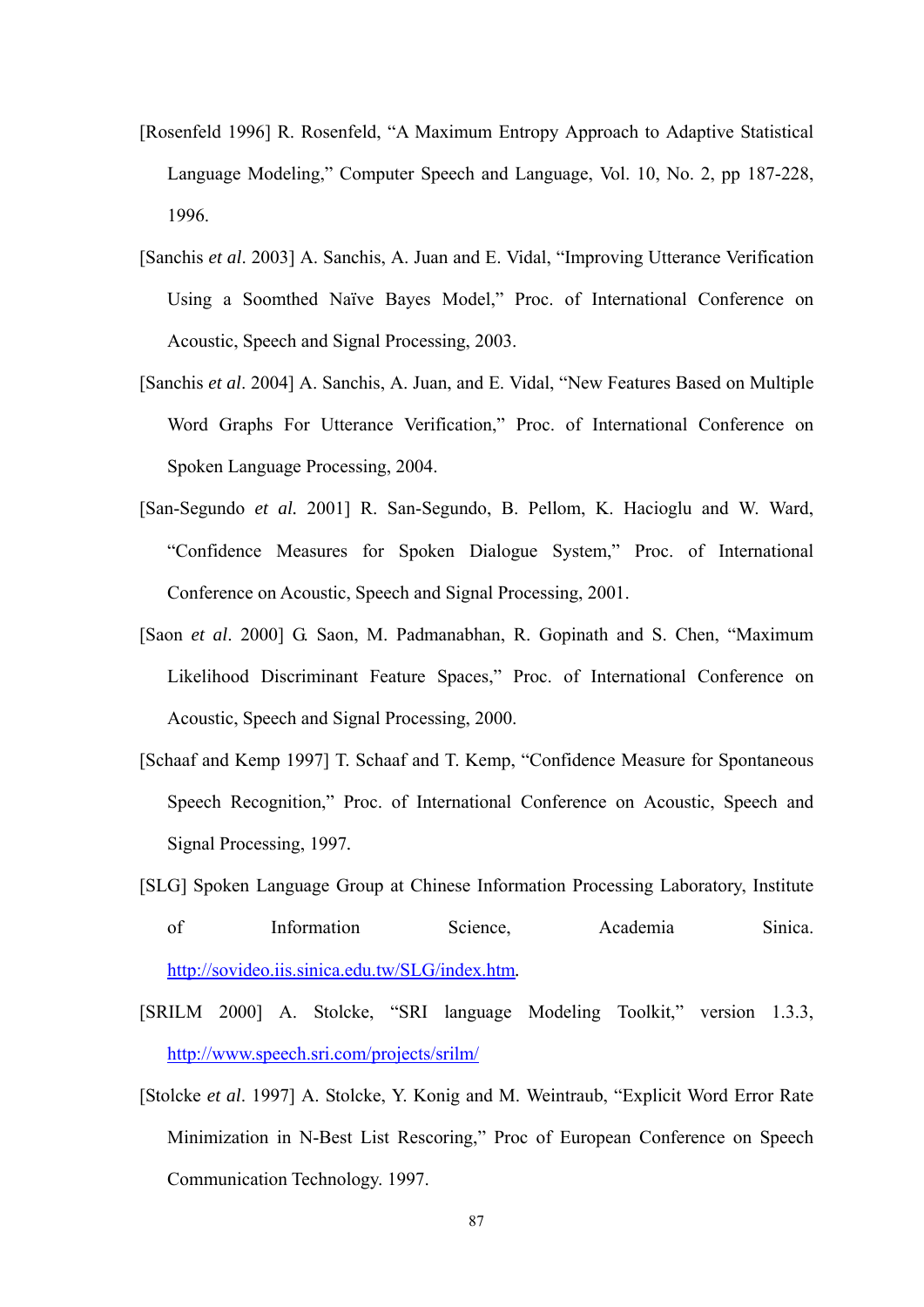[Rosenfeld 1996] R. Rosenfeld, "A Maximum Entropy Approach to Adaptive Statistical Language Modeling," Computer Speech and Language, Vol. 10, No. 2, pp 187-228, 1996.

[Sanchis *et al*. 2003] A. Sanchis, A. Juan and E. Vidal, "Improving Utterance Verification Using a Soomthed Naïve Bayes Model," Proc. of International Conference on Acoustic, Speech and Signal Processing, 2003.

[Sanchis *et al*. 2004] A. Sanchis, A. Juan, and E. Vidal, "New Features Based on Multiple Word Graphs For Utterance Verification," Proc. of International Conference on Spoken Language Processing, 2004.

[San-Segundo *et al.* 2001] R. San-Segundo, B. Pellom, K. Hacioglu and W. Ward, "Confidence Measures for Spoken Dialogue System," Proc. of International Conference on Acoustic, Speech and Signal Processing, 2001.

[Saon *et al*. 2000] G. Saon, M. Padmanabhan, R. Gopinath and S. Chen, "Maximum Likelihood Discriminant Feature Spaces," Proc. of International Conference on Acoustic, Speech and Signal Processing, 2000.

[Schaaf and Kemp 1997] T. Schaaf and T. Kemp, "Confidence Measure for Spontaneous Speech Recognition," Proc. of International Conference on Acoustic, Speech and Signal Processing, 1997.

[SLG] Spoken Language Group at Chinese Information Processing Laboratory, Institute of Information Science, Academia Sinica. http://sovideo.iis.sinica.edu.tw/SLG/index.htm.

[SRILM 2000] A. Stolcke, "SRI language Modeling Toolkit," version 1.3.3, http://www.speech.sri.com/projects/srilm/

[Stolcke *et al*. 1997] A. Stolcke, Y. Konig and M. Weintraub, "Explicit Word Error Rate Minimization in N-Best List Rescoring," Proc of European Conference on Speech Communication Technology. 1997.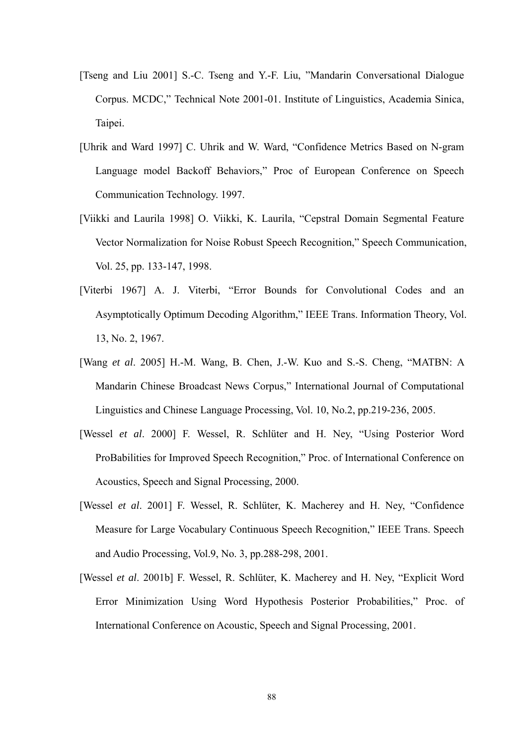[Tseng and Liu 2001] S.-C. Tseng and Y.-F. Liu, "Mandarin Conversational Dialogue Corpus. MCDC," Technical Note 2001-01. Institute of Linguistics, Academia Sinica, Taipei.

[Uhrik and Ward 1997] C. Uhrik and W. Ward, "Confidence Metrics Based on N-gram Language model Backoff Behaviors," Proc of European Conference on Speech Communication Technology. 1997.

[Viikki and Laurila 1998] O. Viikki, K. Laurila, "Cepstral Domain Segmental Feature Vector Normalization for Noise Robust Speech Recognition," Speech Communication, Vol. 25, pp. 133-147, 1998.

[Viterbi 1967] A. J. Viterbi, "Error Bounds for Convolutional Codes and an Asymptotically Optimum Decoding Algorithm," IEEE Trans. Information Theory, Vol. 13, No. 2, 1967.

[Wang *et al*. 2005] H.-M. Wang, B. Chen, J.-W. Kuo and S.-S. Cheng, "MATBN: A Mandarin Chinese Broadcast News Corpus," International Journal of Computational Linguistics and Chinese Language Processing, Vol. 10, No.2, pp.219-236, 2005.

[Wessel *et al*. 2000] F. Wessel, R. Schlüter and H. Ney, "Using Posterior Word ProBabilities for Improved Speech Recognition," Proc. of International Conference on Acoustics, Speech and Signal Processing, 2000.

[Wessel *et al*. 2001] F. Wessel, R. Schlüter, K. Macherey and H. Ney, "Confidence Measure for Large Vocabulary Continuous Speech Recognition," IEEE Trans. Speech and Audio Processing, Vol.9, No. 3, pp.288-298, 2001.

[Wessel *et al*. 2001b] F. Wessel, R. Schlüter, K. Macherey and H. Ney, "Explicit Word Error Minimization Using Word Hypothesis Posterior Probabilities," Proc. of International Conference on Acoustic, Speech and Signal Processing, 2001.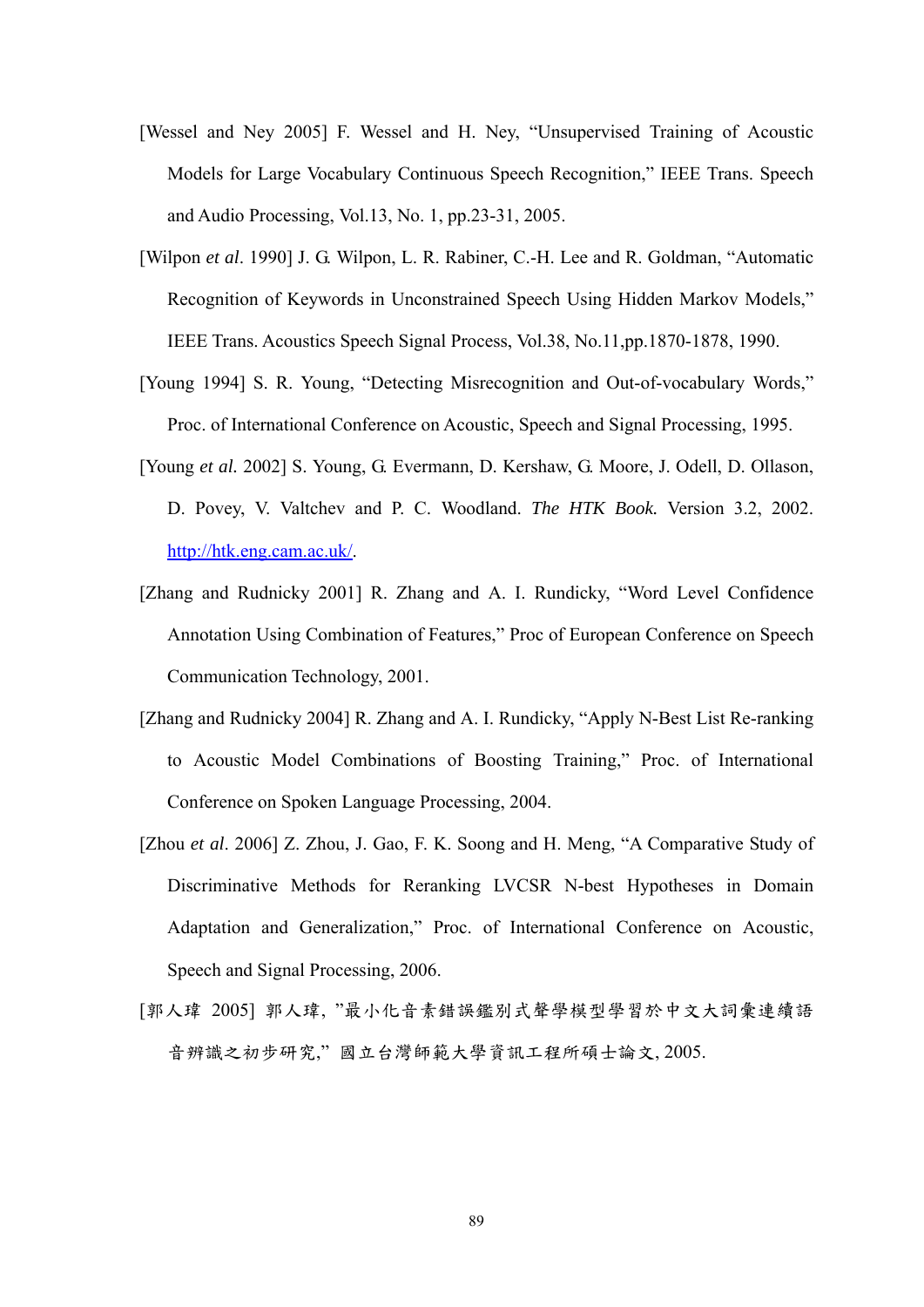[Wessel and Ney 2005] F. Wessel and H. Ney, "Unsupervised Training of Acoustic Models for Large Vocabulary Continuous Speech Recognition," IEEE Trans. Speech and Audio Processing, Vol.13, No. 1, pp.23-31, 2005.

[Wilpon *et al*. 1990] J. G. Wilpon, L. R. Rabiner, C.-H. Lee and R. Goldman, "Automatic Recognition of Keywords in Unconstrained Speech Using Hidden Markov Models," IEEE Trans. Acoustics Speech Signal Process, Vol.38, No.11,pp.1870-1878, 1990.

[Young 1994] S. R. Young, "Detecting Misrecognition and Out-of-vocabulary Words," Proc. of International Conference on Acoustic, Speech and Signal Processing, 1995.

[Young *et al.* 2002] S. Young, G. Evermann, D. Kershaw, G. Moore, J. Odell, D. Ollason, D. Povey, V. Valtchev and P. C. Woodland. *The HTK Book.* Version 3.2, 2002. http://htk.eng.cam.ac.uk/.

[Zhang and Rudnicky 2001] R. Zhang and A. I. Rundicky, "Word Level Confidence Annotation Using Combination of Features," Proc of European Conference on Speech Communication Technology, 2001.

[Zhang and Rudnicky 2004] R. Zhang and A. I. Rundicky, "Apply N-Best List Re-ranking to Acoustic Model Combinations of Boosting Training," Proc. of International Conference on Spoken Language Processing, 2004.

[Zhou *et al*. 2006] Z. Zhou, J. Gao, F. K. Soong and H. Meng, "A Comparative Study of Discriminative Methods for Reranking LVCSR N-best Hypotheses in Domain Adaptation and Generalization," Proc. of International Conference on Acoustic, Speech and Signal Processing, 2006.

[郭人瑋 2005] 郭人瑋, "最小化音素錯誤鑑別式聲學模型學習於中文大詞彙連續語音辨識之初步研究," 國立台灣師範大學資訊工程所碩士論文, 2005.